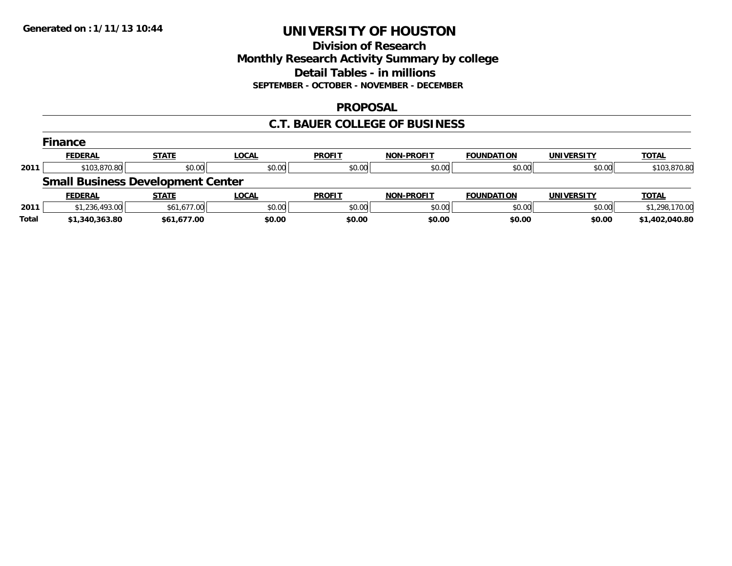Generated on :1/11/13 10:44

# UNIVERSITY OF HOUSTON

## Division of Research
## Monthly Research Activity Summary by college
## Detail Tables - in millions
### SEPTEMBER - OCTOBER - NOVEMBER - DECEMBER

### PROPOSAL

### C.T. BAUER COLLEGE OF BUSINESS

#### Finance

| | FEDERAL | STATE | LOCAL | PROFIT | NON-PROFIT | FOUNDATION | UNIVERSITY | TOTAL |
|---|---|---|---|---|---|---|---|---|
| 2011 | $103,870.80 | $0.00 | $0.00 | $0.00 | $0.00 | $0.00 | $0.00 | $103,870.80 |

#### Small Business Development Center

| | FEDERAL | STATE | LOCAL | PROFIT | NON-PROFIT | FOUNDATION | UNIVERSITY | TOTAL |
|---|---|---|---|---|---|---|---|---|
| 2011 | $1,236,493.00 | $61,677.00 | $0.00 | $0.00 | $0.00 | $0.00 | $0.00 | $1,298,170.00 |
| **Total** | **$1,340,363.80** | **$61,677.00** | **$0.00** | **$0.00** | **$0.00** | **$0.00** | **$0.00** | **$1,402,040.80** |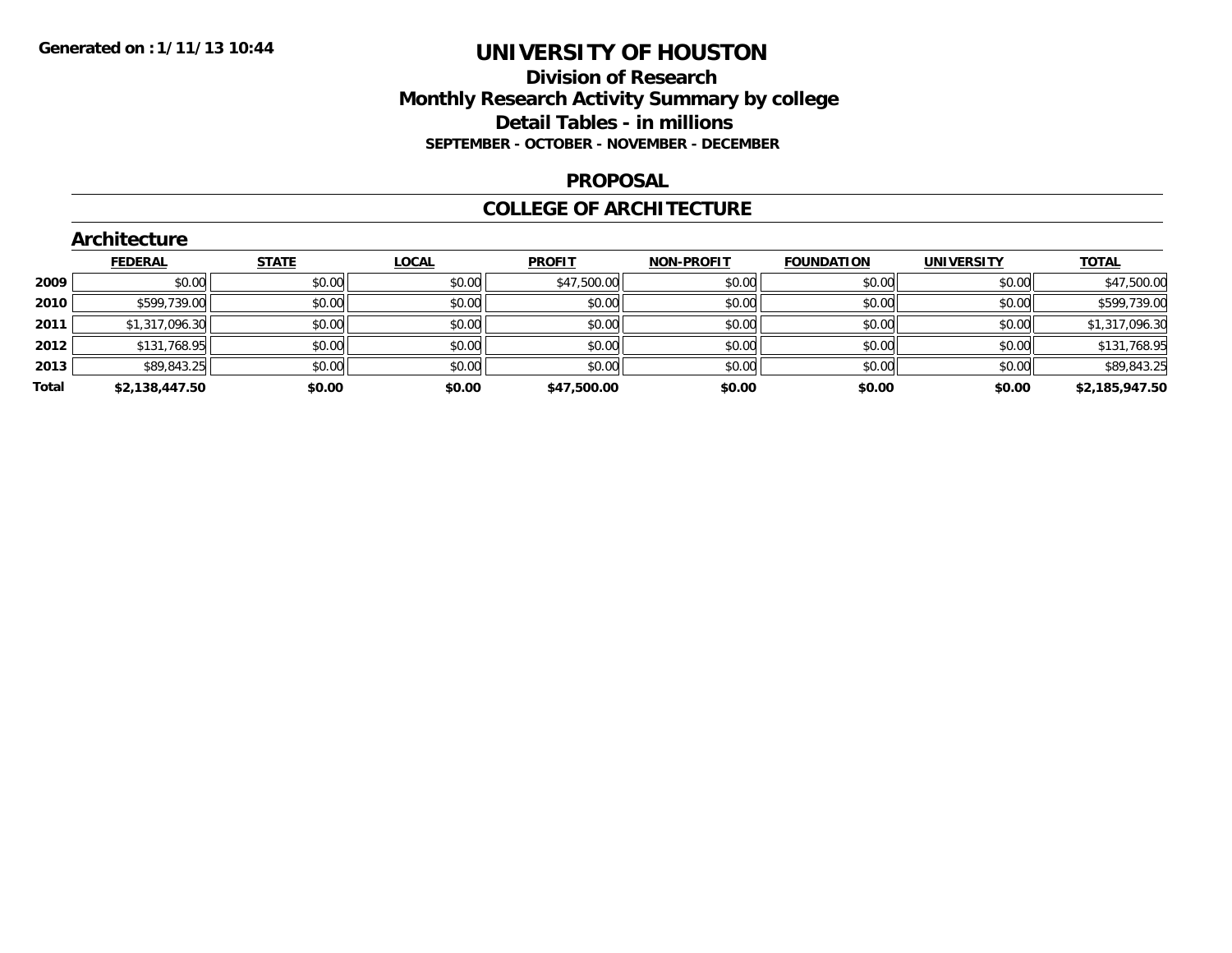# UNIVERSITY OF HOUSTON

## Division of Research
## Monthly Research Activity Summary by college
## Detail Tables - in millions

**SEPTEMBER - OCTOBER - NOVEMBER - DECEMBER**

## PROPOSAL

## COLLEGE OF ARCHITECTURE

### Architecture

| | FEDERAL | STATE | LOCAL | PROFIT | NON-PROFIT | FOUNDATION | UNIVERSITY | TOTAL |
|---|---|---|---|---|---|---|---|---|
| 2009 | $0.00 | $0.00 | $0.00 | $47,500.00 | $0.00 | $0.00 | $0.00 | $47,500.00 |
| 2010 | $599,739.00 | $0.00 | $0.00 | $0.00 | $0.00 | $0.00 | $0.00 | $599,739.00 |
| 2011 | $1,317,096.30 | $0.00 | $0.00 | $0.00 | $0.00 | $0.00 | $0.00 | $1,317,096.30 |
| 2012 | $131,768.95 | $0.00 | $0.00 | $0.00 | $0.00 | $0.00 | $0.00 | $131,768.95 |
| 2013 | $89,843.25 | $0.00 | $0.00 | $0.00 | $0.00 | $0.00 | $0.00 | $89,843.25 |
| **Total** | **$2,138,447.50** | **$0.00** | **$0.00** | **$47,500.00** | **$0.00** | **$0.00** | **$0.00** | **$2,185,947.50** |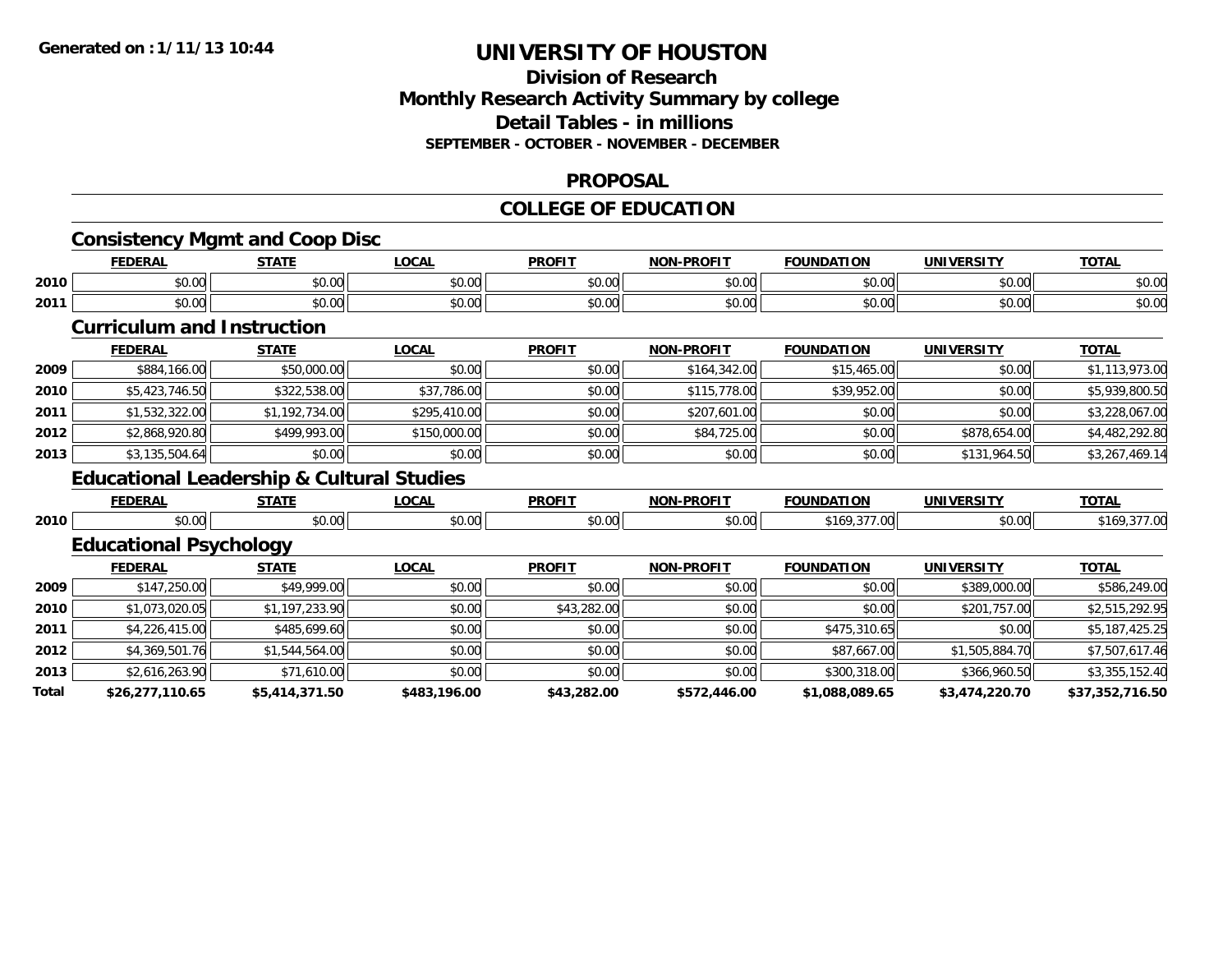# UNIVERSITY OF HOUSTON

## Division of Research
## Monthly Research Activity Summary by college
## Detail Tables - in millions
### SEPTEMBER - OCTOBER - NOVEMBER - DECEMBER

## PROPOSAL

## COLLEGE OF EDUCATION

### Consistency Mgmt and Coop Disc

| | FEDERAL | STATE | LOCAL | PROFIT | NON-PROFIT | FOUNDATION | UNIVERSITY | TOTAL |
|---|---|---|---|---|---|---|---|---|
| 2010 | $0.00 | $0.00 | $0.00 | $0.00 | $0.00 | $0.00 | $0.00 | $0.00 |
| 2011 | $0.00 | $0.00 | $0.00 | $0.00 | $0.00 | $0.00 | $0.00 | $0.00 |

### Curriculum and Instruction

| | FEDERAL | STATE | LOCAL | PROFIT | NON-PROFIT | FOUNDATION | UNIVERSITY | TOTAL |
|---|---|---|---|---|---|---|---|---|
| 2009 | $884,166.00 | $50,000.00 | $0.00 | $0.00 | $164,342.00 | $15,465.00 | $0.00 | $1,113,973.00 |
| 2010 | $5,423,746.50 | $322,538.00 | $37,786.00 | $0.00 | $115,778.00 | $39,952.00 | $0.00 | $5,939,800.50 |
| 2011 | $1,532,322.00 | $1,192,734.00 | $295,410.00 | $0.00 | $207,601.00 | $0.00 | $0.00 | $3,228,067.00 |
| 2012 | $2,868,920.80 | $499,993.00 | $150,000.00 | $0.00 | $84,725.00 | $0.00 | $878,654.00 | $4,482,292.80 |
| 2013 | $3,135,504.64 | $0.00 | $0.00 | $0.00 | $0.00 | $0.00 | $131,964.50 | $3,267,469.14 |

### Educational Leadership & Cultural Studies

| | FEDERAL | STATE | LOCAL | PROFIT | NON-PROFIT | FOUNDATION | UNIVERSITY | TOTAL |
|---|---|---|---|---|---|---|---|---|
| 2010 | $0.00 | $0.00 | $0.00 | $0.00 | $0.00 | $169,377.00 | $0.00 | $169,377.00 |

### Educational Psychology

| | FEDERAL | STATE | LOCAL | PROFIT | NON-PROFIT | FOUNDATION | UNIVERSITY | TOTAL |
|---|---|---|---|---|---|---|---|---|
| 2009 | $147,250.00 | $49,999.00 | $0.00 | $0.00 | $0.00 | $0.00 | $389,000.00 | $586,249.00 |
| 2010 | $1,073,020.05 | $1,197,233.90 | $0.00 | $43,282.00 | $0.00 | $0.00 | $201,757.00 | $2,515,292.95 |
| 2011 | $4,226,415.00 | $485,699.60 | $0.00 | $0.00 | $0.00 | $475,310.65 | $0.00 | $5,187,425.25 |
| 2012 | $4,369,501.76 | $1,544,564.00 | $0.00 | $0.00 | $0.00 | $87,667.00 | $1,505,884.70 | $7,507,617.46 |
| 2013 | $2,616,263.90 | $71,610.00 | $0.00 | $0.00 | $0.00 | $300,318.00 | $366,960.50 | $3,355,152.40 |
| **Total** | **$26,277,110.65** | **$5,414,371.50** | **$483,196.00** | **$43,282.00** | **$572,446.00** | **$1,088,089.65** | **$3,474,220.70** | **$37,352,716.50** |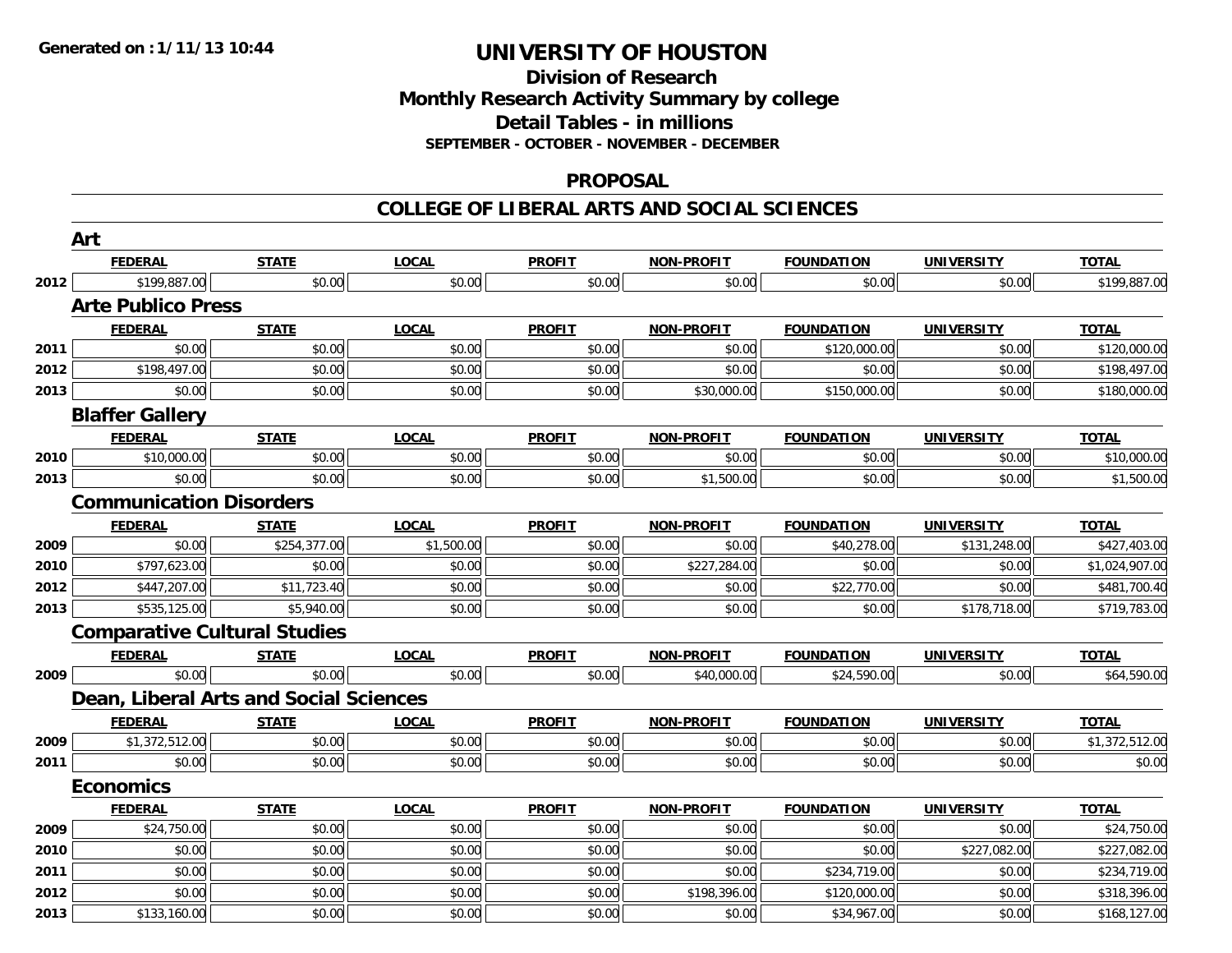**Generated on :1/11/13 10:44**

# UNIVERSITY OF HOUSTON

## Division of Research
## Monthly Research Activity Summary by college
## Detail Tables - in millions
### SEPTEMBER - OCTOBER - NOVEMBER - DECEMBER

## PROPOSAL

## COLLEGE OF LIBERAL ARTS AND SOCIAL SCIENCES

### Art

| | FEDERAL | STATE | LOCAL | PROFIT | NON-PROFIT | FOUNDATION | UNIVERSITY | TOTAL |
|---|---|---|---|---|---|---|---|---|
| 2012 | $199,887.00 | $0.00 | $0.00 | $0.00 | $0.00 | $0.00 | $0.00 | $199,887.00 |

### Arte Publico Press

| | FEDERAL | STATE | LOCAL | PROFIT | NON-PROFIT | FOUNDATION | UNIVERSITY | TOTAL |
|---|---|---|---|---|---|---|---|---|
| 2011 | $0.00 | $0.00 | $0.00 | $0.00 | $0.00 | $120,000.00 | $0.00 | $120,000.00 |
| 2012 | $198,497.00 | $0.00 | $0.00 | $0.00 | $0.00 | $0.00 | $0.00 | $198,497.00 |
| 2013 | $0.00 | $0.00 | $0.00 | $0.00 | $30,000.00 | $150,000.00 | $0.00 | $180,000.00 |

### Blaffer Gallery

| | FEDERAL | STATE | LOCAL | PROFIT | NON-PROFIT | FOUNDATION | UNIVERSITY | TOTAL |
|---|---|---|---|---|---|---|---|---|
| 2010 | $10,000.00 | $0.00 | $0.00 | $0.00 | $0.00 | $0.00 | $0.00 | $10,000.00 |
| 2013 | $0.00 | $0.00 | $0.00 | $0.00 | $1,500.00 | $0.00 | $0.00 | $1,500.00 |

### Communication Disorders

| | FEDERAL | STATE | LOCAL | PROFIT | NON-PROFIT | FOUNDATION | UNIVERSITY | TOTAL |
|---|---|---|---|---|---|---|---|---|
| 2009 | $0.00 | $254,377.00 | $1,500.00 | $0.00 | $0.00 | $40,278.00 | $131,248.00 | $427,403.00 |
| 2010 | $797,623.00 | $0.00 | $0.00 | $0.00 | $227,284.00 | $0.00 | $0.00 | $1,024,907.00 |
| 2012 | $447,207.00 | $11,723.40 | $0.00 | $0.00 | $0.00 | $22,770.00 | $0.00 | $481,700.40 |
| 2013 | $535,125.00 | $5,940.00 | $0.00 | $0.00 | $0.00 | $0.00 | $178,718.00 | $719,783.00 |

### Comparative Cultural Studies

| | FEDERAL | STATE | LOCAL | PROFIT | NON-PROFIT | FOUNDATION | UNIVERSITY | TOTAL |
|---|---|---|---|---|---|---|---|---|
| 2009 | $0.00 | $0.00 | $0.00 | $0.00 | $40,000.00 | $24,590.00 | $0.00 | $64,590.00 |

### Dean, Liberal Arts and Social Sciences

| | FEDERAL | STATE | LOCAL | PROFIT | NON-PROFIT | FOUNDATION | UNIVERSITY | TOTAL |
|---|---|---|---|---|---|---|---|---|
| 2009 | $1,372,512.00 | $0.00 | $0.00 | $0.00 | $0.00 | $0.00 | $0.00 | $1,372,512.00 |
| 2011 | $0.00 | $0.00 | $0.00 | $0.00 | $0.00 | $0.00 | $0.00 | $0.00 |

### Economics

| | FEDERAL | STATE | LOCAL | PROFIT | NON-PROFIT | FOUNDATION | UNIVERSITY | TOTAL |
|---|---|---|---|---|---|---|---|---|
| 2009 | $24,750.00 | $0.00 | $0.00 | $0.00 | $0.00 | $0.00 | $0.00 | $24,750.00 |
| 2010 | $0.00 | $0.00 | $0.00 | $0.00 | $0.00 | $0.00 | $227,082.00 | $227,082.00 |
| 2011 | $0.00 | $0.00 | $0.00 | $0.00 | $0.00 | $234,719.00 | $0.00 | $234,719.00 |
| 2012 | $0.00 | $0.00 | $0.00 | $0.00 | $198,396.00 | $120,000.00 | $0.00 | $318,396.00 |
| 2013 | $133,160.00 | $0.00 | $0.00 | $0.00 | $0.00 | $34,967.00 | $0.00 | $168,127.00 |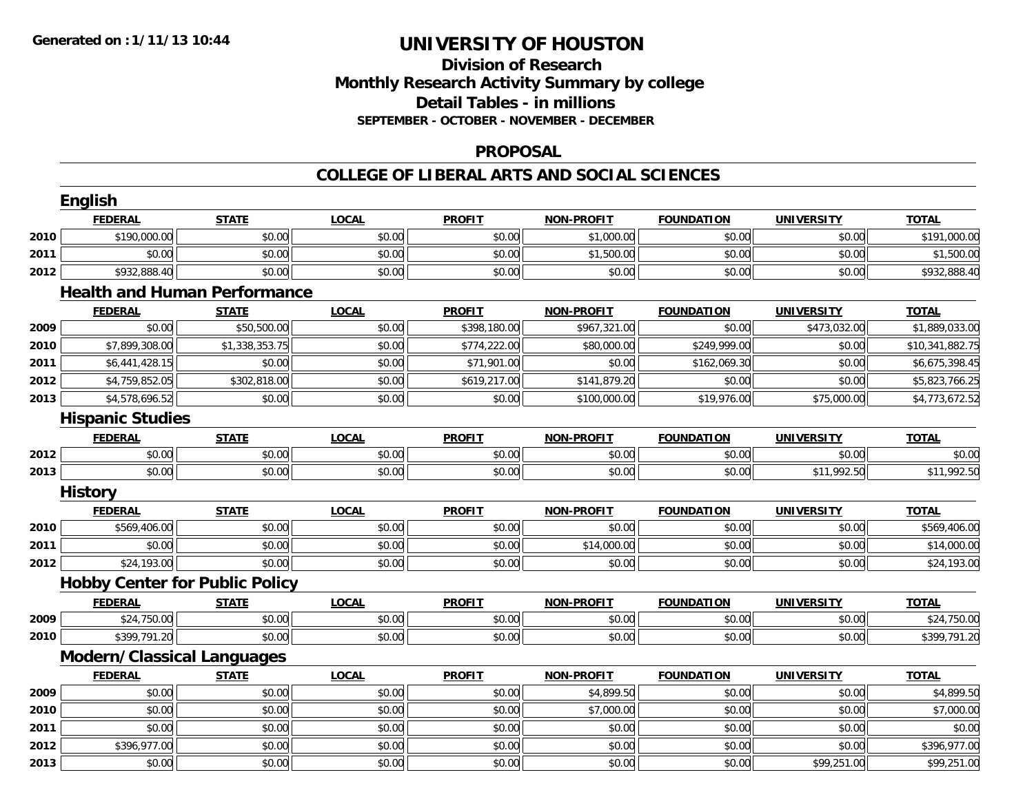**Generated on : 1/11/13 10:44**

# UNIVERSITY OF HOUSTON

## Division of Research
## Monthly Research Activity Summary by college
## Detail Tables - in millions
### SEPTEMBER - OCTOBER - NOVEMBER - DECEMBER

## PROPOSAL

## COLLEGE OF LIBERAL ARTS AND SOCIAL SCIENCES

### English

| | FEDERAL | STATE | LOCAL | PROFIT | NON-PROFIT | FOUNDATION | UNIVERSITY | TOTAL |
|---|---|---|---|---|---|---|---|---|
| 2010 | $190,000.00 | $0.00 | $0.00 | $0.00 | $1,000.00 | $0.00 | $0.00 | $191,000.00 |
| 2011 | $0.00 | $0.00 | $0.00 | $0.00 | $1,500.00 | $0.00 | $0.00 | $1,500.00 |
| 2012 | $932,888.40 | $0.00 | $0.00 | $0.00 | $0.00 | $0.00 | $0.00 | $932,888.40 |

### Health and Human Performance

| | FEDERAL | STATE | LOCAL | PROFIT | NON-PROFIT | FOUNDATION | UNIVERSITY | TOTAL |
|---|---|---|---|---|---|---|---|---|
| 2009 | $0.00 | $50,500.00 | $0.00 | $398,180.00 | $967,321.00 | $0.00 | $473,032.00 | $1,889,033.00 |
| 2010 | $7,899,308.00 | $1,338,353.75 | $0.00 | $774,222.00 | $80,000.00 | $249,999.00 | $0.00 | $10,341,882.75 |
| 2011 | $6,441,428.15 | $0.00 | $0.00 | $71,901.00 | $0.00 | $162,069.30 | $0.00 | $6,675,398.45 |
| 2012 | $4,759,852.05 | $302,818.00 | $0.00 | $619,217.00 | $141,879.20 | $0.00 | $0.00 | $5,823,766.25 |
| 2013 | $4,578,696.52 | $0.00 | $0.00 | $0.00 | $100,000.00 | $19,976.00 | $75,000.00 | $4,773,672.52 |

### Hispanic Studies

| | FEDERAL | STATE | LOCAL | PROFIT | NON-PROFIT | FOUNDATION | UNIVERSITY | TOTAL |
|---|---|---|---|---|---|---|---|---|
| 2012 | $0.00 | $0.00 | $0.00 | $0.00 | $0.00 | $0.00 | $0.00 | $0.00 |
| 2013 | $0.00 | $0.00 | $0.00 | $0.00 | $0.00 | $0.00 | $11,992.50 | $11,992.50 |

### History

| | FEDERAL | STATE | LOCAL | PROFIT | NON-PROFIT | FOUNDATION | UNIVERSITY | TOTAL |
|---|---|---|---|---|---|---|---|---|
| 2010 | $569,406.00 | $0.00 | $0.00 | $0.00 | $0.00 | $0.00 | $0.00 | $569,406.00 |
| 2011 | $0.00 | $0.00 | $0.00 | $0.00 | $14,000.00 | $0.00 | $0.00 | $14,000.00 |
| 2012 | $24,193.00 | $0.00 | $0.00 | $0.00 | $0.00 | $0.00 | $0.00 | $24,193.00 |

### Hobby Center for Public Policy

| | FEDERAL | STATE | LOCAL | PROFIT | NON-PROFIT | FOUNDATION | UNIVERSITY | TOTAL |
|---|---|---|---|---|---|---|---|---|
| 2009 | $24,750.00 | $0.00 | $0.00 | $0.00 | $0.00 | $0.00 | $0.00 | $24,750.00 |
| 2010 | $399,791.20 | $0.00 | $0.00 | $0.00 | $0.00 | $0.00 | $0.00 | $399,791.20 |

### Modern/Classical Languages

| | FEDERAL | STATE | LOCAL | PROFIT | NON-PROFIT | FOUNDATION | UNIVERSITY | TOTAL |
|---|---|---|---|---|---|---|---|---|
| 2009 | $0.00 | $0.00 | $0.00 | $0.00 | $4,899.50 | $0.00 | $0.00 | $4,899.50 |
| 2010 | $0.00 | $0.00 | $0.00 | $0.00 | $7,000.00 | $0.00 | $0.00 | $7,000.00 |
| 2011 | $0.00 | $0.00 | $0.00 | $0.00 | $0.00 | $0.00 | $0.00 | $0.00 |
| 2012 | $396,977.00 | $0.00 | $0.00 | $0.00 | $0.00 | $0.00 | $0.00 | $396,977.00 |
| 2013 | $0.00 | $0.00 | $0.00 | $0.00 | $0.00 | $0.00 | $99,251.00 | $99,251.00 |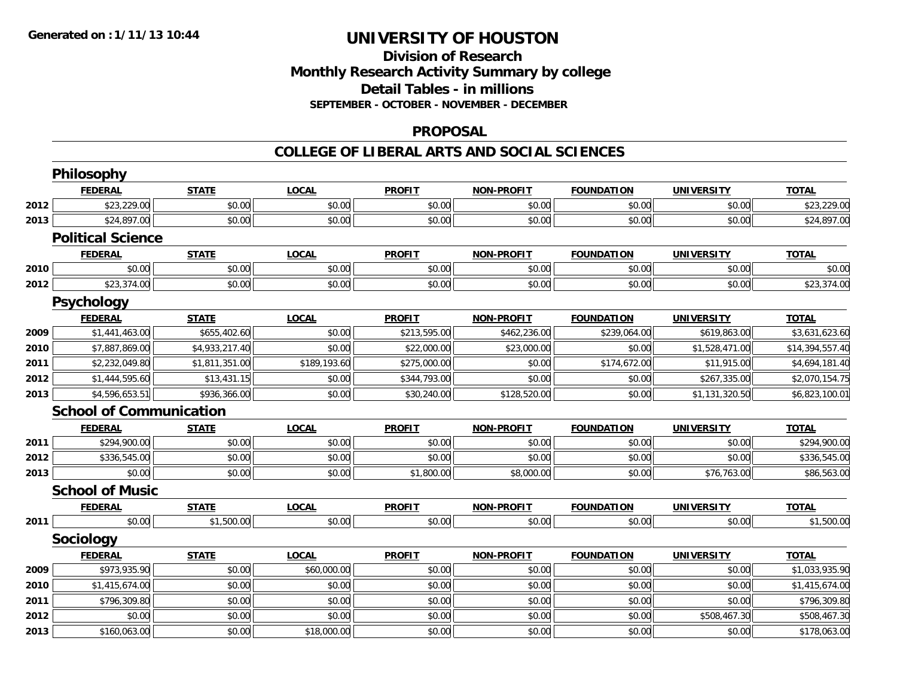# UNIVERSITY OF HOUSTON

## Division of Research
## Monthly Research Activity Summary by college
## Detail Tables - in millions
### SEPTEMBER - OCTOBER - NOVEMBER - DECEMBER

## PROPOSAL

## COLLEGE OF LIBERAL ARTS AND SOCIAL SCIENCES

### Philosophy

| | FEDERAL | STATE | LOCAL | PROFIT | NON-PROFIT | FOUNDATION | UNIVERSITY | TOTAL |
|---|---|---|---|---|---|---|---|---|
| 2012 | $23,229.00 | $0.00 | $0.00 | $0.00 | $0.00 | $0.00 | $0.00 | $23,229.00 |
| 2013 | $24,897.00 | $0.00 | $0.00 | $0.00 | $0.00 | $0.00 | $0.00 | $24,897.00 |

### Political Science

| | FEDERAL | STATE | LOCAL | PROFIT | NON-PROFIT | FOUNDATION | UNIVERSITY | TOTAL |
|---|---|---|---|---|---|---|---|---|
| 2010 | $0.00 | $0.00 | $0.00 | $0.00 | $0.00 | $0.00 | $0.00 | $0.00 |
| 2012 | $23,374.00 | $0.00 | $0.00 | $0.00 | $0.00 | $0.00 | $0.00 | $23,374.00 |

### Psychology

| | FEDERAL | STATE | LOCAL | PROFIT | NON-PROFIT | FOUNDATION | UNIVERSITY | TOTAL |
|---|---|---|---|---|---|---|---|---|
| 2009 | $1,441,463.00 | $655,402.60 | $0.00 | $213,595.00 | $462,236.00 | $239,064.00 | $619,863.00 | $3,631,623.60 |
| 2010 | $7,887,869.00 | $4,933,217.40 | $0.00 | $22,000.00 | $23,000.00 | $0.00 | $1,528,471.00 | $14,394,557.40 |
| 2011 | $2,232,049.80 | $1,811,351.00 | $189,193.60 | $275,000.00 | $0.00 | $174,672.00 | $11,915.00 | $4,694,181.40 |
| 2012 | $1,444,595.60 | $13,431.15 | $0.00 | $344,793.00 | $0.00 | $0.00 | $267,335.00 | $2,070,154.75 |
| 2013 | $4,596,653.51 | $936,366.00 | $0.00 | $30,240.00 | $128,520.00 | $0.00 | $1,131,320.50 | $6,823,100.01 |

### School of Communication

| | FEDERAL | STATE | LOCAL | PROFIT | NON-PROFIT | FOUNDATION | UNIVERSITY | TOTAL |
|---|---|---|---|---|---|---|---|---|
| 2011 | $294,900.00 | $0.00 | $0.00 | $0.00 | $0.00 | $0.00 | $0.00 | $294,900.00 |
| 2012 | $336,545.00 | $0.00 | $0.00 | $0.00 | $0.00 | $0.00 | $0.00 | $336,545.00 |
| 2013 | $0.00 | $0.00 | $0.00 | $1,800.00 | $8,000.00 | $0.00 | $76,763.00 | $86,563.00 |

### School of Music

| | FEDERAL | STATE | LOCAL | PROFIT | NON-PROFIT | FOUNDATION | UNIVERSITY | TOTAL |
|---|---|---|---|---|---|---|---|---|
| 2011 | $0.00 | $1,500.00 | $0.00 | $0.00 | $0.00 | $0.00 | $0.00 | $1,500.00 |

### Sociology

| | FEDERAL | STATE | LOCAL | PROFIT | NON-PROFIT | FOUNDATION | UNIVERSITY | TOTAL |
|---|---|---|---|---|---|---|---|---|
| 2009 | $973,935.90 | $0.00 | $60,000.00 | $0.00 | $0.00 | $0.00 | $0.00 | $1,033,935.90 |
| 2010 | $1,415,674.00 | $0.00 | $0.00 | $0.00 | $0.00 | $0.00 | $0.00 | $1,415,674.00 |
| 2011 | $796,309.80 | $0.00 | $0.00 | $0.00 | $0.00 | $0.00 | $0.00 | $796,309.80 |
| 2012 | $0.00 | $0.00 | $0.00 | $0.00 | $0.00 | $0.00 | $508,467.30 | $508,467.30 |
| 2013 | $160,063.00 | $0.00 | $18,000.00 | $0.00 | $0.00 | $0.00 | $0.00 | $178,063.00 |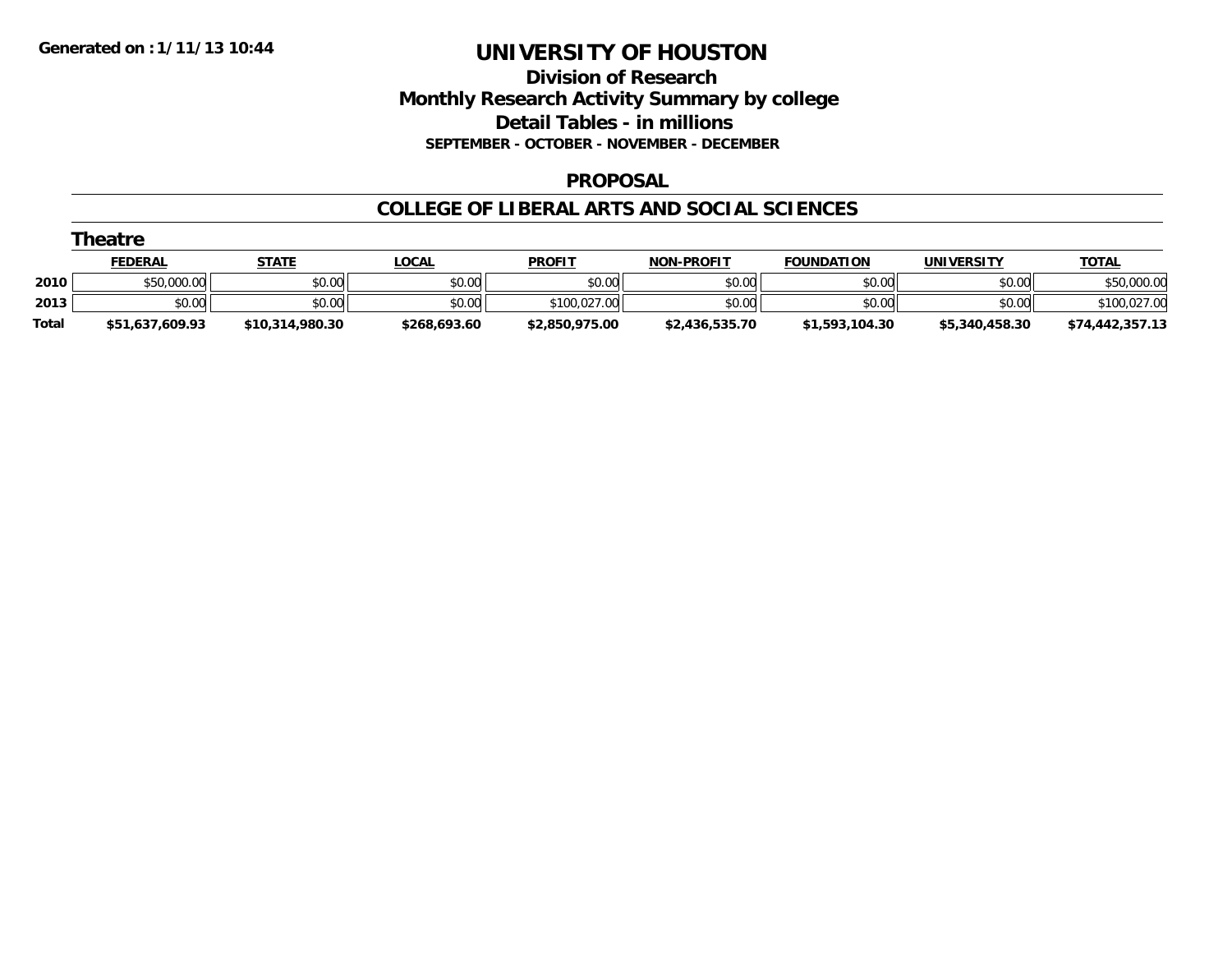**Generated on :1/11/13 10:44**

# UNIVERSITY OF HOUSTON

## Division of Research
## Monthly Research Activity Summary by college
## Detail Tables - in millions
### SEPTEMBER - OCTOBER - NOVEMBER - DECEMBER

### PROPOSAL

### COLLEGE OF LIBERAL ARTS AND SOCIAL SCIENCES

#### Theatre

| | FEDERAL | STATE | LOCAL | PROFIT | NON-PROFIT | FOUNDATION | UNIVERSITY | TOTAL |
|---|---|---|---|---|---|---|---|---|
| 2010 | $50,000.00 | $0.00 | $0.00 | $0.00 | $0.00 | $0.00 | $0.00 | $50,000.00 |
| 2013 | $0.00 | $0.00 | $0.00 | $100,027.00 | $0.00 | $0.00 | $0.00 | $100,027.00 |
| **Total** | **$51,637,609.93** | **$10,314,980.30** | **$268,693.60** | **$2,850,975.00** | **$2,436,535.70** | **$1,593,104.30** | **$5,340,458.30** | **$74,442,357.13** |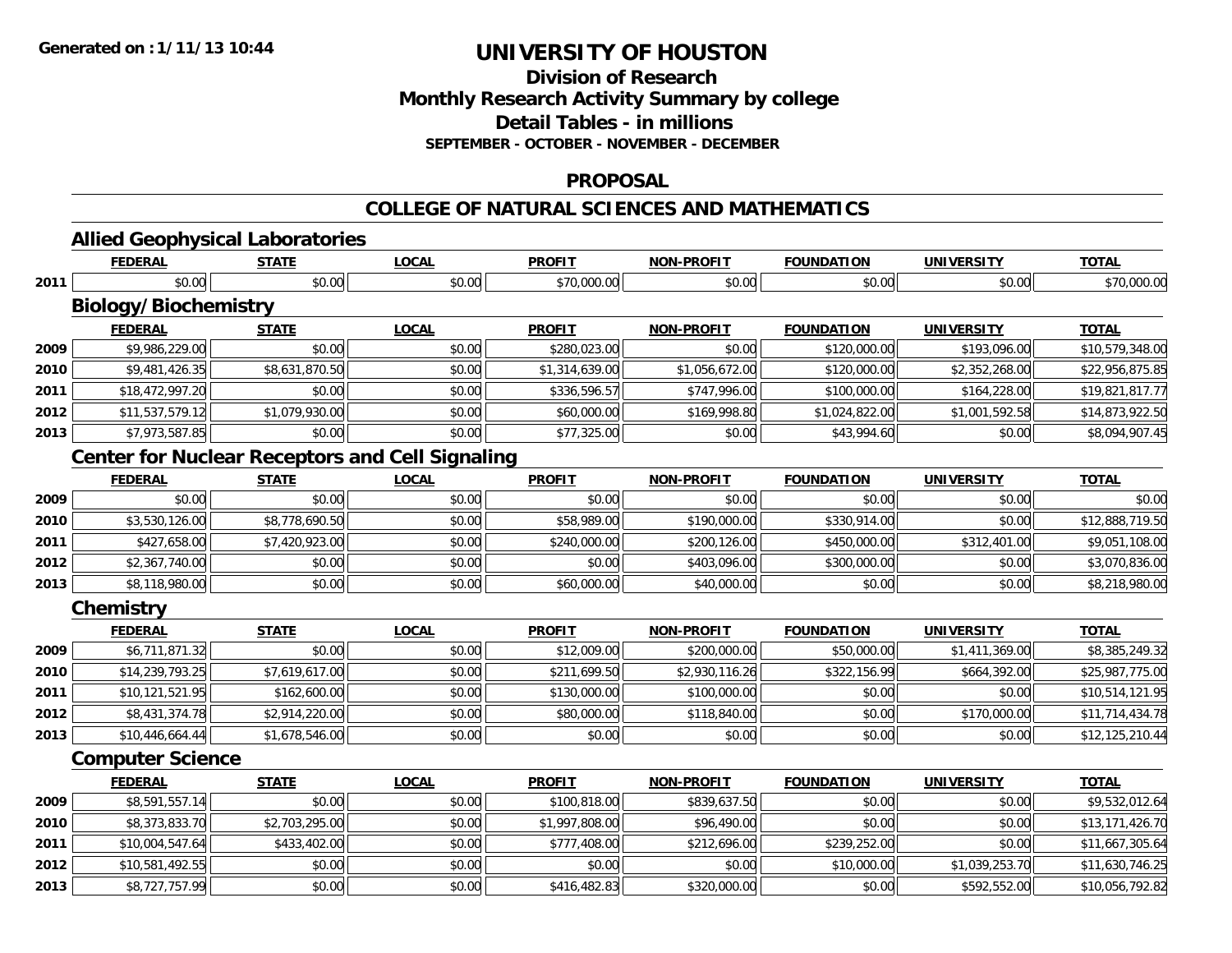# UNIVERSITY OF HOUSTON

## Division of Research
## Monthly Research Activity Summary by college
## Detail Tables - in millions
### SEPTEMBER - OCTOBER - NOVEMBER - DECEMBER

## PROPOSAL

## COLLEGE OF NATURAL SCIENCES AND MATHEMATICS

### Allied Geophysical Laboratories

| | FEDERAL | STATE | LOCAL | PROFIT | NON-PROFIT | FOUNDATION | UNIVERSITY | TOTAL |
|---|---|---|---|---|---|---|---|---|
| 2011 | $0.00 | $0.00 | $0.00 | $70,000.00 | $0.00 | $0.00 | $0.00 | $70,000.00 |

### Biology/Biochemistry

| | FEDERAL | STATE | LOCAL | PROFIT | NON-PROFIT | FOUNDATION | UNIVERSITY | TOTAL |
|---|---|---|---|---|---|---|---|---|
| 2009 | $9,986,229.00 | $0.00 | $0.00 | $280,023.00 | $0.00 | $120,000.00 | $193,096.00 | $10,579,348.00 |
| 2010 | $9,481,426.35 | $8,631,870.50 | $0.00 | $1,314,639.00 | $1,056,672.00 | $120,000.00 | $2,352,268.00 | $22,956,875.85 |
| 2011 | $18,472,997.20 | $0.00 | $0.00 | $336,596.57 | $747,996.00 | $100,000.00 | $164,228.00 | $19,821,817.77 |
| 2012 | $11,537,579.12 | $1,079,930.00 | $0.00 | $60,000.00 | $169,998.80 | $1,024,822.00 | $1,001,592.58 | $14,873,922.50 |
| 2013 | $7,973,587.85 | $0.00 | $0.00 | $77,325.00 | $0.00 | $43,994.60 | $0.00 | $8,094,907.45 |

### Center for Nuclear Receptors and Cell Signaling

| | FEDERAL | STATE | LOCAL | PROFIT | NON-PROFIT | FOUNDATION | UNIVERSITY | TOTAL |
|---|---|---|---|---|---|---|---|---|
| 2009 | $0.00 | $0.00 | $0.00 | $0.00 | $0.00 | $0.00 | $0.00 | $0.00 |
| 2010 | $3,530,126.00 | $8,778,690.50 | $0.00 | $58,989.00 | $190,000.00 | $330,914.00 | $0.00 | $12,888,719.50 |
| 2011 | $427,658.00 | $7,420,923.00 | $0.00 | $240,000.00 | $200,126.00 | $450,000.00 | $312,401.00 | $9,051,108.00 |
| 2012 | $2,367,740.00 | $0.00 | $0.00 | $0.00 | $403,096.00 | $300,000.00 | $0.00 | $3,070,836.00 |
| 2013 | $8,118,980.00 | $0.00 | $0.00 | $60,000.00 | $40,000.00 | $0.00 | $0.00 | $8,218,980.00 |

### Chemistry

| | FEDERAL | STATE | LOCAL | PROFIT | NON-PROFIT | FOUNDATION | UNIVERSITY | TOTAL |
|---|---|---|---|---|---|---|---|---|
| 2009 | $6,711,871.32 | $0.00 | $0.00 | $12,009.00 | $200,000.00 | $50,000.00 | $1,411,369.00 | $8,385,249.32 |
| 2010 | $14,239,793.25 | $7,619,617.00 | $0.00 | $211,699.50 | $2,930,116.26 | $322,156.99 | $664,392.00 | $25,987,775.00 |
| 2011 | $10,121,521.95 | $162,600.00 | $0.00 | $130,000.00 | $100,000.00 | $0.00 | $0.00 | $10,514,121.95 |
| 2012 | $8,431,374.78 | $2,914,220.00 | $0.00 | $80,000.00 | $118,840.00 | $0.00 | $170,000.00 | $11,714,434.78 |
| 2013 | $10,446,664.44 | $1,678,546.00 | $0.00 | $0.00 | $0.00 | $0.00 | $0.00 | $12,125,210.44 |

### Computer Science

| | FEDERAL | STATE | LOCAL | PROFIT | NON-PROFIT | FOUNDATION | UNIVERSITY | TOTAL |
|---|---|---|---|---|---|---|---|---|
| 2009 | $8,591,557.14 | $0.00 | $0.00 | $100,818.00 | $839,637.50 | $0.00 | $0.00 | $9,532,012.64 |
| 2010 | $8,373,833.70 | $2,703,295.00 | $0.00 | $1,997,808.00 | $96,490.00 | $0.00 | $0.00 | $13,171,426.70 |
| 2011 | $10,004,547.64 | $433,402.00 | $0.00 | $777,408.00 | $212,696.00 | $239,252.00 | $0.00 | $11,667,305.64 |
| 2012 | $10,581,492.55 | $0.00 | $0.00 | $0.00 | $0.00 | $10,000.00 | $1,039,253.70 | $11,630,746.25 |
| 2013 | $8,727,757.99 | $0.00 | $0.00 | $416,482.83 | $320,000.00 | $0.00 | $592,552.00 | $10,056,792.82 |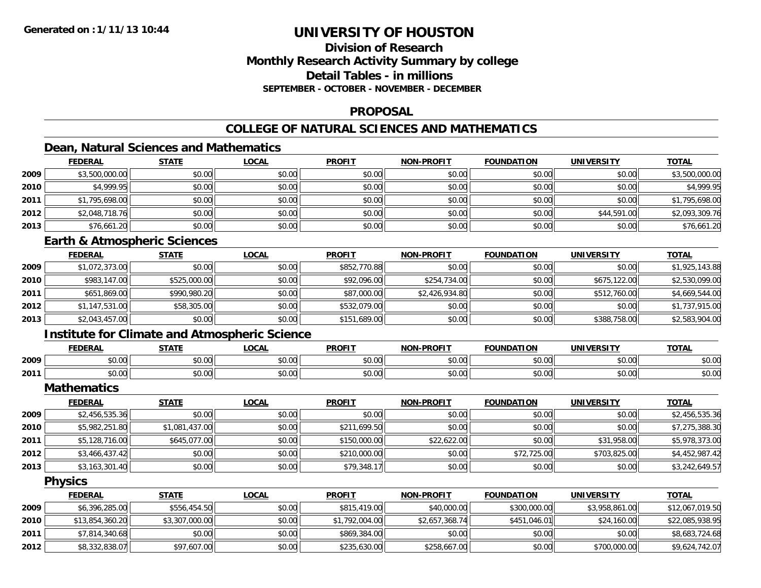# UNIVERSITY OF HOUSTON

## Division of Research
## Monthly Research Activity Summary by college
## Detail Tables - in millions
### SEPTEMBER - OCTOBER - NOVEMBER - DECEMBER

## PROPOSAL

## COLLEGE OF NATURAL SCIENCES AND MATHEMATICS

### Dean, Natural Sciences and Mathematics

| | FEDERAL | STATE | LOCAL | PROFIT | NON-PROFIT | FOUNDATION | UNIVERSITY | TOTAL |
|---|---|---|---|---|---|---|---|---|
| 2009 | $3,500,000.00 | $0.00 | $0.00 | $0.00 | $0.00 | $0.00 | $0.00 | $3,500,000.00 |
| 2010 | $4,999.95 | $0.00 | $0.00 | $0.00 | $0.00 | $0.00 | $0.00 | $4,999.95 |
| 2011 | $1,795,698.00 | $0.00 | $0.00 | $0.00 | $0.00 | $0.00 | $0.00 | $1,795,698.00 |
| 2012 | $2,048,718.76 | $0.00 | $0.00 | $0.00 | $0.00 | $0.00 | $44,591.00 | $2,093,309.76 |
| 2013 | $76,661.20 | $0.00 | $0.00 | $0.00 | $0.00 | $0.00 | $0.00 | $76,661.20 |

### Earth & Atmospheric Sciences

| | FEDERAL | STATE | LOCAL | PROFIT | NON-PROFIT | FOUNDATION | UNIVERSITY | TOTAL |
|---|---|---|---|---|---|---|---|---|
| 2009 | $1,072,373.00 | $0.00 | $0.00 | $852,770.88 | $0.00 | $0.00 | $0.00 | $1,925,143.88 |
| 2010 | $983,147.00 | $525,000.00 | $0.00 | $92,096.00 | $254,734.00 | $0.00 | $675,122.00 | $2,530,099.00 |
| 2011 | $651,869.00 | $990,980.20 | $0.00 | $87,000.00 | $2,426,934.80 | $0.00 | $512,760.00 | $4,669,544.00 |
| 2012 | $1,147,531.00 | $58,305.00 | $0.00 | $532,079.00 | $0.00 | $0.00 | $0.00 | $1,737,915.00 |
| 2013 | $2,043,457.00 | $0.00 | $0.00 | $151,689.00 | $0.00 | $0.00 | $388,758.00 | $2,583,904.00 |

### Institute for Climate and Atmospheric Science

| | FEDERAL | STATE | LOCAL | PROFIT | NON-PROFIT | FOUNDATION | UNIVERSITY | TOTAL |
|---|---|---|---|---|---|---|---|---|
| 2009 | $0.00 | $0.00 | $0.00 | $0.00 | $0.00 | $0.00 | $0.00 | $0.00 |
| 2011 | $0.00 | $0.00 | $0.00 | $0.00 | $0.00 | $0.00 | $0.00 | $0.00 |

### Mathematics

| | FEDERAL | STATE | LOCAL | PROFIT | NON-PROFIT | FOUNDATION | UNIVERSITY | TOTAL |
|---|---|---|---|---|---|---|---|---|
| 2009 | $2,456,535.36 | $0.00 | $0.00 | $0.00 | $0.00 | $0.00 | $0.00 | $2,456,535.36 |
| 2010 | $5,982,251.80 | $1,081,437.00 | $0.00 | $211,699.50 | $0.00 | $0.00 | $0.00 | $7,275,388.30 |
| 2011 | $5,128,716.00 | $645,077.00 | $0.00 | $150,000.00 | $22,622.00 | $0.00 | $31,958.00 | $5,978,373.00 |
| 2012 | $3,466,437.42 | $0.00 | $0.00 | $210,000.00 | $0.00 | $72,725.00 | $703,825.00 | $4,452,987.42 |
| 2013 | $3,163,301.40 | $0.00 | $0.00 | $79,348.17 | $0.00 | $0.00 | $0.00 | $3,242,649.57 |

### Physics

| | FEDERAL | STATE | LOCAL | PROFIT | NON-PROFIT | FOUNDATION | UNIVERSITY | TOTAL |
|---|---|---|---|---|---|---|---|---|
| 2009 | $6,396,285.00 | $556,454.50 | $0.00 | $815,419.00 | $40,000.00 | $300,000.00 | $3,958,861.00 | $12,067,019.50 |
| 2010 | $13,854,360.20 | $3,307,000.00 | $0.00 | $1,792,004.00 | $2,657,368.74 | $451,046.01 | $24,160.00 | $22,085,938.95 |
| 2011 | $7,814,340.68 | $0.00 | $0.00 | $869,384.00 | $0.00 | $0.00 | $0.00 | $8,683,724.68 |
| 2012 | $8,332,838.07 | $97,607.00 | $0.00 | $235,630.00 | $258,667.00 | $0.00 | $700,000.00 | $9,624,742.07 |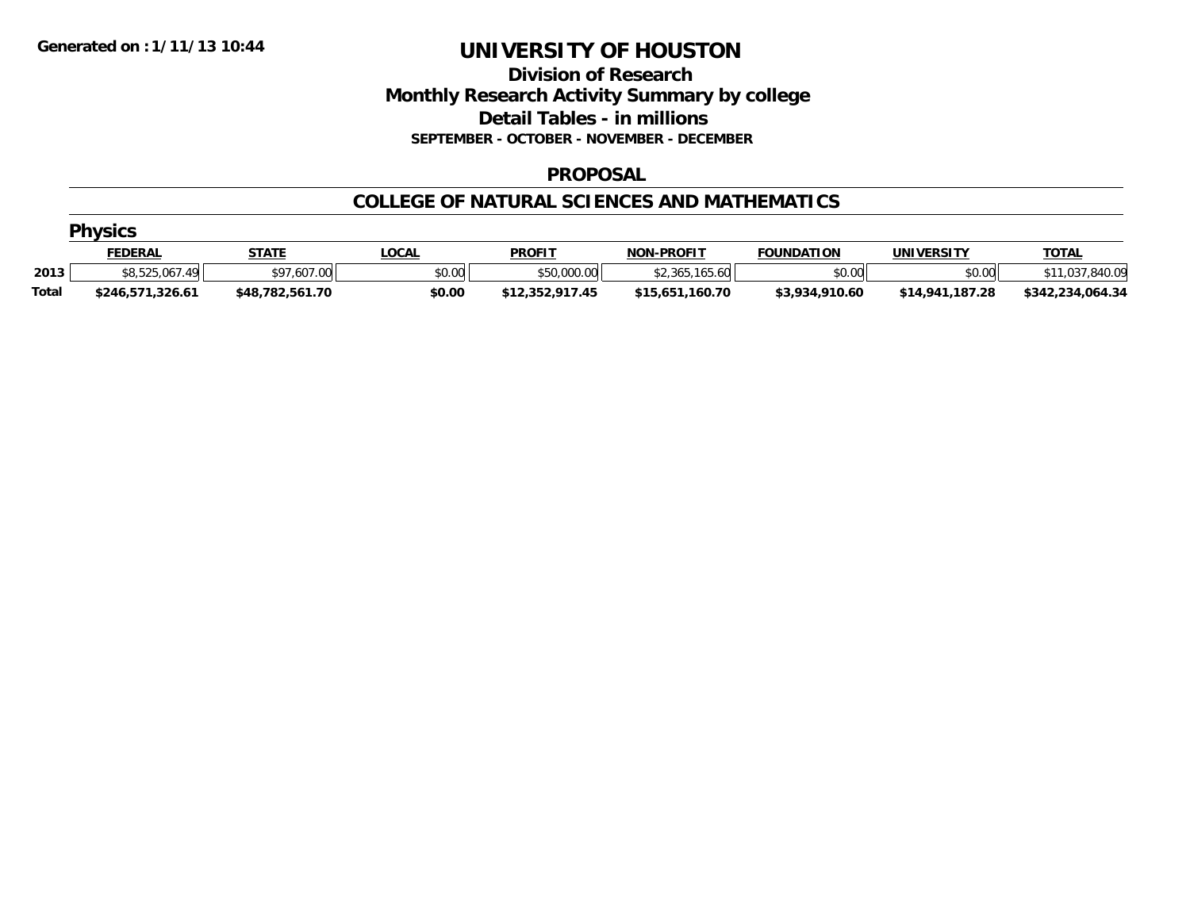Generated on :1/11/13 10:44

# UNIVERSITY OF HOUSTON

## Division of Research
## Monthly Research Activity Summary by college
## Detail Tables - in millions
### SEPTEMBER - OCTOBER - NOVEMBER - DECEMBER

### PROPOSAL

### COLLEGE OF NATURAL SCIENCES AND MATHEMATICS

#### Physics

| | FEDERAL | STATE | LOCAL | PROFIT | NON-PROFIT | FOUNDATION | UNIVERSITY | TOTAL |
|---|---|---|---|---|---|---|---|---|
| 2013 | $8,525,067.49 | $97,607.00 | $0.00 | $50,000.00 | $2,365,165.60 | $0.00 | $0.00 | $11,037,840.09 |
| **Total** | **$246,571,326.61** | **$48,782,561.70** | **$0.00** | **$12,352,917.45** | **$15,651,160.70** | **$3,934,910.60** | **$14,941,187.28** | **$342,234,064.34** |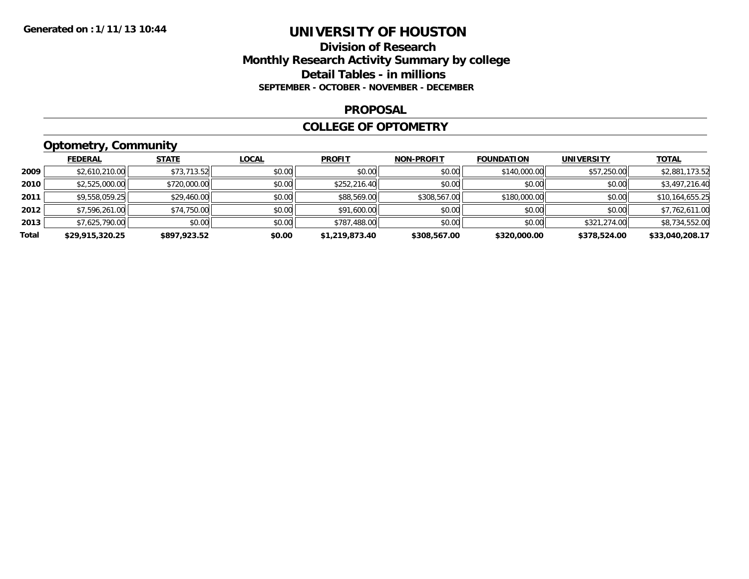**Generated on :1/11/13 10:44**

# UNIVERSITY OF HOUSTON

## Division of Research
## Monthly Research Activity Summary by college
## Detail Tables - in millions
### SEPTEMBER - OCTOBER - NOVEMBER - DECEMBER

### PROPOSAL

### COLLEGE OF OPTOMETRY

### Optometry, Community

| | FEDERAL | STATE | LOCAL | PROFIT | NON-PROFIT | FOUNDATION | UNIVERSITY | TOTAL |
|---|---|---|---|---|---|---|---|---|
| 2009 | $2,610,210.00 | $73,713.52 | $0.00 | $0.00 | $0.00 | $140,000.00 | $57,250.00 | $2,881,173.52 |
| 2010 | $2,525,000.00 | $720,000.00 | $0.00 | $252,216.40 | $0.00 | $0.00 | $0.00 | $3,497,216.40 |
| 2011 | $9,558,059.25 | $29,460.00 | $0.00 | $88,569.00 | $308,567.00 | $180,000.00 | $0.00 | $10,164,655.25 |
| 2012 | $7,596,261.00 | $74,750.00 | $0.00 | $91,600.00 | $0.00 | $0.00 | $0.00 | $7,762,611.00 |
| 2013 | $7,625,790.00 | $0.00 | $0.00 | $787,488.00 | $0.00 | $0.00 | $321,274.00 | $8,734,552.00 |
| **Total** | **$29,915,320.25** | **$897,923.52** | **$0.00** | **$1,219,873.40** | **$308,567.00** | **$320,000.00** | **$378,524.00** | **$33,040,208.17** |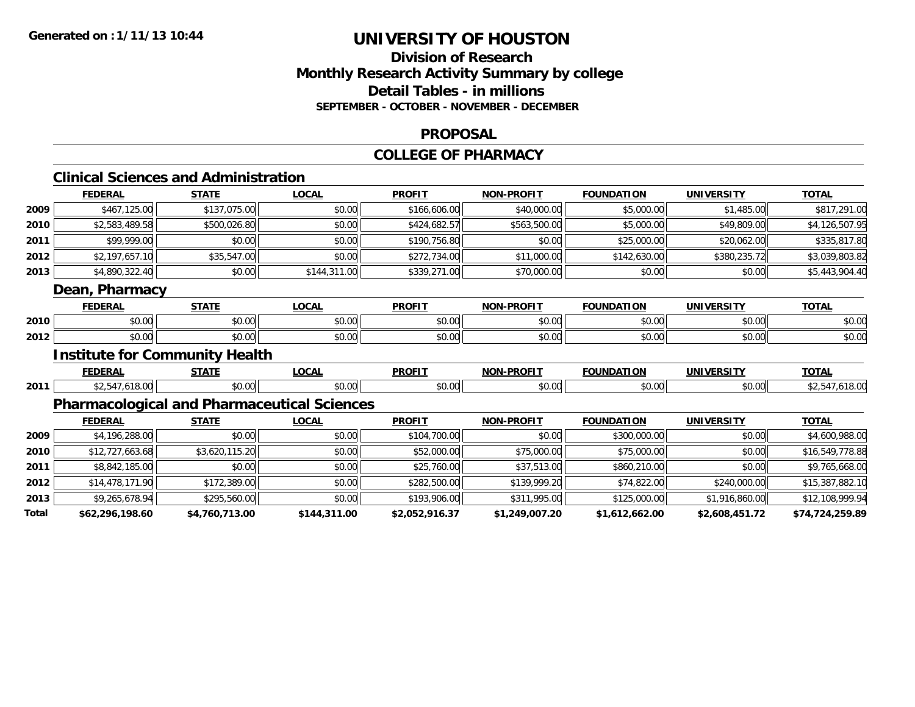Generated on :1/11/13 10:44

# UNIVERSITY OF HOUSTON

## Division of Research
## Monthly Research Activity Summary by college
## Detail Tables - in millions
### SEPTEMBER - OCTOBER - NOVEMBER - DECEMBER

## PROPOSAL

## COLLEGE OF PHARMACY

### Clinical Sciences and Administration

| | FEDERAL | STATE | LOCAL | PROFIT | NON-PROFIT | FOUNDATION | UNIVERSITY | TOTAL |
|---|---|---|---|---|---|---|---|---|
| 2009 | $467,125.00 | $137,075.00 | $0.00 | $166,606.00 | $40,000.00 | $5,000.00 | $1,485.00 | $817,291.00 |
| 2010 | $2,583,489.58 | $500,026.80 | $0.00 | $424,682.57 | $563,500.00 | $5,000.00 | $49,809.00 | $4,126,507.95 |
| 2011 | $99,999.00 | $0.00 | $0.00 | $190,756.80 | $0.00 | $25,000.00 | $20,062.00 | $335,817.80 |
| 2012 | $2,197,657.10 | $35,547.00 | $0.00 | $272,734.00 | $11,000.00 | $142,630.00 | $380,235.72 | $3,039,803.82 |
| 2013 | $4,890,322.40 | $0.00 | $144,311.00 | $339,271.00 | $70,000.00 | $0.00 | $0.00 | $5,443,904.40 |

### Dean, Pharmacy

| | FEDERAL | STATE | LOCAL | PROFIT | NON-PROFIT | FOUNDATION | UNIVERSITY | TOTAL |
|---|---|---|---|---|---|---|---|---|
| 2010 | $0.00 | $0.00 | $0.00 | $0.00 | $0.00 | $0.00 | $0.00 | $0.00 |
| 2012 | $0.00 | $0.00 | $0.00 | $0.00 | $0.00 | $0.00 | $0.00 | $0.00 |

### Institute for Community Health

| | FEDERAL | STATE | LOCAL | PROFIT | NON-PROFIT | FOUNDATION | UNIVERSITY | TOTAL |
|---|---|---|---|---|---|---|---|---|
| 2011 | $2,547,618.00 | $0.00 | $0.00 | $0.00 | $0.00 | $0.00 | $0.00 | $2,547,618.00 |

### Pharmacological and Pharmaceutical Sciences

| | FEDERAL | STATE | LOCAL | PROFIT | NON-PROFIT | FOUNDATION | UNIVERSITY | TOTAL |
|---|---|---|---|---|---|---|---|---|
| 2009 | $4,196,288.00 | $0.00 | $0.00 | $104,700.00 | $0.00 | $300,000.00 | $0.00 | $4,600,988.00 |
| 2010 | $12,727,663.68 | $3,620,115.20 | $0.00 | $52,000.00 | $75,000.00 | $75,000.00 | $0.00 | $16,549,778.88 |
| 2011 | $8,842,185.00 | $0.00 | $0.00 | $25,760.00 | $37,513.00 | $860,210.00 | $0.00 | $9,765,668.00 |
| 2012 | $14,478,171.90 | $172,389.00 | $0.00 | $282,500.00 | $139,999.20 | $74,822.00 | $240,000.00 | $15,387,882.10 |
| 2013 | $9,265,678.94 | $295,560.00 | $0.00 | $193,906.00 | $311,995.00 | $125,000.00 | $1,916,860.00 | $12,108,999.94 |
| **Total** | **$62,296,198.60** | **$4,760,713.00** | **$144,311.00** | **$2,052,916.37** | **$1,249,007.20** | **$1,612,662.00** | **$2,608,451.72** | **$74,724,259.89** |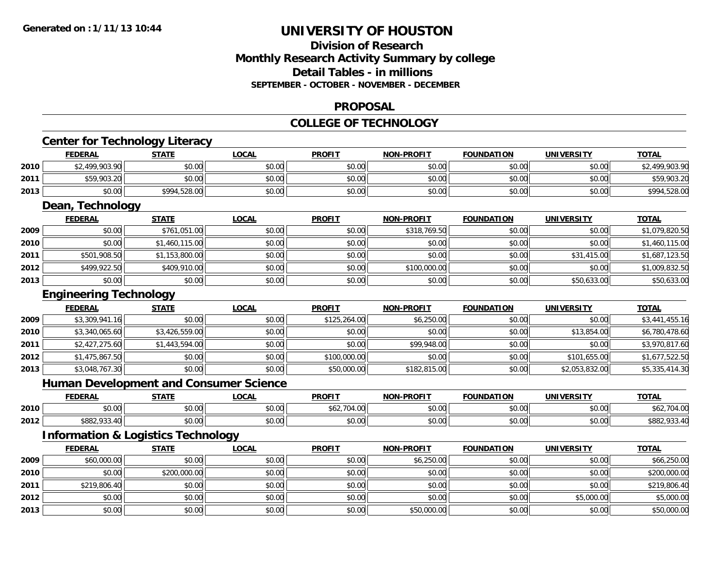Generated on :1/11/13 10:44

# UNIVERSITY OF HOUSTON

## Division of Research
## Monthly Research Activity Summary by college
## Detail Tables - in millions
### SEPTEMBER - OCTOBER - NOVEMBER - DECEMBER

## PROPOSAL

## COLLEGE OF TECHNOLOGY

### Center for Technology Literacy

| | FEDERAL | STATE | LOCAL | PROFIT | NON-PROFIT | FOUNDATION | UNIVERSITY | TOTAL |
|---|---|---|---|---|---|---|---|---|
| 2010 | $2,499,903.90 | $0.00 | $0.00 | $0.00 | $0.00 | $0.00 | $0.00 | $2,499,903.90 |
| 2011 | $59,903.20 | $0.00 | $0.00 | $0.00 | $0.00 | $0.00 | $0.00 | $59,903.20 |
| 2013 | $0.00 | $994,528.00 | $0.00 | $0.00 | $0.00 | $0.00 | $0.00 | $994,528.00 |

### Dean, Technology

| | FEDERAL | STATE | LOCAL | PROFIT | NON-PROFIT | FOUNDATION | UNIVERSITY | TOTAL |
|---|---|---|---|---|---|---|---|---|
| 2009 | $0.00 | $761,051.00 | $0.00 | $0.00 | $318,769.50 | $0.00 | $0.00 | $1,079,820.50 |
| 2010 | $0.00 | $1,460,115.00 | $0.00 | $0.00 | $0.00 | $0.00 | $0.00 | $1,460,115.00 |
| 2011 | $501,908.50 | $1,153,800.00 | $0.00 | $0.00 | $0.00 | $0.00 | $31,415.00 | $1,687,123.50 |
| 2012 | $499,922.50 | $409,910.00 | $0.00 | $0.00 | $100,000.00 | $0.00 | $0.00 | $1,009,832.50 |
| 2013 | $0.00 | $0.00 | $0.00 | $0.00 | $0.00 | $0.00 | $50,633.00 | $50,633.00 |

### Engineering Technology

| | FEDERAL | STATE | LOCAL | PROFIT | NON-PROFIT | FOUNDATION | UNIVERSITY | TOTAL |
|---|---|---|---|---|---|---|---|---|
| 2009 | $3,309,941.16 | $0.00 | $0.00 | $125,264.00 | $6,250.00 | $0.00 | $0.00 | $3,441,455.16 |
| 2010 | $3,340,065.60 | $3,426,559.00 | $0.00 | $0.00 | $0.00 | $0.00 | $13,854.00 | $6,780,478.60 |
| 2011 | $2,427,275.60 | $1,443,594.00 | $0.00 | $0.00 | $99,948.00 | $0.00 | $0.00 | $3,970,817.60 |
| 2012 | $1,475,867.50 | $0.00 | $0.00 | $100,000.00 | $0.00 | $0.00 | $101,655.00 | $1,677,522.50 |
| 2013 | $3,048,767.30 | $0.00 | $0.00 | $50,000.00 | $182,815.00 | $0.00 | $2,053,832.00 | $5,335,414.30 |

### Human Development and Consumer Science

| | FEDERAL | STATE | LOCAL | PROFIT | NON-PROFIT | FOUNDATION | UNIVERSITY | TOTAL |
|---|---|---|---|---|---|---|---|---|
| 2010 | $0.00 | $0.00 | $0.00 | $62,704.00 | $0.00 | $0.00 | $0.00 | $62,704.00 |
| 2012 | $882,933.40 | $0.00 | $0.00 | $0.00 | $0.00 | $0.00 | $0.00 | $882,933.40 |

### Information & Logistics Technology

| | FEDERAL | STATE | LOCAL | PROFIT | NON-PROFIT | FOUNDATION | UNIVERSITY | TOTAL |
|---|---|---|---|---|---|---|---|---|
| 2009 | $60,000.00 | $0.00 | $0.00 | $0.00 | $6,250.00 | $0.00 | $0.00 | $66,250.00 |
| 2010 | $0.00 | $200,000.00 | $0.00 | $0.00 | $0.00 | $0.00 | $0.00 | $200,000.00 |
| 2011 | $219,806.40 | $0.00 | $0.00 | $0.00 | $0.00 | $0.00 | $0.00 | $219,806.40 |
| 2012 | $0.00 | $0.00 | $0.00 | $0.00 | $0.00 | $0.00 | $5,000.00 | $5,000.00 |
| 2013 | $0.00 | $0.00 | $0.00 | $0.00 | $50,000.00 | $0.00 | $0.00 | $50,000.00 |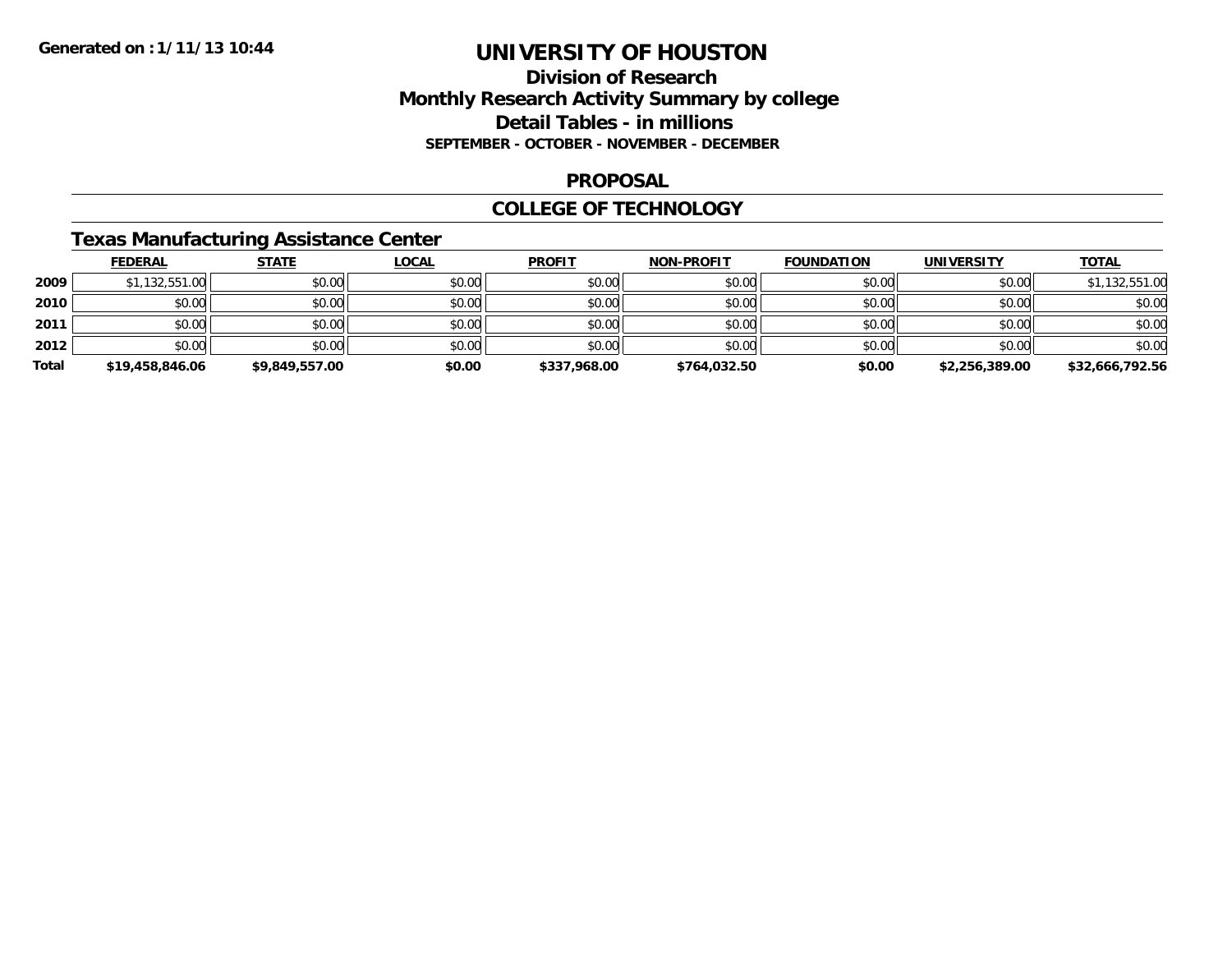# UNIVERSITY OF HOUSTON

## Division of Research
## Monthly Research Activity Summary by college
## Detail Tables - in millions
### SEPTEMBER - OCTOBER - NOVEMBER - DECEMBER

Generated on : 1/11/13 10:44

## PROPOSAL

## COLLEGE OF TECHNOLOGY

### Texas Manufacturing Assistance Center

| | FEDERAL | STATE | LOCAL | PROFIT | NON-PROFIT | FOUNDATION | UNIVERSITY | TOTAL |
|---|---|---|---|---|---|---|---|---|
| 2009 | $1,132,551.00 | $0.00 | $0.00 | $0.00 | $0.00 | $0.00 | $0.00 | $1,132,551.00 |
| 2010 | $0.00 | $0.00 | $0.00 | $0.00 | $0.00 | $0.00 | $0.00 | $0.00 |
| 2011 | $0.00 | $0.00 | $0.00 | $0.00 | $0.00 | $0.00 | $0.00 | $0.00 |
| 2012 | $0.00 | $0.00 | $0.00 | $0.00 | $0.00 | $0.00 | $0.00 | $0.00 |
| **Total** | **$19,458,846.06** | **$9,849,557.00** | **$0.00** | **$337,968.00** | **$764,032.50** | **$0.00** | **$2,256,389.00** | **$32,666,792.56** |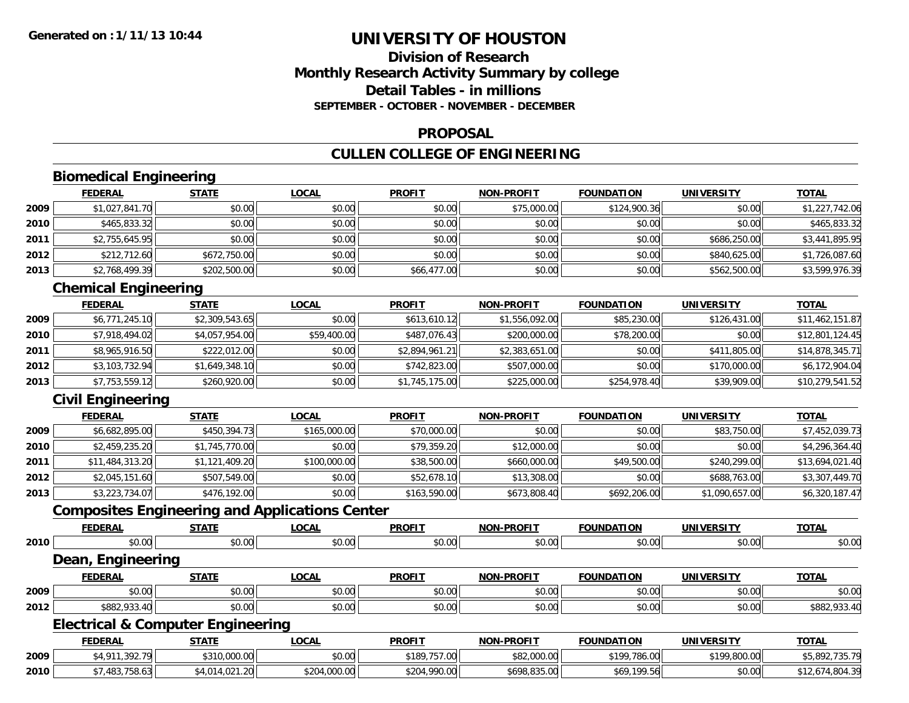# UNIVERSITY OF HOUSTON

## Division of Research
## Monthly Research Activity Summary by college
## Detail Tables - in millions
### SEPTEMBER - OCTOBER - NOVEMBER - DECEMBER

## PROPOSAL

## CULLEN COLLEGE OF ENGINEERING

### Biomedical Engineering

| | FEDERAL | STATE | LOCAL | PROFIT | NON-PROFIT | FOUNDATION | UNIVERSITY | TOTAL |
|---|---|---|---|---|---|---|---|---|
| 2009 | $1,027,841.70 | $0.00 | $0.00 | $0.00 | $75,000.00 | $124,900.36 | $0.00 | $1,227,742.06 |
| 2010 | $465,833.32 | $0.00 | $0.00 | $0.00 | $0.00 | $0.00 | $0.00 | $465,833.32 |
| 2011 | $2,755,645.95 | $0.00 | $0.00 | $0.00 | $0.00 | $0.00 | $686,250.00 | $3,441,895.95 |
| 2012 | $212,712.60 | $672,750.00 | $0.00 | $0.00 | $0.00 | $0.00 | $840,625.00 | $1,726,087.60 |
| 2013 | $2,768,499.39 | $202,500.00 | $0.00 | $66,477.00 | $0.00 | $0.00 | $562,500.00 | $3,599,976.39 |

### Chemical Engineering

| | FEDERAL | STATE | LOCAL | PROFIT | NON-PROFIT | FOUNDATION | UNIVERSITY | TOTAL |
|---|---|---|---|---|---|---|---|---|
| 2009 | $6,771,245.10 | $2,309,543.65 | $0.00 | $613,610.12 | $1,556,092.00 | $85,230.00 | $126,431.00 | $11,462,151.87 |
| 2010 | $7,918,494.02 | $4,057,954.00 | $59,400.00 | $487,076.43 | $200,000.00 | $78,200.00 | $0.00 | $12,801,124.45 |
| 2011 | $8,965,916.50 | $222,012.00 | $0.00 | $2,894,961.21 | $2,383,651.00 | $0.00 | $411,805.00 | $14,878,345.71 |
| 2012 | $3,103,732.94 | $1,649,348.10 | $0.00 | $742,823.00 | $507,000.00 | $0.00 | $170,000.00 | $6,172,904.04 |
| 2013 | $7,753,559.12 | $260,920.00 | $0.00 | $1,745,175.00 | $225,000.00 | $254,978.40 | $39,909.00 | $10,279,541.52 |

### Civil Engineering

| | FEDERAL | STATE | LOCAL | PROFIT | NON-PROFIT | FOUNDATION | UNIVERSITY | TOTAL |
|---|---|---|---|---|---|---|---|---|
| 2009 | $6,682,895.00 | $450,394.73 | $165,000.00 | $70,000.00 | $0.00 | $0.00 | $83,750.00 | $7,452,039.73 |
| 2010 | $2,459,235.20 | $1,745,770.00 | $0.00 | $79,359.20 | $12,000.00 | $0.00 | $0.00 | $4,296,364.40 |
| 2011 | $11,484,313.20 | $1,121,409.20 | $100,000.00 | $38,500.00 | $660,000.00 | $49,500.00 | $240,299.00 | $13,694,021.40 |
| 2012 | $2,045,151.60 | $507,549.00 | $0.00 | $52,678.10 | $13,308.00 | $0.00 | $688,763.00 | $3,307,449.70 |
| 2013 | $3,223,734.07 | $476,192.00 | $0.00 | $163,590.00 | $673,808.40 | $692,206.00 | $1,090,657.00 | $6,320,187.47 |

### Composites Engineering and Applications Center

| | FEDERAL | STATE | LOCAL | PROFIT | NON-PROFIT | FOUNDATION | UNIVERSITY | TOTAL |
|---|---|---|---|---|---|---|---|---|
| 2010 | $0.00 | $0.00 | $0.00 | $0.00 | $0.00 | $0.00 | $0.00 | $0.00 |

### Dean, Engineering

| | FEDERAL | STATE | LOCAL | PROFIT | NON-PROFIT | FOUNDATION | UNIVERSITY | TOTAL |
|---|---|---|---|---|---|---|---|---|
| 2009 | $0.00 | $0.00 | $0.00 | $0.00 | $0.00 | $0.00 | $0.00 | $0.00 |
| 2012 | $882,933.40 | $0.00 | $0.00 | $0.00 | $0.00 | $0.00 | $0.00 | $882,933.40 |

### Electrical & Computer Engineering

| | FEDERAL | STATE | LOCAL | PROFIT | NON-PROFIT | FOUNDATION | UNIVERSITY | TOTAL |
|---|---|---|---|---|---|---|---|---|
| 2009 | $4,911,392.79 | $310,000.00 | $0.00 | $189,757.00 | $82,000.00 | $199,786.00 | $199,800.00 | $5,892,735.79 |
| 2010 | $7,483,758.63 | $4,014,021.20 | $204,000.00 | $204,990.00 | $698,835.00 | $69,199.56 | $0.00 | $12,674,804.39 |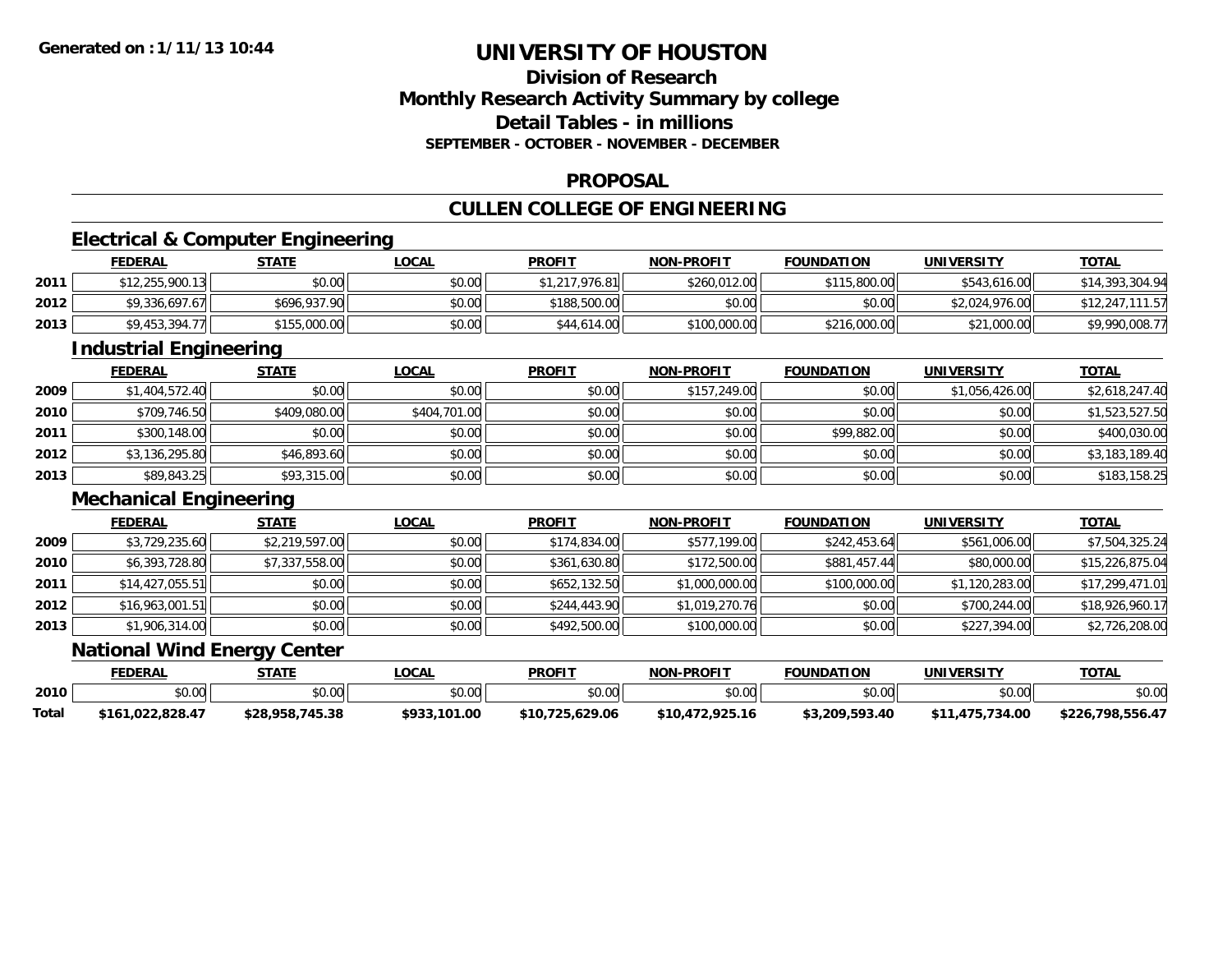# UNIVERSITY OF HOUSTON

## Division of Research
## Monthly Research Activity Summary by college
## Detail Tables - in millions
### SEPTEMBER - OCTOBER - NOVEMBER - DECEMBER

## PROPOSAL

## CULLEN COLLEGE OF ENGINEERING

### Electrical & Computer Engineering

| | FEDERAL | STATE | LOCAL | PROFIT | NON-PROFIT | FOUNDATION | UNIVERSITY | TOTAL |
|---|---|---|---|---|---|---|---|---|
| 2011 | $12,255,900.13 | $0.00 | $0.00 | $1,217,976.81 | $260,012.00 | $115,800.00 | $543,616.00 | $14,393,304.94 |
| 2012 | $9,336,697.67 | $696,937.90 | $0.00 | $188,500.00 | $0.00 | $0.00 | $2,024,976.00 | $12,247,111.57 |
| 2013 | $9,453,394.77 | $155,000.00 | $0.00 | $44,614.00 | $100,000.00 | $216,000.00 | $21,000.00 | $9,990,008.77 |

### Industrial Engineering

| | FEDERAL | STATE | LOCAL | PROFIT | NON-PROFIT | FOUNDATION | UNIVERSITY | TOTAL |
|---|---|---|---|---|---|---|---|---|
| 2009 | $1,404,572.40 | $0.00 | $0.00 | $0.00 | $157,249.00 | $0.00 | $1,056,426.00 | $2,618,247.40 |
| 2010 | $709,746.50 | $409,080.00 | $404,701.00 | $0.00 | $0.00 | $0.00 | $0.00 | $1,523,527.50 |
| 2011 | $300,148.00 | $0.00 | $0.00 | $0.00 | $0.00 | $99,882.00 | $0.00 | $400,030.00 |
| 2012 | $3,136,295.80 | $46,893.60 | $0.00 | $0.00 | $0.00 | $0.00 | $0.00 | $3,183,189.40 |
| 2013 | $89,843.25 | $93,315.00 | $0.00 | $0.00 | $0.00 | $0.00 | $0.00 | $183,158.25 |

### Mechanical Engineering

| | FEDERAL | STATE | LOCAL | PROFIT | NON-PROFIT | FOUNDATION | UNIVERSITY | TOTAL |
|---|---|---|---|---|---|---|---|---|
| 2009 | $3,729,235.60 | $2,219,597.00 | $0.00 | $174,834.00 | $577,199.00 | $242,453.64 | $561,006.00 | $7,504,325.24 |
| 2010 | $6,393,728.80 | $7,337,558.00 | $0.00 | $361,630.80 | $172,500.00 | $881,457.44 | $80,000.00 | $15,226,875.04 |
| 2011 | $14,427,055.51 | $0.00 | $0.00 | $652,132.50 | $1,000,000.00 | $100,000.00 | $1,120,283.00 | $17,299,471.01 |
| 2012 | $16,963,001.51 | $0.00 | $0.00 | $244,443.90 | $1,019,270.76 | $0.00 | $700,244.00 | $18,926,960.17 |
| 2013 | $1,906,314.00 | $0.00 | $0.00 | $492,500.00 | $100,000.00 | $0.00 | $227,394.00 | $2,726,208.00 |

### National Wind Energy Center

| | FEDERAL | STATE | LOCAL | PROFIT | NON-PROFIT | FOUNDATION | UNIVERSITY | TOTAL |
|---|---|---|---|---|---|---|---|---|
| 2010 | $0.00 | $0.00 | $0.00 | $0.00 | $0.00 | $0.00 | $0.00 | $0.00 |
| **Total** | **$161,022,828.47** | **$28,958,745.38** | **$933,101.00** | **$10,725,629.06** | **$10,472,925.16** | **$3,209,593.40** | **$11,475,734.00** | **$226,798,556.47** |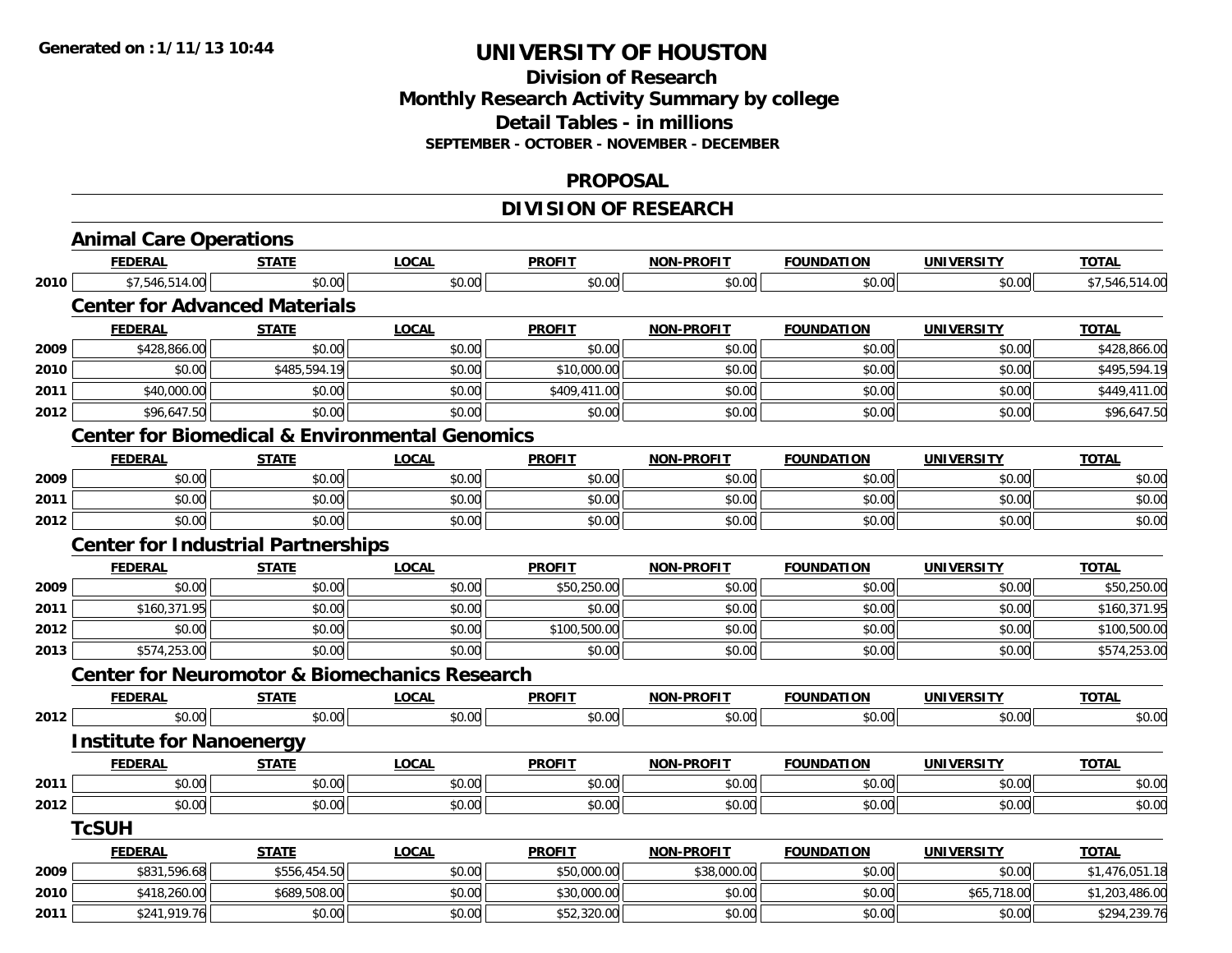# UNIVERSITY OF HOUSTON

## Division of Research
## Monthly Research Activity Summary by college
## Detail Tables - in millions
### SEPTEMBER - OCTOBER - NOVEMBER - DECEMBER

## PROPOSAL

## DIVISION OF RESEARCH

### Animal Care Operations

| | FEDERAL | STATE | LOCAL | PROFIT | NON-PROFIT | FOUNDATION | UNIVERSITY | TOTAL |
|---|---|---|---|---|---|---|---|---|
| 2010 | $7,546,514.00 | $0.00 | $0.00 | $0.00 | $0.00 | $0.00 | $0.00 | $7,546,514.00 |

### Center for Advanced Materials

| | FEDERAL | STATE | LOCAL | PROFIT | NON-PROFIT | FOUNDATION | UNIVERSITY | TOTAL |
|---|---|---|---|---|---|---|---|---|
| 2009 | $428,866.00 | $0.00 | $0.00 | $0.00 | $0.00 | $0.00 | $0.00 | $428,866.00 |
| 2010 | $0.00 | $485,594.19 | $0.00 | $10,000.00 | $0.00 | $0.00 | $0.00 | $495,594.19 |
| 2011 | $40,000.00 | $0.00 | $0.00 | $409,411.00 | $0.00 | $0.00 | $0.00 | $449,411.00 |
| 2012 | $96,647.50 | $0.00 | $0.00 | $0.00 | $0.00 | $0.00 | $0.00 | $96,647.50 |

### Center for Biomedical & Environmental Genomics

| | FEDERAL | STATE | LOCAL | PROFIT | NON-PROFIT | FOUNDATION | UNIVERSITY | TOTAL |
|---|---|---|---|---|---|---|---|---|
| 2009 | $0.00 | $0.00 | $0.00 | $0.00 | $0.00 | $0.00 | $0.00 | $0.00 |
| 2011 | $0.00 | $0.00 | $0.00 | $0.00 | $0.00 | $0.00 | $0.00 | $0.00 |
| 2012 | $0.00 | $0.00 | $0.00 | $0.00 | $0.00 | $0.00 | $0.00 | $0.00 |

### Center for Industrial Partnerships

| | FEDERAL | STATE | LOCAL | PROFIT | NON-PROFIT | FOUNDATION | UNIVERSITY | TOTAL |
|---|---|---|---|---|---|---|---|---|
| 2009 | $0.00 | $0.00 | $0.00 | $50,250.00 | $0.00 | $0.00 | $0.00 | $50,250.00 |
| 2011 | $160,371.95 | $0.00 | $0.00 | $0.00 | $0.00 | $0.00 | $0.00 | $160,371.95 |
| 2012 | $0.00 | $0.00 | $0.00 | $100,500.00 | $0.00 | $0.00 | $0.00 | $100,500.00 |
| 2013 | $574,253.00 | $0.00 | $0.00 | $0.00 | $0.00 | $0.00 | $0.00 | $574,253.00 |

### Center for Neuromotor & Biomechanics Research

| | FEDERAL | STATE | LOCAL | PROFIT | NON-PROFIT | FOUNDATION | UNIVERSITY | TOTAL |
|---|---|---|---|---|---|---|---|---|
| 2012 | $0.00 | $0.00 | $0.00 | $0.00 | $0.00 | $0.00 | $0.00 | $0.00 |

### Institute for Nanoenergy

| | FEDERAL | STATE | LOCAL | PROFIT | NON-PROFIT | FOUNDATION | UNIVERSITY | TOTAL |
|---|---|---|---|---|---|---|---|---|
| 2011 | $0.00 | $0.00 | $0.00 | $0.00 | $0.00 | $0.00 | $0.00 | $0.00 |
| 2012 | $0.00 | $0.00 | $0.00 | $0.00 | $0.00 | $0.00 | $0.00 | $0.00 |

### TcSUH

| | FEDERAL | STATE | LOCAL | PROFIT | NON-PROFIT | FOUNDATION | UNIVERSITY | TOTAL |
|---|---|---|---|---|---|---|---|---|
| 2009 | $831,596.68 | $556,454.50 | $0.00 | $50,000.00 | $38,000.00 | $0.00 | $0.00 | $1,476,051.18 |
| 2010 | $418,260.00 | $689,508.00 | $0.00 | $30,000.00 | $0.00 | $0.00 | $65,718.00 | $1,203,486.00 |
| 2011 | $241,919.76 | $0.00 | $0.00 | $52,320.00 | $0.00 | $0.00 | $0.00 | $294,239.76 |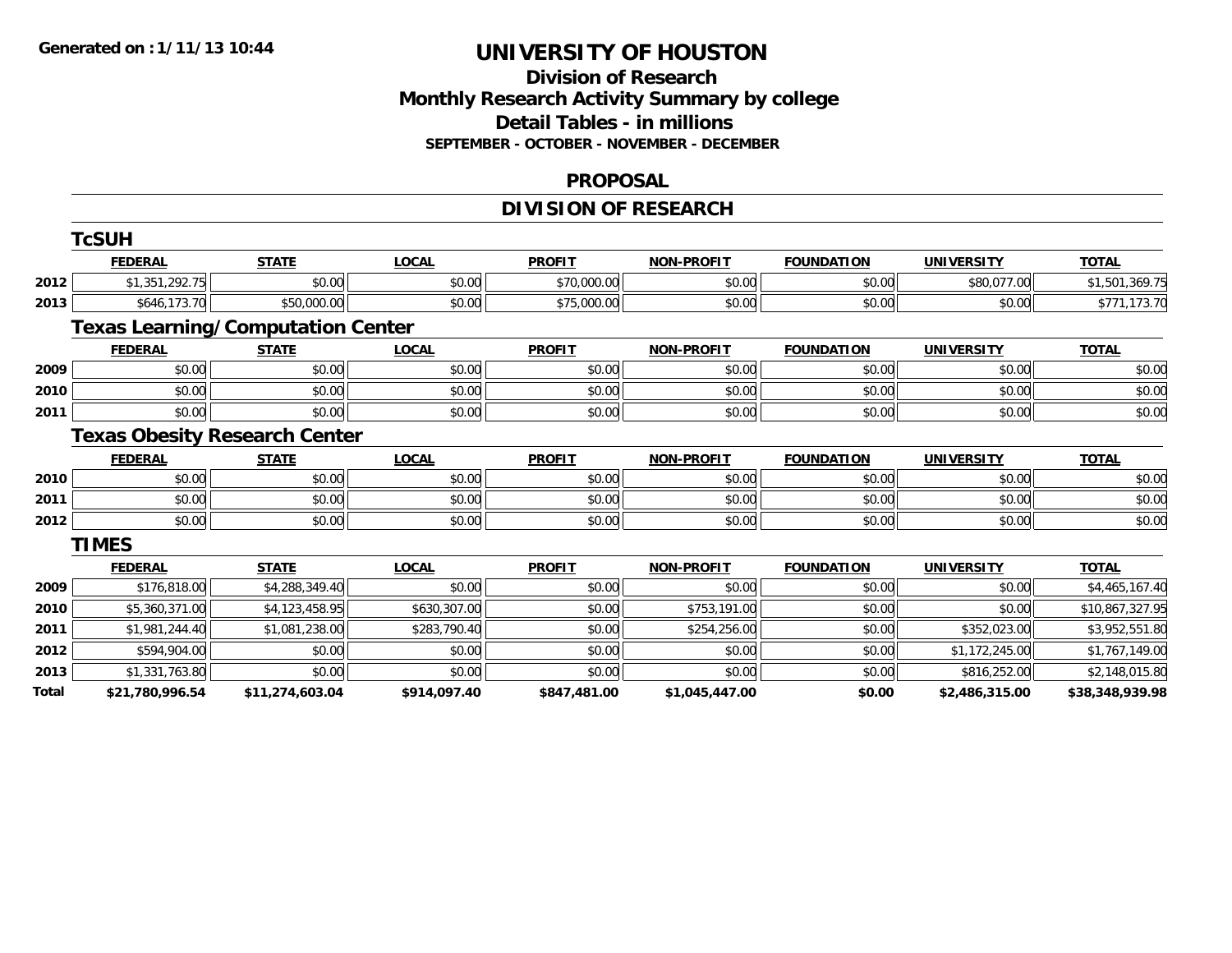**Generated on :1/11/13 10:44**

# UNIVERSITY OF HOUSTON

## Division of Research
## Monthly Research Activity Summary by college
## Detail Tables - in millions
### SEPTEMBER - OCTOBER - NOVEMBER - DECEMBER

### PROPOSAL

### DIVISION OF RESEARCH

#### TcSUH

| | FEDERAL | STATE | LOCAL | PROFIT | NON-PROFIT | FOUNDATION | UNIVERSITY | TOTAL |
|---|---|---|---|---|---|---|---|---|
| 2012 | $1,351,292.75 | $0.00 | $0.00 | $70,000.00 | $0.00 | $0.00 | $80,077.00 | $1,501,369.75 |
| 2013 | $646,173.70 | $50,000.00 | $0.00 | $75,000.00 | $0.00 | $0.00 | $0.00 | $771,173.70 |

#### Texas Learning/Computation Center

| | FEDERAL | STATE | LOCAL | PROFIT | NON-PROFIT | FOUNDATION | UNIVERSITY | TOTAL |
|---|---|---|---|---|---|---|---|---|
| 2009 | $0.00 | $0.00 | $0.00 | $0.00 | $0.00 | $0.00 | $0.00 | $0.00 |
| 2010 | $0.00 | $0.00 | $0.00 | $0.00 | $0.00 | $0.00 | $0.00 | $0.00 |
| 2011 | $0.00 | $0.00 | $0.00 | $0.00 | $0.00 | $0.00 | $0.00 | $0.00 |

#### Texas Obesity Research Center

| | FEDERAL | STATE | LOCAL | PROFIT | NON-PROFIT | FOUNDATION | UNIVERSITY | TOTAL |
|---|---|---|---|---|---|---|---|---|
| 2010 | $0.00 | $0.00 | $0.00 | $0.00 | $0.00 | $0.00 | $0.00 | $0.00 |
| 2011 | $0.00 | $0.00 | $0.00 | $0.00 | $0.00 | $0.00 | $0.00 | $0.00 |
| 2012 | $0.00 | $0.00 | $0.00 | $0.00 | $0.00 | $0.00 | $0.00 | $0.00 |

#### TIMES

| | FEDERAL | STATE | LOCAL | PROFIT | NON-PROFIT | FOUNDATION | UNIVERSITY | TOTAL |
|---|---|---|---|---|---|---|---|---|
| 2009 | $176,818.00 | $4,288,349.40 | $0.00 | $0.00 | $0.00 | $0.00 | $0.00 | $4,465,167.40 |
| 2010 | $5,360,371.00 | $4,123,458.95 | $630,307.00 | $0.00 | $753,191.00 | $0.00 | $0.00 | $10,867,327.95 |
| 2011 | $1,981,244.40 | $1,081,238.00 | $283,790.40 | $0.00 | $254,256.00 | $0.00 | $352,023.00 | $3,952,551.80 |
| 2012 | $594,904.00 | $0.00 | $0.00 | $0.00 | $0.00 | $0.00 | $1,172,245.00 | $1,767,149.00 |
| 2013 | $1,331,763.80 | $0.00 | $0.00 | $0.00 | $0.00 | $0.00 | $816,252.00 | $2,148,015.80 |
| **Total** | **$21,780,996.54** | **$11,274,603.04** | **$914,097.40** | **$847,481.00** | **$1,045,447.00** | **$0.00** | **$2,486,315.00** | **$38,348,939.98** |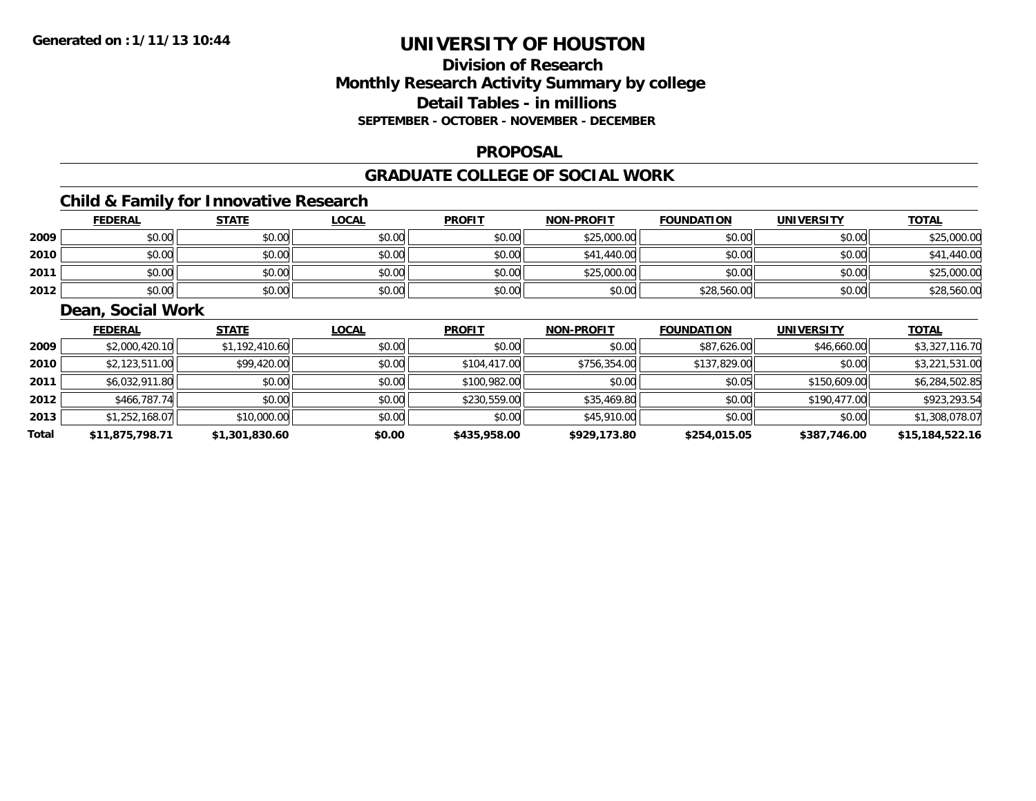Generated on :1/11/13 10:44

# UNIVERSITY OF HOUSTON

## Division of Research
## Monthly Research Activity Summary by college
## Detail Tables - in millions
### SEPTEMBER - OCTOBER - NOVEMBER - DECEMBER

## PROPOSAL

## GRADUATE COLLEGE OF SOCIAL WORK

### Child & Family for Innovative Research

| | FEDERAL | STATE | LOCAL | PROFIT | NON-PROFIT | FOUNDATION | UNIVERSITY | TOTAL |
|---|---|---|---|---|---|---|---|---|
| 2009 | $0.00 | $0.00 | $0.00 | $0.00 | $25,000.00 | $0.00 | $0.00 | $25,000.00 |
| 2010 | $0.00 | $0.00 | $0.00 | $0.00 | $41,440.00 | $0.00 | $0.00 | $41,440.00 |
| 2011 | $0.00 | $0.00 | $0.00 | $0.00 | $25,000.00 | $0.00 | $0.00 | $25,000.00 |
| 2012 | $0.00 | $0.00 | $0.00 | $0.00 | $0.00 | $28,560.00 | $0.00 | $28,560.00 |

### Dean, Social Work

| | FEDERAL | STATE | LOCAL | PROFIT | NON-PROFIT | FOUNDATION | UNIVERSITY | TOTAL |
|---|---|---|---|---|---|---|---|---|
| 2009 | $2,000,420.10 | $1,192,410.60 | $0.00 | $0.00 | $0.00 | $87,626.00 | $46,660.00 | $3,327,116.70 |
| 2010 | $2,123,511.00 | $99,420.00 | $0.00 | $104,417.00 | $756,354.00 | $137,829.00 | $0.00 | $3,221,531.00 |
| 2011 | $6,032,911.80 | $0.00 | $0.00 | $100,982.00 | $0.00 | $0.05 | $150,609.00 | $6,284,502.85 |
| 2012 | $466,787.74 | $0.00 | $0.00 | $230,559.00 | $35,469.80 | $0.00 | $190,477.00 | $923,293.54 |
| 2013 | $1,252,168.07 | $10,000.00 | $0.00 | $0.00 | $45,910.00 | $0.00 | $0.00 | $1,308,078.07 |
| **Total** | **$11,875,798.71** | **$1,301,830.60** | **$0.00** | **$435,958.00** | **$929,173.80** | **$254,015.05** | **$387,746.00** | **$15,184,522.16** |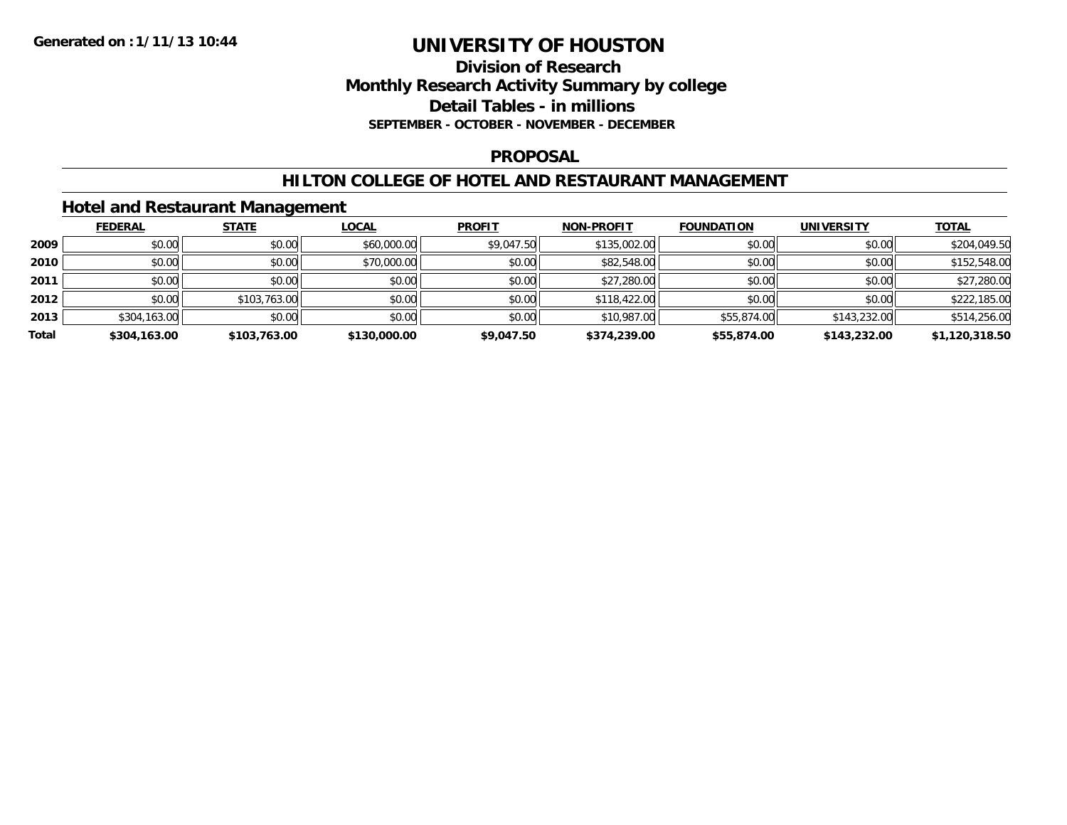Generated on :1/11/13 10:44

# UNIVERSITY OF HOUSTON

## Division of Research
## Monthly Research Activity Summary by college
## Detail Tables - in millions
### SEPTEMBER - OCTOBER - NOVEMBER - DECEMBER

## PROPOSAL

## HILTON COLLEGE OF HOTEL AND RESTAURANT MANAGEMENT

### Hotel and Restaurant Management

| | FEDERAL | STATE | LOCAL | PROFIT | NON-PROFIT | FOUNDATION | UNIVERSITY | TOTAL |
|---|---|---|---|---|---|---|---|---|
| 2009 | $0.00 | $0.00 | $60,000.00 | $9,047.50 | $135,002.00 | $0.00 | $0.00 | $204,049.50 |
| 2010 | $0.00 | $0.00 | $70,000.00 | $0.00 | $82,548.00 | $0.00 | $0.00 | $152,548.00 |
| 2011 | $0.00 | $0.00 | $0.00 | $0.00 | $27,280.00 | $0.00 | $0.00 | $27,280.00 |
| 2012 | $0.00 | $103,763.00 | $0.00 | $0.00 | $118,422.00 | $0.00 | $0.00 | $222,185.00 |
| 2013 | $304,163.00 | $0.00 | $0.00 | $0.00 | $10,987.00 | $55,874.00 | $143,232.00 | $514,256.00 |
| **Total** | **$304,163.00** | **$103,763.00** | **$130,000.00** | **$9,047.50** | **$374,239.00** | **$55,874.00** | **$143,232.00** | **$1,120,318.50** |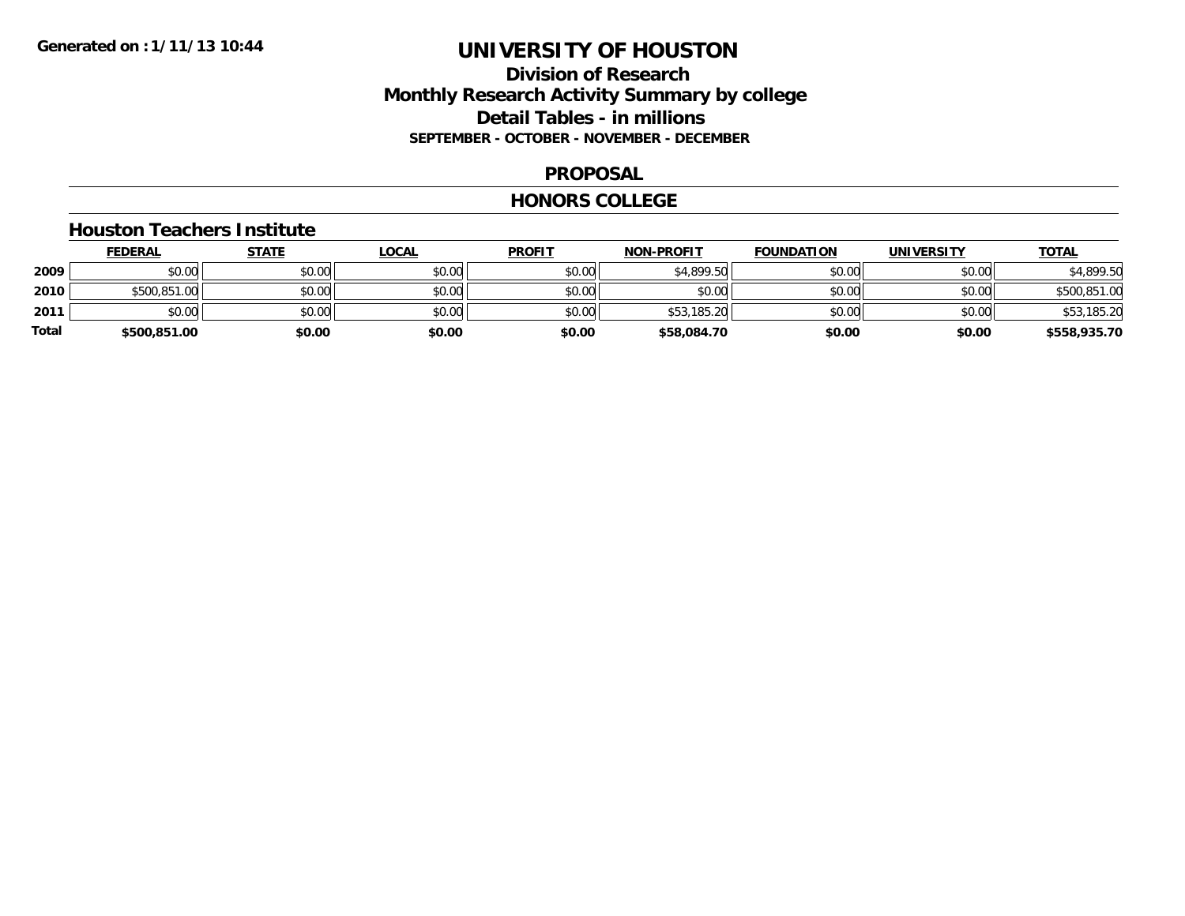Generated on :1/11/13 10:44

# UNIVERSITY OF HOUSTON

## Division of Research
## Monthly Research Activity Summary by college
## Detail Tables - in millions
### SEPTEMBER - OCTOBER - NOVEMBER - DECEMBER

## PROPOSAL

## HONORS COLLEGE

### Houston Teachers Institute

| | FEDERAL | STATE | LOCAL | PROFIT | NON-PROFIT | FOUNDATION | UNIVERSITY | TOTAL |
|---|---|---|---|---|---|---|---|---|
| 2009 | $0.00 | $0.00 | $0.00 | $0.00 | $4,899.50 | $0.00 | $0.00 | $4,899.50 |
| 2010 | $500,851.00 | $0.00 | $0.00 | $0.00 | $0.00 | $0.00 | $0.00 | $500,851.00 |
| 2011 | $0.00 | $0.00 | $0.00 | $0.00 | $53,185.20 | $0.00 | $0.00 | $53,185.20 |
| **Total** | **$500,851.00** | **$0.00** | **$0.00** | **$0.00** | **$58,084.70** | **$0.00** | **$0.00** | **$558,935.70** |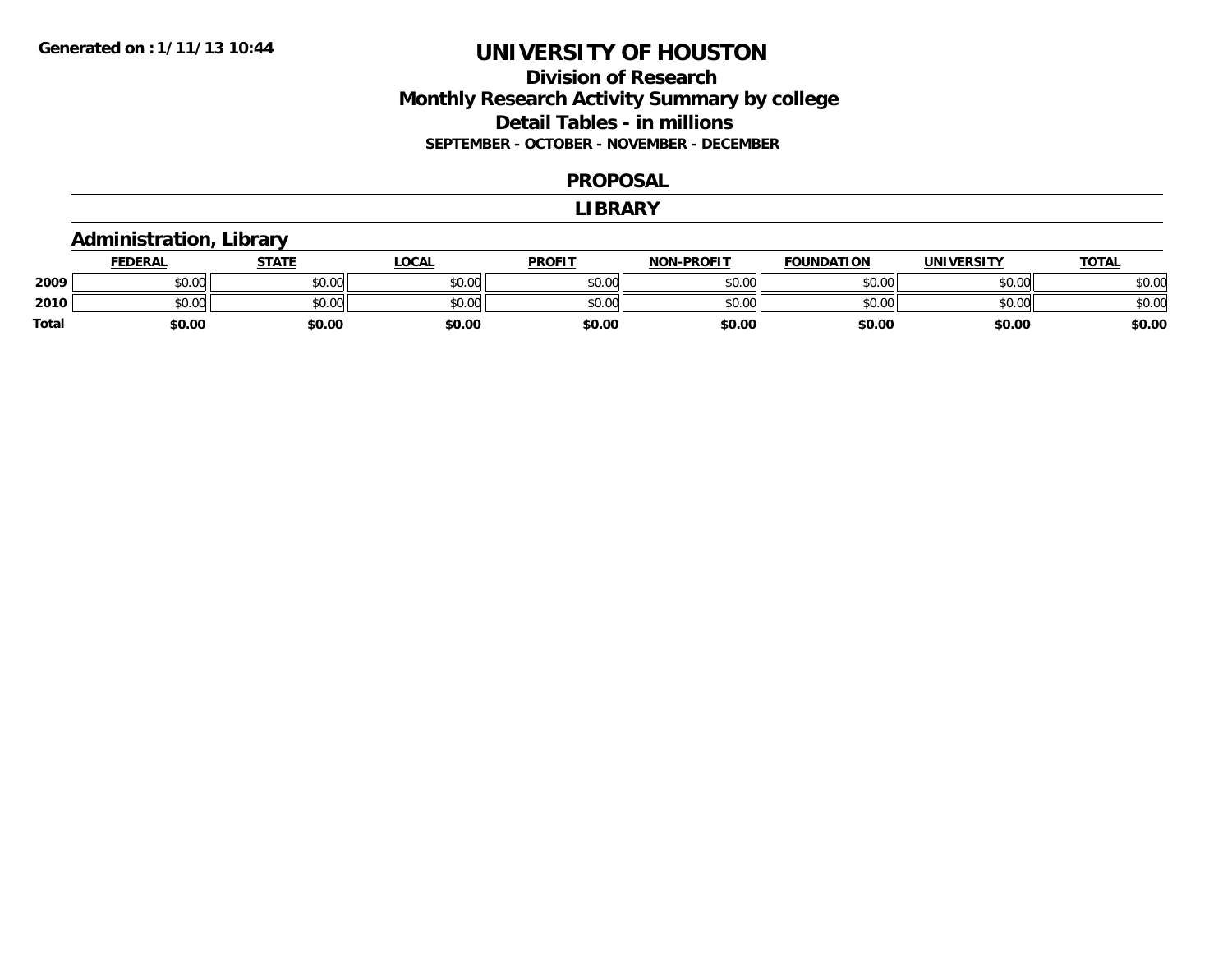Generated on :1/11/13 10:44

# UNIVERSITY OF HOUSTON

## Division of Research
## Monthly Research Activity Summary by college
## Detail Tables - in millions
### SEPTEMBER - OCTOBER - NOVEMBER - DECEMBER

### PROPOSAL

### LIBRARY

### Administration, Library

| | FEDERAL | STATE | LOCAL | PROFIT | NON-PROFIT | FOUNDATION | UNIVERSITY | TOTAL |
|---|---|---|---|---|---|---|---|---|
| 2009 | $0.00 | $0.00 | $0.00 | $0.00 | $0.00 | $0.00 | $0.00 | $0.00 |
| 2010 | $0.00 | $0.00 | $0.00 | $0.00 | $0.00 | $0.00 | $0.00 | $0.00 |
| **Total** | **$0.00** | **$0.00** | **$0.00** | **$0.00** | **$0.00** | **$0.00** | **$0.00** | **$0.00** |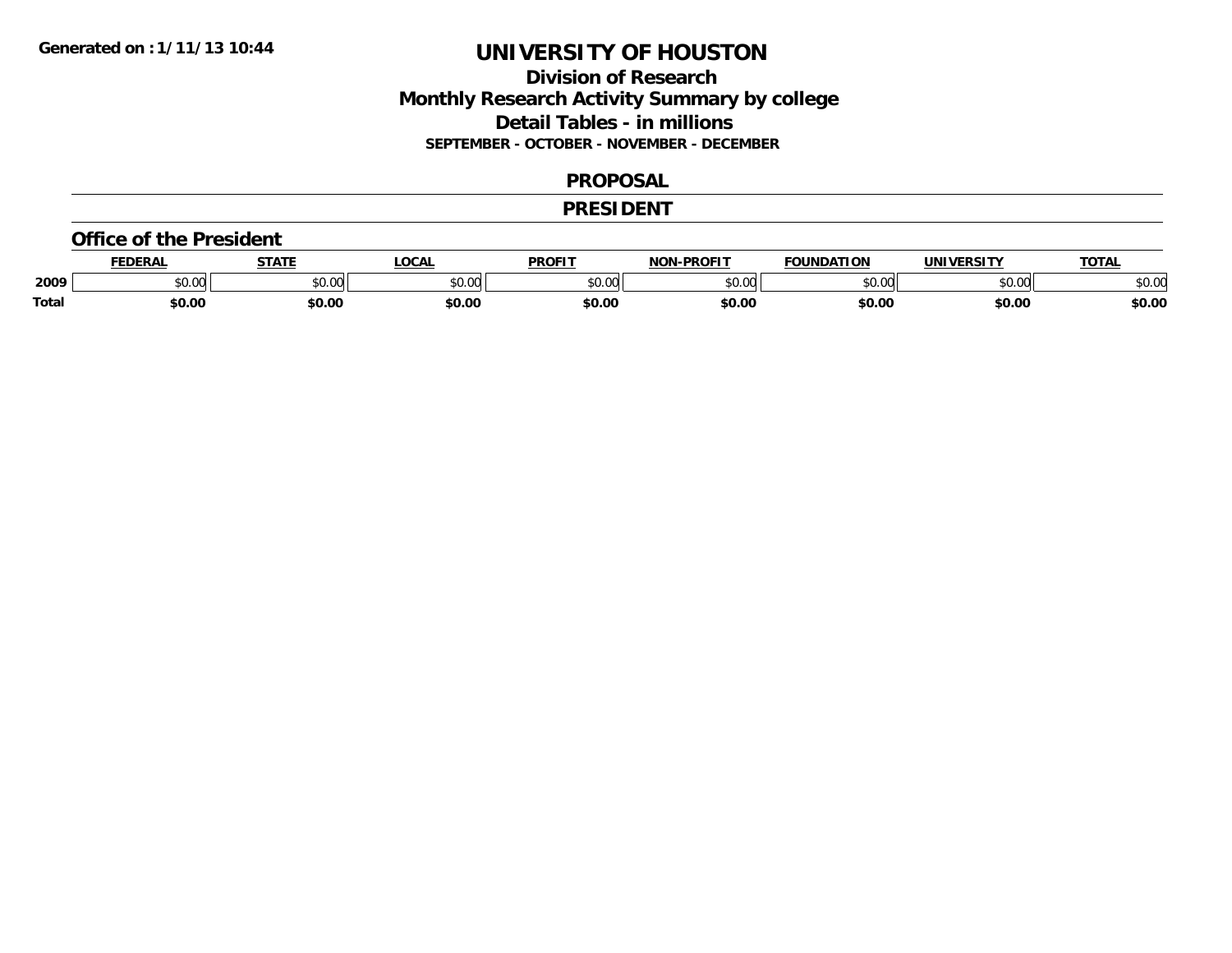# UNIVERSITY OF HOUSTON

## Division of Research
## Monthly Research Activity Summary by college
## Detail Tables - in millions

**SEPTEMBER - OCTOBER - NOVEMBER - DECEMBER**

## PROPOSAL

## PRESIDENT

### Office of the President

| | FEDERAL | STATE | LOCAL | PROFIT | NON-PROFIT | FOUNDATION | UNIVERSITY | TOTAL |
|---|---|---|---|---|---|---|---|---|
| **2009** | $0.00 | $0.00 | $0.00 | $0.00 | $0.00 | $0.00 | $0.00 | $0.00 |
| **Total** | **$0.00** | **$0.00** | **$0.00** | **$0.00** | **$0.00** | **$0.00** | **$0.00** | **$0.00** |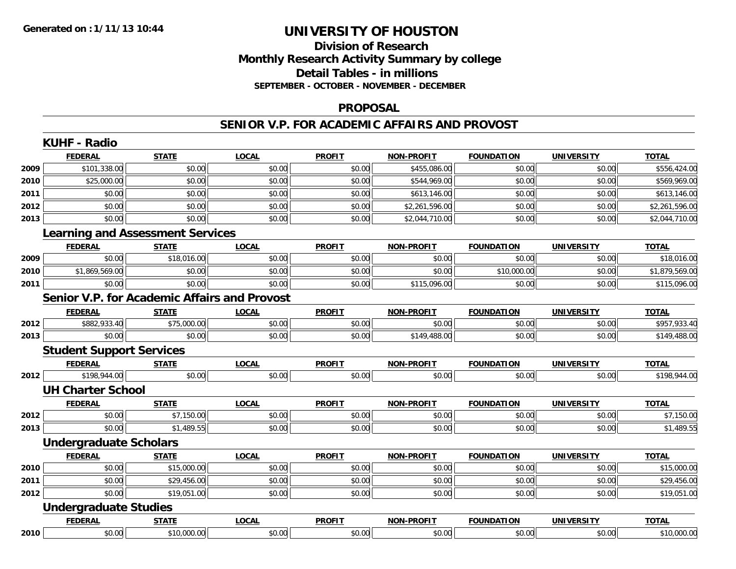**Generated on : 1/11/13 10:44**

# UNIVERSITY OF HOUSTON

## Division of Research
## Monthly Research Activity Summary by college
## Detail Tables - in millions
### SEPTEMBER - OCTOBER - NOVEMBER - DECEMBER

## PROPOSAL

## SENIOR V.P. FOR ACADEMIC AFFAIRS AND PROVOST

### KUHF - Radio

| | FEDERAL | STATE | LOCAL | PROFIT | NON-PROFIT | FOUNDATION | UNIVERSITY | TOTAL |
|---|---|---|---|---|---|---|---|---|
| 2009 | $101,338.00 | $0.00 | $0.00 | $0.00 | $455,086.00 | $0.00 | $0.00 | $556,424.00 |
| 2010 | $25,000.00 | $0.00 | $0.00 | $0.00 | $544,969.00 | $0.00 | $0.00 | $569,969.00 |
| 2011 | $0.00 | $0.00 | $0.00 | $0.00 | $613,146.00 | $0.00 | $0.00 | $613,146.00 |
| 2012 | $0.00 | $0.00 | $0.00 | $0.00 | $2,261,596.00 | $0.00 | $0.00 | $2,261,596.00 |
| 2013 | $0.00 | $0.00 | $0.00 | $0.00 | $2,044,710.00 | $0.00 | $0.00 | $2,044,710.00 |

### Learning and Assessment Services

| | FEDERAL | STATE | LOCAL | PROFIT | NON-PROFIT | FOUNDATION | UNIVERSITY | TOTAL |
|---|---|---|---|---|---|---|---|---|
| 2009 | $0.00 | $18,016.00 | $0.00 | $0.00 | $0.00 | $0.00 | $0.00 | $18,016.00 |
| 2010 | $1,869,569.00 | $0.00 | $0.00 | $0.00 | $0.00 | $10,000.00 | $0.00 | $1,879,569.00 |
| 2011 | $0.00 | $0.00 | $0.00 | $0.00 | $115,096.00 | $0.00 | $0.00 | $115,096.00 |

### Senior V.P. for Academic Affairs and Provost

| | FEDERAL | STATE | LOCAL | PROFIT | NON-PROFIT | FOUNDATION | UNIVERSITY | TOTAL |
|---|---|---|---|---|---|---|---|---|
| 2012 | $882,933.40 | $75,000.00 | $0.00 | $0.00 | $0.00 | $0.00 | $0.00 | $957,933.40 |
| 2013 | $0.00 | $0.00 | $0.00 | $0.00 | $149,488.00 | $0.00 | $0.00 | $149,488.00 |

### Student Support Services

| | FEDERAL | STATE | LOCAL | PROFIT | NON-PROFIT | FOUNDATION | UNIVERSITY | TOTAL |
|---|---|---|---|---|---|---|---|---|
| 2012 | $198,944.00 | $0.00 | $0.00 | $0.00 | $0.00 | $0.00 | $0.00 | $198,944.00 |

### UH Charter School

| | FEDERAL | STATE | LOCAL | PROFIT | NON-PROFIT | FOUNDATION | UNIVERSITY | TOTAL |
|---|---|---|---|---|---|---|---|---|
| 2012 | $0.00 | $7,150.00 | $0.00 | $0.00 | $0.00 | $0.00 | $0.00 | $7,150.00 |
| 2013 | $0.00 | $1,489.55 | $0.00 | $0.00 | $0.00 | $0.00 | $0.00 | $1,489.55 |

### Undergraduate Scholars

| | FEDERAL | STATE | LOCAL | PROFIT | NON-PROFIT | FOUNDATION | UNIVERSITY | TOTAL |
|---|---|---|---|---|---|---|---|---|
| 2010 | $0.00 | $15,000.00 | $0.00 | $0.00 | $0.00 | $0.00 | $0.00 | $15,000.00 |
| 2011 | $0.00 | $29,456.00 | $0.00 | $0.00 | $0.00 | $0.00 | $0.00 | $29,456.00 |
| 2012 | $0.00 | $19,051.00 | $0.00 | $0.00 | $0.00 | $0.00 | $0.00 | $19,051.00 |

### Undergraduate Studies

| | FEDERAL | STATE | LOCAL | PROFIT | NON-PROFIT | FOUNDATION | UNIVERSITY | TOTAL |
|---|---|---|---|---|---|---|---|---|
| 2010 | $0.00 | $10,000.00 | $0.00 | $0.00 | $0.00 | $0.00 | $0.00 | $10,000.00 |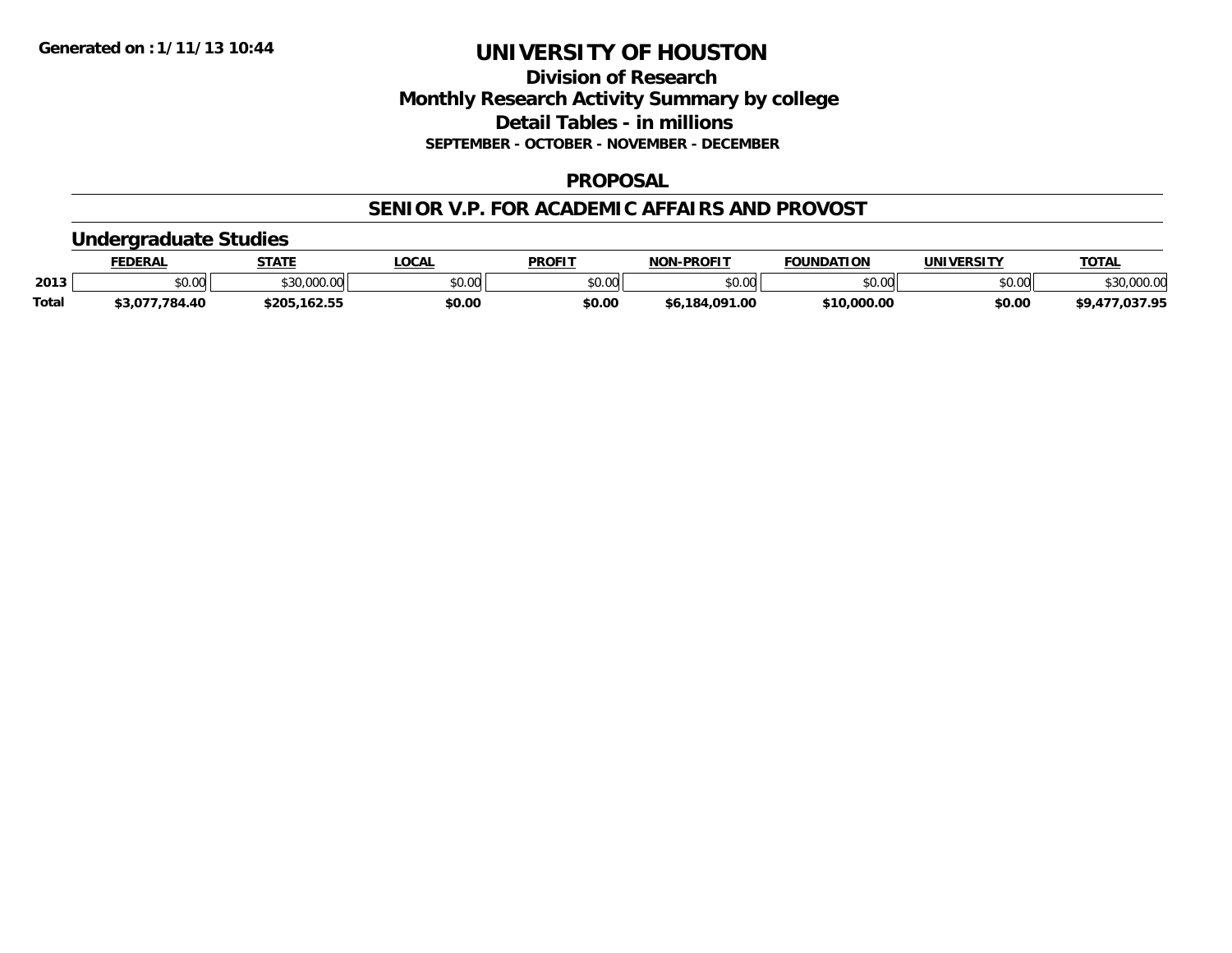Generated on :1/11/13 10:44

# UNIVERSITY OF HOUSTON

## Division of Research
## Monthly Research Activity Summary by college
## Detail Tables - in millions
### SEPTEMBER - OCTOBER - NOVEMBER - DECEMBER

### PROPOSAL

### SENIOR V.P. FOR ACADEMIC AFFAIRS AND PROVOST

### Undergraduate Studies

| | FEDERAL | STATE | LOCAL | PROFIT | NON-PROFIT | FOUNDATION | UNIVERSITY | TOTAL |
|---|---|---|---|---|---|---|---|---|
| 2013 | $0.00 | $30,000.00 | $0.00 | $0.00 | $0.00 | $0.00 | $0.00 | $30,000.00 |
| Total | $3,077,784.40 | $205,162.55 | $0.00 | $0.00 | $6,184,091.00 | $10,000.00 | $0.00 | $9,477,037.95 |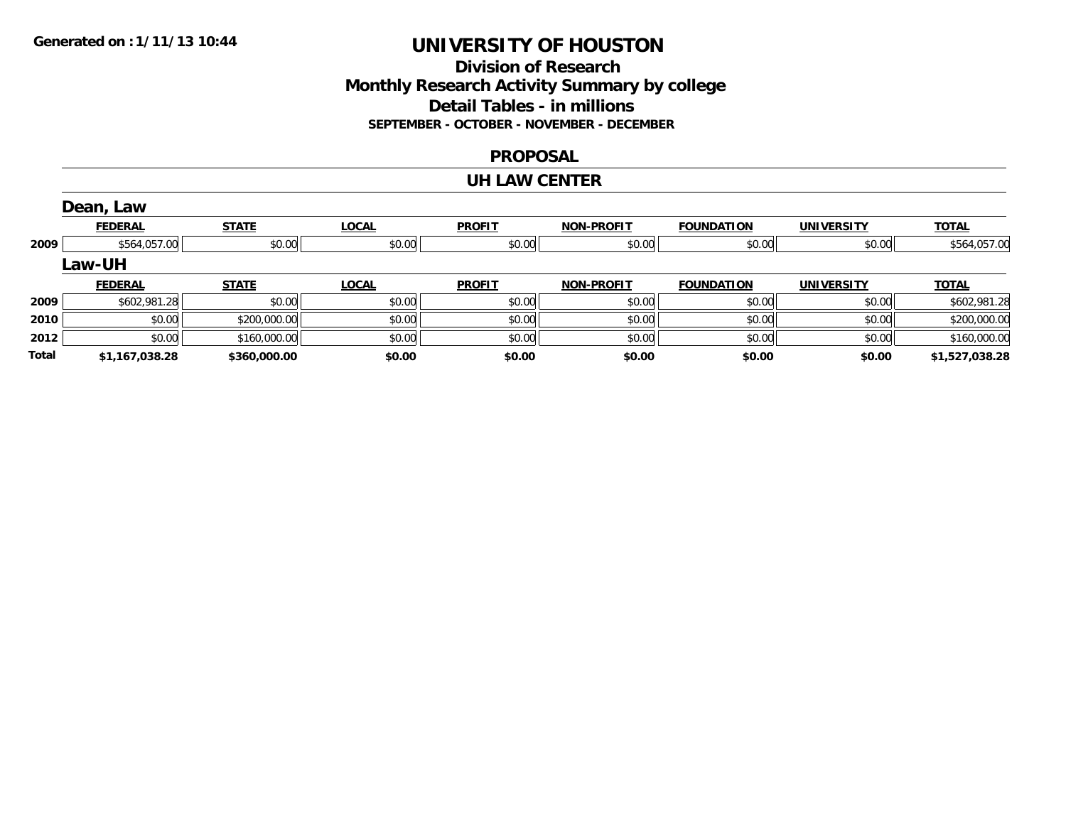Generated on :1/11/13 10:44

# UNIVERSITY OF HOUSTON

## Division of Research
## Monthly Research Activity Summary by college
## Detail Tables - in millions
### SEPTEMBER - OCTOBER - NOVEMBER - DECEMBER

## PROPOSAL

## UH LAW CENTER

### Dean, Law

| | FEDERAL | STATE | LOCAL | PROFIT | NON-PROFIT | FOUNDATION | UNIVERSITY | TOTAL |
|---|---|---|---|---|---|---|---|---|
| 2009 | $564,057.00 | $0.00 | $0.00 | $0.00 | $0.00 | $0.00 | $0.00 | $564,057.00 |

### Law-UH

| | FEDERAL | STATE | LOCAL | PROFIT | NON-PROFIT | FOUNDATION | UNIVERSITY | TOTAL |
|---|---|---|---|---|---|---|---|---|
| 2009 | $602,981.28 | $0.00 | $0.00 | $0.00 | $0.00 | $0.00 | $0.00 | $602,981.28 |
| 2010 | $0.00 | $200,000.00 | $0.00 | $0.00 | $0.00 | $0.00 | $0.00 | $200,000.00 |
| 2012 | $0.00 | $160,000.00 | $0.00 | $0.00 | $0.00 | $0.00 | $0.00 | $160,000.00 |
| **Total** | **$1,167,038.28** | **$360,000.00** | **$0.00** | **$0.00** | **$0.00** | **$0.00** | **$0.00** | **$1,527,038.28** |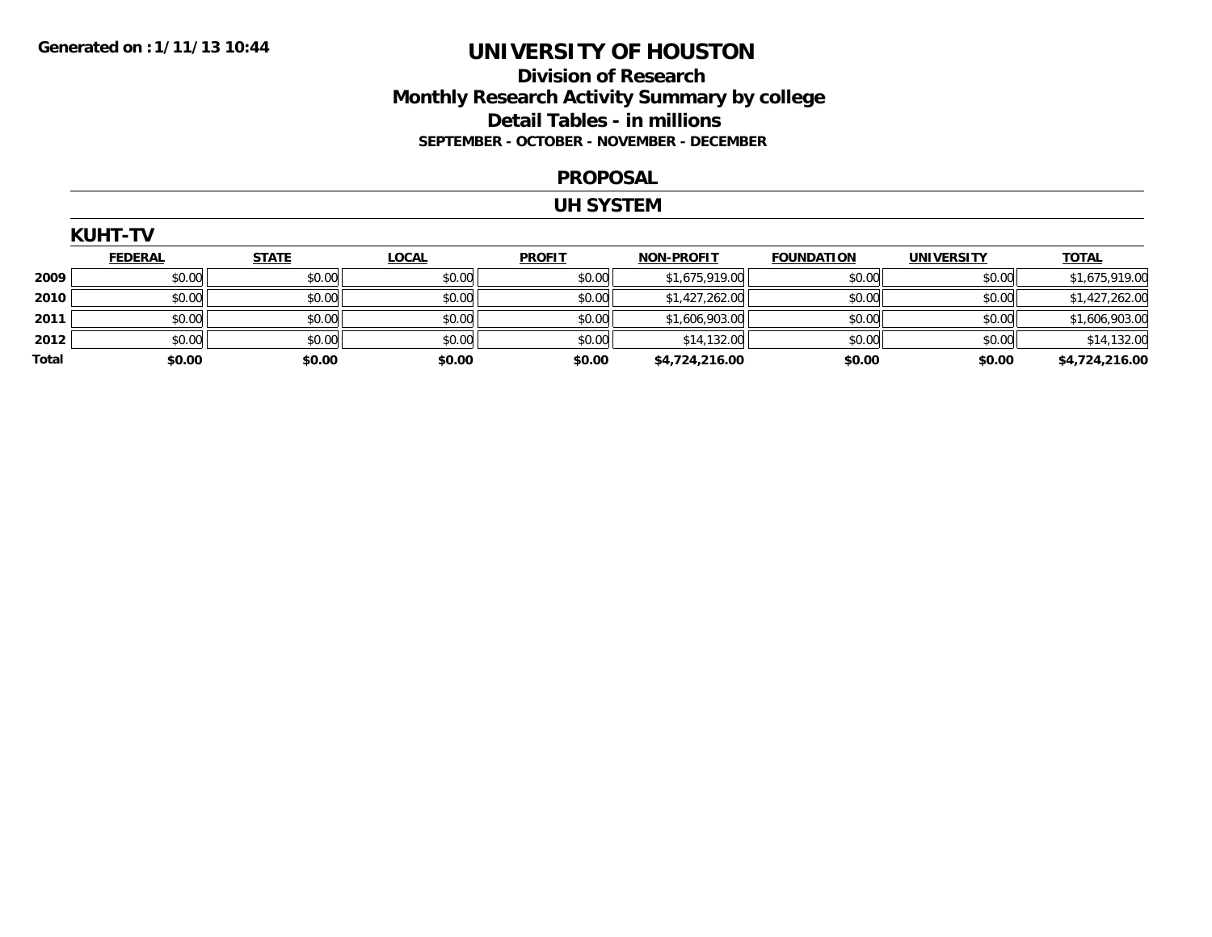**Generated on :1/11/13 10:44**

# UNIVERSITY OF HOUSTON

## Division of Research
## Monthly Research Activity Summary by college
## Detail Tables - in millions
### SEPTEMBER - OCTOBER - NOVEMBER - DECEMBER

## PROPOSAL

## UH SYSTEM

### KUHT-TV

| | FEDERAL | STATE | LOCAL | PROFIT | NON-PROFIT | FOUNDATION | UNIVERSITY | TOTAL |
|---|---|---|---|---|---|---|---|---|
| **2009** | $0.00 | $0.00 | $0.00 | $0.00 | $1,675,919.00 | $0.00 | $0.00 | $1,675,919.00 |
| **2010** | $0.00 | $0.00 | $0.00 | $0.00 | $1,427,262.00 | $0.00 | $0.00 | $1,427,262.00 |
| **2011** | $0.00 | $0.00 | $0.00 | $0.00 | $1,606,903.00 | $0.00 | $0.00 | $1,606,903.00 |
| **2012** | $0.00 | $0.00 | $0.00 | $0.00 | $14,132.00 | $0.00 | $0.00 | $14,132.00 |
| **Total** | **$0.00** | **$0.00** | **$0.00** | **$0.00** | **$4,724,216.00** | **$0.00** | **$0.00** | **$4,724,216.00** |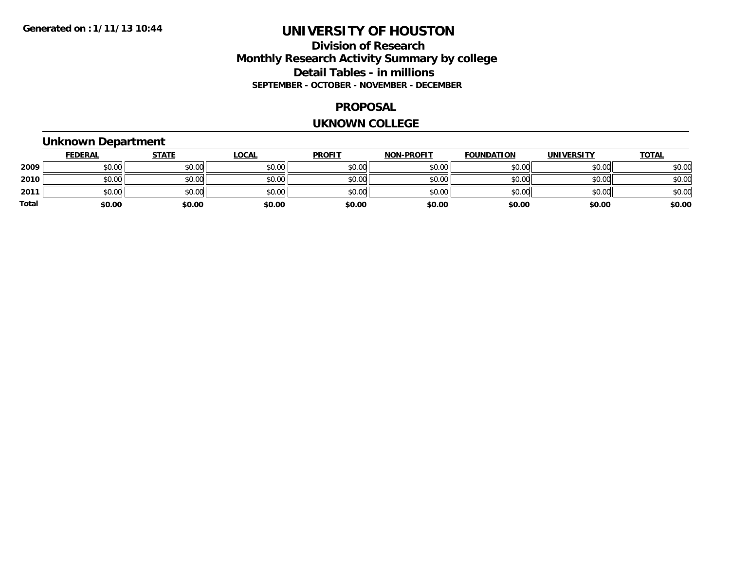Generated on :1/11/13 10:44

# UNIVERSITY OF HOUSTON

## Division of Research
## Monthly Research Activity Summary by college
## Detail Tables - in millions
### SEPTEMBER - OCTOBER - NOVEMBER - DECEMBER

### PROPOSAL

### UKNOWN COLLEGE

### Unknown Department

| | FEDERAL | STATE | LOCAL | PROFIT | NON-PROFIT | FOUNDATION | UNIVERSITY | TOTAL |
|---|---|---|---|---|---|---|---|---|
| 2009 | $0.00 | $0.00 | $0.00 | $0.00 | $0.00 | $0.00 | $0.00 | $0.00 |
| 2010 | $0.00 | $0.00 | $0.00 | $0.00 | $0.00 | $0.00 | $0.00 | $0.00 |
| 2011 | $0.00 | $0.00 | $0.00 | $0.00 | $0.00 | $0.00 | $0.00 | $0.00 |
| Total | $0.00 | $0.00 | $0.00 | $0.00 | $0.00 | $0.00 | $0.00 | $0.00 |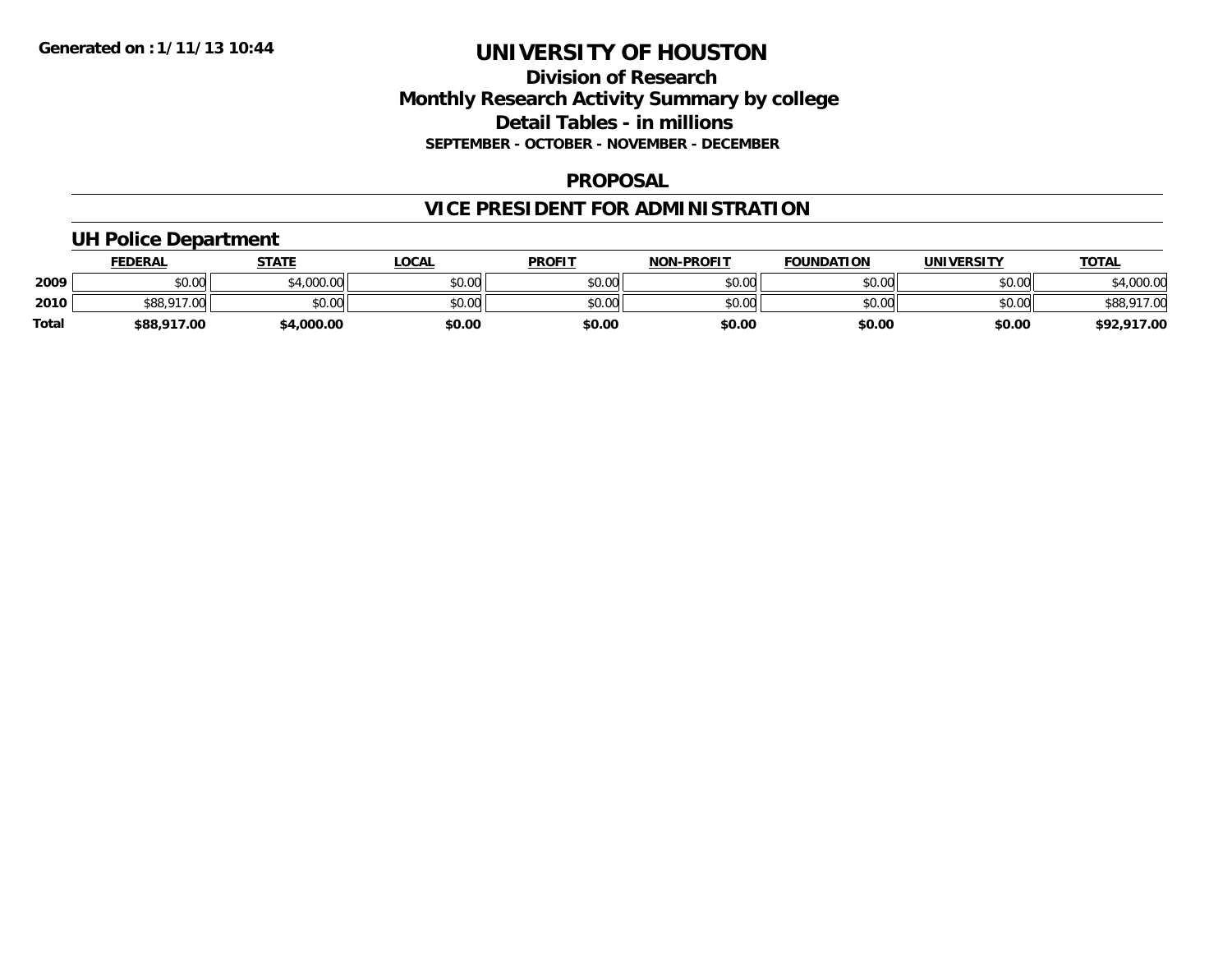Generated on :1/11/13 10:44

# UNIVERSITY OF HOUSTON

## Division of Research
## Monthly Research Activity Summary by college
## Detail Tables - in millions
### SEPTEMBER - OCTOBER - NOVEMBER - DECEMBER

## PROPOSAL

## VICE PRESIDENT FOR ADMINISTRATION

### UH Police Department

| | FEDERAL | STATE | LOCAL | PROFIT | NON-PROFIT | FOUNDATION | UNIVERSITY | TOTAL |
|---|---|---|---|---|---|---|---|---|
| 2009 | $0.00 | $4,000.00 | $0.00 | $0.00 | $0.00 | $0.00 | $0.00 | $4,000.00 |
| 2010 | $88,917.00 | $0.00 | $0.00 | $0.00 | $0.00 | $0.00 | $0.00 | $88,917.00 |
| **Total** | **$88,917.00** | **$4,000.00** | **$0.00** | **$0.00** | **$0.00** | **$0.00** | **$0.00** | **$92,917.00** |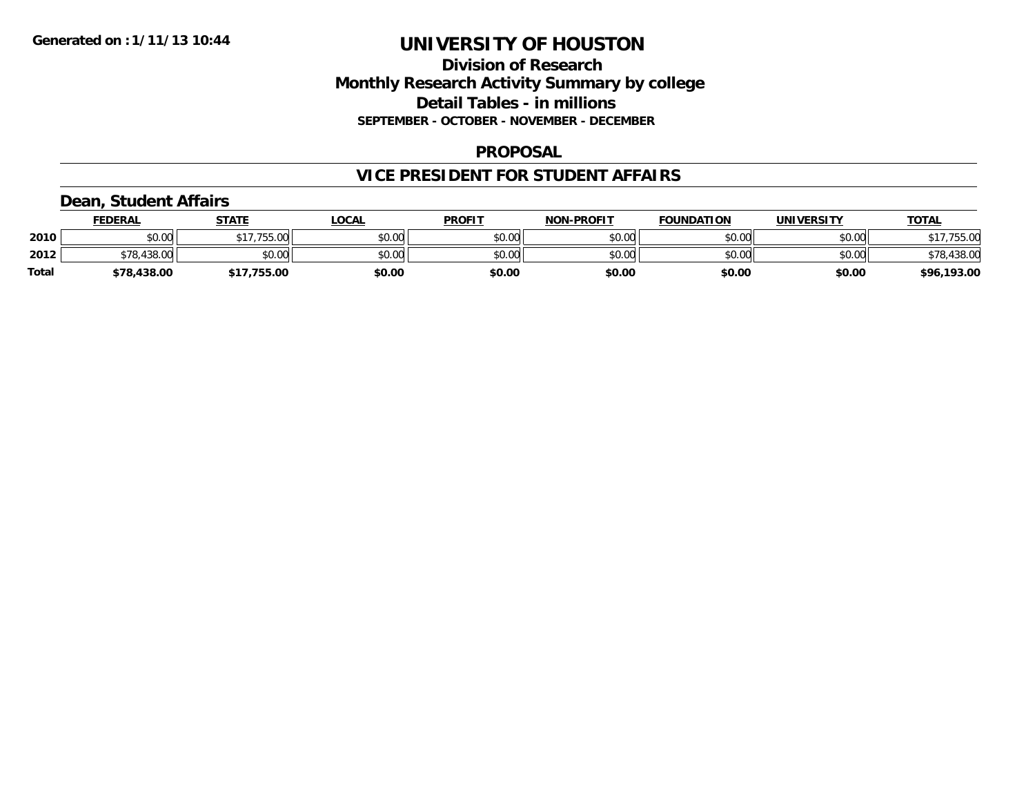Generated on :1/11/13 10:44

# UNIVERSITY OF HOUSTON

## Division of Research
## Monthly Research Activity Summary by college
## Detail Tables - in millions
### SEPTEMBER - OCTOBER - NOVEMBER - DECEMBER

### PROPOSAL

### VICE PRESIDENT FOR STUDENT AFFAIRS

#### Dean, Student Affairs

| | FEDERAL | STATE | LOCAL | PROFIT | NON-PROFIT | FOUNDATION | UNIVERSITY | TOTAL |
|---|---|---|---|---|---|---|---|---|
| 2010 | $0.00 | $17,755.00 | $0.00 | $0.00 | $0.00 | $0.00 | $0.00 | $17,755.00 |
| 2012 | $78,438.00 | $0.00 | $0.00 | $0.00 | $0.00 | $0.00 | $0.00 | $78,438.00 |
| **Total** | **$78,438.00** | **$17,755.00** | **$0.00** | **$0.00** | **$0.00** | **$0.00** | **$0.00** | **$96,193.00** |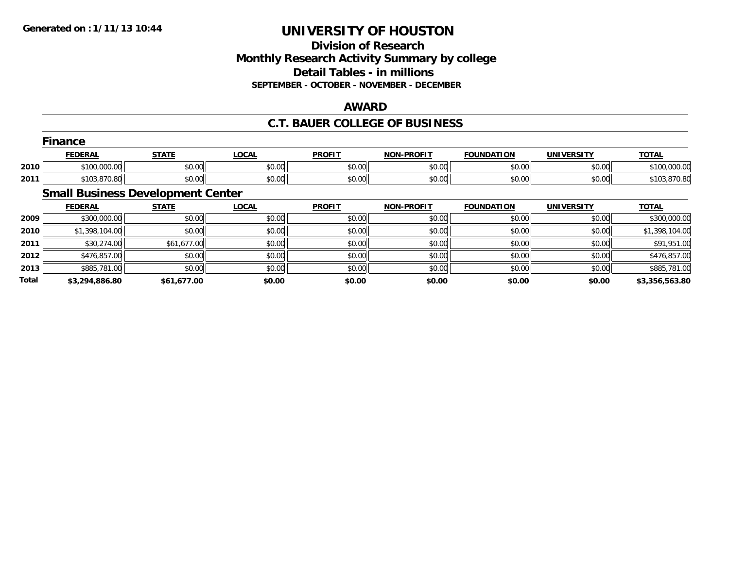Generated on :1/11/13 10:44

# UNIVERSITY OF HOUSTON

## Division of Research
## Monthly Research Activity Summary by college
## Detail Tables - in millions
### SEPTEMBER - OCTOBER - NOVEMBER - DECEMBER

## AWARD

## C.T. BAUER COLLEGE OF BUSINESS

### Finance

| | FEDERAL | STATE | LOCAL | PROFIT | NON-PROFIT | FOUNDATION | UNIVERSITY | TOTAL |
|---|---|---|---|---|---|---|---|---|
| 2010 | $100,000.00 | $0.00 | $0.00 | $0.00 | $0.00 | $0.00 | $0.00 | $100,000.00 |
| 2011 | $103,870.80 | $0.00 | $0.00 | $0.00 | $0.00 | $0.00 | $0.00 | $103,870.80 |

### Small Business Development Center

| | FEDERAL | STATE | LOCAL | PROFIT | NON-PROFIT | FOUNDATION | UNIVERSITY | TOTAL |
|---|---|---|---|---|---|---|---|---|
| 2009 | $300,000.00 | $0.00 | $0.00 | $0.00 | $0.00 | $0.00 | $0.00 | $300,000.00 |
| 2010 | $1,398,104.00 | $0.00 | $0.00 | $0.00 | $0.00 | $0.00 | $0.00 | $1,398,104.00 |
| 2011 | $30,274.00 | $61,677.00 | $0.00 | $0.00 | $0.00 | $0.00 | $0.00 | $91,951.00 |
| 2012 | $476,857.00 | $0.00 | $0.00 | $0.00 | $0.00 | $0.00 | $0.00 | $476,857.00 |
| 2013 | $885,781.00 | $0.00 | $0.00 | $0.00 | $0.00 | $0.00 | $0.00 | $885,781.00 |
| **Total** | **$3,294,886.80** | **$61,677.00** | **$0.00** | **$0.00** | **$0.00** | **$0.00** | **$0.00** | **$3,356,563.80** |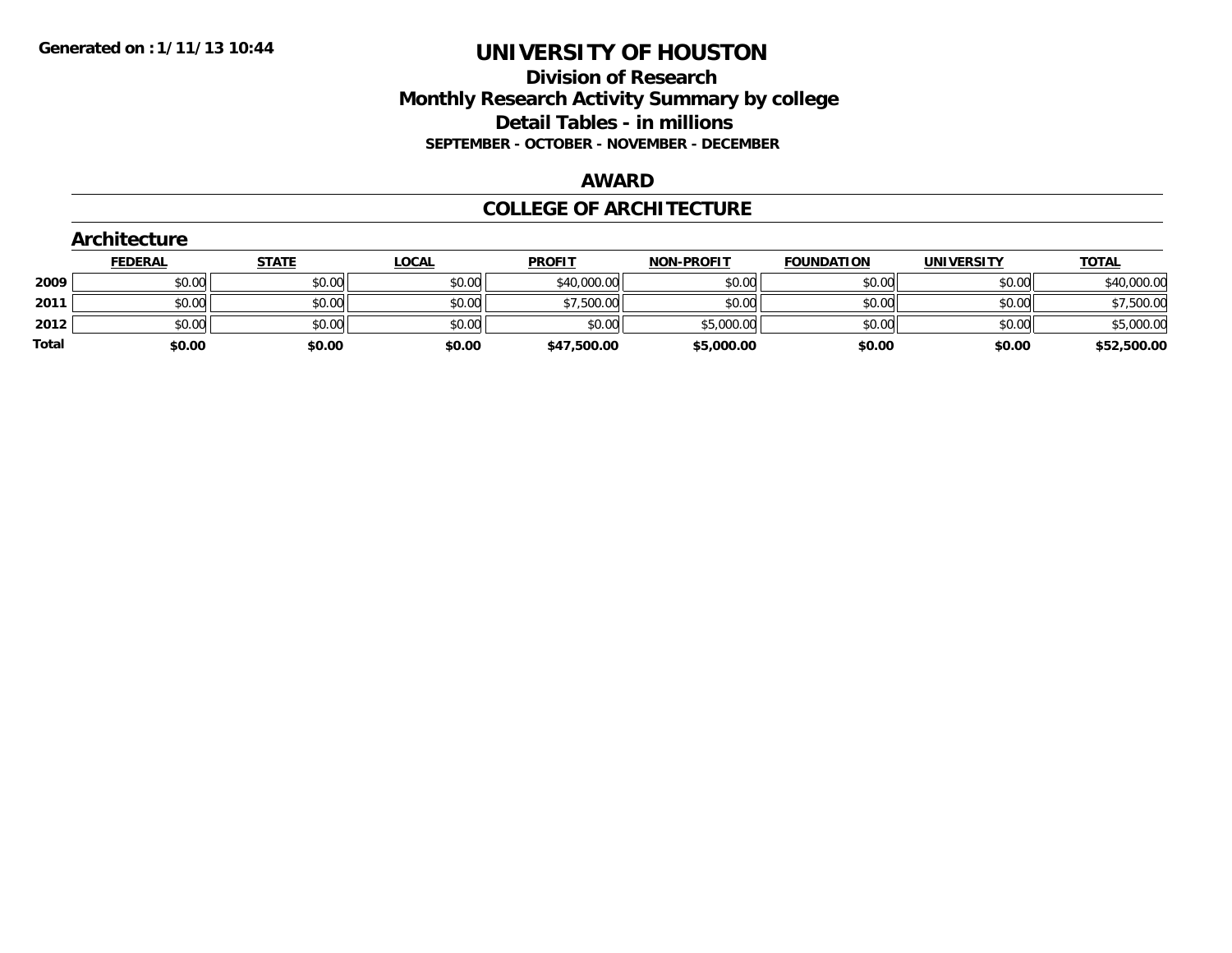# UNIVERSITY OF HOUSTON

## Division of Research
## Monthly Research Activity Summary by college
## Detail Tables - in millions
### SEPTEMBER - OCTOBER - NOVEMBER - DECEMBER

**Generated on : 1/11/13 10:44**

## AWARD

## COLLEGE OF ARCHITECTURE

### Architecture

| | FEDERAL | STATE | LOCAL | PROFIT | NON-PROFIT | FOUNDATION | UNIVERSITY | TOTAL |
|---|---|---|---|---|---|---|---|---|
| 2009 | $0.00 | $0.00 | $0.00 | $40,000.00 | $0.00 | $0.00 | $0.00 | $40,000.00 |
| 2011 | $0.00 | $0.00 | $0.00 | $7,500.00 | $0.00 | $0.00 | $0.00 | $7,500.00 |
| 2012 | $0.00 | $0.00 | $0.00 | $0.00 | $5,000.00 | $0.00 | $0.00 | $5,000.00 |
| **Total** | **$0.00** | **$0.00** | **$0.00** | **$47,500.00** | **$5,000.00** | **$0.00** | **$0.00** | **$52,500.00** |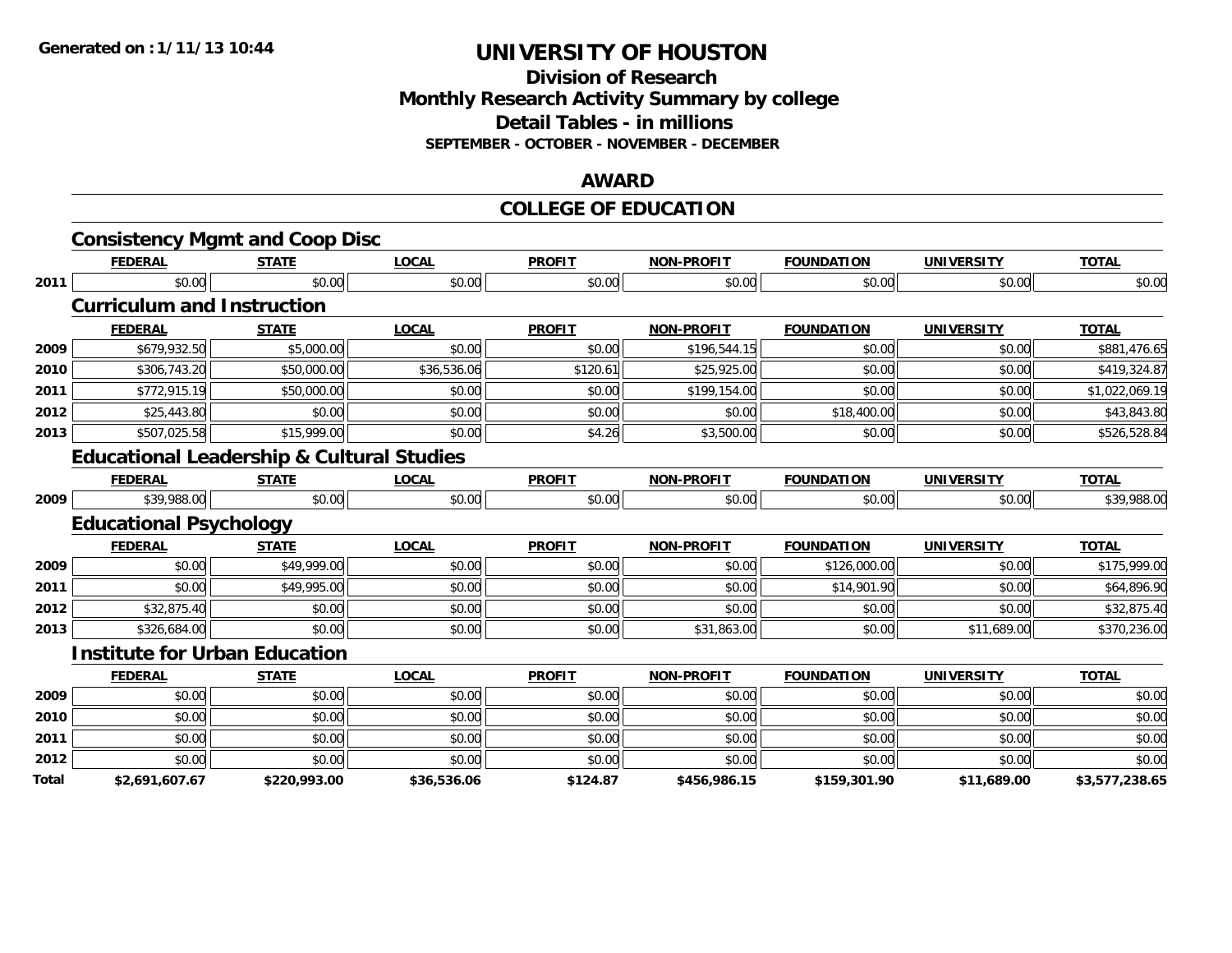**Generated on : 1/11/13 10:44**

# UNIVERSITY OF HOUSTON

## Division of Research
## Monthly Research Activity Summary by college
## Detail Tables - in millions
### SEPTEMBER - OCTOBER - NOVEMBER - DECEMBER

## AWARD

## COLLEGE OF EDUCATION

### Consistency Mgmt and Coop Disc

| | FEDERAL | STATE | LOCAL | PROFIT | NON-PROFIT | FOUNDATION | UNIVERSITY | TOTAL |
|---|---|---|---|---|---|---|---|---|
| 2011 | $0.00 | $0.00 | $0.00 | $0.00 | $0.00 | $0.00 | $0.00 | $0.00 |

### Curriculum and Instruction

| | FEDERAL | STATE | LOCAL | PROFIT | NON-PROFIT | FOUNDATION | UNIVERSITY | TOTAL |
|---|---|---|---|---|---|---|---|---|
| 2009 | $679,932.50 | $5,000.00 | $0.00 | $0.00 | $196,544.15 | $0.00 | $0.00 | $881,476.65 |
| 2010 | $306,743.20 | $50,000.00 | $36,536.06 | $120.61 | $25,925.00 | $0.00 | $0.00 | $419,324.87 |
| 2011 | $772,915.19 | $50,000.00 | $0.00 | $0.00 | $199,154.00 | $0.00 | $0.00 | $1,022,069.19 |
| 2012 | $25,443.80 | $0.00 | $0.00 | $0.00 | $0.00 | $18,400.00 | $0.00 | $43,843.80 |
| 2013 | $507,025.58 | $15,999.00 | $0.00 | $4.26 | $3,500.00 | $0.00 | $0.00 | $526,528.84 |

### Educational Leadership & Cultural Studies

| | FEDERAL | STATE | LOCAL | PROFIT | NON-PROFIT | FOUNDATION | UNIVERSITY | TOTAL |
|---|---|---|---|---|---|---|---|---|
| 2009 | $39,988.00 | $0.00 | $0.00 | $0.00 | $0.00 | $0.00 | $0.00 | $39,988.00 |

### Educational Psychology

| | FEDERAL | STATE | LOCAL | PROFIT | NON-PROFIT | FOUNDATION | UNIVERSITY | TOTAL |
|---|---|---|---|---|---|---|---|---|
| 2009 | $0.00 | $49,999.00 | $0.00 | $0.00 | $0.00 | $126,000.00 | $0.00 | $175,999.00 |
| 2011 | $0.00 | $49,995.00 | $0.00 | $0.00 | $0.00 | $14,901.90 | $0.00 | $64,896.90 |
| 2012 | $32,875.40 | $0.00 | $0.00 | $0.00 | $0.00 | $0.00 | $0.00 | $32,875.40 |
| 2013 | $326,684.00 | $0.00 | $0.00 | $0.00 | $31,863.00 | $0.00 | $11,689.00 | $370,236.00 |

### Institute for Urban Education

| | FEDERAL | STATE | LOCAL | PROFIT | NON-PROFIT | FOUNDATION | UNIVERSITY | TOTAL |
|---|---|---|---|---|---|---|---|---|
| 2009 | $0.00 | $0.00 | $0.00 | $0.00 | $0.00 | $0.00 | $0.00 | $0.00 |
| 2010 | $0.00 | $0.00 | $0.00 | $0.00 | $0.00 | $0.00 | $0.00 | $0.00 |
| 2011 | $0.00 | $0.00 | $0.00 | $0.00 | $0.00 | $0.00 | $0.00 | $0.00 |
| 2012 | $0.00 | $0.00 | $0.00 | $0.00 | $0.00 | $0.00 | $0.00 | $0.00 |
| **Total** | **$2,691,607.67** | **$220,993.00** | **$36,536.06** | **$124.87** | **$456,986.15** | **$159,301.90** | **$11,689.00** | **$3,577,238.65** |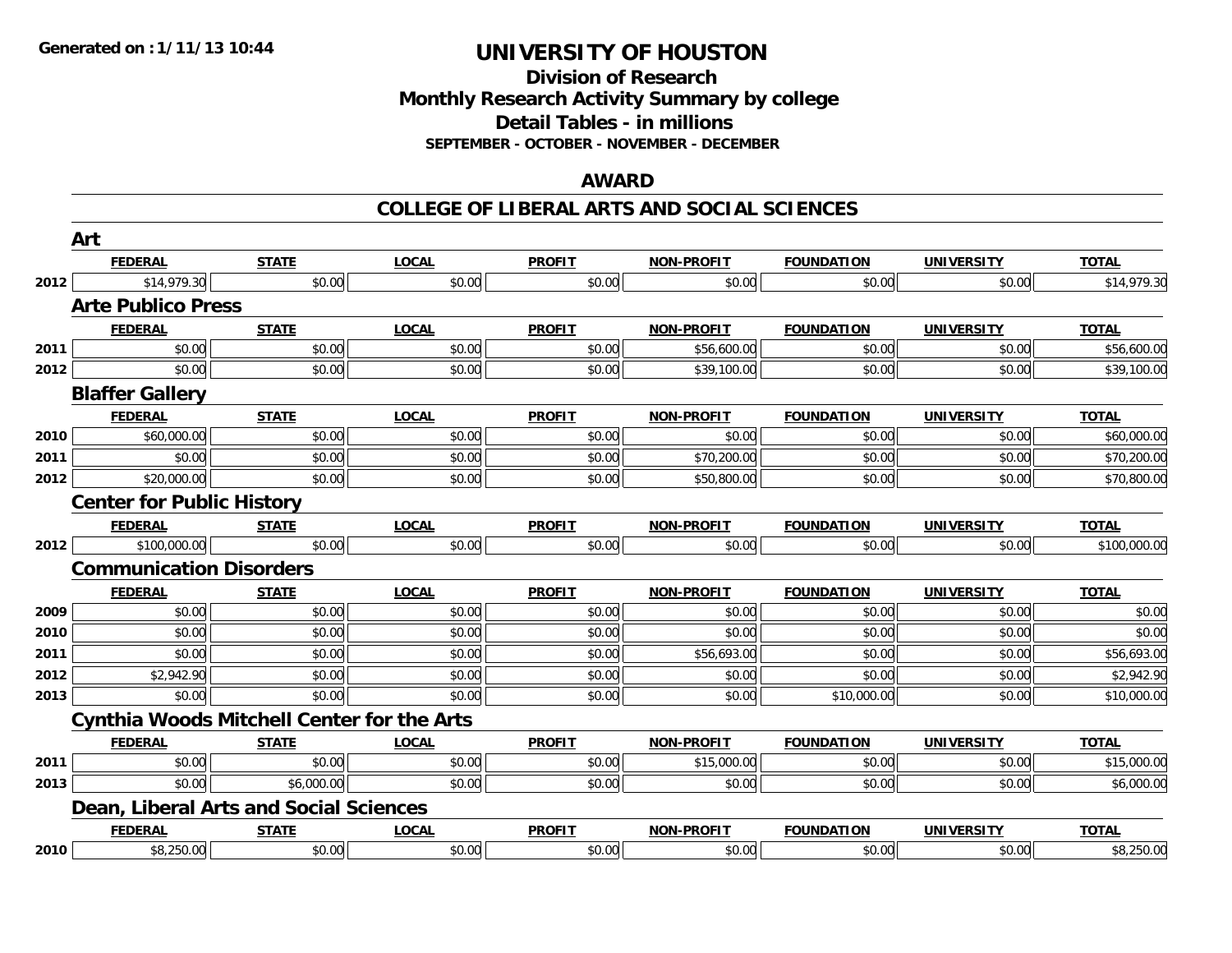# UNIVERSITY OF HOUSTON

## Division of Research
## Monthly Research Activity Summary by college
## Detail Tables - in millions
### SEPTEMBER - OCTOBER - NOVEMBER - DECEMBER

## AWARD

## COLLEGE OF LIBERAL ARTS AND SOCIAL SCIENCES

### Art

| | FEDERAL | STATE | LOCAL | PROFIT | NON-PROFIT | FOUNDATION | UNIVERSITY | TOTAL |
|---|---|---|---|---|---|---|---|---|
| 2012 | $14,979.30 | $0.00 | $0.00 | $0.00 | $0.00 | $0.00 | $0.00 | $14,979.30 |

### Arte Publico Press

| | FEDERAL | STATE | LOCAL | PROFIT | NON-PROFIT | FOUNDATION | UNIVERSITY | TOTAL |
|---|---|---|---|---|---|---|---|---|
| 2011 | $0.00 | $0.00 | $0.00 | $0.00 | $56,600.00 | $0.00 | $0.00 | $56,600.00 |
| 2012 | $0.00 | $0.00 | $0.00 | $0.00 | $39,100.00 | $0.00 | $0.00 | $39,100.00 |

### Blaffer Gallery

| | FEDERAL | STATE | LOCAL | PROFIT | NON-PROFIT | FOUNDATION | UNIVERSITY | TOTAL |
|---|---|---|---|---|---|---|---|---|
| 2010 | $60,000.00 | $0.00 | $0.00 | $0.00 | $0.00 | $0.00 | $0.00 | $60,000.00 |
| 2011 | $0.00 | $0.00 | $0.00 | $0.00 | $70,200.00 | $0.00 | $0.00 | $70,200.00 |
| 2012 | $20,000.00 | $0.00 | $0.00 | $0.00 | $50,800.00 | $0.00 | $0.00 | $70,800.00 |

### Center for Public History

| | FEDERAL | STATE | LOCAL | PROFIT | NON-PROFIT | FOUNDATION | UNIVERSITY | TOTAL |
|---|---|---|---|---|---|---|---|---|
| 2012 | $100,000.00 | $0.00 | $0.00 | $0.00 | $0.00 | $0.00 | $0.00 | $100,000.00 |

### Communication Disorders

| | FEDERAL | STATE | LOCAL | PROFIT | NON-PROFIT | FOUNDATION | UNIVERSITY | TOTAL |
|---|---|---|---|---|---|---|---|---|
| 2009 | $0.00 | $0.00 | $0.00 | $0.00 | $0.00 | $0.00 | $0.00 | $0.00 |
| 2010 | $0.00 | $0.00 | $0.00 | $0.00 | $0.00 | $0.00 | $0.00 | $0.00 |
| 2011 | $0.00 | $0.00 | $0.00 | $0.00 | $56,693.00 | $0.00 | $0.00 | $56,693.00 |
| 2012 | $2,942.90 | $0.00 | $0.00 | $0.00 | $0.00 | $0.00 | $0.00 | $2,942.90 |
| 2013 | $0.00 | $0.00 | $0.00 | $0.00 | $0.00 | $10,000.00 | $0.00 | $10,000.00 |

### Cynthia Woods Mitchell Center for the Arts

| | FEDERAL | STATE | LOCAL | PROFIT | NON-PROFIT | FOUNDATION | UNIVERSITY | TOTAL |
|---|---|---|---|---|---|---|---|---|
| 2011 | $0.00 | $0.00 | $0.00 | $0.00 | $15,000.00 | $0.00 | $0.00 | $15,000.00 |
| 2013 | $0.00 | $6,000.00 | $0.00 | $0.00 | $0.00 | $0.00 | $0.00 | $6,000.00 |

### Dean, Liberal Arts and Social Sciences

| | FEDERAL | STATE | LOCAL | PROFIT | NON-PROFIT | FOUNDATION | UNIVERSITY | TOTAL |
|---|---|---|---|---|---|---|---|---|
| 2010 | $8,250.00 | $0.00 | $0.00 | $0.00 | $0.00 | $0.00 | $0.00 | $8,250.00 |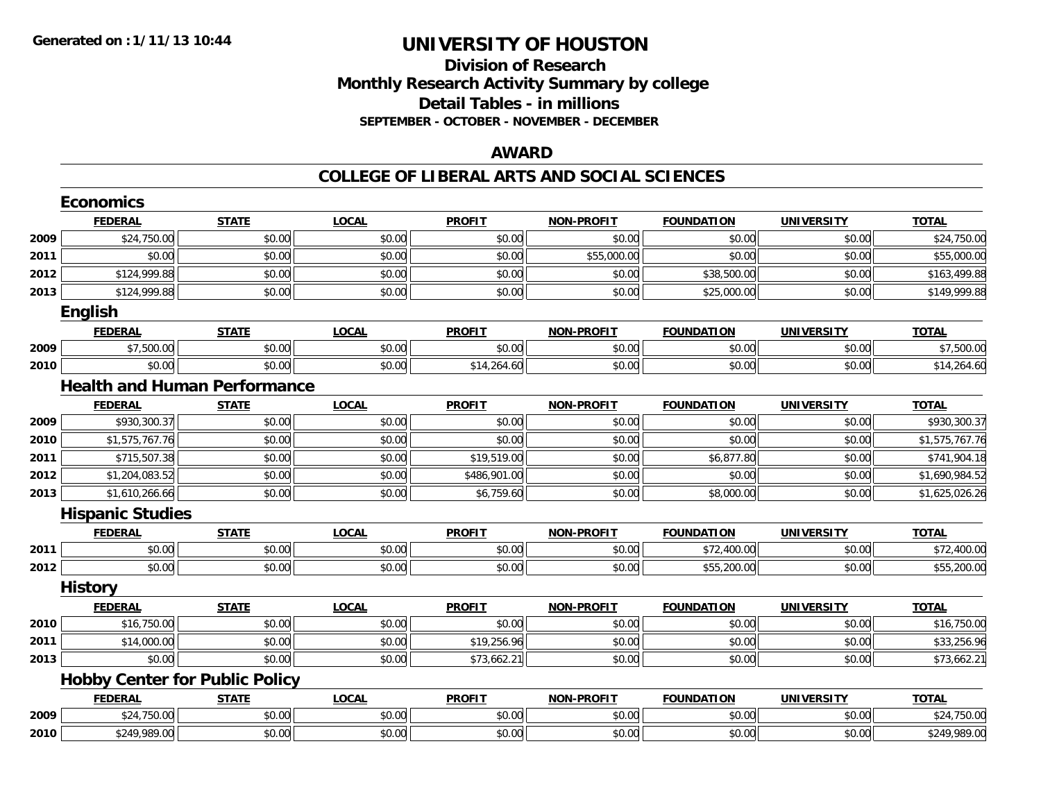Generated on : 1/11/13 10:44

# UNIVERSITY OF HOUSTON

## Division of Research
## Monthly Research Activity Summary by college
## Detail Tables - in millions
### SEPTEMBER - OCTOBER - NOVEMBER - DECEMBER

## AWARD

## COLLEGE OF LIBERAL ARTS AND SOCIAL SCIENCES

### Economics

| | FEDERAL | STATE | LOCAL | PROFIT | NON-PROFIT | FOUNDATION | UNIVERSITY | TOTAL |
|---|---|---|---|---|---|---|---|---|
| 2009 | $24,750.00 | $0.00 | $0.00 | $0.00 | $0.00 | $0.00 | $0.00 | $24,750.00 |
| 2011 | $0.00 | $0.00 | $0.00 | $0.00 | $55,000.00 | $0.00 | $0.00 | $55,000.00 |
| 2012 | $124,999.88 | $0.00 | $0.00 | $0.00 | $0.00 | $38,500.00 | $0.00 | $163,499.88 |
| 2013 | $124,999.88 | $0.00 | $0.00 | $0.00 | $0.00 | $25,000.00 | $0.00 | $149,999.88 |

### English

| | FEDERAL | STATE | LOCAL | PROFIT | NON-PROFIT | FOUNDATION | UNIVERSITY | TOTAL |
|---|---|---|---|---|---|---|---|---|
| 2009 | $7,500.00 | $0.00 | $0.00 | $0.00 | $0.00 | $0.00 | $0.00 | $7,500.00 |
| 2010 | $0.00 | $0.00 | $0.00 | $14,264.60 | $0.00 | $0.00 | $0.00 | $14,264.60 |

### Health and Human Performance

| | FEDERAL | STATE | LOCAL | PROFIT | NON-PROFIT | FOUNDATION | UNIVERSITY | TOTAL |
|---|---|---|---|---|---|---|---|---|
| 2009 | $930,300.37 | $0.00 | $0.00 | $0.00 | $0.00 | $0.00 | $0.00 | $930,300.37 |
| 2010 | $1,575,767.76 | $0.00 | $0.00 | $0.00 | $0.00 | $0.00 | $0.00 | $1,575,767.76 |
| 2011 | $715,507.38 | $0.00 | $0.00 | $19,519.00 | $0.00 | $6,877.80 | $0.00 | $741,904.18 |
| 2012 | $1,204,083.52 | $0.00 | $0.00 | $486,901.00 | $0.00 | $0.00 | $0.00 | $1,690,984.52 |
| 2013 | $1,610,266.66 | $0.00 | $0.00 | $6,759.60 | $0.00 | $8,000.00 | $0.00 | $1,625,026.26 |

### Hispanic Studies

| | FEDERAL | STATE | LOCAL | PROFIT | NON-PROFIT | FOUNDATION | UNIVERSITY | TOTAL |
|---|---|---|---|---|---|---|---|---|
| 2011 | $0.00 | $0.00 | $0.00 | $0.00 | $0.00 | $72,400.00 | $0.00 | $72,400.00 |
| 2012 | $0.00 | $0.00 | $0.00 | $0.00 | $0.00 | $55,200.00 | $0.00 | $55,200.00 |

### History

| | FEDERAL | STATE | LOCAL | PROFIT | NON-PROFIT | FOUNDATION | UNIVERSITY | TOTAL |
|---|---|---|---|---|---|---|---|---|
| 2010 | $16,750.00 | $0.00 | $0.00 | $0.00 | $0.00 | $0.00 | $0.00 | $16,750.00 |
| 2011 | $14,000.00 | $0.00 | $0.00 | $19,256.96 | $0.00 | $0.00 | $0.00 | $33,256.96 |
| 2013 | $0.00 | $0.00 | $0.00 | $73,662.21 | $0.00 | $0.00 | $0.00 | $73,662.21 |

### Hobby Center for Public Policy

| | FEDERAL | STATE | LOCAL | PROFIT | NON-PROFIT | FOUNDATION | UNIVERSITY | TOTAL |
|---|---|---|---|---|---|---|---|---|
| 2009 | $24,750.00 | $0.00 | $0.00 | $0.00 | $0.00 | $0.00 | $0.00 | $24,750.00 |
| 2010 | $249,989.00 | $0.00 | $0.00 | $0.00 | $0.00 | $0.00 | $0.00 | $249,989.00 |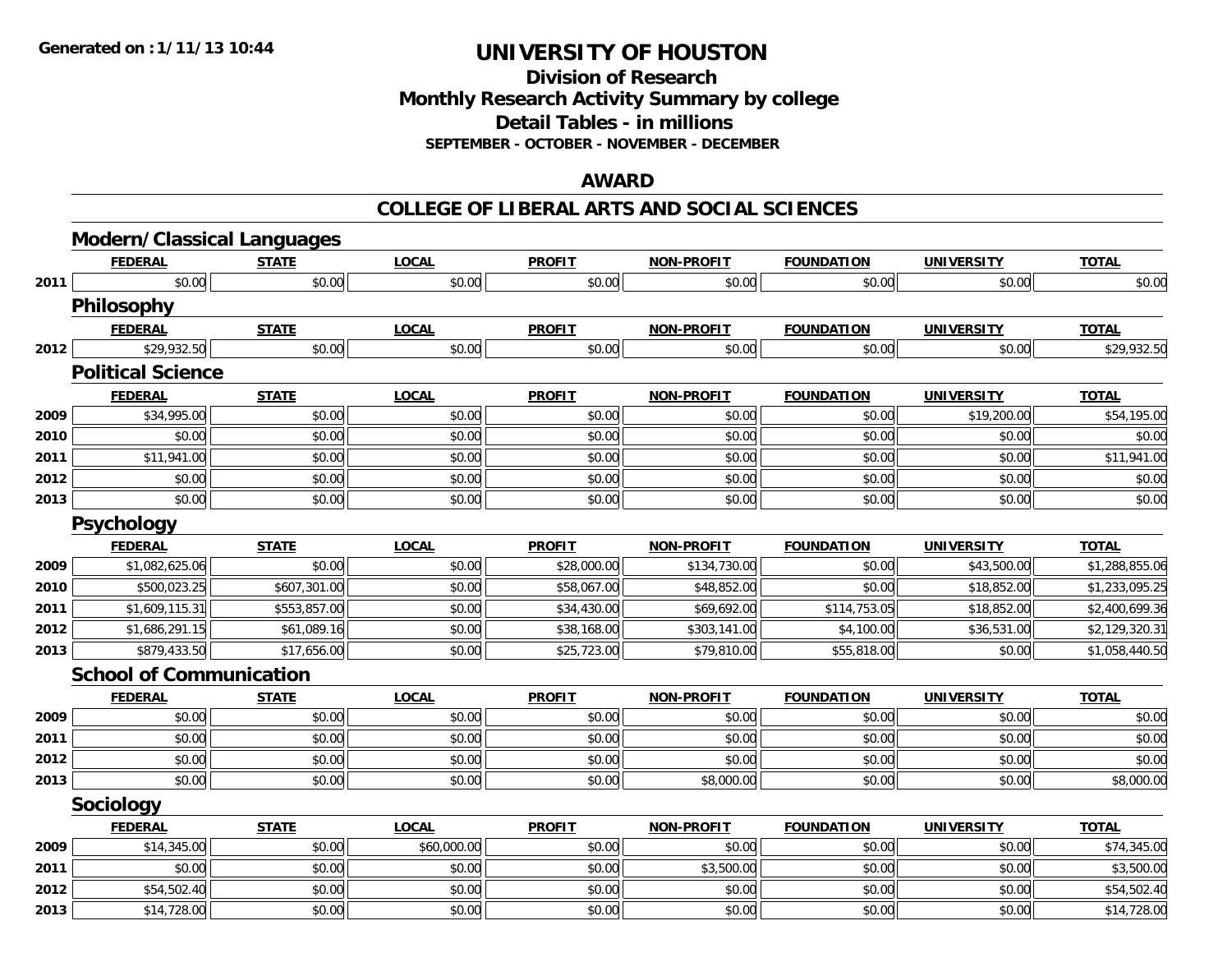# UNIVERSITY OF HOUSTON

## Division of Research
## Monthly Research Activity Summary by college
## Detail Tables - in millions
### SEPTEMBER - OCTOBER - NOVEMBER - DECEMBER

## AWARD

## COLLEGE OF LIBERAL ARTS AND SOCIAL SCIENCES

### Modern/Classical Languages

| | FEDERAL | STATE | LOCAL | PROFIT | NON-PROFIT | FOUNDATION | UNIVERSITY | TOTAL |
|---|---|---|---|---|---|---|---|---|
| 2011 | $0.00 | $0.00 | $0.00 | $0.00 | $0.00 | $0.00 | $0.00 | $0.00 |

### Philosophy

| | FEDERAL | STATE | LOCAL | PROFIT | NON-PROFIT | FOUNDATION | UNIVERSITY | TOTAL |
|---|---|---|---|---|---|---|---|---|
| 2012 | $29,932.50 | $0.00 | $0.00 | $0.00 | $0.00 | $0.00 | $0.00 | $29,932.50 |

### Political Science

| | FEDERAL | STATE | LOCAL | PROFIT | NON-PROFIT | FOUNDATION | UNIVERSITY | TOTAL |
|---|---|---|---|---|---|---|---|---|
| 2009 | $34,995.00 | $0.00 | $0.00 | $0.00 | $0.00 | $0.00 | $19,200.00 | $54,195.00 |
| 2010 | $0.00 | $0.00 | $0.00 | $0.00 | $0.00 | $0.00 | $0.00 | $0.00 |
| 2011 | $11,941.00 | $0.00 | $0.00 | $0.00 | $0.00 | $0.00 | $0.00 | $11,941.00 |
| 2012 | $0.00 | $0.00 | $0.00 | $0.00 | $0.00 | $0.00 | $0.00 | $0.00 |
| 2013 | $0.00 | $0.00 | $0.00 | $0.00 | $0.00 | $0.00 | $0.00 | $0.00 |

### Psychology

| | FEDERAL | STATE | LOCAL | PROFIT | NON-PROFIT | FOUNDATION | UNIVERSITY | TOTAL |
|---|---|---|---|---|---|---|---|---|
| 2009 | $1,082,625.06 | $0.00 | $0.00 | $28,000.00 | $134,730.00 | $0.00 | $43,500.00 | $1,288,855.06 |
| 2010 | $500,023.25 | $607,301.00 | $0.00 | $58,067.00 | $48,852.00 | $0.00 | $18,852.00 | $1,233,095.25 |
| 2011 | $1,609,115.31 | $553,857.00 | $0.00 | $34,430.00 | $69,692.00 | $114,753.05 | $18,852.00 | $2,400,699.36 |
| 2012 | $1,686,291.15 | $61,089.16 | $0.00 | $38,168.00 | $303,141.00 | $4,100.00 | $36,531.00 | $2,129,320.31 |
| 2013 | $879,433.50 | $17,656.00 | $0.00 | $25,723.00 | $79,810.00 | $55,818.00 | $0.00 | $1,058,440.50 |

### School of Communication

| | FEDERAL | STATE | LOCAL | PROFIT | NON-PROFIT | FOUNDATION | UNIVERSITY | TOTAL |
|---|---|---|---|---|---|---|---|---|
| 2009 | $0.00 | $0.00 | $0.00 | $0.00 | $0.00 | $0.00 | $0.00 | $0.00 |
| 2011 | $0.00 | $0.00 | $0.00 | $0.00 | $0.00 | $0.00 | $0.00 | $0.00 |
| 2012 | $0.00 | $0.00 | $0.00 | $0.00 | $0.00 | $0.00 | $0.00 | $0.00 |
| 2013 | $0.00 | $0.00 | $0.00 | $0.00 | $8,000.00 | $0.00 | $0.00 | $8,000.00 |

### Sociology

| | FEDERAL | STATE | LOCAL | PROFIT | NON-PROFIT | FOUNDATION | UNIVERSITY | TOTAL |
|---|---|---|---|---|---|---|---|---|
| 2009 | $14,345.00 | $0.00 | $60,000.00 | $0.00 | $0.00 | $0.00 | $0.00 | $74,345.00 |
| 2011 | $0.00 | $0.00 | $0.00 | $0.00 | $3,500.00 | $0.00 | $0.00 | $3,500.00 |
| 2012 | $54,502.40 | $0.00 | $0.00 | $0.00 | $0.00 | $0.00 | $0.00 | $54,502.40 |
| 2013 | $14,728.00 | $0.00 | $0.00 | $0.00 | $0.00 | $0.00 | $0.00 | $14,728.00 |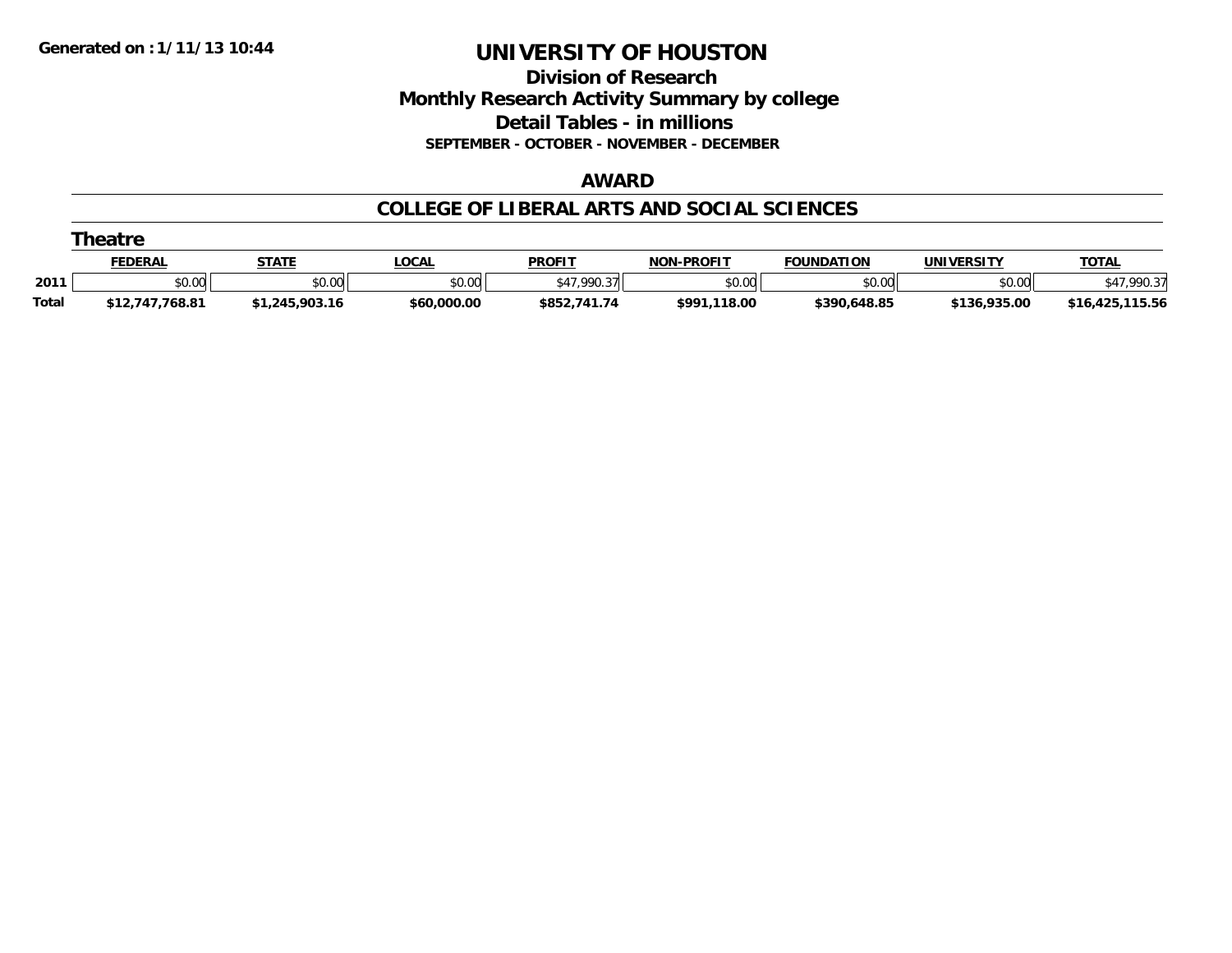Generated on : 1/11/13 10:44

# UNIVERSITY OF HOUSTON

## Division of Research
## Monthly Research Activity Summary by college
## Detail Tables - in millions
### SEPTEMBER - OCTOBER - NOVEMBER - DECEMBER

## AWARD

## COLLEGE OF LIBERAL ARTS AND SOCIAL SCIENCES

### Theatre

| | FEDERAL | STATE | LOCAL | PROFIT | NON-PROFIT | FOUNDATION | UNIVERSITY | TOTAL |
|---|---|---|---|---|---|---|---|---|
| 2011 | $0.00 | $0.00 | $0.00 | $47,990.37 | $0.00 | $0.00 | $0.00 | $47,990.37 |
| **Total** | **$12,747,768.81** | **$1,245,903.16** | **$60,000.00** | **$852,741.74** | **$991,118.00** | **$390,648.85** | **$136,935.00** | **$16,425,115.56** |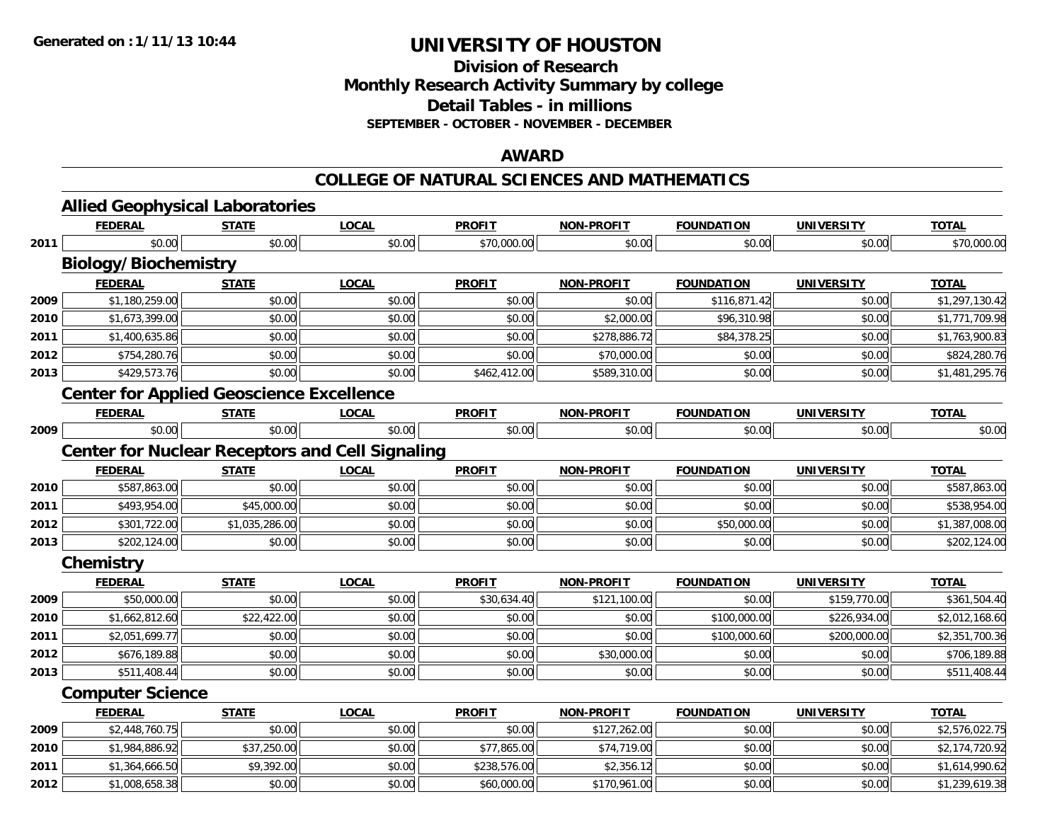**Generated on : 1/11/13 10:44**

# UNIVERSITY OF HOUSTON

## Division of Research
## Monthly Research Activity Summary by college
## Detail Tables - in millions
### SEPTEMBER - OCTOBER - NOVEMBER - DECEMBER

## AWARD

## COLLEGE OF NATURAL SCIENCES AND MATHEMATICS

### Allied Geophysical Laboratories

| | FEDERAL | STATE | LOCAL | PROFIT | NON-PROFIT | FOUNDATION | UNIVERSITY | TOTAL |
|---|---|---|---|---|---|---|---|---|
| 2011 | $0.00 | $0.00 | $0.00 | $70,000.00 | $0.00 | $0.00 | $0.00 | $70,000.00 |

### Biology/Biochemistry

| | FEDERAL | STATE | LOCAL | PROFIT | NON-PROFIT | FOUNDATION | UNIVERSITY | TOTAL |
|---|---|---|---|---|---|---|---|---|
| 2009 | $1,180,259.00 | $0.00 | $0.00 | $0.00 | $0.00 | $116,871.42 | $0.00 | $1,297,130.42 |
| 2010 | $1,673,399.00 | $0.00 | $0.00 | $0.00 | $2,000.00 | $96,310.98 | $0.00 | $1,771,709.98 |
| 2011 | $1,400,635.86 | $0.00 | $0.00 | $0.00 | $278,886.72 | $84,378.25 | $0.00 | $1,763,900.83 |
| 2012 | $754,280.76 | $0.00 | $0.00 | $0.00 | $70,000.00 | $0.00 | $0.00 | $824,280.76 |
| 2013 | $429,573.76 | $0.00 | $0.00 | $462,412.00 | $589,310.00 | $0.00 | $0.00 | $1,481,295.76 |

### Center for Applied Geoscience Excellence

| | FEDERAL | STATE | LOCAL | PROFIT | NON-PROFIT | FOUNDATION | UNIVERSITY | TOTAL |
|---|---|---|---|---|---|---|---|---|
| 2009 | $0.00 | $0.00 | $0.00 | $0.00 | $0.00 | $0.00 | $0.00 | $0.00 |

### Center for Nuclear Receptors and Cell Signaling

| | FEDERAL | STATE | LOCAL | PROFIT | NON-PROFIT | FOUNDATION | UNIVERSITY | TOTAL |
|---|---|---|---|---|---|---|---|---|
| 2010 | $587,863.00 | $0.00 | $0.00 | $0.00 | $0.00 | $0.00 | $0.00 | $587,863.00 |
| 2011 | $493,954.00 | $45,000.00 | $0.00 | $0.00 | $0.00 | $0.00 | $0.00 | $538,954.00 |
| 2012 | $301,722.00 | $1,035,286.00 | $0.00 | $0.00 | $0.00 | $50,000.00 | $0.00 | $1,387,008.00 |
| 2013 | $202,124.00 | $0.00 | $0.00 | $0.00 | $0.00 | $0.00 | $0.00 | $202,124.00 |

### Chemistry

| | FEDERAL | STATE | LOCAL | PROFIT | NON-PROFIT | FOUNDATION | UNIVERSITY | TOTAL |
|---|---|---|---|---|---|---|---|---|
| 2009 | $50,000.00 | $0.00 | $0.00 | $30,634.40 | $121,100.00 | $0.00 | $159,770.00 | $361,504.40 |
| 2010 | $1,662,812.60 | $22,422.00 | $0.00 | $0.00 | $0.00 | $100,000.00 | $226,934.00 | $2,012,168.60 |
| 2011 | $2,051,699.77 | $0.00 | $0.00 | $0.00 | $0.00 | $100,000.60 | $200,000.00 | $2,351,700.36 |
| 2012 | $676,189.88 | $0.00 | $0.00 | $0.00 | $30,000.00 | $0.00 | $0.00 | $706,189.88 |
| 2013 | $511,408.44 | $0.00 | $0.00 | $0.00 | $0.00 | $0.00 | $0.00 | $511,408.44 |

### Computer Science

| | FEDERAL | STATE | LOCAL | PROFIT | NON-PROFIT | FOUNDATION | UNIVERSITY | TOTAL |
|---|---|---|---|---|---|---|---|---|
| 2009 | $2,448,760.75 | $0.00 | $0.00 | $0.00 | $127,262.00 | $0.00 | $0.00 | $2,576,022.75 |
| 2010 | $1,984,886.92 | $37,250.00 | $0.00 | $77,865.00 | $74,719.00 | $0.00 | $0.00 | $2,174,720.92 |
| 2011 | $1,364,666.50 | $9,392.00 | $0.00 | $238,576.00 | $2,356.12 | $0.00 | $0.00 | $1,614,990.62 |
| 2012 | $1,008,658.38 | $0.00 | $0.00 | $60,000.00 | $170,961.00 | $0.00 | $0.00 | $1,239,619.38 |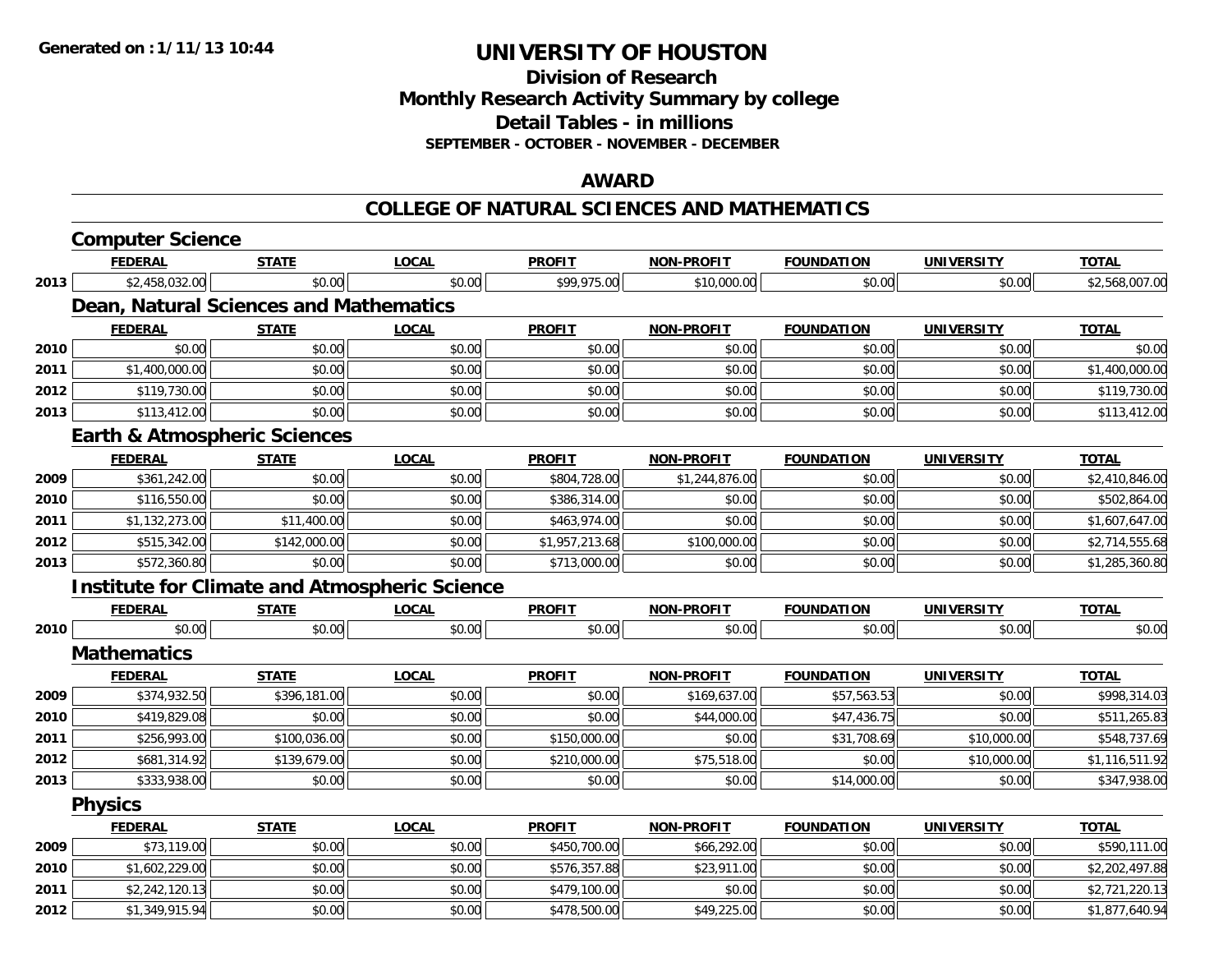# UNIVERSITY OF HOUSTON

## Division of Research
## Monthly Research Activity Summary by college
## Detail Tables - in millions
### SEPTEMBER - OCTOBER - NOVEMBER - DECEMBER

## AWARD

## COLLEGE OF NATURAL SCIENCES AND MATHEMATICS

### Computer Science

| | FEDERAL | STATE | LOCAL | PROFIT | NON-PROFIT | FOUNDATION | UNIVERSITY | TOTAL |
|---|---|---|---|---|---|---|---|---|
| 2013 | $2,458,032.00 | $0.00 | $0.00 | $99,975.00 | $10,000.00 | $0.00 | $0.00 | $2,568,007.00 |

### Dean, Natural Sciences and Mathematics

| | FEDERAL | STATE | LOCAL | PROFIT | NON-PROFIT | FOUNDATION | UNIVERSITY | TOTAL |
|---|---|---|---|---|---|---|---|---|
| 2010 | $0.00 | $0.00 | $0.00 | $0.00 | $0.00 | $0.00 | $0.00 | $0.00 |
| 2011 | $1,400,000.00 | $0.00 | $0.00 | $0.00 | $0.00 | $0.00 | $0.00 | $1,400,000.00 |
| 2012 | $119,730.00 | $0.00 | $0.00 | $0.00 | $0.00 | $0.00 | $0.00 | $119,730.00 |
| 2013 | $113,412.00 | $0.00 | $0.00 | $0.00 | $0.00 | $0.00 | $0.00 | $113,412.00 |

### Earth & Atmospheric Sciences

| | FEDERAL | STATE | LOCAL | PROFIT | NON-PROFIT | FOUNDATION | UNIVERSITY | TOTAL |
|---|---|---|---|---|---|---|---|---|
| 2009 | $361,242.00 | $0.00 | $0.00 | $804,728.00 | $1,244,876.00 | $0.00 | $0.00 | $2,410,846.00 |
| 2010 | $116,550.00 | $0.00 | $0.00 | $386,314.00 | $0.00 | $0.00 | $0.00 | $502,864.00 |
| 2011 | $1,132,273.00 | $11,400.00 | $0.00 | $463,974.00 | $0.00 | $0.00 | $0.00 | $1,607,647.00 |
| 2012 | $515,342.00 | $142,000.00 | $0.00 | $1,957,213.68 | $100,000.00 | $0.00 | $0.00 | $2,714,555.68 |
| 2013 | $572,360.80 | $0.00 | $0.00 | $713,000.00 | $0.00 | $0.00 | $0.00 | $1,285,360.80 |

### Institute for Climate and Atmospheric Science

| | FEDERAL | STATE | LOCAL | PROFIT | NON-PROFIT | FOUNDATION | UNIVERSITY | TOTAL |
|---|---|---|---|---|---|---|---|---|
| 2010 | $0.00 | $0.00 | $0.00 | $0.00 | $0.00 | $0.00 | $0.00 | $0.00 |

### Mathematics

| | FEDERAL | STATE | LOCAL | PROFIT | NON-PROFIT | FOUNDATION | UNIVERSITY | TOTAL |
|---|---|---|---|---|---|---|---|---|
| 2009 | $374,932.50 | $396,181.00 | $0.00 | $0.00 | $169,637.00 | $57,563.53 | $0.00 | $998,314.03 |
| 2010 | $419,829.08 | $0.00 | $0.00 | $0.00 | $44,000.00 | $47,436.75 | $0.00 | $511,265.83 |
| 2011 | $256,993.00 | $100,036.00 | $0.00 | $150,000.00 | $0.00 | $31,708.69 | $10,000.00 | $548,737.69 |
| 2012 | $681,314.92 | $139,679.00 | $0.00 | $210,000.00 | $75,518.00 | $0.00 | $10,000.00 | $1,116,511.92 |
| 2013 | $333,938.00 | $0.00 | $0.00 | $0.00 | $0.00 | $14,000.00 | $0.00 | $347,938.00 |

### Physics

| | FEDERAL | STATE | LOCAL | PROFIT | NON-PROFIT | FOUNDATION | UNIVERSITY | TOTAL |
|---|---|---|---|---|---|---|---|---|
| 2009 | $73,119.00 | $0.00 | $0.00 | $450,700.00 | $66,292.00 | $0.00 | $0.00 | $590,111.00 |
| 2010 | $1,602,229.00 | $0.00 | $0.00 | $576,357.88 | $23,911.00 | $0.00 | $0.00 | $2,202,497.88 |
| 2011 | $2,242,120.13 | $0.00 | $0.00 | $479,100.00 | $0.00 | $0.00 | $0.00 | $2,721,220.13 |
| 2012 | $1,349,915.94 | $0.00 | $0.00 | $478,500.00 | $49,225.00 | $0.00 | $0.00 | $1,877,640.94 |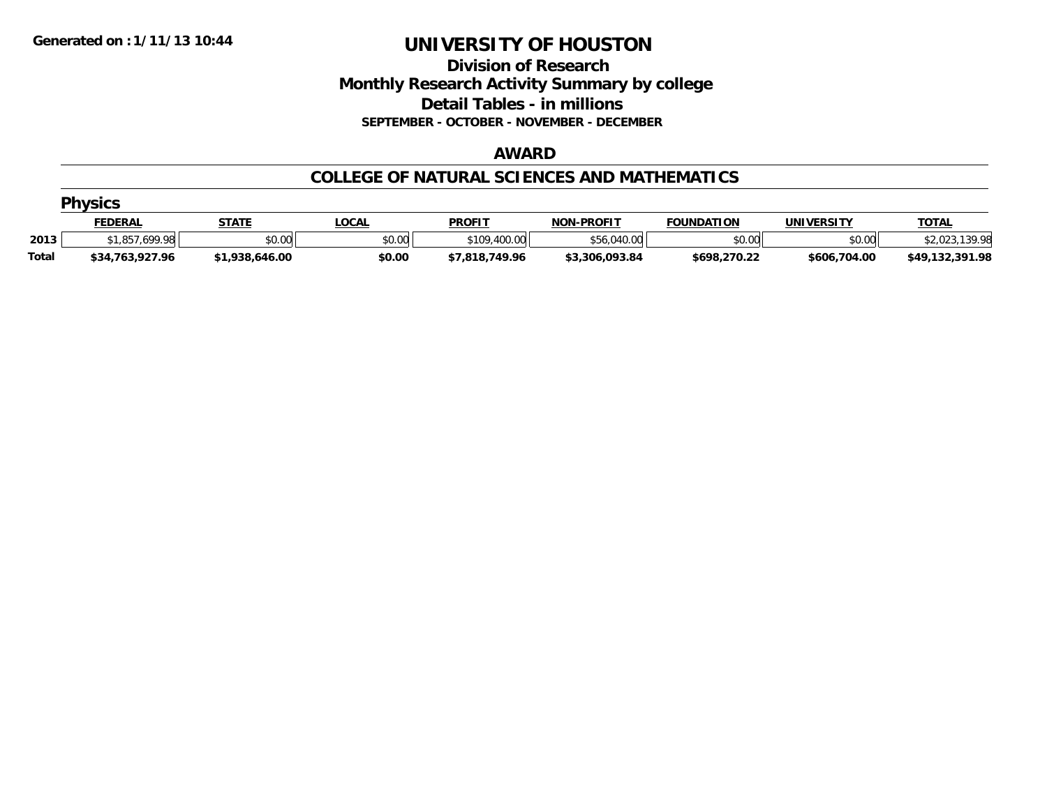Generated on :1/11/13 10:44

# UNIVERSITY OF HOUSTON

## Division of Research

## Monthly Research Activity Summary by college

## Detail Tables - in millions

### SEPTEMBER - OCTOBER - NOVEMBER - DECEMBER

### AWARD

### COLLEGE OF NATURAL SCIENCES AND MATHEMATICS

#### Physics

| | FEDERAL | STATE | LOCAL | PROFIT | NON-PROFIT | FOUNDATION | UNIVERSITY | TOTAL |
|---|---|---|---|---|---|---|---|---|
| 2013 | $1,857,699.98 | $0.00 | $0.00 | $109,400.00 | $56,040.00 | $0.00 | $0.00 | $2,023,139.98 |
| **Total** | **$34,763,927.96** | **$1,938,646.00** | **$0.00** | **$7,818,749.96** | **$3,306,093.84** | **$698,270.22** | **$606,704.00** | **$49,132,391.98** |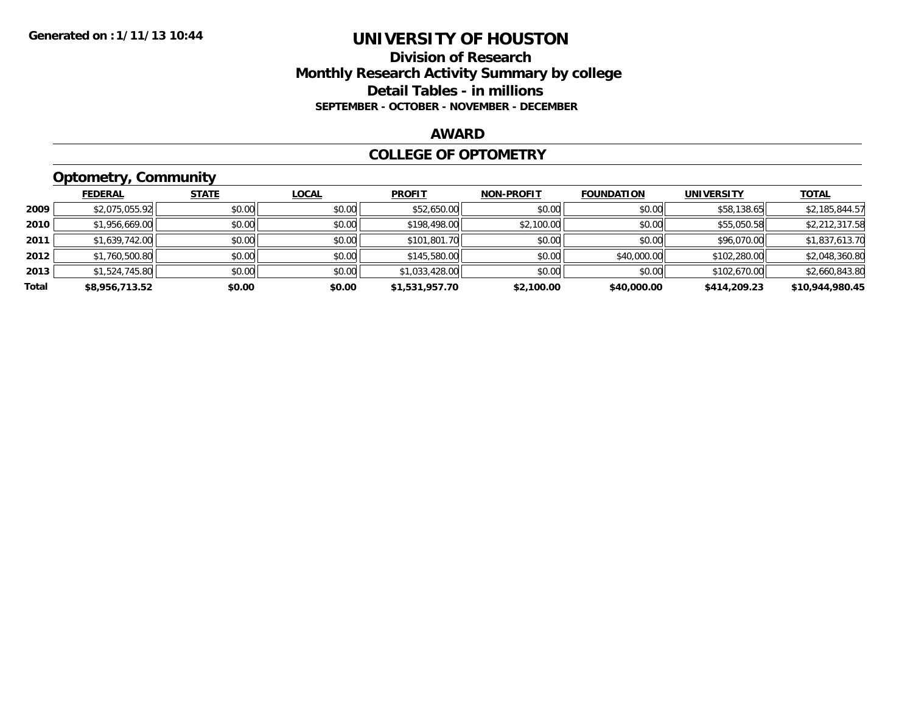**Generated on :1/11/13 10:44**

# UNIVERSITY OF HOUSTON

## Division of Research
## Monthly Research Activity Summary by college
## Detail Tables - in millions
### SEPTEMBER - OCTOBER - NOVEMBER - DECEMBER

### AWARD

### COLLEGE OF OPTOMETRY

#### Optometry, Community

| | FEDERAL | STATE | LOCAL | PROFIT | NON-PROFIT | FOUNDATION | UNIVERSITY | TOTAL |
|---|---|---|---|---|---|---|---|---|
| 2009 | $2,075,055.92 | $0.00 | $0.00 | $52,650.00 | $0.00 | $0.00 | $58,138.65 | $2,185,844.57 |
| 2010 | $1,956,669.00 | $0.00 | $0.00 | $198,498.00 | $2,100.00 | $0.00 | $55,050.58 | $2,212,317.58 |
| 2011 | $1,639,742.00 | $0.00 | $0.00 | $101,801.70 | $0.00 | $0.00 | $96,070.00 | $1,837,613.70 |
| 2012 | $1,760,500.80 | $0.00 | $0.00 | $145,580.00 | $0.00 | $40,000.00 | $102,280.00 | $2,048,360.80 |
| 2013 | $1,524,745.80 | $0.00 | $0.00 | $1,033,428.00 | $0.00 | $0.00 | $102,670.00 | $2,660,843.80 |
| **Total** | **$8,956,713.52** | **$0.00** | **$0.00** | **$1,531,957.70** | **$2,100.00** | **$40,000.00** | **$414,209.23** | **$10,944,980.45** |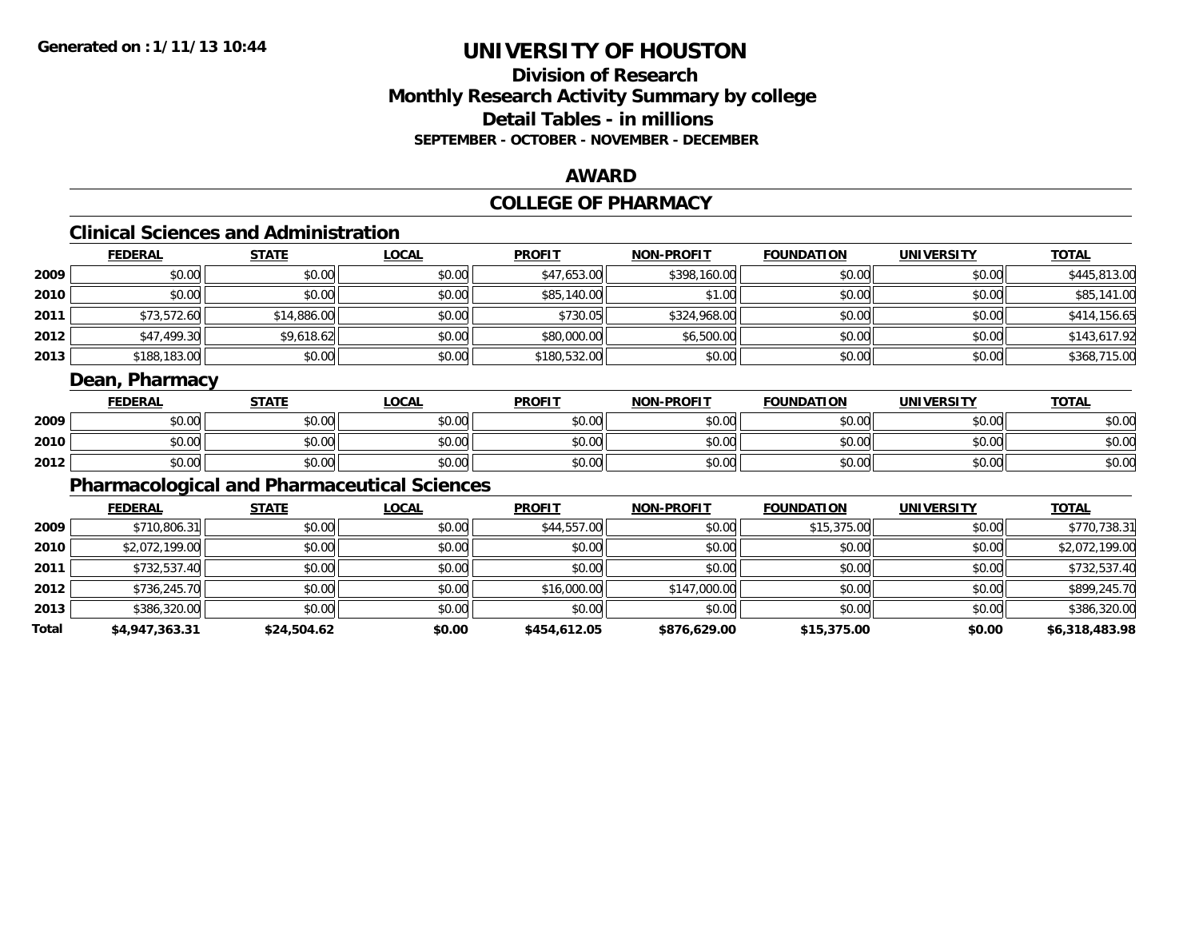**Generated on :1/11/13 10:44**

# UNIVERSITY OF HOUSTON

## Division of Research
## Monthly Research Activity Summary by college
## Detail Tables - in millions
### SEPTEMBER - OCTOBER - NOVEMBER - DECEMBER

## AWARD

## COLLEGE OF PHARMACY

### Clinical Sciences and Administration

| | FEDERAL | STATE | LOCAL | PROFIT | NON-PROFIT | FOUNDATION | UNIVERSITY | TOTAL |
|---|---|---|---|---|---|---|---|---|
| 2009 | $0.00 | $0.00 | $0.00 | $47,653.00 | $398,160.00 | $0.00 | $0.00 | $445,813.00 |
| 2010 | $0.00 | $0.00 | $0.00 | $85,140.00 | $1.00 | $0.00 | $0.00 | $85,141.00 |
| 2011 | $73,572.60 | $14,886.00 | $0.00 | $730.05 | $324,968.00 | $0.00 | $0.00 | $414,156.65 |
| 2012 | $47,499.30 | $9,618.62 | $0.00 | $80,000.00 | $6,500.00 | $0.00 | $0.00 | $143,617.92 |
| 2013 | $188,183.00 | $0.00 | $0.00 | $180,532.00 | $0.00 | $0.00 | $0.00 | $368,715.00 |

### Dean, Pharmacy

| | FEDERAL | STATE | LOCAL | PROFIT | NON-PROFIT | FOUNDATION | UNIVERSITY | TOTAL |
|---|---|---|---|---|---|---|---|---|
| 2009 | $0.00 | $0.00 | $0.00 | $0.00 | $0.00 | $0.00 | $0.00 | $0.00 |
| 2010 | $0.00 | $0.00 | $0.00 | $0.00 | $0.00 | $0.00 | $0.00 | $0.00 |
| 2012 | $0.00 | $0.00 | $0.00 | $0.00 | $0.00 | $0.00 | $0.00 | $0.00 |

### Pharmacological and Pharmaceutical Sciences

| | FEDERAL | STATE | LOCAL | PROFIT | NON-PROFIT | FOUNDATION | UNIVERSITY | TOTAL |
|---|---|---|---|---|---|---|---|---|
| 2009 | $710,806.31 | $0.00 | $0.00 | $44,557.00 | $0.00 | $15,375.00 | $0.00 | $770,738.31 |
| 2010 | $2,072,199.00 | $0.00 | $0.00 | $0.00 | $0.00 | $0.00 | $0.00 | $2,072,199.00 |
| 2011 | $732,537.40 | $0.00 | $0.00 | $0.00 | $0.00 | $0.00 | $0.00 | $732,537.40 |
| 2012 | $736,245.70 | $0.00 | $0.00 | $16,000.00 | $147,000.00 | $0.00 | $0.00 | $899,245.70 |
| 2013 | $386,320.00 | $0.00 | $0.00 | $0.00 | $0.00 | $0.00 | $0.00 | $386,320.00 |
| **Total** | **$4,947,363.31** | **$24,504.62** | **$0.00** | **$454,612.05** | **$876,629.00** | **$15,375.00** | **$0.00** | **$6,318,483.98** |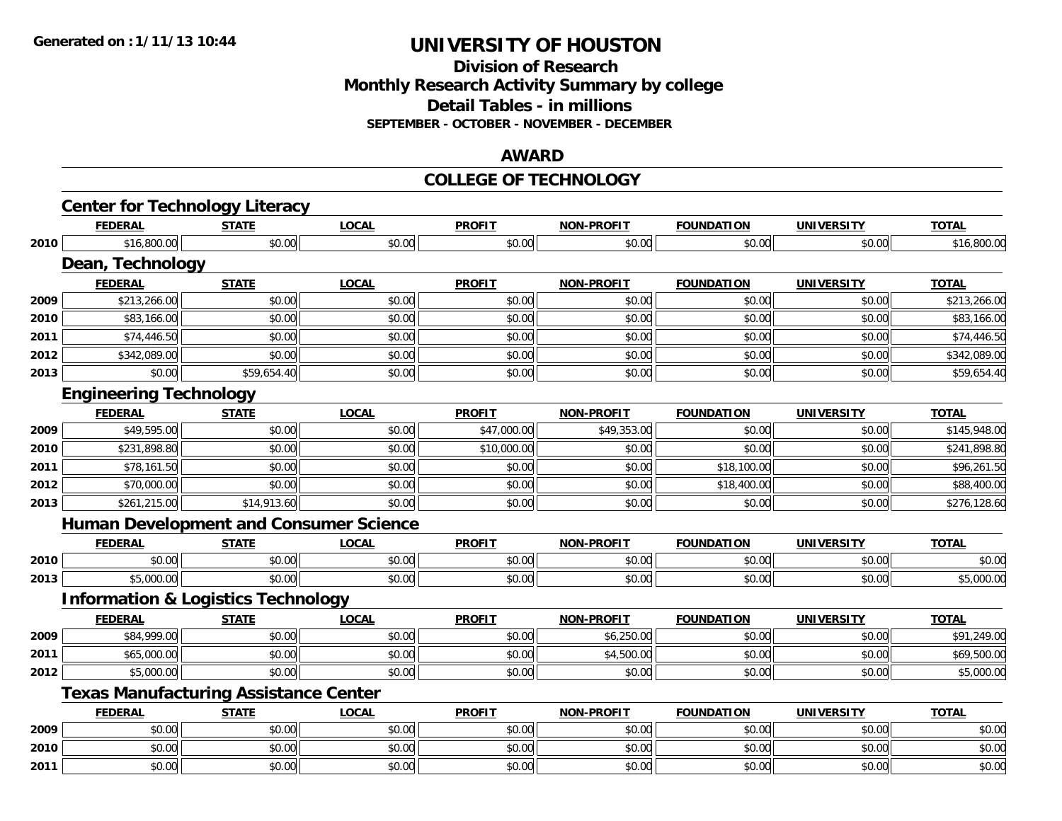Generated on :1/11/13 10:44

# UNIVERSITY OF HOUSTON

## Division of Research
## Monthly Research Activity Summary by college
## Detail Tables - in millions
### SEPTEMBER - OCTOBER - NOVEMBER - DECEMBER

## AWARD

## COLLEGE OF TECHNOLOGY

### Center for Technology Literacy

| | FEDERAL | STATE | LOCAL | PROFIT | NON-PROFIT | FOUNDATION | UNIVERSITY | TOTAL |
|---|---|---|---|---|---|---|---|---|
| 2010 | $16,800.00 | $0.00 | $0.00 | $0.00 | $0.00 | $0.00 | $0.00 | $16,800.00 |

### Dean, Technology

| | FEDERAL | STATE | LOCAL | PROFIT | NON-PROFIT | FOUNDATION | UNIVERSITY | TOTAL |
|---|---|---|---|---|---|---|---|---|
| 2009 | $213,266.00 | $0.00 | $0.00 | $0.00 | $0.00 | $0.00 | $0.00 | $213,266.00 |
| 2010 | $83,166.00 | $0.00 | $0.00 | $0.00 | $0.00 | $0.00 | $0.00 | $83,166.00 |
| 2011 | $74,446.50 | $0.00 | $0.00 | $0.00 | $0.00 | $0.00 | $0.00 | $74,446.50 |
| 2012 | $342,089.00 | $0.00 | $0.00 | $0.00 | $0.00 | $0.00 | $0.00 | $342,089.00 |
| 2013 | $0.00 | $59,654.40 | $0.00 | $0.00 | $0.00 | $0.00 | $0.00 | $59,654.40 |

### Engineering Technology

| | FEDERAL | STATE | LOCAL | PROFIT | NON-PROFIT | FOUNDATION | UNIVERSITY | TOTAL |
|---|---|---|---|---|---|---|---|---|
| 2009 | $49,595.00 | $0.00 | $0.00 | $47,000.00 | $49,353.00 | $0.00 | $0.00 | $145,948.00 |
| 2010 | $231,898.80 | $0.00 | $0.00 | $10,000.00 | $0.00 | $0.00 | $0.00 | $241,898.80 |
| 2011 | $78,161.50 | $0.00 | $0.00 | $0.00 | $0.00 | $18,100.00 | $0.00 | $96,261.50 |
| 2012 | $70,000.00 | $0.00 | $0.00 | $0.00 | $0.00 | $18,400.00 | $0.00 | $88,400.00 |
| 2013 | $261,215.00 | $14,913.60 | $0.00 | $0.00 | $0.00 | $0.00 | $0.00 | $276,128.60 |

### Human Development and Consumer Science

| | FEDERAL | STATE | LOCAL | PROFIT | NON-PROFIT | FOUNDATION | UNIVERSITY | TOTAL |
|---|---|---|---|---|---|---|---|---|
| 2010 | $0.00 | $0.00 | $0.00 | $0.00 | $0.00 | $0.00 | $0.00 | $0.00 |
| 2013 | $5,000.00 | $0.00 | $0.00 | $0.00 | $0.00 | $0.00 | $0.00 | $5,000.00 |

### Information & Logistics Technology

| | FEDERAL | STATE | LOCAL | PROFIT | NON-PROFIT | FOUNDATION | UNIVERSITY | TOTAL |
|---|---|---|---|---|---|---|---|---|
| 2009 | $84,999.00 | $0.00 | $0.00 | $0.00 | $6,250.00 | $0.00 | $0.00 | $91,249.00 |
| 2011 | $65,000.00 | $0.00 | $0.00 | $0.00 | $4,500.00 | $0.00 | $0.00 | $69,500.00 |
| 2012 | $5,000.00 | $0.00 | $0.00 | $0.00 | $0.00 | $0.00 | $0.00 | $5,000.00 |

### Texas Manufacturing Assistance Center

| | FEDERAL | STATE | LOCAL | PROFIT | NON-PROFIT | FOUNDATION | UNIVERSITY | TOTAL |
|---|---|---|---|---|---|---|---|---|
| 2009 | $0.00 | $0.00 | $0.00 | $0.00 | $0.00 | $0.00 | $0.00 | $0.00 |
| 2010 | $0.00 | $0.00 | $0.00 | $0.00 | $0.00 | $0.00 | $0.00 | $0.00 |
| 2011 | $0.00 | $0.00 | $0.00 | $0.00 | $0.00 | $0.00 | $0.00 | $0.00 |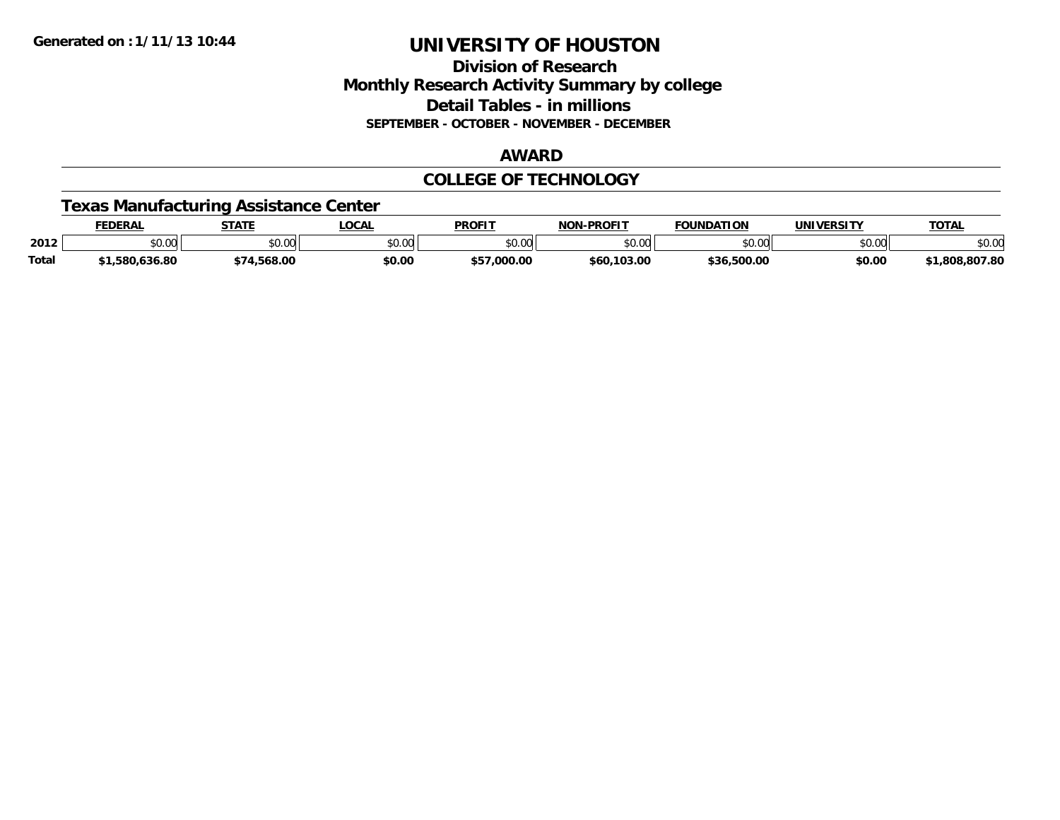# UNIVERSITY OF HOUSTON

## Division of Research
## Monthly Research Activity Summary by college
## Detail Tables - in millions
### SEPTEMBER - OCTOBER - NOVEMBER - DECEMBER

Generated on : 1/11/13 10:44

## AWARD

## COLLEGE OF TECHNOLOGY

### Texas Manufacturing Assistance Center

| | FEDERAL | STATE | LOCAL | PROFIT | NON-PROFIT | FOUNDATION | UNIVERSITY | TOTAL |
|---|---|---|---|---|---|---|---|---|
| 2012 | $0.00 | $0.00 | $0.00 | $0.00 | $0.00 | $0.00 | $0.00 | $0.00 |
| **Total** | **$1,580,636.80** | **$74,568.00** | **$0.00** | **$57,000.00** | **$60,103.00** | **$36,500.00** | **$0.00** | **$1,808,807.80** |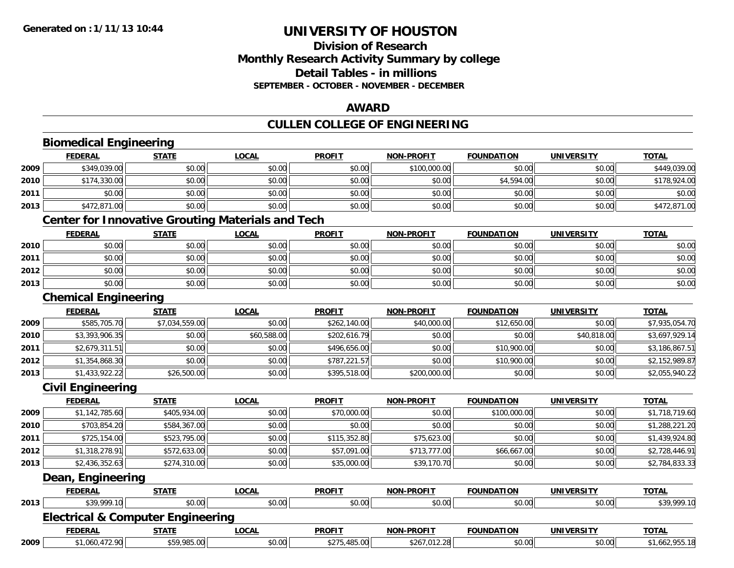# UNIVERSITY OF HOUSTON

## Division of Research
## Monthly Research Activity Summary by college
## Detail Tables - in millions
### SEPTEMBER - OCTOBER - NOVEMBER - DECEMBER

## AWARD

## CULLEN COLLEGE OF ENGINEERING

### Biomedical Engineering

| | FEDERAL | STATE | LOCAL | PROFIT | NON-PROFIT | FOUNDATION | UNIVERSITY | TOTAL |
|---|---|---|---|---|---|---|---|---|
| 2009 | $349,039.00 | $0.00 | $0.00 | $0.00 | $100,000.00 | $0.00 | $0.00 | $449,039.00 |
| 2010 | $174,330.00 | $0.00 | $0.00 | $0.00 | $0.00 | $4,594.00 | $0.00 | $178,924.00 |
| 2011 | $0.00 | $0.00 | $0.00 | $0.00 | $0.00 | $0.00 | $0.00 | $0.00 |
| 2013 | $472,871.00 | $0.00 | $0.00 | $0.00 | $0.00 | $0.00 | $0.00 | $472,871.00 |

### Center for Innovative Grouting Materials and Tech

| | FEDERAL | STATE | LOCAL | PROFIT | NON-PROFIT | FOUNDATION | UNIVERSITY | TOTAL |
|---|---|---|---|---|---|---|---|---|
| 2010 | $0.00 | $0.00 | $0.00 | $0.00 | $0.00 | $0.00 | $0.00 | $0.00 |
| 2011 | $0.00 | $0.00 | $0.00 | $0.00 | $0.00 | $0.00 | $0.00 | $0.00 |
| 2012 | $0.00 | $0.00 | $0.00 | $0.00 | $0.00 | $0.00 | $0.00 | $0.00 |
| 2013 | $0.00 | $0.00 | $0.00 | $0.00 | $0.00 | $0.00 | $0.00 | $0.00 |

### Chemical Engineering

| | FEDERAL | STATE | LOCAL | PROFIT | NON-PROFIT | FOUNDATION | UNIVERSITY | TOTAL |
|---|---|---|---|---|---|---|---|---|
| 2009 | $585,705.70 | $7,034,559.00 | $0.00 | $262,140.00 | $40,000.00 | $12,650.00 | $0.00 | $7,935,054.70 |
| 2010 | $3,393,906.35 | $0.00 | $60,588.00 | $202,616.79 | $0.00 | $0.00 | $40,818.00 | $3,697,929.14 |
| 2011 | $2,679,311.51 | $0.00 | $0.00 | $496,656.00 | $0.00 | $10,900.00 | $0.00 | $3,186,867.51 |
| 2012 | $1,354,868.30 | $0.00 | $0.00 | $787,221.57 | $0.00 | $10,900.00 | $0.00 | $2,152,989.87 |
| 2013 | $1,433,922.22 | $26,500.00 | $0.00 | $395,518.00 | $200,000.00 | $0.00 | $0.00 | $2,055,940.22 |

### Civil Engineering

| | FEDERAL | STATE | LOCAL | PROFIT | NON-PROFIT | FOUNDATION | UNIVERSITY | TOTAL |
|---|---|---|---|---|---|---|---|---|
| 2009 | $1,142,785.60 | $405,934.00 | $0.00 | $70,000.00 | $0.00 | $100,000.00 | $0.00 | $1,718,719.60 |
| 2010 | $703,854.20 | $584,367.00 | $0.00 | $0.00 | $0.00 | $0.00 | $0.00 | $1,288,221.20 |
| 2011 | $725,154.00 | $523,795.00 | $0.00 | $115,352.80 | $75,623.00 | $0.00 | $0.00 | $1,439,924.80 |
| 2012 | $1,318,278.91 | $572,633.00 | $0.00 | $57,091.00 | $713,777.00 | $66,667.00 | $0.00 | $2,728,446.91 |
| 2013 | $2,436,352.63 | $274,310.00 | $0.00 | $35,000.00 | $39,170.70 | $0.00 | $0.00 | $2,784,833.33 |

### Dean, Engineering

| | FEDERAL | STATE | LOCAL | PROFIT | NON-PROFIT | FOUNDATION | UNIVERSITY | TOTAL |
|---|---|---|---|---|---|---|---|---|
| 2013 | $39,999.10 | $0.00 | $0.00 | $0.00 | $0.00 | $0.00 | $0.00 | $39,999.10 |

### Electrical & Computer Engineering

| | FEDERAL | STATE | LOCAL | PROFIT | NON-PROFIT | FOUNDATION | UNIVERSITY | TOTAL |
|---|---|---|---|---|---|---|---|---|
| 2009 | $1,060,472.90 | $59,985.00 | $0.00 | $275,485.00 | $267,012.28 | $0.00 | $0.00 | $1,662,955.18 |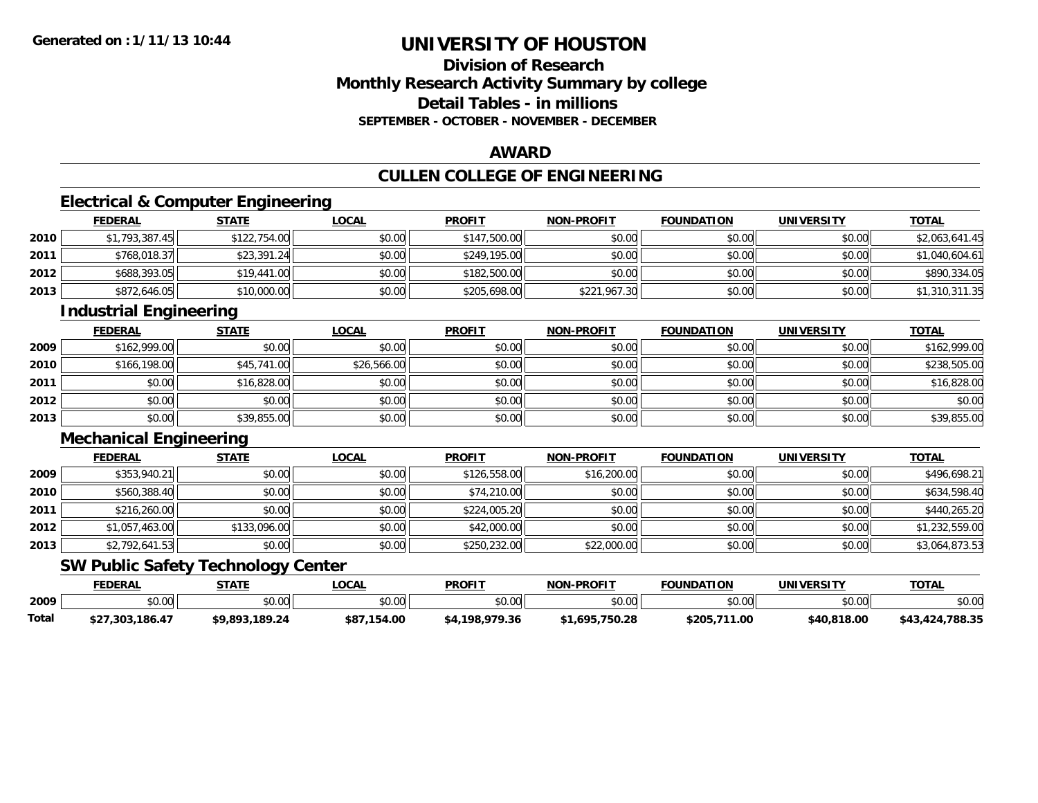**Generated on : 1/11/13 10:44**

# UNIVERSITY OF HOUSTON

## Division of Research
## Monthly Research Activity Summary by college
## Detail Tables - in millions
### SEPTEMBER - OCTOBER - NOVEMBER - DECEMBER

## AWARD

## CULLEN COLLEGE OF ENGINEERING

### Electrical & Computer Engineering

| | FEDERAL | STATE | LOCAL | PROFIT | NON-PROFIT | FOUNDATION | UNIVERSITY | TOTAL |
|---|---|---|---|---|---|---|---|---|
| 2010 | $1,793,387.45 | $122,754.00 | $0.00 | $147,500.00 | $0.00 | $0.00 | $0.00 | $2,063,641.45 |
| 2011 | $768,018.37 | $23,391.24 | $0.00 | $249,195.00 | $0.00 | $0.00 | $0.00 | $1,040,604.61 |
| 2012 | $688,393.05 | $19,441.00 | $0.00 | $182,500.00 | $0.00 | $0.00 | $0.00 | $890,334.05 |
| 2013 | $872,646.05 | $10,000.00 | $0.00 | $205,698.00 | $221,967.30 | $0.00 | $0.00 | $1,310,311.35 |

### Industrial Engineering

| | FEDERAL | STATE | LOCAL | PROFIT | NON-PROFIT | FOUNDATION | UNIVERSITY | TOTAL |
|---|---|---|---|---|---|---|---|---|
| 2009 | $162,999.00 | $0.00 | $0.00 | $0.00 | $0.00 | $0.00 | $0.00 | $162,999.00 |
| 2010 | $166,198.00 | $45,741.00 | $26,566.00 | $0.00 | $0.00 | $0.00 | $0.00 | $238,505.00 |
| 2011 | $0.00 | $16,828.00 | $0.00 | $0.00 | $0.00 | $0.00 | $0.00 | $16,828.00 |
| 2012 | $0.00 | $0.00 | $0.00 | $0.00 | $0.00 | $0.00 | $0.00 | $0.00 |
| 2013 | $0.00 | $39,855.00 | $0.00 | $0.00 | $0.00 | $0.00 | $0.00 | $39,855.00 |

### Mechanical Engineering

| | FEDERAL | STATE | LOCAL | PROFIT | NON-PROFIT | FOUNDATION | UNIVERSITY | TOTAL |
|---|---|---|---|---|---|---|---|---|
| 2009 | $353,940.21 | $0.00 | $0.00 | $126,558.00 | $16,200.00 | $0.00 | $0.00 | $496,698.21 |
| 2010 | $560,388.40 | $0.00 | $0.00 | $74,210.00 | $0.00 | $0.00 | $0.00 | $634,598.40 |
| 2011 | $216,260.00 | $0.00 | $0.00 | $224,005.20 | $0.00 | $0.00 | $0.00 | $440,265.20 |
| 2012 | $1,057,463.00 | $133,096.00 | $0.00 | $42,000.00 | $0.00 | $0.00 | $0.00 | $1,232,559.00 |
| 2013 | $2,792,641.53 | $0.00 | $0.00 | $250,232.00 | $22,000.00 | $0.00 | $0.00 | $3,064,873.53 |

### SW Public Safety Technology Center

| | FEDERAL | STATE | LOCAL | PROFIT | NON-PROFIT | FOUNDATION | UNIVERSITY | TOTAL |
|---|---|---|---|---|---|---|---|---|
| 2009 | $0.00 | $0.00 | $0.00 | $0.00 | $0.00 | $0.00 | $0.00 | $0.00 |
| **Total** | **$27,303,186.47** | **$9,893,189.24** | **$87,154.00** | **$4,198,979.36** | **$1,695,750.28** | **$205,711.00** | **$40,818.00** | **$43,424,788.35** |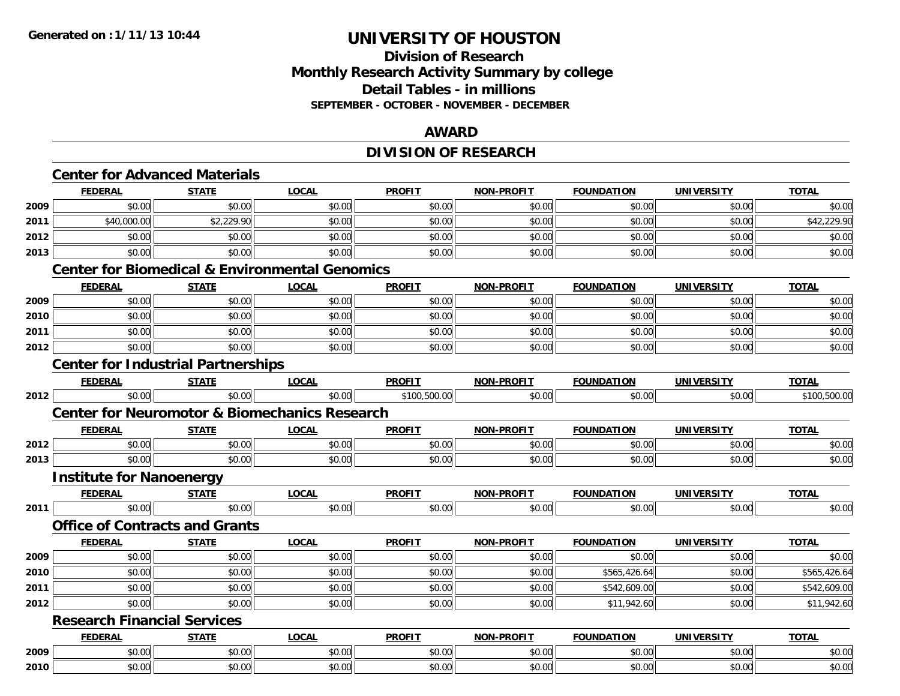# UNIVERSITY OF HOUSTON

## Division of Research
## Monthly Research Activity Summary by college
## Detail Tables - in millions
### SEPTEMBER - OCTOBER - NOVEMBER - DECEMBER

## AWARD

## DIVISION OF RESEARCH

### Center for Advanced Materials

| | FEDERAL | STATE | LOCAL | PROFIT | NON-PROFIT | FOUNDATION | UNIVERSITY | TOTAL |
|---|---|---|---|---|---|---|---|---|
| 2009 | $0.00 | $0.00 | $0.00 | $0.00 | $0.00 | $0.00 | $0.00 | $0.00 |
| 2011 | $40,000.00 | $2,229.90 | $0.00 | $0.00 | $0.00 | $0.00 | $0.00 | $42,229.90 |
| 2012 | $0.00 | $0.00 | $0.00 | $0.00 | $0.00 | $0.00 | $0.00 | $0.00 |
| 2013 | $0.00 | $0.00 | $0.00 | $0.00 | $0.00 | $0.00 | $0.00 | $0.00 |

### Center for Biomedical & Environmental Genomics

| | FEDERAL | STATE | LOCAL | PROFIT | NON-PROFIT | FOUNDATION | UNIVERSITY | TOTAL |
|---|---|---|---|---|---|---|---|---|
| 2009 | $0.00 | $0.00 | $0.00 | $0.00 | $0.00 | $0.00 | $0.00 | $0.00 |
| 2010 | $0.00 | $0.00 | $0.00 | $0.00 | $0.00 | $0.00 | $0.00 | $0.00 |
| 2011 | $0.00 | $0.00 | $0.00 | $0.00 | $0.00 | $0.00 | $0.00 | $0.00 |
| 2012 | $0.00 | $0.00 | $0.00 | $0.00 | $0.00 | $0.00 | $0.00 | $0.00 |

### Center for Industrial Partnerships

| | FEDERAL | STATE | LOCAL | PROFIT | NON-PROFIT | FOUNDATION | UNIVERSITY | TOTAL |
|---|---|---|---|---|---|---|---|---|
| 2012 | $0.00 | $0.00 | $0.00 | $100,500.00 | $0.00 | $0.00 | $0.00 | $100,500.00 |

### Center for Neuromotor & Biomechanics Research

| | FEDERAL | STATE | LOCAL | PROFIT | NON-PROFIT | FOUNDATION | UNIVERSITY | TOTAL |
|---|---|---|---|---|---|---|---|---|
| 2012 | $0.00 | $0.00 | $0.00 | $0.00 | $0.00 | $0.00 | $0.00 | $0.00 |
| 2013 | $0.00 | $0.00 | $0.00 | $0.00 | $0.00 | $0.00 | $0.00 | $0.00 |

### Institute for Nanoenergy

| | FEDERAL | STATE | LOCAL | PROFIT | NON-PROFIT | FOUNDATION | UNIVERSITY | TOTAL |
|---|---|---|---|---|---|---|---|---|
| 2011 | $0.00 | $0.00 | $0.00 | $0.00 | $0.00 | $0.00 | $0.00 | $0.00 |

### Office of Contracts and Grants

| | FEDERAL | STATE | LOCAL | PROFIT | NON-PROFIT | FOUNDATION | UNIVERSITY | TOTAL |
|---|---|---|---|---|---|---|---|---|
| 2009 | $0.00 | $0.00 | $0.00 | $0.00 | $0.00 | $0.00 | $0.00 | $0.00 |
| 2010 | $0.00 | $0.00 | $0.00 | $0.00 | $0.00 | $565,426.64 | $0.00 | $565,426.64 |
| 2011 | $0.00 | $0.00 | $0.00 | $0.00 | $0.00 | $542,609.00 | $0.00 | $542,609.00 |
| 2012 | $0.00 | $0.00 | $0.00 | $0.00 | $0.00 | $11,942.60 | $0.00 | $11,942.60 |

### Research Financial Services

| | FEDERAL | STATE | LOCAL | PROFIT | NON-PROFIT | FOUNDATION | UNIVERSITY | TOTAL |
|---|---|---|---|---|---|---|---|---|
| 2009 | $0.00 | $0.00 | $0.00 | $0.00 | $0.00 | $0.00 | $0.00 | $0.00 |
| 2010 | $0.00 | $0.00 | $0.00 | $0.00 | $0.00 | $0.00 | $0.00 | $0.00 |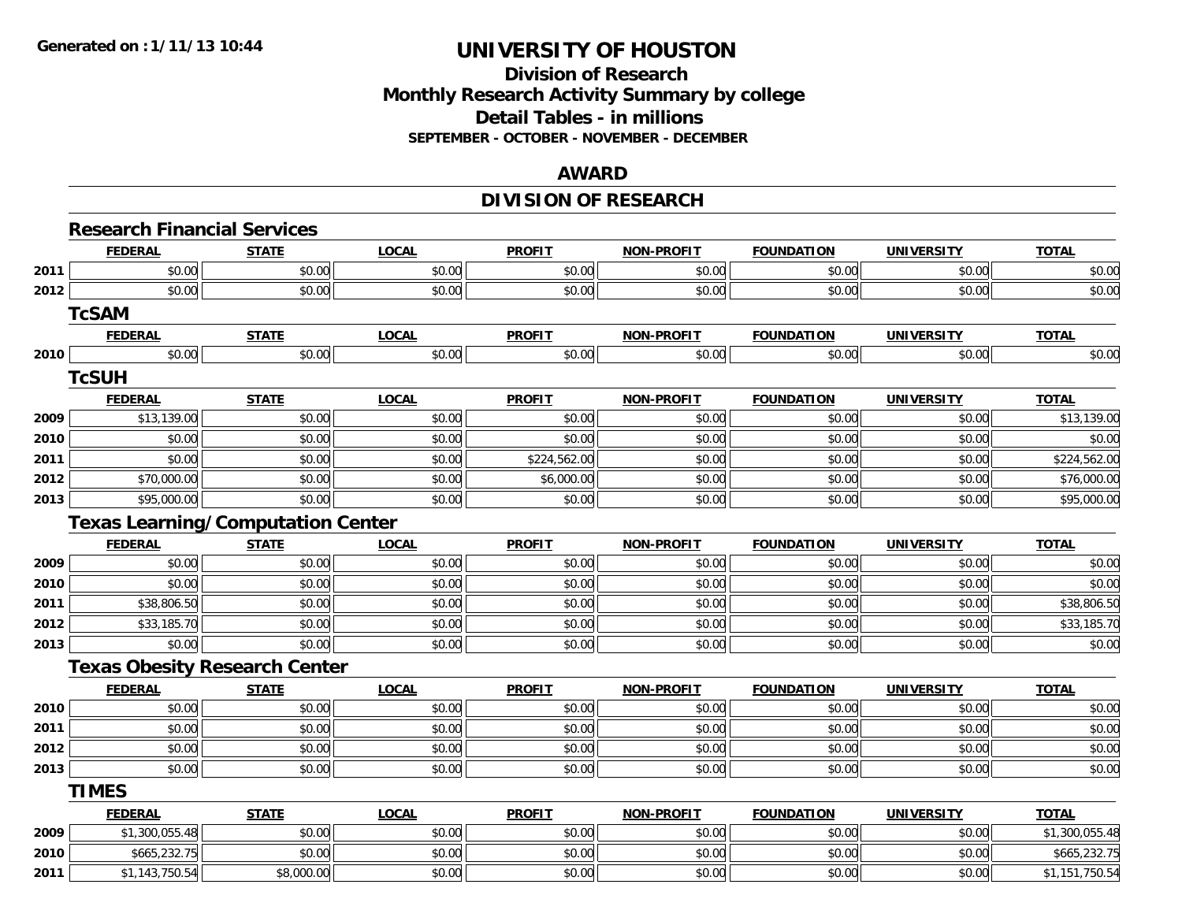**Generated on : 1/11/13 10:44**

# UNIVERSITY OF HOUSTON

## Division of Research
## Monthly Research Activity Summary by college
## Detail Tables - in millions
### SEPTEMBER - OCTOBER - NOVEMBER - DECEMBER

## AWARD

## DIVISION OF RESEARCH

### Research Financial Services

| | FEDERAL | STATE | LOCAL | PROFIT | NON-PROFIT | FOUNDATION | UNIVERSITY | TOTAL |
|---|---|---|---|---|---|---|---|---|
| 2011 | $0.00 | $0.00 | $0.00 | $0.00 | $0.00 | $0.00 | $0.00 | $0.00 |
| 2012 | $0.00 | $0.00 | $0.00 | $0.00 | $0.00 | $0.00 | $0.00 | $0.00 |

### TcSAM

| | FEDERAL | STATE | LOCAL | PROFIT | NON-PROFIT | FOUNDATION | UNIVERSITY | TOTAL |
|---|---|---|---|---|---|---|---|---|
| 2010 | $0.00 | $0.00 | $0.00 | $0.00 | $0.00 | $0.00 | $0.00 | $0.00 |

### TcSUH

| | FEDERAL | STATE | LOCAL | PROFIT | NON-PROFIT | FOUNDATION | UNIVERSITY | TOTAL |
|---|---|---|---|---|---|---|---|---|
| 2009 | $13,139.00 | $0.00 | $0.00 | $0.00 | $0.00 | $0.00 | $0.00 | $13,139.00 |
| 2010 | $0.00 | $0.00 | $0.00 | $0.00 | $0.00 | $0.00 | $0.00 | $0.00 |
| 2011 | $0.00 | $0.00 | $0.00 | $224,562.00 | $0.00 | $0.00 | $0.00 | $224,562.00 |
| 2012 | $70,000.00 | $0.00 | $0.00 | $6,000.00 | $0.00 | $0.00 | $0.00 | $76,000.00 |
| 2013 | $95,000.00 | $0.00 | $0.00 | $0.00 | $0.00 | $0.00 | $0.00 | $95,000.00 |

### Texas Learning/Computation Center

| | FEDERAL | STATE | LOCAL | PROFIT | NON-PROFIT | FOUNDATION | UNIVERSITY | TOTAL |
|---|---|---|---|---|---|---|---|---|
| 2009 | $0.00 | $0.00 | $0.00 | $0.00 | $0.00 | $0.00 | $0.00 | $0.00 |
| 2010 | $0.00 | $0.00 | $0.00 | $0.00 | $0.00 | $0.00 | $0.00 | $0.00 |
| 2011 | $38,806.50 | $0.00 | $0.00 | $0.00 | $0.00 | $0.00 | $0.00 | $38,806.50 |
| 2012 | $33,185.70 | $0.00 | $0.00 | $0.00 | $0.00 | $0.00 | $0.00 | $33,185.70 |
| 2013 | $0.00 | $0.00 | $0.00 | $0.00 | $0.00 | $0.00 | $0.00 | $0.00 |

### Texas Obesity Research Center

| | FEDERAL | STATE | LOCAL | PROFIT | NON-PROFIT | FOUNDATION | UNIVERSITY | TOTAL |
|---|---|---|---|---|---|---|---|---|
| 2010 | $0.00 | $0.00 | $0.00 | $0.00 | $0.00 | $0.00 | $0.00 | $0.00 |
| 2011 | $0.00 | $0.00 | $0.00 | $0.00 | $0.00 | $0.00 | $0.00 | $0.00 |
| 2012 | $0.00 | $0.00 | $0.00 | $0.00 | $0.00 | $0.00 | $0.00 | $0.00 |
| 2013 | $0.00 | $0.00 | $0.00 | $0.00 | $0.00 | $0.00 | $0.00 | $0.00 |

### TIMES

| | FEDERAL | STATE | LOCAL | PROFIT | NON-PROFIT | FOUNDATION | UNIVERSITY | TOTAL |
|---|---|---|---|---|---|---|---|---|
| 2009 | $1,300,055.48 | $0.00 | $0.00 | $0.00 | $0.00 | $0.00 | $0.00 | $1,300,055.48 |
| 2010 | $665,232.75 | $0.00 | $0.00 | $0.00 | $0.00 | $0.00 | $0.00 | $665,232.75 |
| 2011 | $1,143,750.54 | $8,000.00 | $0.00 | $0.00 | $0.00 | $0.00 | $0.00 | $1,151,750.54 |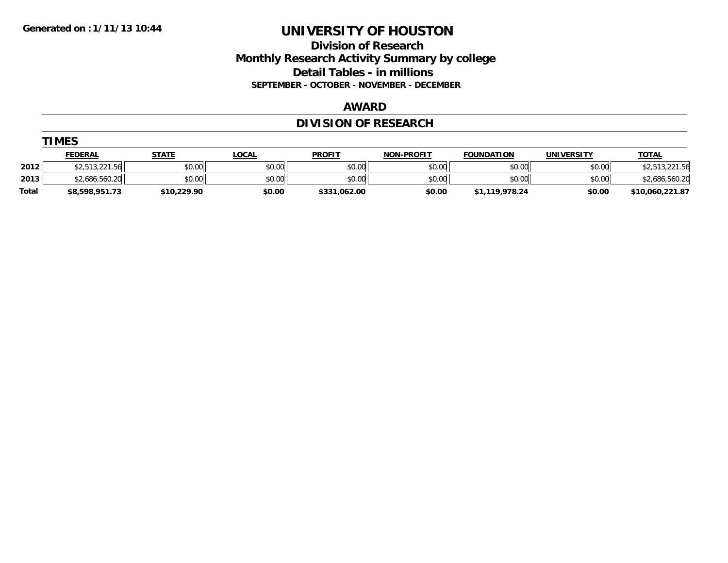Generated on :1/11/13 10:44

# UNIVERSITY OF HOUSTON

## Division of Research
## Monthly Research Activity Summary by college
## Detail Tables - in millions
### SEPTEMBER - OCTOBER - NOVEMBER - DECEMBER

## AWARD

## DIVISION OF RESEARCH

### TIMES

| | FEDERAL | STATE | LOCAL | PROFIT | NON-PROFIT | FOUNDATION | UNIVERSITY | TOTAL |
|---|---|---|---|---|---|---|---|---|
| 2012 | $2,513,221.56 | $0.00 | $0.00 | $0.00 | $0.00 | $0.00 | $0.00 | $2,513,221.56 |
| 2013 | $2,686,560.20 | $0.00 | $0.00 | $0.00 | $0.00 | $0.00 | $0.00 | $2,686,560.20 |
| **Total** | **$8,598,951.73** | **$10,229.90** | **$0.00** | **$331,062.00** | **$0.00** | **$1,119,978.24** | **$0.00** | **$10,060,221.87** |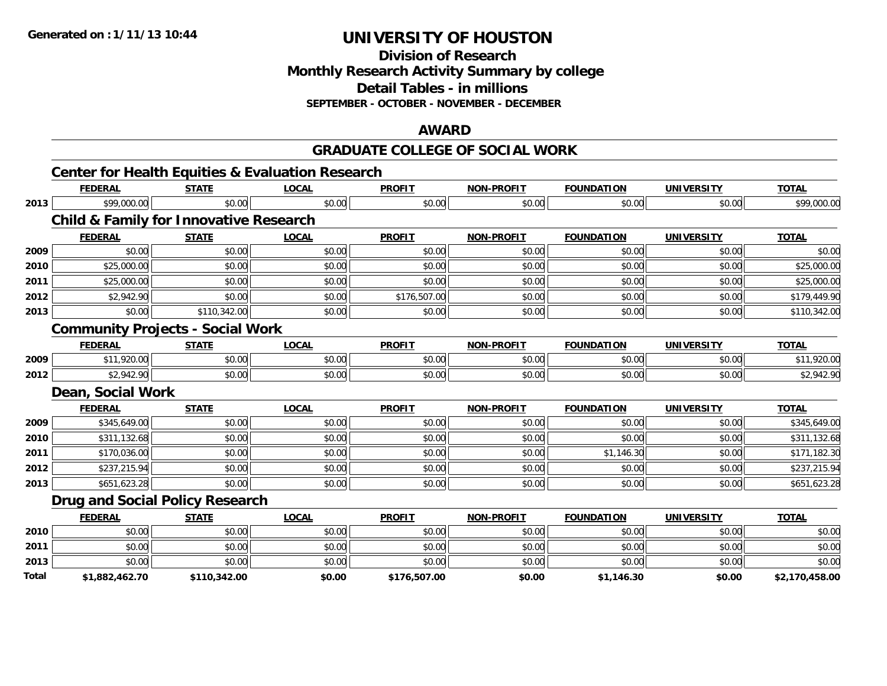**Generated on :1/11/13 10:44**

# UNIVERSITY OF HOUSTON

## Division of Research
## Monthly Research Activity Summary by college
## Detail Tables - in millions
### SEPTEMBER - OCTOBER - NOVEMBER - DECEMBER

## AWARD

## GRADUATE COLLEGE OF SOCIAL WORK

### Center for Health Equities & Evaluation Research

| | FEDERAL | STATE | LOCAL | PROFIT | NON-PROFIT | FOUNDATION | UNIVERSITY | TOTAL |
|---|---|---|---|---|---|---|---|---|
| 2013 | $99,000.00 | $0.00 | $0.00 | $0.00 | $0.00 | $0.00 | $0.00 | $99,000.00 |

### Child & Family for Innovative Research

| | FEDERAL | STATE | LOCAL | PROFIT | NON-PROFIT | FOUNDATION | UNIVERSITY | TOTAL |
|---|---|---|---|---|---|---|---|---|
| 2009 | $0.00 | $0.00 | $0.00 | $0.00 | $0.00 | $0.00 | $0.00 | $0.00 |
| 2010 | $25,000.00 | $0.00 | $0.00 | $0.00 | $0.00 | $0.00 | $0.00 | $25,000.00 |
| 2011 | $25,000.00 | $0.00 | $0.00 | $0.00 | $0.00 | $0.00 | $0.00 | $25,000.00 |
| 2012 | $2,942.90 | $0.00 | $0.00 | $176,507.00 | $0.00 | $0.00 | $0.00 | $179,449.90 |
| 2013 | $0.00 | $110,342.00 | $0.00 | $0.00 | $0.00 | $0.00 | $0.00 | $110,342.00 |

### Community Projects - Social Work

| | FEDERAL | STATE | LOCAL | PROFIT | NON-PROFIT | FOUNDATION | UNIVERSITY | TOTAL |
|---|---|---|---|---|---|---|---|---|
| 2009 | $11,920.00 | $0.00 | $0.00 | $0.00 | $0.00 | $0.00 | $0.00 | $11,920.00 |
| 2012 | $2,942.90 | $0.00 | $0.00 | $0.00 | $0.00 | $0.00 | $0.00 | $2,942.90 |

### Dean, Social Work

| | FEDERAL | STATE | LOCAL | PROFIT | NON-PROFIT | FOUNDATION | UNIVERSITY | TOTAL |
|---|---|---|---|---|---|---|---|---|
| 2009 | $345,649.00 | $0.00 | $0.00 | $0.00 | $0.00 | $0.00 | $0.00 | $345,649.00 |
| 2010 | $311,132.68 | $0.00 | $0.00 | $0.00 | $0.00 | $0.00 | $0.00 | $311,132.68 |
| 2011 | $170,036.00 | $0.00 | $0.00 | $0.00 | $0.00 | $1,146.30 | $0.00 | $171,182.30 |
| 2012 | $237,215.94 | $0.00 | $0.00 | $0.00 | $0.00 | $0.00 | $0.00 | $237,215.94 |
| 2013 | $651,623.28 | $0.00 | $0.00 | $0.00 | $0.00 | $0.00 | $0.00 | $651,623.28 |

### Drug and Social Policy Research

| | FEDERAL | STATE | LOCAL | PROFIT | NON-PROFIT | FOUNDATION | UNIVERSITY | TOTAL |
|---|---|---|---|---|---|---|---|---|
| 2010 | $0.00 | $0.00 | $0.00 | $0.00 | $0.00 | $0.00 | $0.00 | $0.00 |
| 2011 | $0.00 | $0.00 | $0.00 | $0.00 | $0.00 | $0.00 | $0.00 | $0.00 |
| 2013 | $0.00 | $0.00 | $0.00 | $0.00 | $0.00 | $0.00 | $0.00 | $0.00 |
| **Total** | **$1,882,462.70** | **$110,342.00** | **$0.00** | **$176,507.00** | **$0.00** | **$1,146.30** | **$0.00** | **$2,170,458.00** |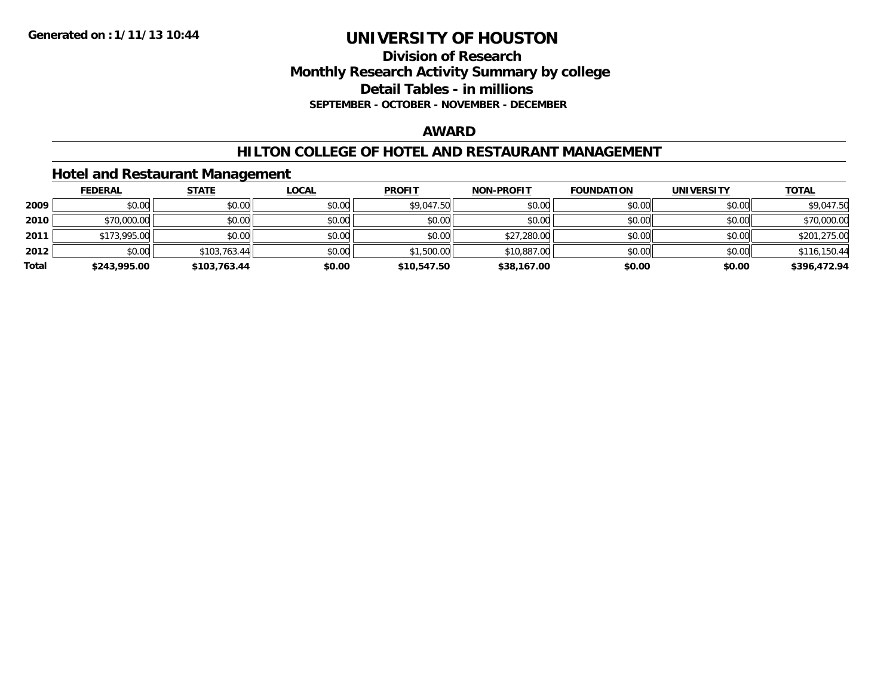Generated on :1/11/13 10:44

# UNIVERSITY OF HOUSTON

## Division of Research
## Monthly Research Activity Summary by college
## Detail Tables - in millions

**SEPTEMBER - OCTOBER - NOVEMBER - DECEMBER**

## AWARD

## HILTON COLLEGE OF HOTEL AND RESTAURANT MANAGEMENT

### Hotel and Restaurant Management

| | FEDERAL | STATE | LOCAL | PROFIT | NON-PROFIT | FOUNDATION | UNIVERSITY | TOTAL |
|---|---|---|---|---|---|---|---|---|
| 2009 | $0.00 | $0.00 | $0.00 | $9,047.50 | $0.00 | $0.00 | $0.00 | $9,047.50 |
| 2010 | $70,000.00 | $0.00 | $0.00 | $0.00 | $0.00 | $0.00 | $0.00 | $70,000.00 |
| 2011 | $173,995.00 | $0.00 | $0.00 | $0.00 | $27,280.00 | $0.00 | $0.00 | $201,275.00 |
| 2012 | $0.00 | $103,763.44 | $0.00 | $1,500.00 | $10,887.00 | $0.00 | $0.00 | $116,150.44 |
| **Total** | **$243,995.00** | **$103,763.44** | **$0.00** | **$10,547.50** | **$38,167.00** | **$0.00** | **$0.00** | **$396,472.94** |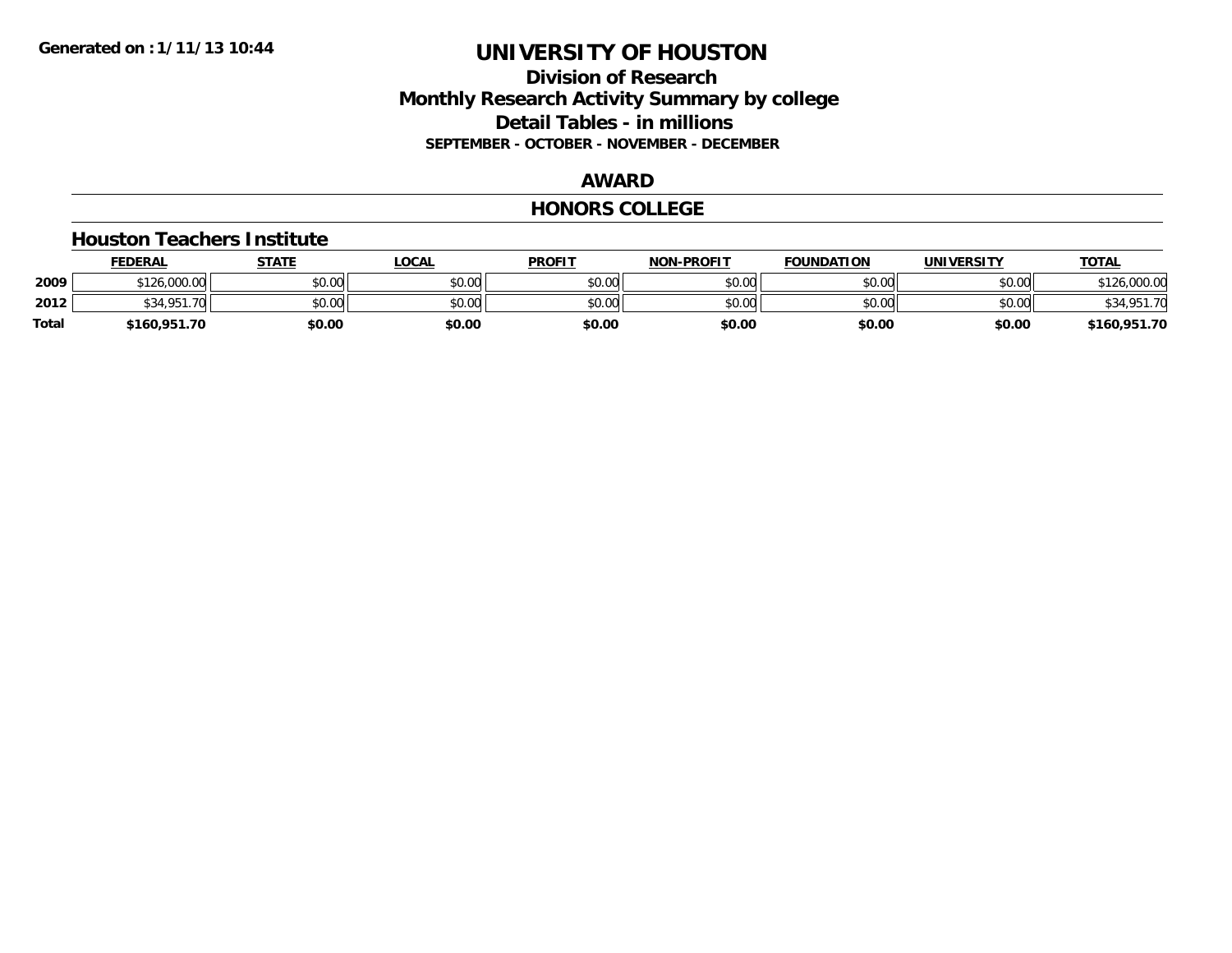**Generated on :1/11/13 10:44**

# UNIVERSITY OF HOUSTON

## Division of Research
## Monthly Research Activity Summary by college
## Detail Tables - in millions
### SEPTEMBER - OCTOBER - NOVEMBER - DECEMBER

## AWARD

## HONORS COLLEGE

### Houston Teachers Institute

| | FEDERAL | STATE | LOCAL | PROFIT | NON-PROFIT | FOUNDATION | UNIVERSITY | TOTAL |
|---|---|---|---|---|---|---|---|---|
| 2009 | $126,000.00 | $0.00 | $0.00 | $0.00 | $0.00 | $0.00 | $0.00 | $126,000.00 |
| 2012 | $34,951.70 | $0.00 | $0.00 | $0.00 | $0.00 | $0.00 | $0.00 | $34,951.70 |
| **Total** | **$160,951.70** | **$0.00** | **$0.00** | **$0.00** | **$0.00** | **$0.00** | **$0.00** | **$160,951.70** |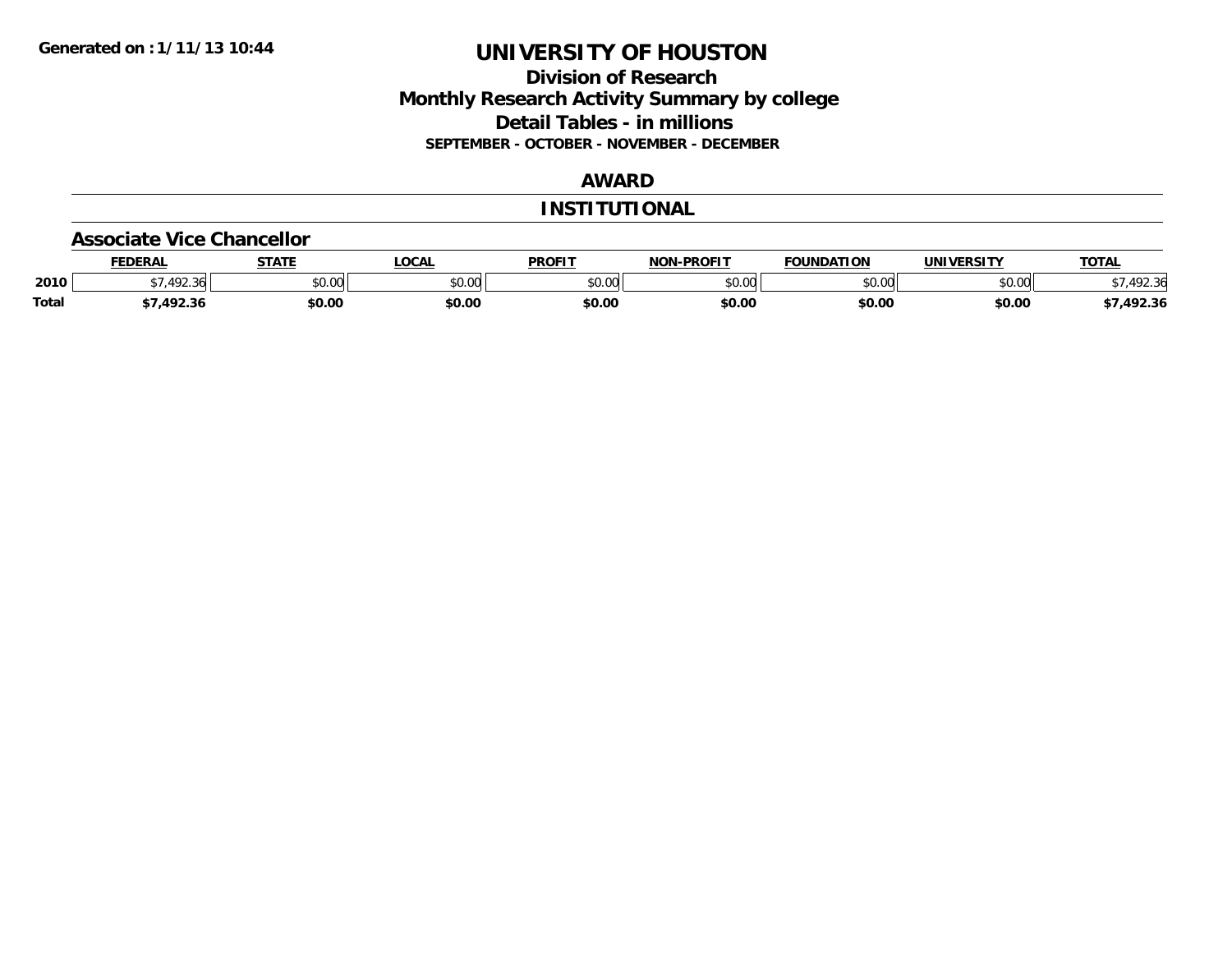# UNIVERSITY OF HOUSTON

## Division of Research
## Monthly Research Activity Summary by college
## Detail Tables - in millions
### SEPTEMBER - OCTOBER - NOVEMBER - DECEMBER

Generated on : 1/11/13 10:44

## AWARD

## INSTITUTIONAL

### Associate Vice Chancellor

| | FEDERAL | STATE | LOCAL | PROFIT | NON-PROFIT | FOUNDATION | UNIVERSITY | TOTAL |
|---|---|---|---|---|---|---|---|---|
| 2010 | $7,492.36 | $0.00 | $0.00 | $0.00 | $0.00 | $0.00 | $0.00 | $7,492.36 |
| **Total** | **$7,492.36** | **$0.00** | **$0.00** | **$0.00** | **$0.00** | **$0.00** | **$0.00** | **$7,492.36** |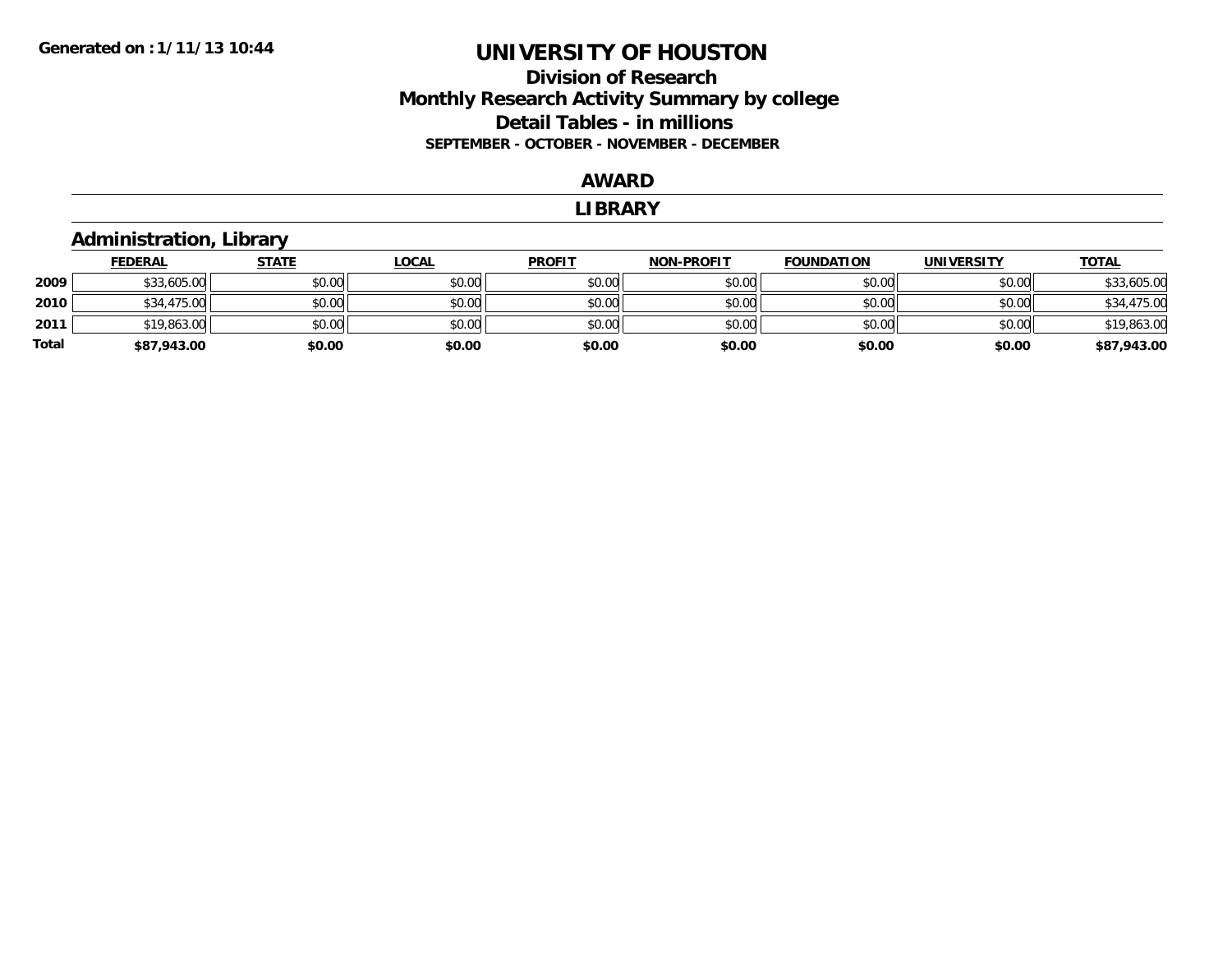**Generated on :1/11/13 10:44**

# UNIVERSITY OF HOUSTON

## Division of Research
## Monthly Research Activity Summary by college
## Detail Tables - in millions
### SEPTEMBER - OCTOBER - NOVEMBER - DECEMBER

## AWARD

## LIBRARY

### Administration, Library

| | FEDERAL | STATE | LOCAL | PROFIT | NON-PROFIT | FOUNDATION | UNIVERSITY | TOTAL |
|---|---|---|---|---|---|---|---|---|
| **2009** | $33,605.00 | $0.00 | $0.00 | $0.00 | $0.00 | $0.00 | $0.00 | $33,605.00 |
| **2010** | $34,475.00 | $0.00 | $0.00 | $0.00 | $0.00 | $0.00 | $0.00 | $34,475.00 |
| **2011** | $19,863.00 | $0.00 | $0.00 | $0.00 | $0.00 | $0.00 | $0.00 | $19,863.00 |
| **Total** | **$87,943.00** | **$0.00** | **$0.00** | **$0.00** | **$0.00** | **$0.00** | **$0.00** | **$87,943.00** |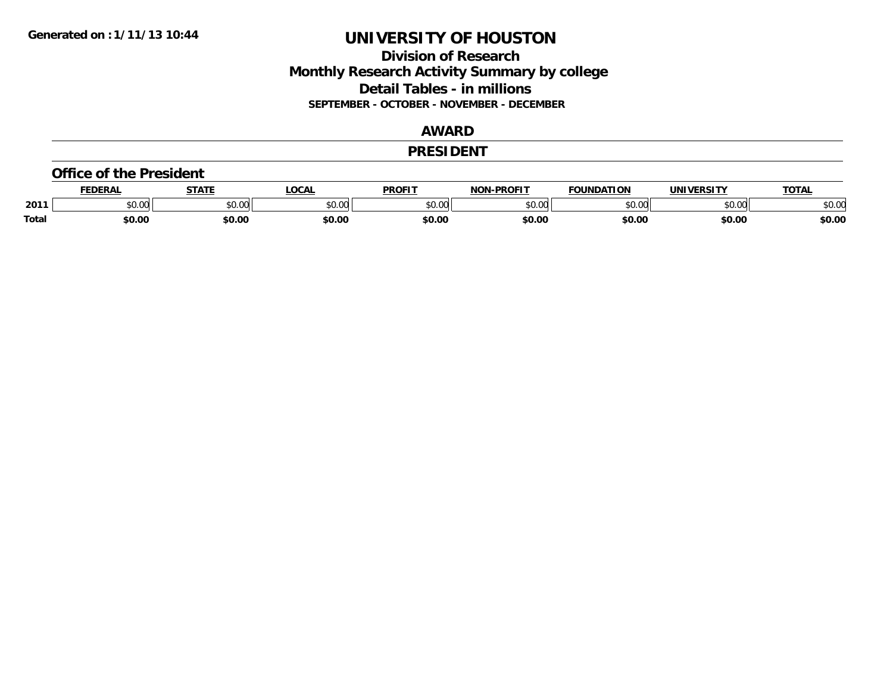Generated on :1/11/13 10:44

# UNIVERSITY OF HOUSTON

## Division of Research
## Monthly Research Activity Summary by college
## Detail Tables - in millions
### SEPTEMBER - OCTOBER - NOVEMBER - DECEMBER

## AWARD

## PRESIDENT

### Office of the President

| | FEDERAL | STATE | LOCAL | PROFIT | NON-PROFIT | FOUNDATION | UNIVERSITY | TOTAL |
|---|---|---|---|---|---|---|---|---|
| 2011 | $0.00 | $0.00 | $0.00 | $0.00 | $0.00 | $0.00 | $0.00 | $0.00 |
| **Total** | **$0.00** | **$0.00** | **$0.00** | **$0.00** | **$0.00** | **$0.00** | **$0.00** | **$0.00** |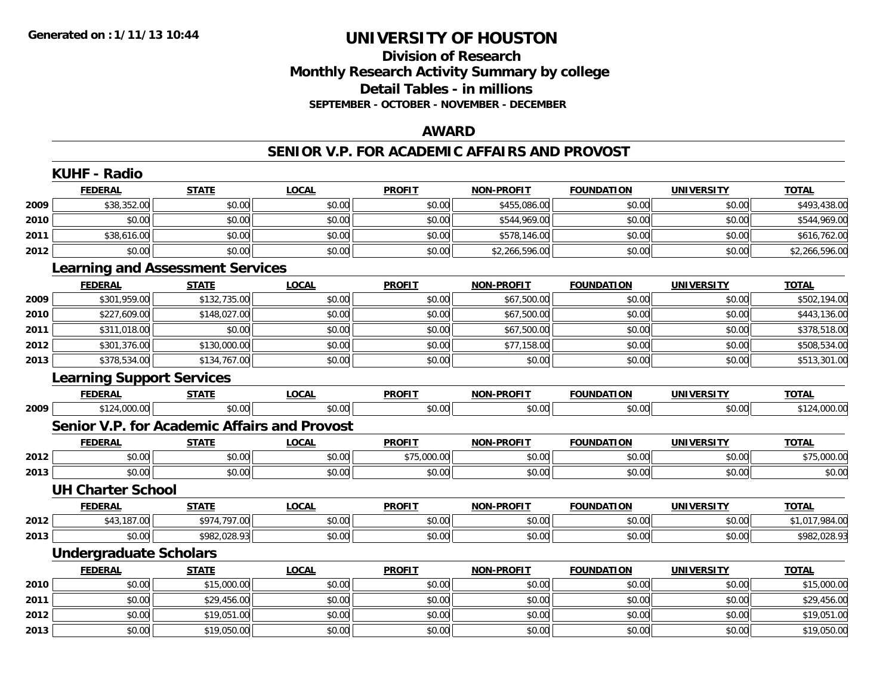# UNIVERSITY OF HOUSTON

## Division of Research
## Monthly Research Activity Summary by college
## Detail Tables - in millions
### SEPTEMBER - OCTOBER - NOVEMBER - DECEMBER

## AWARD

## SENIOR V.P. FOR ACADEMIC AFFAIRS AND PROVOST

### KUHF - Radio

| | FEDERAL | STATE | LOCAL | PROFIT | NON-PROFIT | FOUNDATION | UNIVERSITY | TOTAL |
|---|---|---|---|---|---|---|---|---|
| 2009 | $38,352.00 | $0.00 | $0.00 | $0.00 | $455,086.00 | $0.00 | $0.00 | $493,438.00 |
| 2010 | $0.00 | $0.00 | $0.00 | $0.00 | $544,969.00 | $0.00 | $0.00 | $544,969.00 |
| 2011 | $38,616.00 | $0.00 | $0.00 | $0.00 | $578,146.00 | $0.00 | $0.00 | $616,762.00 |
| 2012 | $0.00 | $0.00 | $0.00 | $0.00 | $2,266,596.00 | $0.00 | $0.00 | $2,266,596.00 |

### Learning and Assessment Services

| | FEDERAL | STATE | LOCAL | PROFIT | NON-PROFIT | FOUNDATION | UNIVERSITY | TOTAL |
|---|---|---|---|---|---|---|---|---|
| 2009 | $301,959.00 | $132,735.00 | $0.00 | $0.00 | $67,500.00 | $0.00 | $0.00 | $502,194.00 |
| 2010 | $227,609.00 | $148,027.00 | $0.00 | $0.00 | $67,500.00 | $0.00 | $0.00 | $443,136.00 |
| 2011 | $311,018.00 | $0.00 | $0.00 | $0.00 | $67,500.00 | $0.00 | $0.00 | $378,518.00 |
| 2012 | $301,376.00 | $130,000.00 | $0.00 | $0.00 | $77,158.00 | $0.00 | $0.00 | $508,534.00 |
| 2013 | $378,534.00 | $134,767.00 | $0.00 | $0.00 | $0.00 | $0.00 | $0.00 | $513,301.00 |

### Learning Support Services

| | FEDERAL | STATE | LOCAL | PROFIT | NON-PROFIT | FOUNDATION | UNIVERSITY | TOTAL |
|---|---|---|---|---|---|---|---|---|
| 2009 | $124,000.00 | $0.00 | $0.00 | $0.00 | $0.00 | $0.00 | $0.00 | $124,000.00 |

### Senior V.P. for Academic Affairs and Provost

| | FEDERAL | STATE | LOCAL | PROFIT | NON-PROFIT | FOUNDATION | UNIVERSITY | TOTAL |
|---|---|---|---|---|---|---|---|---|
| 2012 | $0.00 | $0.00 | $0.00 | $75,000.00 | $0.00 | $0.00 | $0.00 | $75,000.00 |
| 2013 | $0.00 | $0.00 | $0.00 | $0.00 | $0.00 | $0.00 | $0.00 | $0.00 |

### UH Charter School

| | FEDERAL | STATE | LOCAL | PROFIT | NON-PROFIT | FOUNDATION | UNIVERSITY | TOTAL |
|---|---|---|---|---|---|---|---|---|
| 2012 | $43,187.00 | $974,797.00 | $0.00 | $0.00 | $0.00 | $0.00 | $0.00 | $1,017,984.00 |
| 2013 | $0.00 | $982,028.93 | $0.00 | $0.00 | $0.00 | $0.00 | $0.00 | $982,028.93 |

### Undergraduate Scholars

| | FEDERAL | STATE | LOCAL | PROFIT | NON-PROFIT | FOUNDATION | UNIVERSITY | TOTAL |
|---|---|---|---|---|---|---|---|---|
| 2010 | $0.00 | $15,000.00 | $0.00 | $0.00 | $0.00 | $0.00 | $0.00 | $15,000.00 |
| 2011 | $0.00 | $29,456.00 | $0.00 | $0.00 | $0.00 | $0.00 | $0.00 | $29,456.00 |
| 2012 | $0.00 | $19,051.00 | $0.00 | $0.00 | $0.00 | $0.00 | $0.00 | $19,051.00 |
| 2013 | $0.00 | $19,050.00 | $0.00 | $0.00 | $0.00 | $0.00 | $0.00 | $19,050.00 |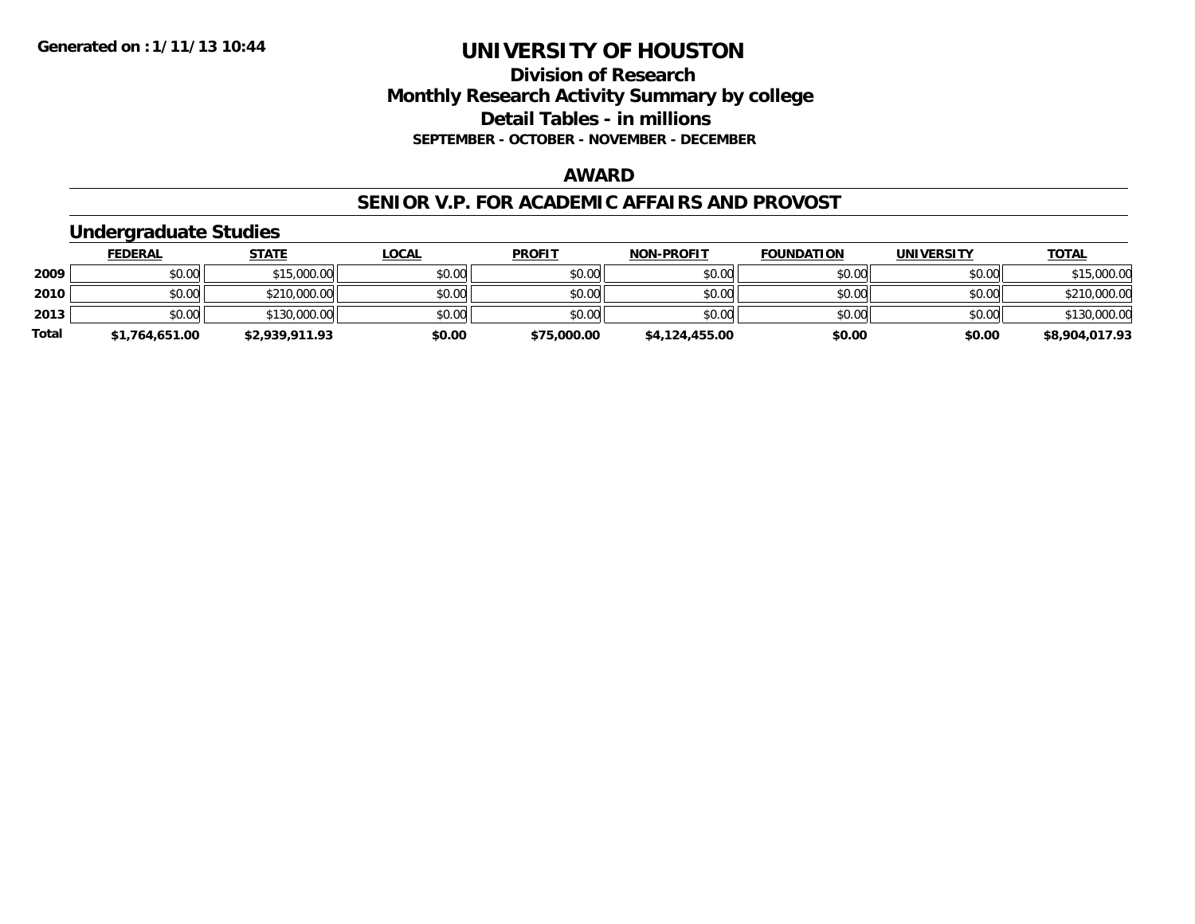**Generated on :1/11/13 10:44**

# UNIVERSITY OF HOUSTON

## Division of Research
## Monthly Research Activity Summary by college
## Detail Tables - in millions
### SEPTEMBER - OCTOBER - NOVEMBER - DECEMBER

### AWARD

### SENIOR V.P. FOR ACADEMIC AFFAIRS AND PROVOST

### Undergraduate Studies

| | FEDERAL | STATE | LOCAL | PROFIT | NON-PROFIT | FOUNDATION | UNIVERSITY | TOTAL |
|---|---|---|---|---|---|---|---|---|
| 2009 | $0.00 | $15,000.00 | $0.00 | $0.00 | $0.00 | $0.00 | $0.00 | $15,000.00 |
| 2010 | $0.00 | $210,000.00 | $0.00 | $0.00 | $0.00 | $0.00 | $0.00 | $210,000.00 |
| 2013 | $0.00 | $130,000.00 | $0.00 | $0.00 | $0.00 | $0.00 | $0.00 | $130,000.00 |
| **Total** | **$1,764,651.00** | **$2,939,911.93** | **$0.00** | **$75,000.00** | **$4,124,455.00** | **$0.00** | **$0.00** | **$8,904,017.93** |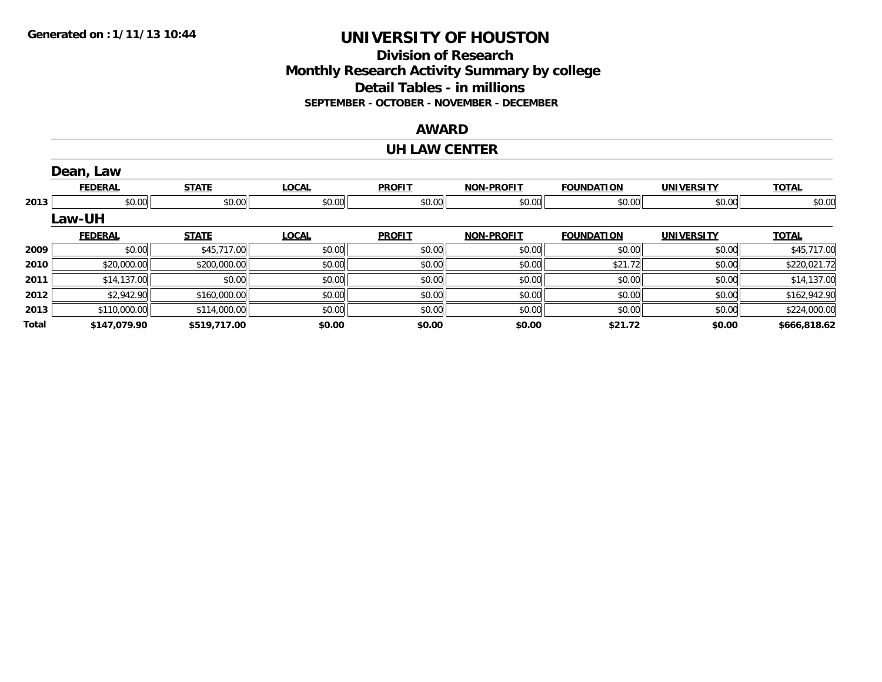Generated on :1/11/13 10:44

# UNIVERSITY OF HOUSTON

## Division of Research
## Monthly Research Activity Summary by college
## Detail Tables - in millions
### SEPTEMBER - OCTOBER - NOVEMBER - DECEMBER

## AWARD

## UH LAW CENTER

### Dean, Law

| | FEDERAL | STATE | LOCAL | PROFIT | NON-PROFIT | FOUNDATION | UNIVERSITY | TOTAL |
|---|---|---|---|---|---|---|---|---|
| 2013 | $0.00 | $0.00 | $0.00 | $0.00 | $0.00 | $0.00 | $0.00 | $0.00 |

### Law-UH

| | FEDERAL | STATE | LOCAL | PROFIT | NON-PROFIT | FOUNDATION | UNIVERSITY | TOTAL |
|---|---|---|---|---|---|---|---|---|
| 2009 | $0.00 | $45,717.00 | $0.00 | $0.00 | $0.00 | $0.00 | $0.00 | $45,717.00 |
| 2010 | $20,000.00 | $200,000.00 | $0.00 | $0.00 | $0.00 | $21.72 | $0.00 | $220,021.72 |
| 2011 | $14,137.00 | $0.00 | $0.00 | $0.00 | $0.00 | $0.00 | $0.00 | $14,137.00 |
| 2012 | $2,942.90 | $160,000.00 | $0.00 | $0.00 | $0.00 | $0.00 | $0.00 | $162,942.90 |
| 2013 | $110,000.00 | $114,000.00 | $0.00 | $0.00 | $0.00 | $0.00 | $0.00 | $224,000.00 |
| **Total** | **$147,079.90** | **$519,717.00** | **$0.00** | **$0.00** | **$0.00** | **$21.72** | **$0.00** | **$666,818.62** |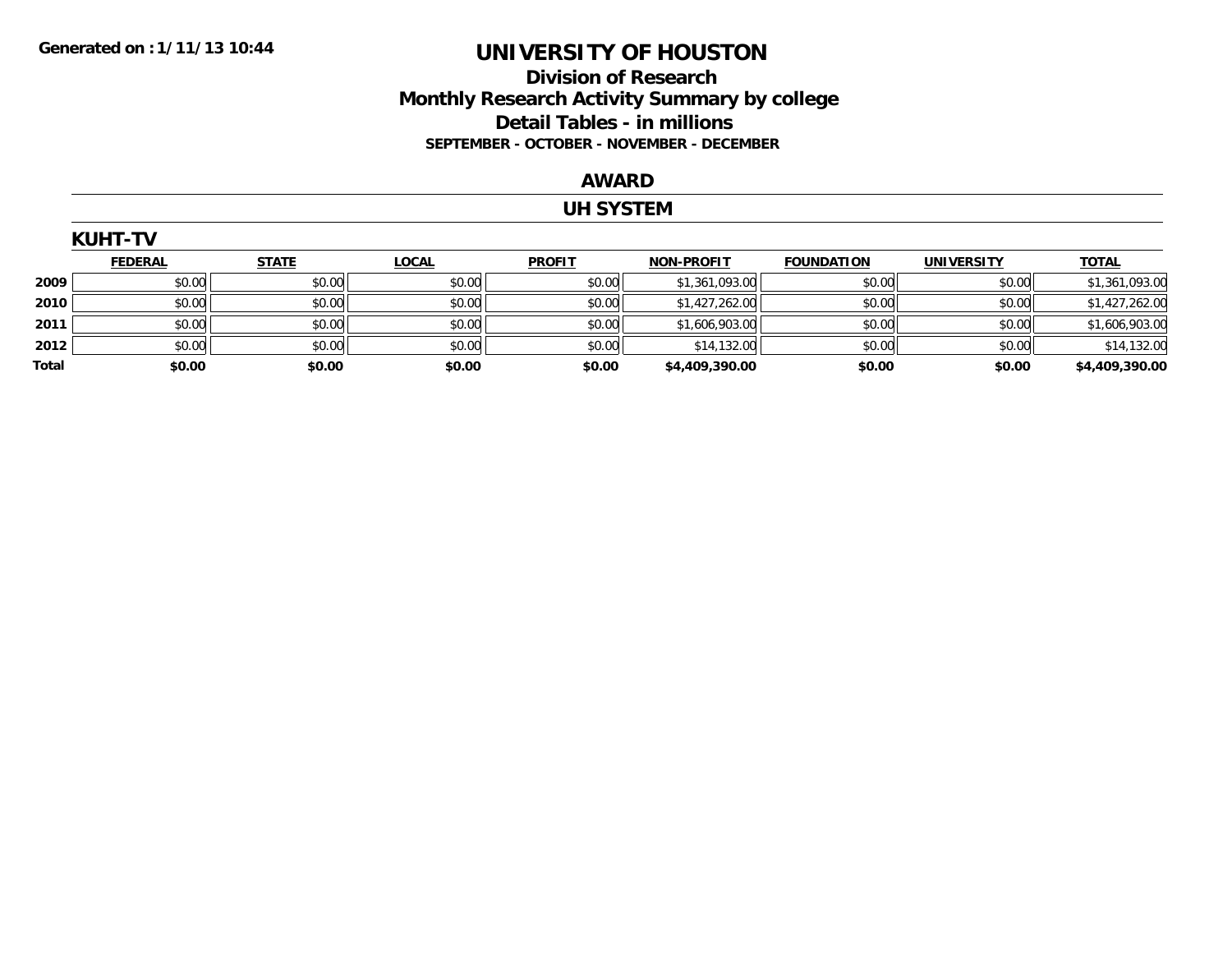Generated on :1/11/13 10:44

# UNIVERSITY OF HOUSTON

## Division of Research
## Monthly Research Activity Summary by college
## Detail Tables - in millions
### SEPTEMBER - OCTOBER - NOVEMBER - DECEMBER

## AWARD

## UH SYSTEM

### KUHT-TV

| | FEDERAL | STATE | LOCAL | PROFIT | NON-PROFIT | FOUNDATION | UNIVERSITY | TOTAL |
|---|---|---|---|---|---|---|---|---|
| 2009 | $0.00 | $0.00 | $0.00 | $0.00 | $1,361,093.00 | $0.00 | $0.00 | $1,361,093.00 |
| 2010 | $0.00 | $0.00 | $0.00 | $0.00 | $1,427,262.00 | $0.00 | $0.00 | $1,427,262.00 |
| 2011 | $0.00 | $0.00 | $0.00 | $0.00 | $1,606,903.00 | $0.00 | $0.00 | $1,606,903.00 |
| 2012 | $0.00 | $0.00 | $0.00 | $0.00 | $14,132.00 | $0.00 | $0.00 | $14,132.00 |
| **Total** | **$0.00** | **$0.00** | **$0.00** | **$0.00** | **$4,409,390.00** | **$0.00** | **$0.00** | **$4,409,390.00** |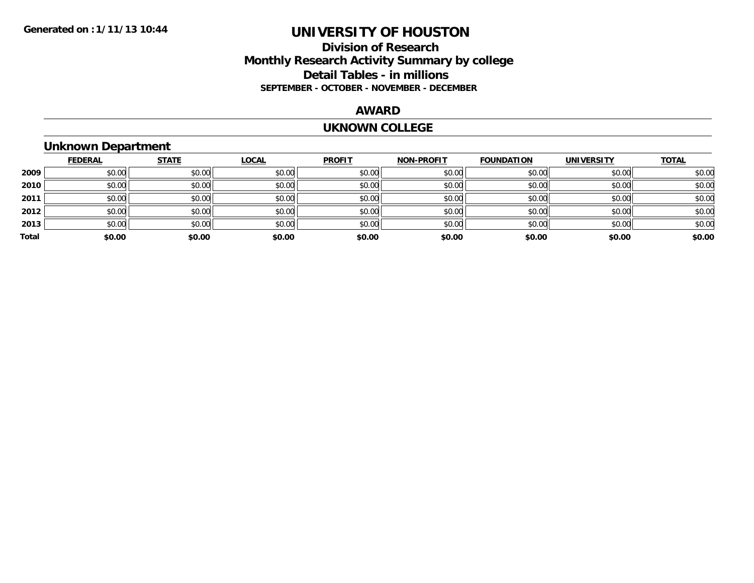**Generated on :1/11/13 10:44**

# UNIVERSITY OF HOUSTON

## Division of Research
## Monthly Research Activity Summary by college
## Detail Tables - in millions
**SEPTEMBER - OCTOBER - NOVEMBER - DECEMBER**

## AWARD

## UKNOWN COLLEGE

### Unknown Department

| | FEDERAL | STATE | LOCAL | PROFIT | NON-PROFIT | FOUNDATION | UNIVERSITY | TOTAL |
|---|---|---|---|---|---|---|---|---|
| **2009** | $0.00 | $0.00 | $0.00 | $0.00 | $0.00 | $0.00 | $0.00 | $0.00 |
| **2010** | $0.00 | $0.00 | $0.00 | $0.00 | $0.00 | $0.00 | $0.00 | $0.00 |
| **2011** | $0.00 | $0.00 | $0.00 | $0.00 | $0.00 | $0.00 | $0.00 | $0.00 |
| **2012** | $0.00 | $0.00 | $0.00 | $0.00 | $0.00 | $0.00 | $0.00 | $0.00 |
| **2013** | $0.00 | $0.00 | $0.00 | $0.00 | $0.00 | $0.00 | $0.00 | $0.00 |
| **Total** | **$0.00** | **$0.00** | **$0.00** | **$0.00** | **$0.00** | **$0.00** | **$0.00** | **$0.00** |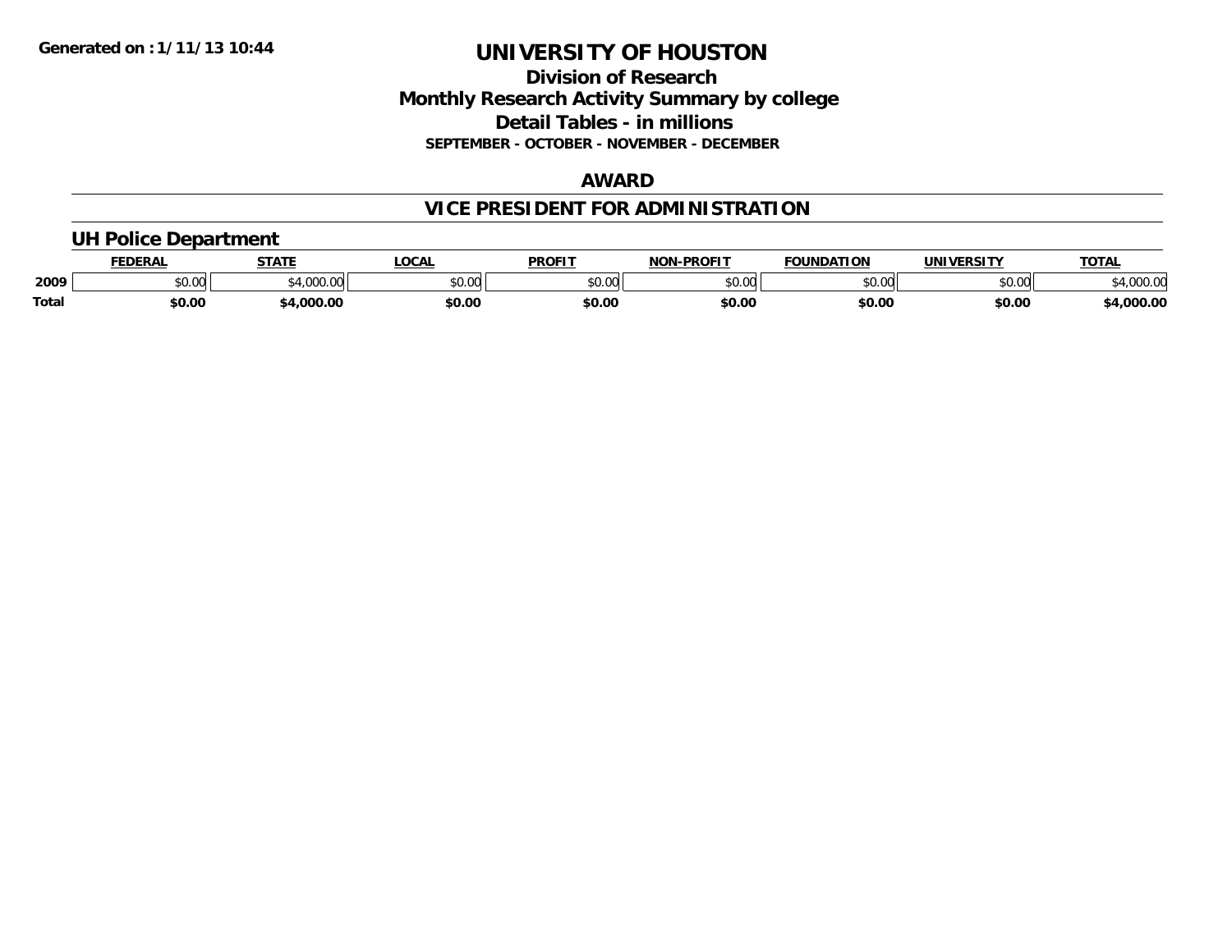**Generated on :1/11/13 10:44**

# UNIVERSITY OF HOUSTON

## Division of Research
## Monthly Research Activity Summary by college
## Detail Tables - in millions
### SEPTEMBER - OCTOBER - NOVEMBER - DECEMBER

## AWARD

## VICE PRESIDENT FOR ADMINISTRATION

### UH Police Department

| | FEDERAL | STATE | LOCAL | PROFIT | NON-PROFIT | FOUNDATION | UNIVERSITY | TOTAL |
|---|---|---|---|---|---|---|---|---|
| 2009 | $0.00 | $4,000.00 | $0.00 | $0.00 | $0.00 | $0.00 | $0.00 | $4,000.00 |
| **Total** | **$0.00** | **$4,000.00** | **$0.00** | **$0.00** | **$0.00** | **$0.00** | **$0.00** | **$4,000.00** |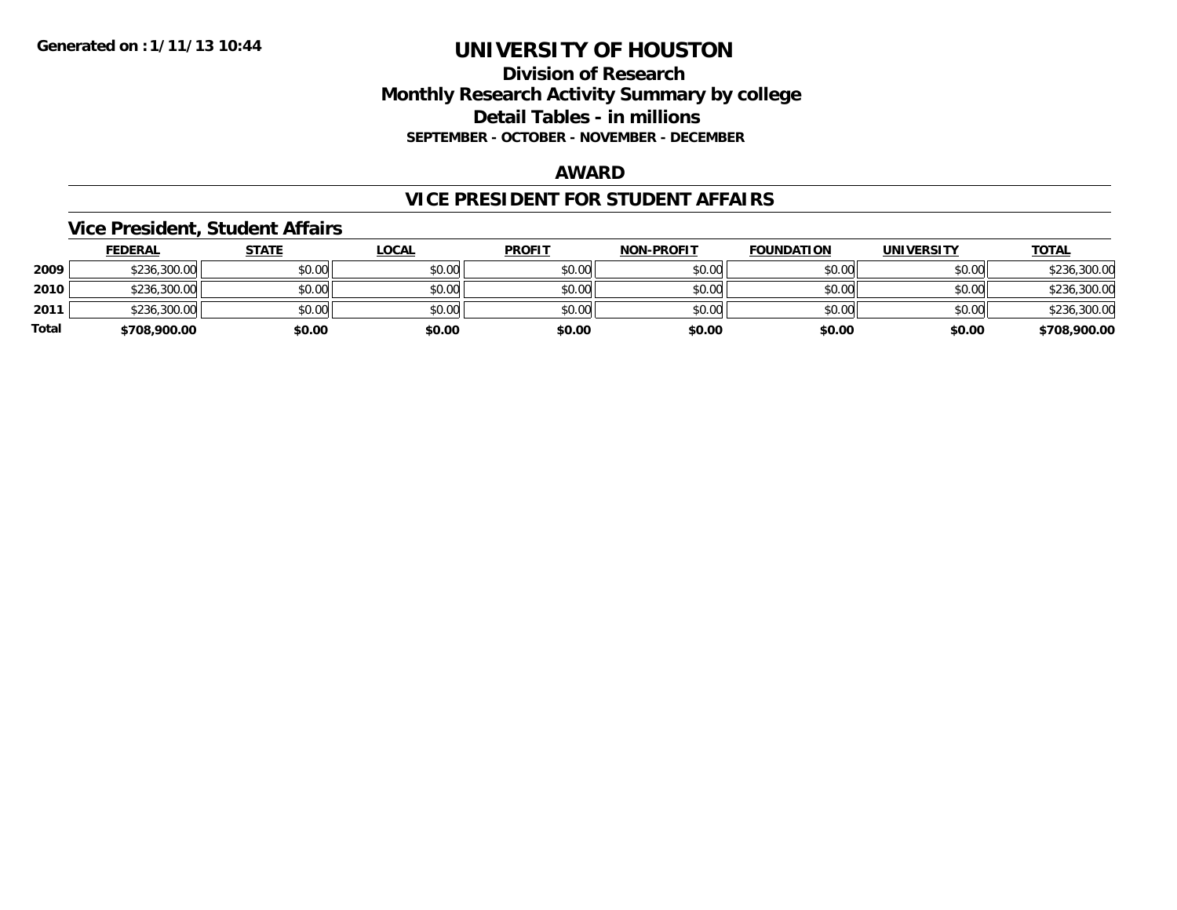# UNIVERSITY OF HOUSTON

## Division of Research
## Monthly Research Activity Summary by college
## Detail Tables - in millions
### SEPTEMBER - OCTOBER - NOVEMBER - DECEMBER

Generated on :1/11/13 10:44

## AWARD

## VICE PRESIDENT FOR STUDENT AFFAIRS

### Vice President, Student Affairs

| | FEDERAL | STATE | LOCAL | PROFIT | NON-PROFIT | FOUNDATION | UNIVERSITY | TOTAL |
|---|---|---|---|---|---|---|---|---|
| 2009 | $236,300.00 | $0.00 | $0.00 | $0.00 | $0.00 | $0.00 | $0.00 | $236,300.00 |
| 2010 | $236,300.00 | $0.00 | $0.00 | $0.00 | $0.00 | $0.00 | $0.00 | $236,300.00 |
| 2011 | $236,300.00 | $0.00 | $0.00 | $0.00 | $0.00 | $0.00 | $0.00 | $236,300.00 |
| **Total** | **$708,900.00** | **$0.00** | **$0.00** | **$0.00** | **$0.00** | **$0.00** | **$0.00** | **$708,900.00** |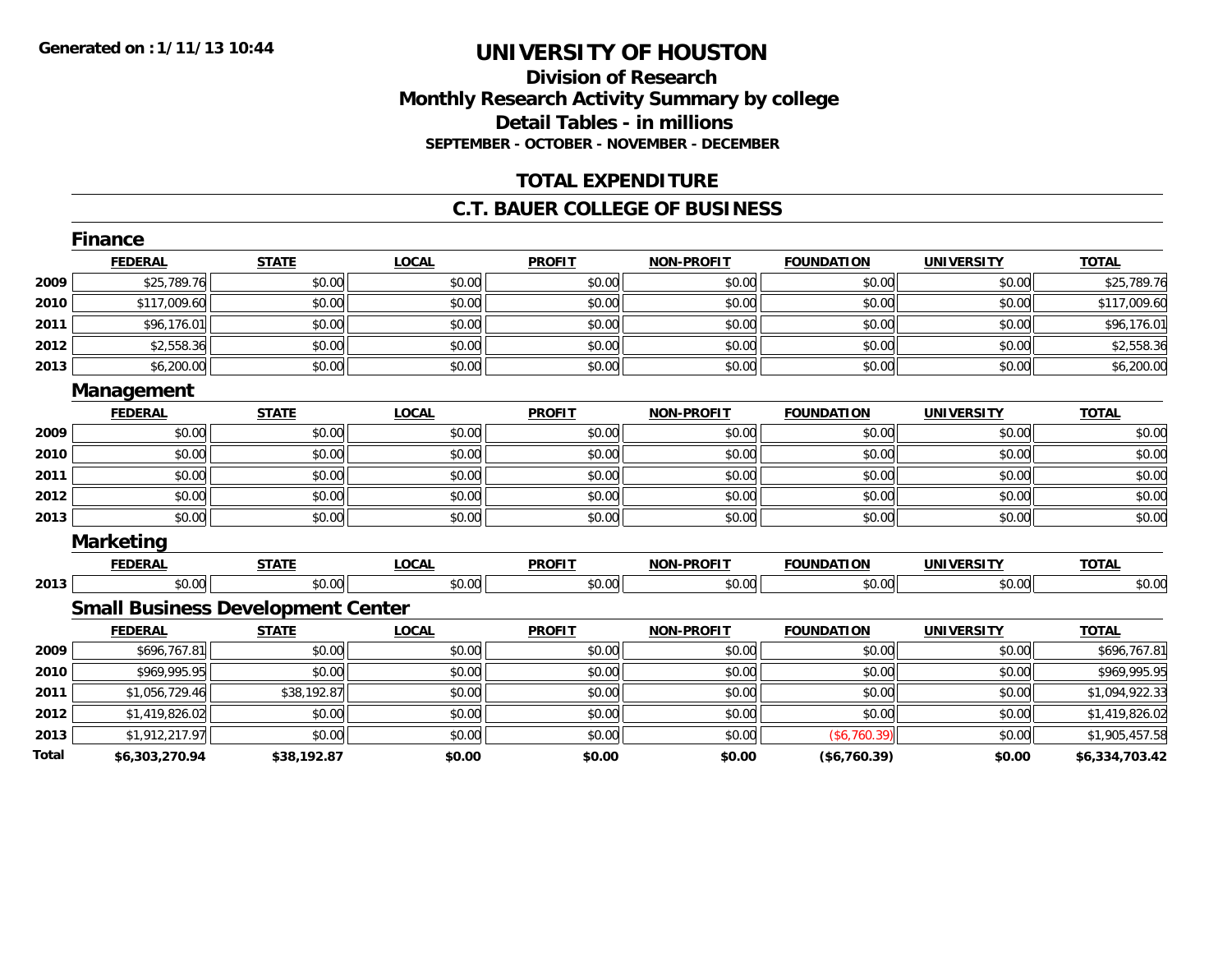Generated on :1/11/13 10:44

# UNIVERSITY OF HOUSTON

## Division of Research
## Monthly Research Activity Summary by college
## Detail Tables - in millions
### SEPTEMBER - OCTOBER - NOVEMBER - DECEMBER

## TOTAL EXPENDITURE

## C.T. BAUER COLLEGE OF BUSINESS

### Finance

| | FEDERAL | STATE | LOCAL | PROFIT | NON-PROFIT | FOUNDATION | UNIVERSITY | TOTAL |
|---|---|---|---|---|---|---|---|---|
| 2009 | $25,789.76 | $0.00 | $0.00 | $0.00 | $0.00 | $0.00 | $0.00 | $25,789.76 |
| 2010 | $117,009.60 | $0.00 | $0.00 | $0.00 | $0.00 | $0.00 | $0.00 | $117,009.60 |
| 2011 | $96,176.01 | $0.00 | $0.00 | $0.00 | $0.00 | $0.00 | $0.00 | $96,176.01 |
| 2012 | $2,558.36 | $0.00 | $0.00 | $0.00 | $0.00 | $0.00 | $0.00 | $2,558.36 |
| 2013 | $6,200.00 | $0.00 | $0.00 | $0.00 | $0.00 | $0.00 | $0.00 | $6,200.00 |

### Management

| | FEDERAL | STATE | LOCAL | PROFIT | NON-PROFIT | FOUNDATION | UNIVERSITY | TOTAL |
|---|---|---|---|---|---|---|---|---|
| 2009 | $0.00 | $0.00 | $0.00 | $0.00 | $0.00 | $0.00 | $0.00 | $0.00 |
| 2010 | $0.00 | $0.00 | $0.00 | $0.00 | $0.00 | $0.00 | $0.00 | $0.00 |
| 2011 | $0.00 | $0.00 | $0.00 | $0.00 | $0.00 | $0.00 | $0.00 | $0.00 |
| 2012 | $0.00 | $0.00 | $0.00 | $0.00 | $0.00 | $0.00 | $0.00 | $0.00 |
| 2013 | $0.00 | $0.00 | $0.00 | $0.00 | $0.00 | $0.00 | $0.00 | $0.00 |

### Marketing

| | FEDERAL | STATE | LOCAL | PROFIT | NON-PROFIT | FOUNDATION | UNIVERSITY | TOTAL |
|---|---|---|---|---|---|---|---|---|
| 2013 | $0.00 | $0.00 | $0.00 | $0.00 | $0.00 | $0.00 | $0.00 | $0.00 |

### Small Business Development Center

| | FEDERAL | STATE | LOCAL | PROFIT | NON-PROFIT | FOUNDATION | UNIVERSITY | TOTAL |
|---|---|---|---|---|---|---|---|---|
| 2009 | $696,767.81 | $0.00 | $0.00 | $0.00 | $0.00 | $0.00 | $0.00 | $696,767.81 |
| 2010 | $969,995.95 | $0.00 | $0.00 | $0.00 | $0.00 | $0.00 | $0.00 | $969,995.95 |
| 2011 | $1,056,729.46 | $38,192.87 | $0.00 | $0.00 | $0.00 | $0.00 | $0.00 | $1,094,922.33 |
| 2012 | $1,419,826.02 | $0.00 | $0.00 | $0.00 | $0.00 | $0.00 | $0.00 | $1,419,826.02 |
| 2013 | $1,912,217.97 | $0.00 | $0.00 | $0.00 | $0.00 | ($6,760.39) | $0.00 | $1,905,457.58 |
| **Total** | **$6,303,270.94** | **$38,192.87** | **$0.00** | **$0.00** | **$0.00** | **($6,760.39)** | **$0.00** | **$6,334,703.42** |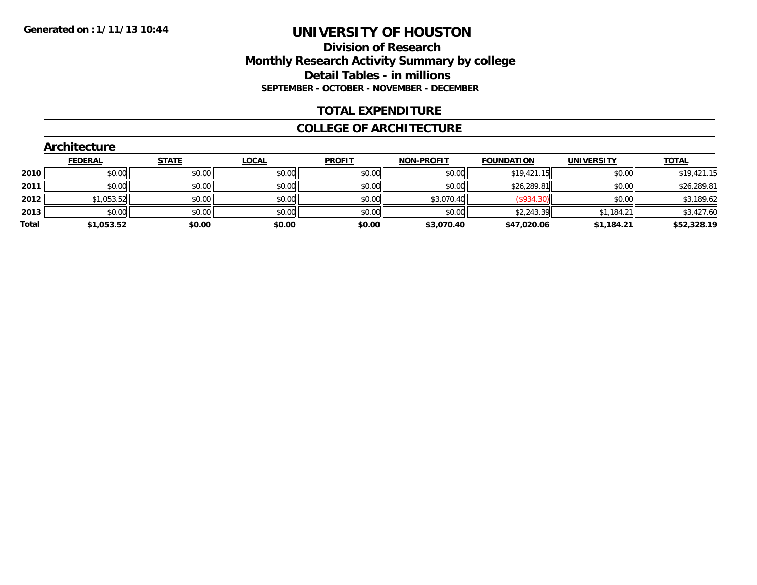Generated on :1/11/13 10:44

# UNIVERSITY OF HOUSTON

## Division of Research

## Monthly Research Activity Summary by college

## Detail Tables - in millions

**SEPTEMBER - OCTOBER - NOVEMBER - DECEMBER**

## TOTAL EXPENDITURE

## COLLEGE OF ARCHITECTURE

### Architecture

| | FEDERAL | STATE | LOCAL | PROFIT | NON-PROFIT | FOUNDATION | UNIVERSITY | TOTAL |
|---|---|---|---|---|---|---|---|---|
| 2010 | $0.00 | $0.00 | $0.00 | $0.00 | $0.00 | $19,421.15 | $0.00 | $19,421.15 |
| 2011 | $0.00 | $0.00 | $0.00 | $0.00 | $0.00 | $26,289.81 | $0.00 | $26,289.81 |
| 2012 | $1,053.52 | $0.00 | $0.00 | $0.00 | $3,070.40 | ($934.30) | $0.00 | $3,189.62 |
| 2013 | $0.00 | $0.00 | $0.00 | $0.00 | $0.00 | $2,243.39 | $1,184.21 | $3,427.60 |
| **Total** | **$1,053.52** | **$0.00** | **$0.00** | **$0.00** | **$3,070.40** | **$47,020.06** | **$1,184.21** | **$52,328.19** |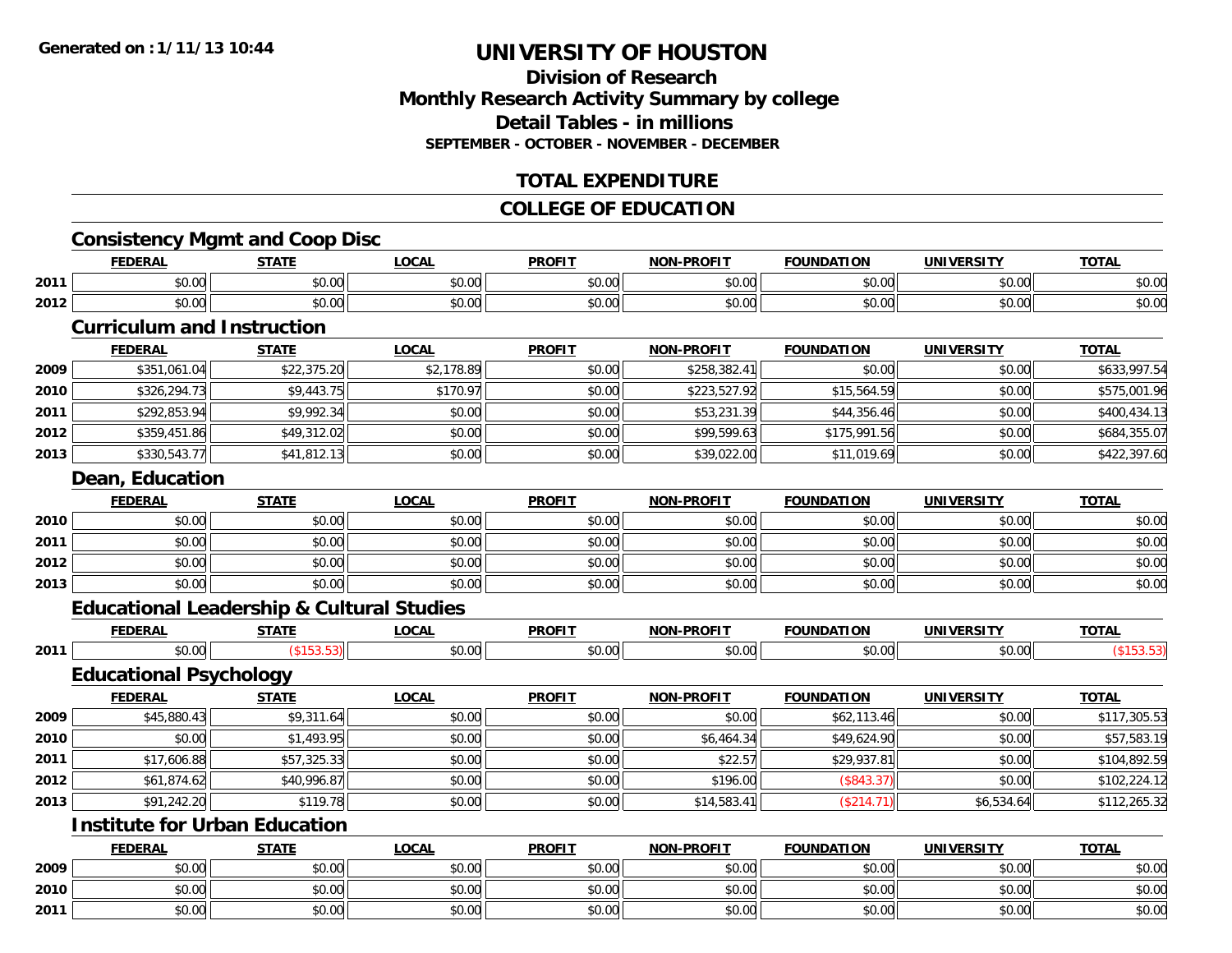Generated on :1/11/13 10:44

# UNIVERSITY OF HOUSTON

## Division of Research
## Monthly Research Activity Summary by college
## Detail Tables - in millions
### SEPTEMBER - OCTOBER - NOVEMBER - DECEMBER

## TOTAL EXPENDITURE

## COLLEGE OF EDUCATION

### Consistency Mgmt and Coop Disc

| | FEDERAL | STATE | LOCAL | PROFIT | NON-PROFIT | FOUNDATION | UNIVERSITY | TOTAL |
|---|---|---|---|---|---|---|---|---|
| 2011 | $0.00 | $0.00 | $0.00 | $0.00 | $0.00 | $0.00 | $0.00 | $0.00 |
| 2012 | $0.00 | $0.00 | $0.00 | $0.00 | $0.00 | $0.00 | $0.00 | $0.00 |

### Curriculum and Instruction

| | FEDERAL | STATE | LOCAL | PROFIT | NON-PROFIT | FOUNDATION | UNIVERSITY | TOTAL |
|---|---|---|---|---|---|---|---|---|
| 2009 | $351,061.04 | $22,375.20 | $2,178.89 | $0.00 | $258,382.41 | $0.00 | $0.00 | $633,997.54 |
| 2010 | $326,294.73 | $9,443.75 | $170.97 | $0.00 | $223,527.92 | $15,564.59 | $0.00 | $575,001.96 |
| 2011 | $292,853.94 | $9,992.34 | $0.00 | $0.00 | $53,231.39 | $44,356.46 | $0.00 | $400,434.13 |
| 2012 | $359,451.86 | $49,312.02 | $0.00 | $0.00 | $99,599.63 | $175,991.56 | $0.00 | $684,355.07 |
| 2013 | $330,543.77 | $41,812.13 | $0.00 | $0.00 | $39,022.00 | $11,019.69 | $0.00 | $422,397.60 |

### Dean, Education

| | FEDERAL | STATE | LOCAL | PROFIT | NON-PROFIT | FOUNDATION | UNIVERSITY | TOTAL |
|---|---|---|---|---|---|---|---|---|
| 2010 | $0.00 | $0.00 | $0.00 | $0.00 | $0.00 | $0.00 | $0.00 | $0.00 |
| 2011 | $0.00 | $0.00 | $0.00 | $0.00 | $0.00 | $0.00 | $0.00 | $0.00 |
| 2012 | $0.00 | $0.00 | $0.00 | $0.00 | $0.00 | $0.00 | $0.00 | $0.00 |
| 2013 | $0.00 | $0.00 | $0.00 | $0.00 | $0.00 | $0.00 | $0.00 | $0.00 |

### Educational Leadership & Cultural Studies

| | FEDERAL | STATE | LOCAL | PROFIT | NON-PROFIT | FOUNDATION | UNIVERSITY | TOTAL |
|---|---|---|---|---|---|---|---|---|
| 2011 | $0.00 | ($153.53) | $0.00 | $0.00 | $0.00 | $0.00 | $0.00 | ($153.53) |

### Educational Psychology

| | FEDERAL | STATE | LOCAL | PROFIT | NON-PROFIT | FOUNDATION | UNIVERSITY | TOTAL |
|---|---|---|---|---|---|---|---|---|
| 2009 | $45,880.43 | $9,311.64 | $0.00 | $0.00 | $0.00 | $62,113.46 | $0.00 | $117,305.53 |
| 2010 | $0.00 | $1,493.95 | $0.00 | $0.00 | $6,464.34 | $49,624.90 | $0.00 | $57,583.19 |
| 2011 | $17,606.88 | $57,325.33 | $0.00 | $0.00 | $22.57 | $29,937.81 | $0.00 | $104,892.59 |
| 2012 | $61,874.62 | $40,996.87 | $0.00 | $0.00 | $196.00 | ($843.37) | $0.00 | $102,224.12 |
| 2013 | $91,242.20 | $119.78 | $0.00 | $0.00 | $14,583.41 | ($214.71) | $6,534.64 | $112,265.32 |

### Institute for Urban Education

| | FEDERAL | STATE | LOCAL | PROFIT | NON-PROFIT | FOUNDATION | UNIVERSITY | TOTAL |
|---|---|---|---|---|---|---|---|---|
| 2009 | $0.00 | $0.00 | $0.00 | $0.00 | $0.00 | $0.00 | $0.00 | $0.00 |
| 2010 | $0.00 | $0.00 | $0.00 | $0.00 | $0.00 | $0.00 | $0.00 | $0.00 |
| 2011 | $0.00 | $0.00 | $0.00 | $0.00 | $0.00 | $0.00 | $0.00 | $0.00 |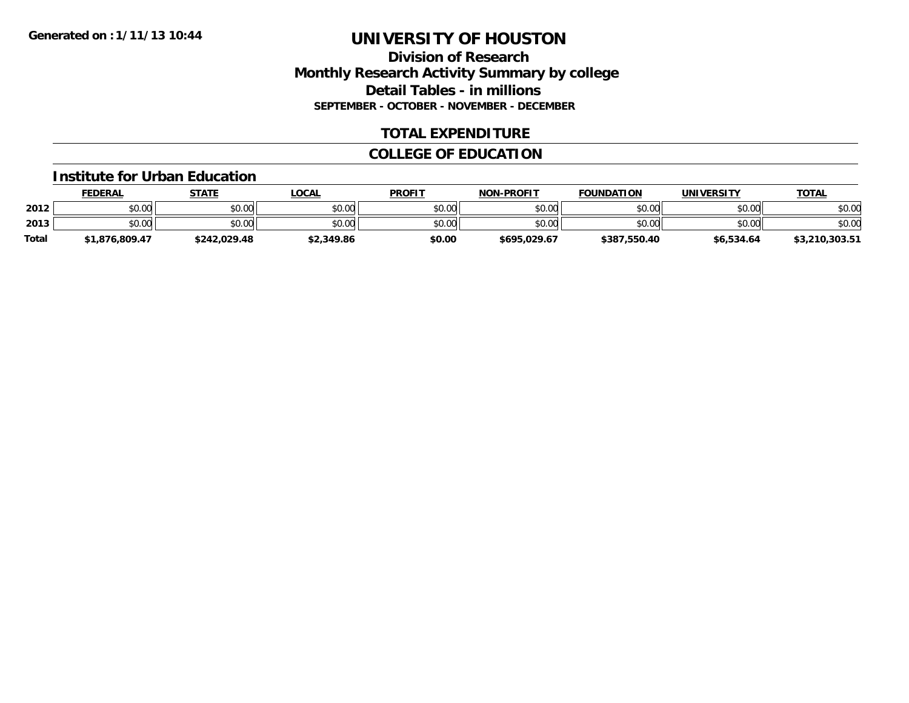# UNIVERSITY OF HOUSTON

## Division of Research
## Monthly Research Activity Summary by college
## Detail Tables - in millions
### SEPTEMBER - OCTOBER - NOVEMBER - DECEMBER

**Generated on : 1/11/13 10:44**

## TOTAL EXPENDITURE

## COLLEGE OF EDUCATION

### Institute for Urban Education

| | FEDERAL | STATE | LOCAL | PROFIT | NON-PROFIT | FOUNDATION | UNIVERSITY | TOTAL |
|---|---|---|---|---|---|---|---|---|
| 2012 | $0.00 | $0.00 | $0.00 | $0.00 | $0.00 | $0.00 | $0.00 | $0.00 |
| 2013 | $0.00 | $0.00 | $0.00 | $0.00 | $0.00 | $0.00 | $0.00 | $0.00 |
| **Total** | **$1,876,809.47** | **$242,029.48** | **$2,349.86** | **$0.00** | **$695,029.67** | **$387,550.40** | **$6,534.64** | **$3,210,303.51** |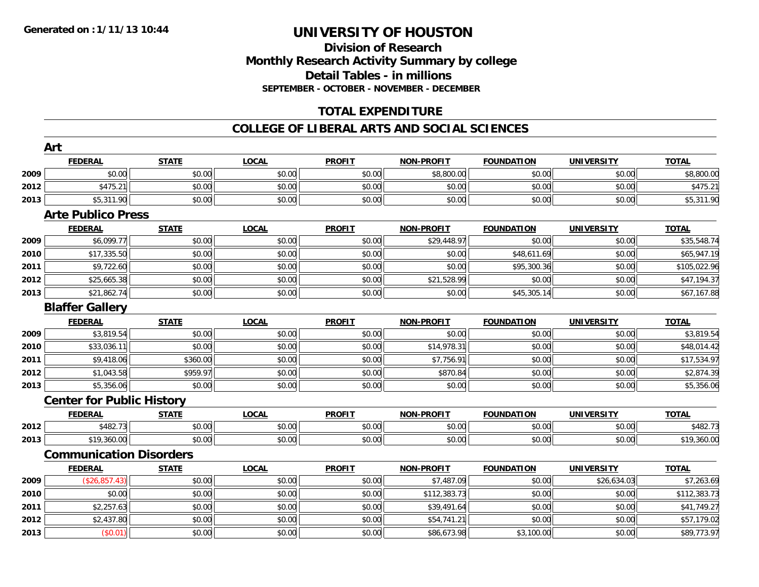**Generated on : 1/11/13 10:44**

# UNIVERSITY OF HOUSTON

## Division of Research
## Monthly Research Activity Summary by college
## Detail Tables - in millions
### SEPTEMBER - OCTOBER - NOVEMBER - DECEMBER

## TOTAL EXPENDITURE

## COLLEGE OF LIBERAL ARTS AND SOCIAL SCIENCES

### Art

| | FEDERAL | STATE | LOCAL | PROFIT | NON-PROFIT | FOUNDATION | UNIVERSITY | TOTAL |
|---|---|---|---|---|---|---|---|---|
| 2009 | $0.00 | $0.00 | $0.00 | $0.00 | $8,800.00 | $0.00 | $0.00 | $8,800.00 |
| 2012 | $475.21 | $0.00 | $0.00 | $0.00 | $0.00 | $0.00 | $0.00 | $475.21 |
| 2013 | $5,311.90 | $0.00 | $0.00 | $0.00 | $0.00 | $0.00 | $0.00 | $5,311.90 |

### Arte Publico Press

| | FEDERAL | STATE | LOCAL | PROFIT | NON-PROFIT | FOUNDATION | UNIVERSITY | TOTAL |
|---|---|---|---|---|---|---|---|---|
| 2009 | $6,099.77 | $0.00 | $0.00 | $0.00 | $29,448.97 | $0.00 | $0.00 | $35,548.74 |
| 2010 | $17,335.50 | $0.00 | $0.00 | $0.00 | $0.00 | $48,611.69 | $0.00 | $65,947.19 |
| 2011 | $9,722.60 | $0.00 | $0.00 | $0.00 | $0.00 | $95,300.36 | $0.00 | $105,022.96 |
| 2012 | $25,665.38 | $0.00 | $0.00 | $0.00 | $21,528.99 | $0.00 | $0.00 | $47,194.37 |
| 2013 | $21,862.74 | $0.00 | $0.00 | $0.00 | $0.00 | $45,305.14 | $0.00 | $67,167.88 |

### Blaffer Gallery

| | FEDERAL | STATE | LOCAL | PROFIT | NON-PROFIT | FOUNDATION | UNIVERSITY | TOTAL |
|---|---|---|---|---|---|---|---|---|
| 2009 | $3,819.54 | $0.00 | $0.00 | $0.00 | $0.00 | $0.00 | $0.00 | $3,819.54 |
| 2010 | $33,036.11 | $0.00 | $0.00 | $0.00 | $14,978.31 | $0.00 | $0.00 | $48,014.42 |
| 2011 | $9,418.06 | $360.00 | $0.00 | $0.00 | $7,756.91 | $0.00 | $0.00 | $17,534.97 |
| 2012 | $1,043.58 | $959.97 | $0.00 | $0.00 | $870.84 | $0.00 | $0.00 | $2,874.39 |
| 2013 | $5,356.06 | $0.00 | $0.00 | $0.00 | $0.00 | $0.00 | $0.00 | $5,356.06 |

### Center for Public History

| | FEDERAL | STATE | LOCAL | PROFIT | NON-PROFIT | FOUNDATION | UNIVERSITY | TOTAL |
|---|---|---|---|---|---|---|---|---|
| 2012 | $482.73 | $0.00 | $0.00 | $0.00 | $0.00 | $0.00 | $0.00 | $482.73 |
| 2013 | $19,360.00 | $0.00 | $0.00 | $0.00 | $0.00 | $0.00 | $0.00 | $19,360.00 |

### Communication Disorders

| | FEDERAL | STATE | LOCAL | PROFIT | NON-PROFIT | FOUNDATION | UNIVERSITY | TOTAL |
|---|---|---|---|---|---|---|---|---|
| 2009 | ($26,857.43) | $0.00 | $0.00 | $0.00 | $7,487.09 | $0.00 | $26,634.03 | $7,263.69 |
| 2010 | $0.00 | $0.00 | $0.00 | $0.00 | $112,383.73 | $0.00 | $0.00 | $112,383.73 |
| 2011 | $2,257.63 | $0.00 | $0.00 | $0.00 | $39,491.64 | $0.00 | $0.00 | $41,749.27 |
| 2012 | $2,437.80 | $0.00 | $0.00 | $0.00 | $54,741.21 | $0.00 | $0.00 | $57,179.02 |
| 2013 | ($0.01) | $0.00 | $0.00 | $0.00 | $86,673.98 | $3,100.00 | $0.00 | $89,773.97 |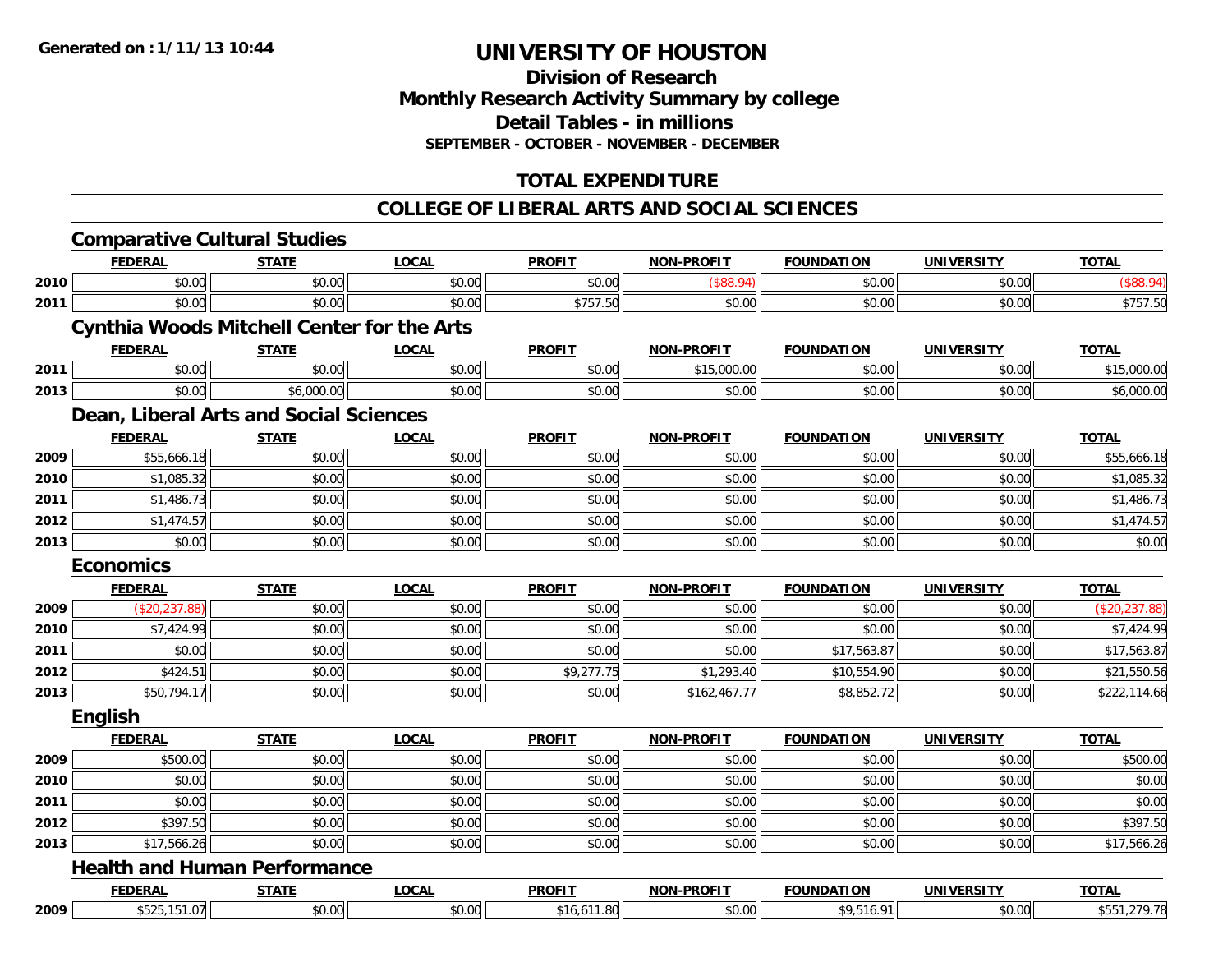# UNIVERSITY OF HOUSTON

## Division of Research
## Monthly Research Activity Summary by college
## Detail Tables - in millions
### SEPTEMBER - OCTOBER - NOVEMBER - DECEMBER

## TOTAL EXPENDITURE

## COLLEGE OF LIBERAL ARTS AND SOCIAL SCIENCES

### Comparative Cultural Studies

| | FEDERAL | STATE | LOCAL | PROFIT | NON-PROFIT | FOUNDATION | UNIVERSITY | TOTAL |
|---|---|---|---|---|---|---|---|---|
| 2010 | $0.00 | $0.00 | $0.00 | $0.00 | ($88.94) | $0.00 | $0.00 | ($88.94) |
| 2011 | $0.00 | $0.00 | $0.00 | $757.50 | $0.00 | $0.00 | $0.00 | $757.50 |

### Cynthia Woods Mitchell Center for the Arts

| | FEDERAL | STATE | LOCAL | PROFIT | NON-PROFIT | FOUNDATION | UNIVERSITY | TOTAL |
|---|---|---|---|---|---|---|---|---|
| 2011 | $0.00 | $0.00 | $0.00 | $0.00 | $15,000.00 | $0.00 | $0.00 | $15,000.00 |
| 2013 | $0.00 | $6,000.00 | $0.00 | $0.00 | $0.00 | $0.00 | $0.00 | $6,000.00 |

### Dean, Liberal Arts and Social Sciences

| | FEDERAL | STATE | LOCAL | PROFIT | NON-PROFIT | FOUNDATION | UNIVERSITY | TOTAL |
|---|---|---|---|---|---|---|---|---|
| 2009 | $55,666.18 | $0.00 | $0.00 | $0.00 | $0.00 | $0.00 | $0.00 | $55,666.18 |
| 2010 | $1,085.32 | $0.00 | $0.00 | $0.00 | $0.00 | $0.00 | $0.00 | $1,085.32 |
| 2011 | $1,486.73 | $0.00 | $0.00 | $0.00 | $0.00 | $0.00 | $0.00 | $1,486.73 |
| 2012 | $1,474.57 | $0.00 | $0.00 | $0.00 | $0.00 | $0.00 | $0.00 | $1,474.57 |
| 2013 | $0.00 | $0.00 | $0.00 | $0.00 | $0.00 | $0.00 | $0.00 | $0.00 |

### Economics

| | FEDERAL | STATE | LOCAL | PROFIT | NON-PROFIT | FOUNDATION | UNIVERSITY | TOTAL |
|---|---|---|---|---|---|---|---|---|
| 2009 | ($20,237.88) | $0.00 | $0.00 | $0.00 | $0.00 | $0.00 | $0.00 | ($20,237.88) |
| 2010 | $7,424.99 | $0.00 | $0.00 | $0.00 | $0.00 | $0.00 | $0.00 | $7,424.99 |
| 2011 | $0.00 | $0.00 | $0.00 | $0.00 | $0.00 | $17,563.87 | $0.00 | $17,563.87 |
| 2012 | $424.51 | $0.00 | $0.00 | $9,277.75 | $1,293.40 | $10,554.90 | $0.00 | $21,550.56 |
| 2013 | $50,794.17 | $0.00 | $0.00 | $0.00 | $162,467.77 | $8,852.72 | $0.00 | $222,114.66 |

### English

| | FEDERAL | STATE | LOCAL | PROFIT | NON-PROFIT | FOUNDATION | UNIVERSITY | TOTAL |
|---|---|---|---|---|---|---|---|---|
| 2009 | $500.00 | $0.00 | $0.00 | $0.00 | $0.00 | $0.00 | $0.00 | $500.00 |
| 2010 | $0.00 | $0.00 | $0.00 | $0.00 | $0.00 | $0.00 | $0.00 | $0.00 |
| 2011 | $0.00 | $0.00 | $0.00 | $0.00 | $0.00 | $0.00 | $0.00 | $0.00 |
| 2012 | $397.50 | $0.00 | $0.00 | $0.00 | $0.00 | $0.00 | $0.00 | $397.50 |
| 2013 | $17,566.26 | $0.00 | $0.00 | $0.00 | $0.00 | $0.00 | $0.00 | $17,566.26 |

### Health and Human Performance

| | FEDERAL | STATE | LOCAL | PROFIT | NON-PROFIT | FOUNDATION | UNIVERSITY | TOTAL |
|---|---|---|---|---|---|---|---|---|
| 2009 | $525,151.07 | $0.00 | $0.00 | $16,611.80 | $0.00 | $9,516.91 | $0.00 | $551,279.78 |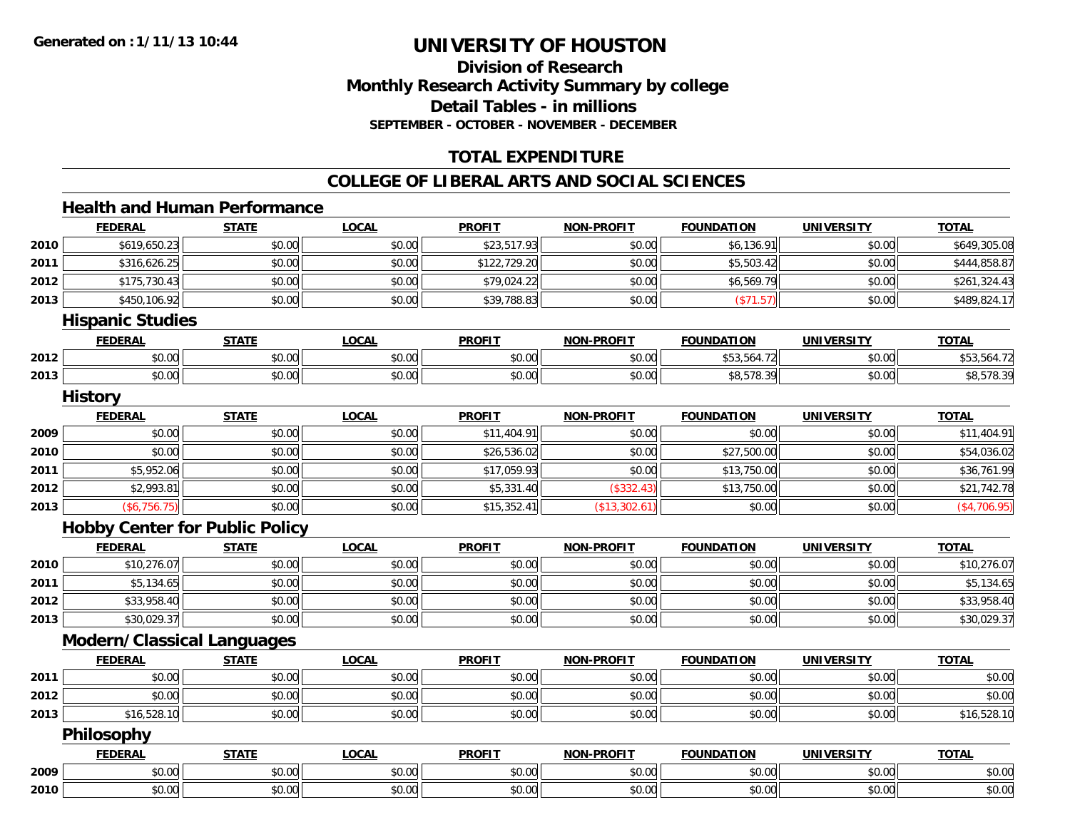**Generated on :1/11/13 10:44**

# UNIVERSITY OF HOUSTON

## Division of Research
## Monthly Research Activity Summary by college
## Detail Tables - in millions
### SEPTEMBER - OCTOBER - NOVEMBER - DECEMBER

## TOTAL EXPENDITURE

## COLLEGE OF LIBERAL ARTS AND SOCIAL SCIENCES

### Health and Human Performance

| | FEDERAL | STATE | LOCAL | PROFIT | NON-PROFIT | FOUNDATION | UNIVERSITY | TOTAL |
|---|---|---|---|---|---|---|---|---|
| 2010 | $619,650.23 | $0.00 | $0.00 | $23,517.93 | $0.00 | $6,136.91 | $0.00 | $649,305.08 |
| 2011 | $316,626.25 | $0.00 | $0.00 | $122,729.20 | $0.00 | $5,503.42 | $0.00 | $444,858.87 |
| 2012 | $175,730.43 | $0.00 | $0.00 | $79,024.22 | $0.00 | $6,569.79 | $0.00 | $261,324.43 |
| 2013 | $450,106.92 | $0.00 | $0.00 | $39,788.83 | $0.00 | ($71.57) | $0.00 | $489,824.17 |

### Hispanic Studies

| | FEDERAL | STATE | LOCAL | PROFIT | NON-PROFIT | FOUNDATION | UNIVERSITY | TOTAL |
|---|---|---|---|---|---|---|---|---|
| 2012 | $0.00 | $0.00 | $0.00 | $0.00 | $0.00 | $53,564.72 | $0.00 | $53,564.72 |
| 2013 | $0.00 | $0.00 | $0.00 | $0.00 | $0.00 | $8,578.39 | $0.00 | $8,578.39 |

### History

| | FEDERAL | STATE | LOCAL | PROFIT | NON-PROFIT | FOUNDATION | UNIVERSITY | TOTAL |
|---|---|---|---|---|---|---|---|---|
| 2009 | $0.00 | $0.00 | $0.00 | $11,404.91 | $0.00 | $0.00 | $0.00 | $11,404.91 |
| 2010 | $0.00 | $0.00 | $0.00 | $26,536.02 | $0.00 | $27,500.00 | $0.00 | $54,036.02 |
| 2011 | $5,952.06 | $0.00 | $0.00 | $17,059.93 | $0.00 | $13,750.00 | $0.00 | $36,761.99 |
| 2012 | $2,993.81 | $0.00 | $0.00 | $5,331.40 | ($332.43) | $13,750.00 | $0.00 | $21,742.78 |
| 2013 | ($6,756.75) | $0.00 | $0.00 | $15,352.41 | ($13,302.61) | $0.00 | $0.00 | ($4,706.95) |

### Hobby Center for Public Policy

| | FEDERAL | STATE | LOCAL | PROFIT | NON-PROFIT | FOUNDATION | UNIVERSITY | TOTAL |
|---|---|---|---|---|---|---|---|---|
| 2010 | $10,276.07 | $0.00 | $0.00 | $0.00 | $0.00 | $0.00 | $0.00 | $10,276.07 |
| 2011 | $5,134.65 | $0.00 | $0.00 | $0.00 | $0.00 | $0.00 | $0.00 | $5,134.65 |
| 2012 | $33,958.40 | $0.00 | $0.00 | $0.00 | $0.00 | $0.00 | $0.00 | $33,958.40 |
| 2013 | $30,029.37 | $0.00 | $0.00 | $0.00 | $0.00 | $0.00 | $0.00 | $30,029.37 |

### Modern/Classical Languages

| | FEDERAL | STATE | LOCAL | PROFIT | NON-PROFIT | FOUNDATION | UNIVERSITY | TOTAL |
|---|---|---|---|---|---|---|---|---|
| 2011 | $0.00 | $0.00 | $0.00 | $0.00 | $0.00 | $0.00 | $0.00 | $0.00 |
| 2012 | $0.00 | $0.00 | $0.00 | $0.00 | $0.00 | $0.00 | $0.00 | $0.00 |
| 2013 | $16,528.10 | $0.00 | $0.00 | $0.00 | $0.00 | $0.00 | $0.00 | $16,528.10 |

### Philosophy

| | FEDERAL | STATE | LOCAL | PROFIT | NON-PROFIT | FOUNDATION | UNIVERSITY | TOTAL |
|---|---|---|---|---|---|---|---|---|
| 2009 | $0.00 | $0.00 | $0.00 | $0.00 | $0.00 | $0.00 | $0.00 | $0.00 |
| 2010 | $0.00 | $0.00 | $0.00 | $0.00 | $0.00 | $0.00 | $0.00 | $0.00 |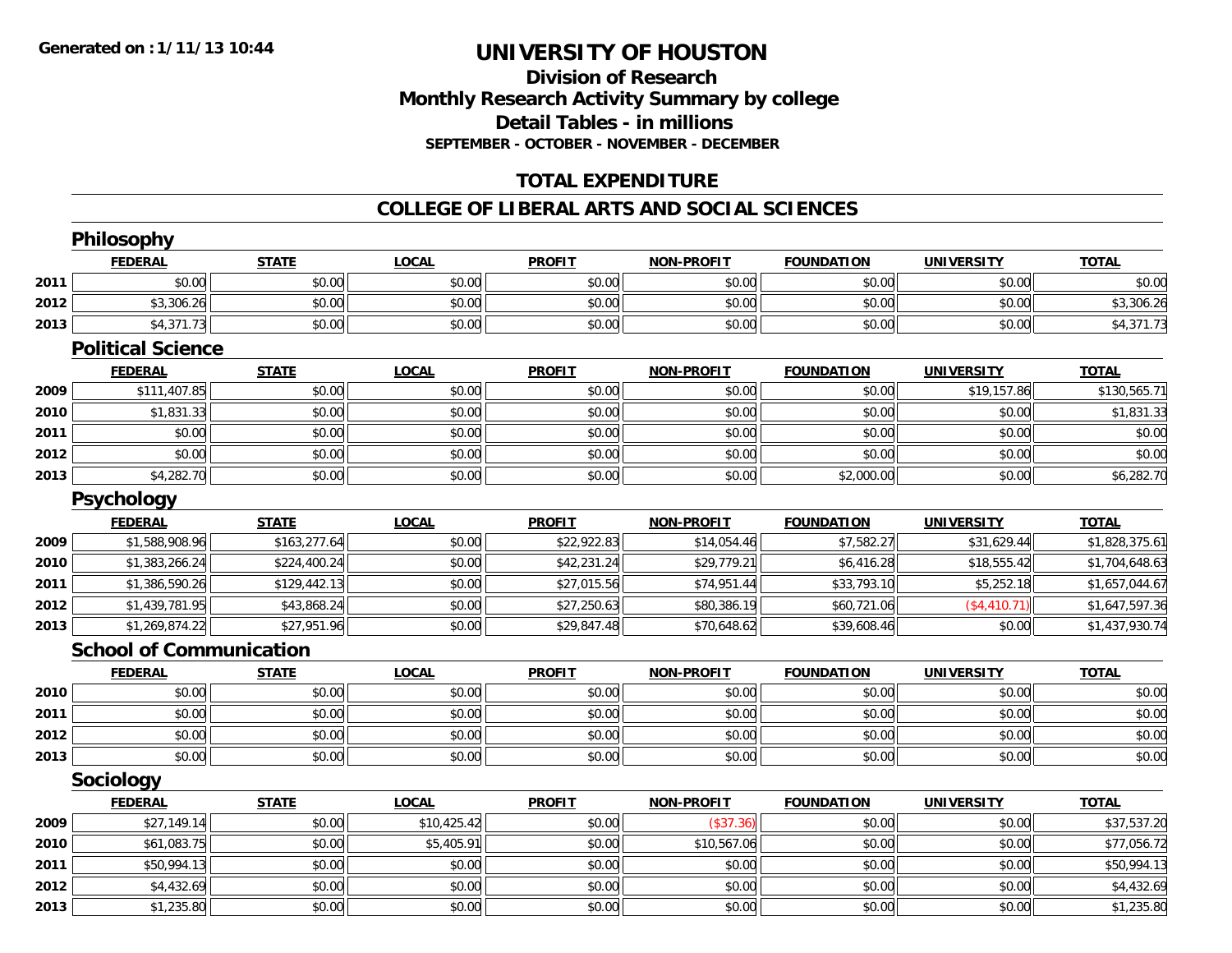**Generated on : 1/11/13 10:44**

# UNIVERSITY OF HOUSTON

## Division of Research
## Monthly Research Activity Summary by college
## Detail Tables - in millions
### SEPTEMBER - OCTOBER - NOVEMBER - DECEMBER

## TOTAL EXPENDITURE

## COLLEGE OF LIBERAL ARTS AND SOCIAL SCIENCES

### Philosophy

| | FEDERAL | STATE | LOCAL | PROFIT | NON-PROFIT | FOUNDATION | UNIVERSITY | TOTAL |
|---|---|---|---|---|---|---|---|---|
| 2011 | $0.00 | $0.00 | $0.00 | $0.00 | $0.00 | $0.00 | $0.00 | $0.00 |
| 2012 | $3,306.26 | $0.00 | $0.00 | $0.00 | $0.00 | $0.00 | $0.00 | $3,306.26 |
| 2013 | $4,371.73 | $0.00 | $0.00 | $0.00 | $0.00 | $0.00 | $0.00 | $4,371.73 |

### Political Science

| | FEDERAL | STATE | LOCAL | PROFIT | NON-PROFIT | FOUNDATION | UNIVERSITY | TOTAL |
|---|---|---|---|---|---|---|---|---|
| 2009 | $111,407.85 | $0.00 | $0.00 | $0.00 | $0.00 | $0.00 | $19,157.86 | $130,565.71 |
| 2010 | $1,831.33 | $0.00 | $0.00 | $0.00 | $0.00 | $0.00 | $0.00 | $1,831.33 |
| 2011 | $0.00 | $0.00 | $0.00 | $0.00 | $0.00 | $0.00 | $0.00 | $0.00 |
| 2012 | $0.00 | $0.00 | $0.00 | $0.00 | $0.00 | $0.00 | $0.00 | $0.00 |
| 2013 | $4,282.70 | $0.00 | $0.00 | $0.00 | $0.00 | $2,000.00 | $0.00 | $6,282.70 |

### Psychology

| | FEDERAL | STATE | LOCAL | PROFIT | NON-PROFIT | FOUNDATION | UNIVERSITY | TOTAL |
|---|---|---|---|---|---|---|---|---|
| 2009 | $1,588,908.96 | $163,277.64 | $0.00 | $22,922.83 | $14,054.46 | $7,582.27 | $31,629.44 | $1,828,375.61 |
| 2010 | $1,383,266.24 | $224,400.24 | $0.00 | $42,231.24 | $29,779.21 | $6,416.28 | $18,555.42 | $1,704,648.63 |
| 2011 | $1,386,590.26 | $129,442.13 | $0.00 | $27,015.56 | $74,951.44 | $33,793.10 | $5,252.18 | $1,657,044.67 |
| 2012 | $1,439,781.95 | $43,868.24 | $0.00 | $27,250.63 | $80,386.19 | $60,721.06 | ($4,410.71) | $1,647,597.36 |
| 2013 | $1,269,874.22 | $27,951.96 | $0.00 | $29,847.48 | $70,648.62 | $39,608.46 | $0.00 | $1,437,930.74 |

### School of Communication

| | FEDERAL | STATE | LOCAL | PROFIT | NON-PROFIT | FOUNDATION | UNIVERSITY | TOTAL |
|---|---|---|---|---|---|---|---|---|
| 2010 | $0.00 | $0.00 | $0.00 | $0.00 | $0.00 | $0.00 | $0.00 | $0.00 |
| 2011 | $0.00 | $0.00 | $0.00 | $0.00 | $0.00 | $0.00 | $0.00 | $0.00 |
| 2012 | $0.00 | $0.00 | $0.00 | $0.00 | $0.00 | $0.00 | $0.00 | $0.00 |
| 2013 | $0.00 | $0.00 | $0.00 | $0.00 | $0.00 | $0.00 | $0.00 | $0.00 |

### Sociology

| | FEDERAL | STATE | LOCAL | PROFIT | NON-PROFIT | FOUNDATION | UNIVERSITY | TOTAL |
|---|---|---|---|---|---|---|---|---|
| 2009 | $27,149.14 | $0.00 | $10,425.42 | $0.00 | ($37.36) | $0.00 | $0.00 | $37,537.20 |
| 2010 | $61,083.75 | $0.00 | $5,405.91 | $0.00 | $10,567.06 | $0.00 | $0.00 | $77,056.72 |
| 2011 | $50,994.13 | $0.00 | $0.00 | $0.00 | $0.00 | $0.00 | $0.00 | $50,994.13 |
| 2012 | $4,432.69 | $0.00 | $0.00 | $0.00 | $0.00 | $0.00 | $0.00 | $4,432.69 |
| 2013 | $1,235.80 | $0.00 | $0.00 | $0.00 | $0.00 | $0.00 | $0.00 | $1,235.80 |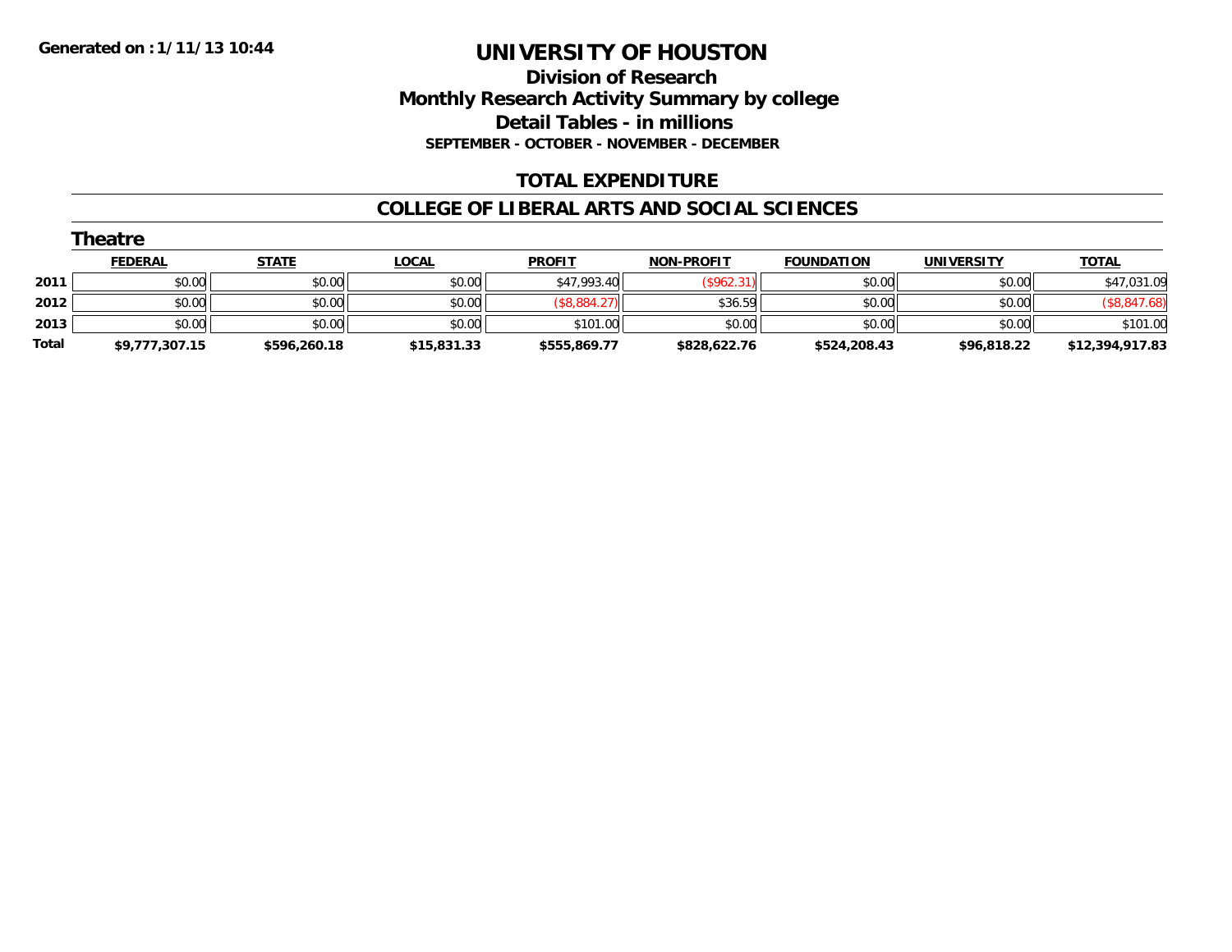**Generated on :1/11/13 10:44**

# UNIVERSITY OF HOUSTON

## Division of Research
## Monthly Research Activity Summary by college
## Detail Tables - in millions
### SEPTEMBER - OCTOBER - NOVEMBER - DECEMBER

## TOTAL EXPENDITURE

## COLLEGE OF LIBERAL ARTS AND SOCIAL SCIENCES

### Theatre

| | FEDERAL | STATE | LOCAL | PROFIT | NON-PROFIT | FOUNDATION | UNIVERSITY | TOTAL |
|---|---|---|---|---|---|---|---|---|
| 2011 | $0.00 | $0.00 | $0.00 | $47,993.40 | ($962.31) | $0.00 | $0.00 | $47,031.09 |
| 2012 | $0.00 | $0.00 | $0.00 | ($8,884.27) | $36.59 | $0.00 | $0.00 | ($8,847.68) |
| 2013 | $0.00 | $0.00 | $0.00 | $101.00 | $0.00 | $0.00 | $0.00 | $101.00 |
| **Total** | **$9,777,307.15** | **$596,260.18** | **$15,831.33** | **$555,869.77** | **$828,622.76** | **$524,208.43** | **$96,818.22** | **$12,394,917.83** |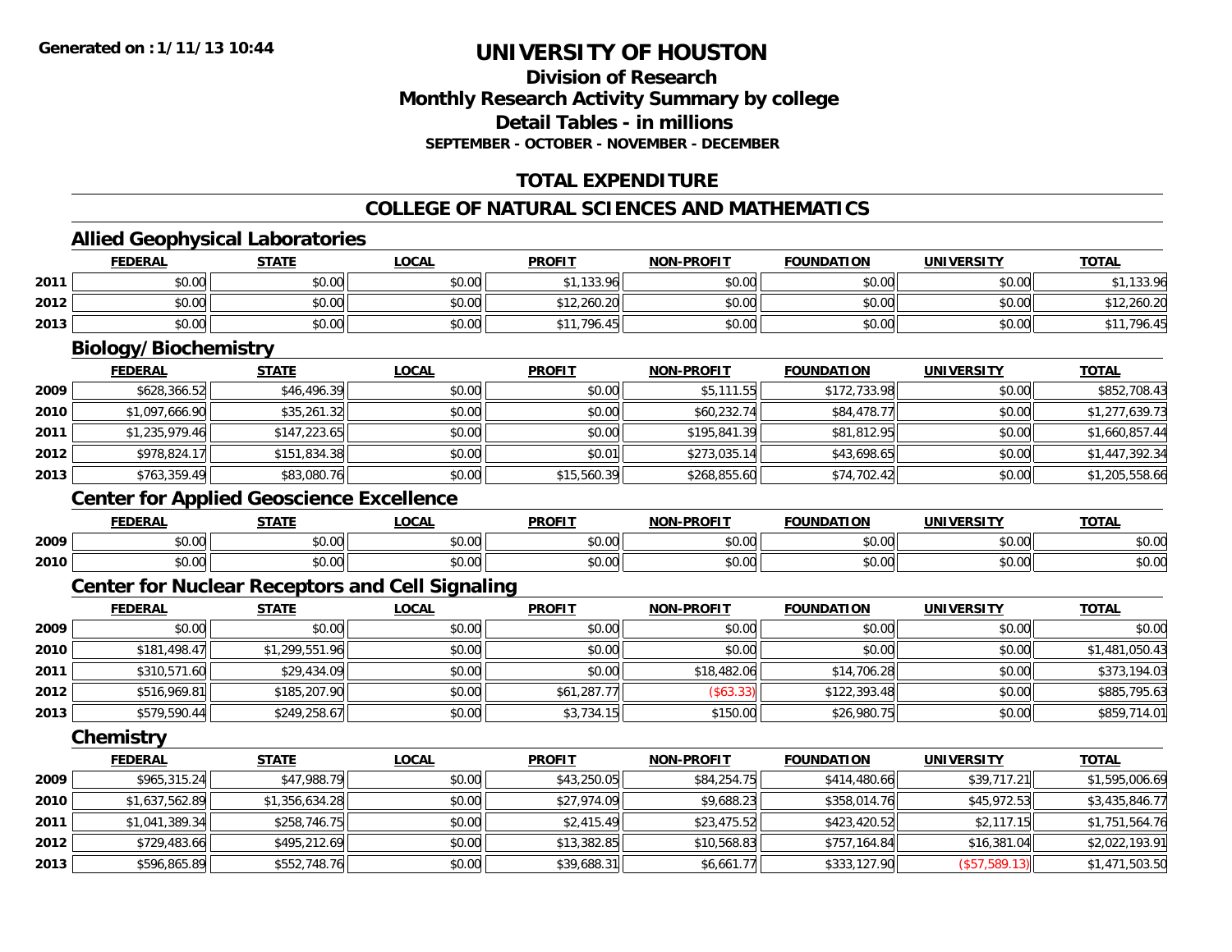**Generated on :1/11/13 10:44**

# UNIVERSITY OF HOUSTON

## Division of Research
## Monthly Research Activity Summary by college
## Detail Tables - in millions
### SEPTEMBER - OCTOBER - NOVEMBER - DECEMBER

## TOTAL EXPENDITURE

## COLLEGE OF NATURAL SCIENCES AND MATHEMATICS

### Allied Geophysical Laboratories

| | FEDERAL | STATE | LOCAL | PROFIT | NON-PROFIT | FOUNDATION | UNIVERSITY | TOTAL |
|---|---|---|---|---|---|---|---|---|
| 2011 | $0.00 | $0.00 | $0.00 | $1,133.96 | $0.00 | $0.00 | $0.00 | $1,133.96 |
| 2012 | $0.00 | $0.00 | $0.00 | $12,260.20 | $0.00 | $0.00 | $0.00 | $12,260.20 |
| 2013 | $0.00 | $0.00 | $0.00 | $11,796.45 | $0.00 | $0.00 | $0.00 | $11,796.45 |

### Biology/Biochemistry

| | FEDERAL | STATE | LOCAL | PROFIT | NON-PROFIT | FOUNDATION | UNIVERSITY | TOTAL |
|---|---|---|---|---|---|---|---|---|
| 2009 | $628,366.52 | $46,496.39 | $0.00 | $0.00 | $5,111.55 | $172,733.98 | $0.00 | $852,708.43 |
| 2010 | $1,097,666.90 | $35,261.32 | $0.00 | $0.00 | $60,232.74 | $84,478.77 | $0.00 | $1,277,639.73 |
| 2011 | $1,235,979.46 | $147,223.65 | $0.00 | $0.00 | $195,841.39 | $81,812.95 | $0.00 | $1,660,857.44 |
| 2012 | $978,824.17 | $151,834.38 | $0.00 | $0.01 | $273,035.14 | $43,698.65 | $0.00 | $1,447,392.34 |
| 2013 | $763,359.49 | $83,080.76 | $0.00 | $15,560.39 | $268,855.60 | $74,702.42 | $0.00 | $1,205,558.66 |

### Center for Applied Geoscience Excellence

| | FEDERAL | STATE | LOCAL | PROFIT | NON-PROFIT | FOUNDATION | UNIVERSITY | TOTAL |
|---|---|---|---|---|---|---|---|---|
| 2009 | $0.00 | $0.00 | $0.00 | $0.00 | $0.00 | $0.00 | $0.00 | $0.00 |
| 2010 | $0.00 | $0.00 | $0.00 | $0.00 | $0.00 | $0.00 | $0.00 | $0.00 |

### Center for Nuclear Receptors and Cell Signaling

| | FEDERAL | STATE | LOCAL | PROFIT | NON-PROFIT | FOUNDATION | UNIVERSITY | TOTAL |
|---|---|---|---|---|---|---|---|---|
| 2009 | $0.00 | $0.00 | $0.00 | $0.00 | $0.00 | $0.00 | $0.00 | $0.00 |
| 2010 | $181,498.47 | $1,299,551.96 | $0.00 | $0.00 | $0.00 | $0.00 | $0.00 | $1,481,050.43 |
| 2011 | $310,571.60 | $29,434.09 | $0.00 | $0.00 | $18,482.06 | $14,706.28 | $0.00 | $373,194.03 |
| 2012 | $516,969.81 | $185,207.90 | $0.00 | $61,287.77 | ($63.33) | $122,393.48 | $0.00 | $885,795.63 |
| 2013 | $579,590.44 | $249,258.67 | $0.00 | $3,734.15 | $150.00 | $26,980.75 | $0.00 | $859,714.01 |

### Chemistry

| | FEDERAL | STATE | LOCAL | PROFIT | NON-PROFIT | FOUNDATION | UNIVERSITY | TOTAL |
|---|---|---|---|---|---|---|---|---|
| 2009 | $965,315.24 | $47,988.79 | $0.00 | $43,250.05 | $84,254.75 | $414,480.66 | $39,717.21 | $1,595,006.69 |
| 2010 | $1,637,562.89 | $1,356,634.28 | $0.00 | $27,974.09 | $9,688.23 | $358,014.76 | $45,972.53 | $3,435,846.77 |
| 2011 | $1,041,389.34 | $258,746.75 | $0.00 | $2,415.49 | $23,475.52 | $423,420.52 | $2,117.15 | $1,751,564.76 |
| 2012 | $729,483.66 | $495,212.69 | $0.00 | $13,382.85 | $10,568.83 | $757,164.84 | $16,381.04 | $2,022,193.91 |
| 2013 | $596,865.89 | $552,748.76 | $0.00 | $39,688.31 | $6,661.77 | $333,127.90 | ($57,589.13) | $1,471,503.50 |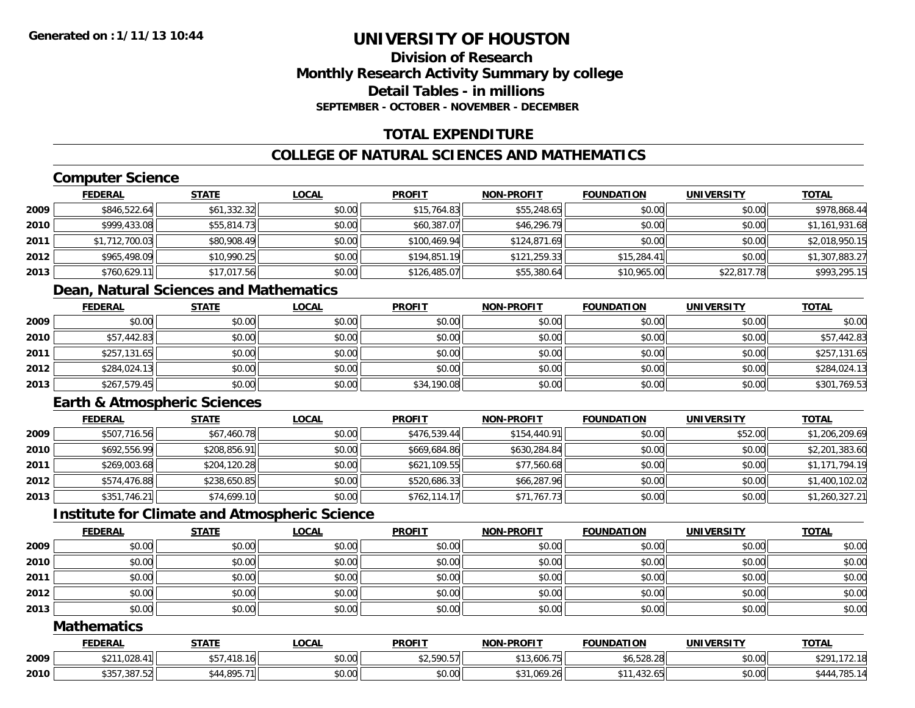**Generated on : 1/11/13 10:44**

# UNIVERSITY OF HOUSTON

## Division of Research
## Monthly Research Activity Summary by college
## Detail Tables - in millions
### SEPTEMBER - OCTOBER - NOVEMBER - DECEMBER

## TOTAL EXPENDITURE

## COLLEGE OF NATURAL SCIENCES AND MATHEMATICS

### Computer Science

| | FEDERAL | STATE | LOCAL | PROFIT | NON-PROFIT | FOUNDATION | UNIVERSITY | TOTAL |
|---|---|---|---|---|---|---|---|---|
| 2009 | $846,522.64 | $61,332.32 | $0.00 | $15,764.83 | $55,248.65 | $0.00 | $0.00 | $978,868.44 |
| 2010 | $999,433.08 | $55,814.73 | $0.00 | $60,387.07 | $46,296.79 | $0.00 | $0.00 | $1,161,931.68 |
| 2011 | $1,712,700.03 | $80,908.49 | $0.00 | $100,469.94 | $124,871.69 | $0.00 | $0.00 | $2,018,950.15 |
| 2012 | $965,498.09 | $10,990.25 | $0.00 | $194,851.19 | $121,259.33 | $15,284.41 | $0.00 | $1,307,883.27 |
| 2013 | $760,629.11 | $17,017.56 | $0.00 | $126,485.07 | $55,380.64 | $10,965.00 | $22,817.78 | $993,295.15 |

### Dean, Natural Sciences and Mathematics

| | FEDERAL | STATE | LOCAL | PROFIT | NON-PROFIT | FOUNDATION | UNIVERSITY | TOTAL |
|---|---|---|---|---|---|---|---|---|
| 2009 | $0.00 | $0.00 | $0.00 | $0.00 | $0.00 | $0.00 | $0.00 | $0.00 |
| 2010 | $57,442.83 | $0.00 | $0.00 | $0.00 | $0.00 | $0.00 | $0.00 | $57,442.83 |
| 2011 | $257,131.65 | $0.00 | $0.00 | $0.00 | $0.00 | $0.00 | $0.00 | $257,131.65 |
| 2012 | $284,024.13 | $0.00 | $0.00 | $0.00 | $0.00 | $0.00 | $0.00 | $284,024.13 |
| 2013 | $267,579.45 | $0.00 | $0.00 | $34,190.08 | $0.00 | $0.00 | $0.00 | $301,769.53 |

### Earth & Atmospheric Sciences

| | FEDERAL | STATE | LOCAL | PROFIT | NON-PROFIT | FOUNDATION | UNIVERSITY | TOTAL |
|---|---|---|---|---|---|---|---|---|
| 2009 | $507,716.56 | $67,460.78 | $0.00 | $476,539.44 | $154,440.91 | $0.00 | $52.00 | $1,206,209.69 |
| 2010 | $692,556.99 | $208,856.91 | $0.00 | $669,684.86 | $630,284.84 | $0.00 | $0.00 | $2,201,383.60 |
| 2011 | $269,003.68 | $204,120.28 | $0.00 | $621,109.55 | $77,560.68 | $0.00 | $0.00 | $1,171,794.19 |
| 2012 | $574,476.88 | $238,650.85 | $0.00 | $520,686.33 | $66,287.96 | $0.00 | $0.00 | $1,400,102.02 |
| 2013 | $351,746.21 | $74,699.10 | $0.00 | $762,114.17 | $71,767.73 | $0.00 | $0.00 | $1,260,327.21 |

### Institute for Climate and Atmospheric Science

| | FEDERAL | STATE | LOCAL | PROFIT | NON-PROFIT | FOUNDATION | UNIVERSITY | TOTAL |
|---|---|---|---|---|---|---|---|---|
| 2009 | $0.00 | $0.00 | $0.00 | $0.00 | $0.00 | $0.00 | $0.00 | $0.00 |
| 2010 | $0.00 | $0.00 | $0.00 | $0.00 | $0.00 | $0.00 | $0.00 | $0.00 |
| 2011 | $0.00 | $0.00 | $0.00 | $0.00 | $0.00 | $0.00 | $0.00 | $0.00 |
| 2012 | $0.00 | $0.00 | $0.00 | $0.00 | $0.00 | $0.00 | $0.00 | $0.00 |
| 2013 | $0.00 | $0.00 | $0.00 | $0.00 | $0.00 | $0.00 | $0.00 | $0.00 |

### Mathematics

| | FEDERAL | STATE | LOCAL | PROFIT | NON-PROFIT | FOUNDATION | UNIVERSITY | TOTAL |
|---|---|---|---|---|---|---|---|---|
| 2009 | $211,028.41 | $57,418.16 | $0.00 | $2,590.57 | $13,606.75 | $6,528.28 | $0.00 | $291,172.18 |
| 2010 | $357,387.52 | $44,895.71 | $0.00 | $0.00 | $31,069.26 | $11,432.65 | $0.00 | $444,785.14 |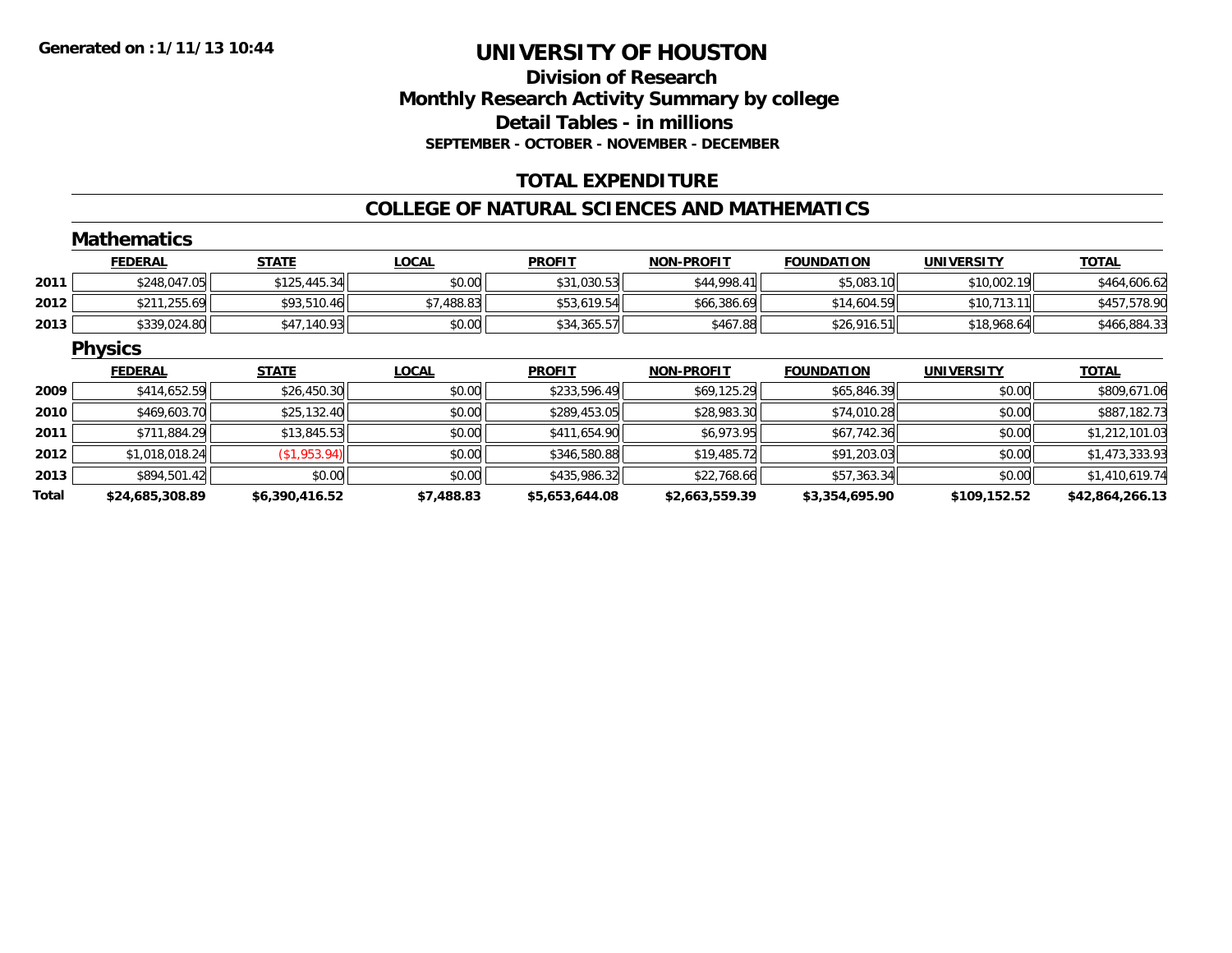# UNIVERSITY OF HOUSTON

## Division of Research
## Monthly Research Activity Summary by college
## Detail Tables - in millions
### SEPTEMBER - OCTOBER - NOVEMBER - DECEMBER

## TOTAL EXPENDITURE

## COLLEGE OF NATURAL SCIENCES AND MATHEMATICS

### Mathematics

| | FEDERAL | STATE | LOCAL | PROFIT | NON-PROFIT | FOUNDATION | UNIVERSITY | TOTAL |
|---|---|---|---|---|---|---|---|---|
| 2011 | $248,047.05 | $125,445.34 | $0.00 | $31,030.53 | $44,998.41 | $5,083.10 | $10,002.19 | $464,606.62 |
| 2012 | $211,255.69 | $93,510.46 | $7,488.83 | $53,619.54 | $66,386.69 | $14,604.59 | $10,713.11 | $457,578.90 |
| 2013 | $339,024.80 | $47,140.93 | $0.00 | $34,365.57 | $467.88 | $26,916.51 | $18,968.64 | $466,884.33 |

### Physics

| | FEDERAL | STATE | LOCAL | PROFIT | NON-PROFIT | FOUNDATION | UNIVERSITY | TOTAL |
|---|---|---|---|---|---|---|---|---|
| 2009 | $414,652.59 | $26,450.30 | $0.00 | $233,596.49 | $69,125.29 | $65,846.39 | $0.00 | $809,671.06 |
| 2010 | $469,603.70 | $25,132.40 | $0.00 | $289,453.05 | $28,983.30 | $74,010.28 | $0.00 | $887,182.73 |
| 2011 | $711,884.29 | $13,845.53 | $0.00 | $411,654.90 | $6,973.95 | $67,742.36 | $0.00 | $1,212,101.03 |
| 2012 | $1,018,018.24 | ($1,953.94) | $0.00 | $346,580.88 | $19,485.72 | $91,203.03 | $0.00 | $1,473,333.93 |
| 2013 | $894,501.42 | $0.00 | $0.00 | $435,986.32 | $22,768.66 | $57,363.34 | $0.00 | $1,410,619.74 |
| **Total** | **$24,685,308.89** | **$6,390,416.52** | **$7,488.83** | **$5,653,644.08** | **$2,663,559.39** | **$3,354,695.90** | **$109,152.52** | **$42,864,266.13** |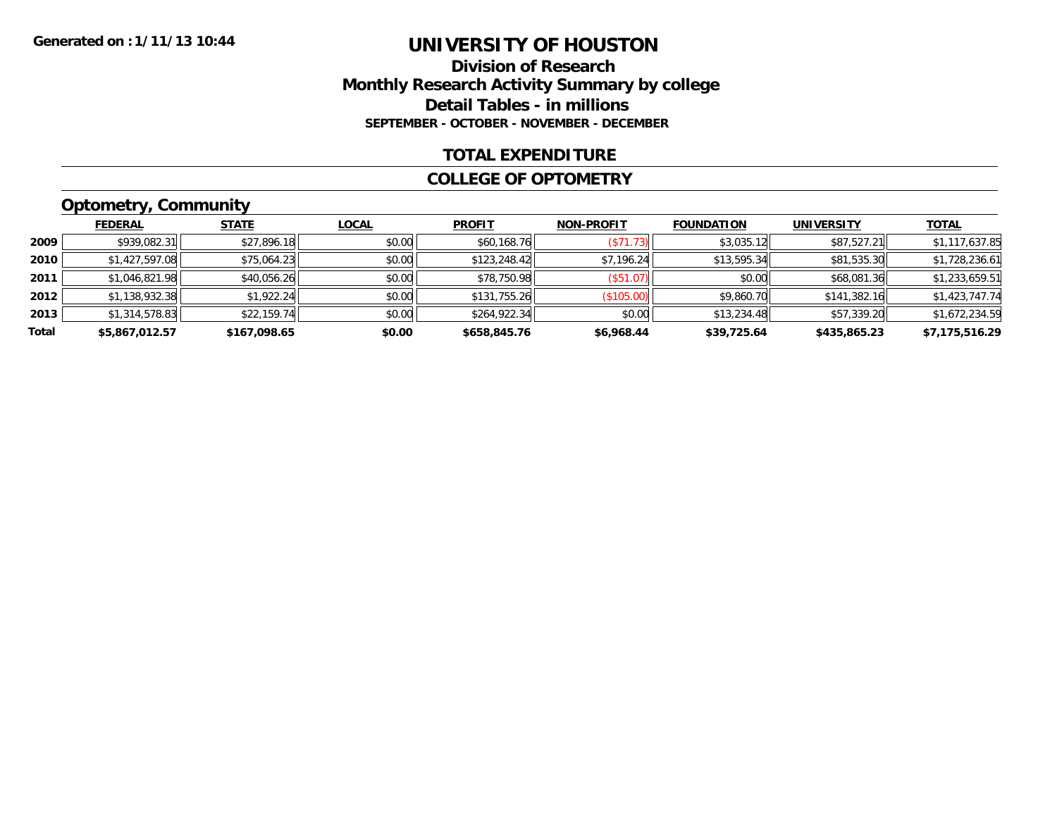Generated on :1/11/13 10:44

# UNIVERSITY OF HOUSTON

## Division of Research
## Monthly Research Activity Summary by college
## Detail Tables - in millions
### SEPTEMBER - OCTOBER - NOVEMBER - DECEMBER

## TOTAL EXPENDITURE

## COLLEGE OF OPTOMETRY

### Optometry, Community

| | FEDERAL | STATE | LOCAL | PROFIT | NON-PROFIT | FOUNDATION | UNIVERSITY | TOTAL |
|---|---|---|---|---|---|---|---|---|
| 2009 | $939,082.31 | $27,896.18 | $0.00 | $60,168.76 | ($71.73) | $3,035.12 | $87,527.21 | $1,117,637.85 |
| 2010 | $1,427,597.08 | $75,064.23 | $0.00 | $123,248.42 | $7,196.24 | $13,595.34 | $81,535.30 | $1,728,236.61 |
| 2011 | $1,046,821.98 | $40,056.26 | $0.00 | $78,750.98 | ($51.07) | $0.00 | $68,081.36 | $1,233,659.51 |
| 2012 | $1,138,932.38 | $1,922.24 | $0.00 | $131,755.26 | ($105.00) | $9,860.70 | $141,382.16 | $1,423,747.74 |
| 2013 | $1,314,578.83 | $22,159.74 | $0.00 | $264,922.34 | $0.00 | $13,234.48 | $57,339.20 | $1,672,234.59 |
| **Total** | **$5,867,012.57** | **$167,098.65** | **$0.00** | **$658,845.76** | **$6,968.44** | **$39,725.64** | **$435,865.23** | **$7,175,516.29** |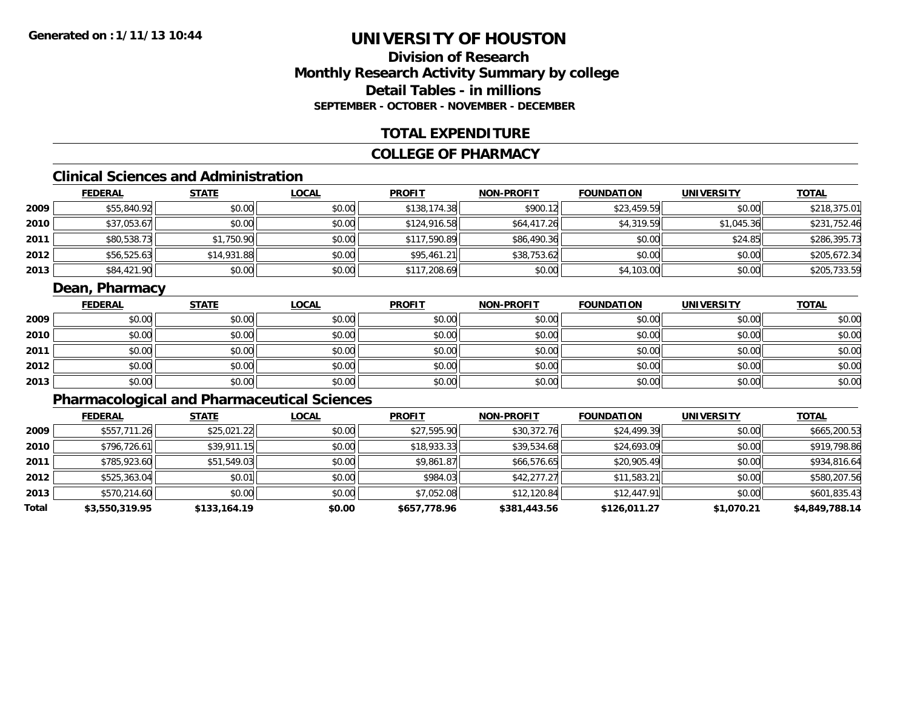**Generated on : 1/11/13 10:44**

# UNIVERSITY OF HOUSTON

## Division of Research
## Monthly Research Activity Summary by college
## Detail Tables - in millions
### SEPTEMBER - OCTOBER - NOVEMBER - DECEMBER

## TOTAL EXPENDITURE

## COLLEGE OF PHARMACY

### Clinical Sciences and Administration

| | FEDERAL | STATE | LOCAL | PROFIT | NON-PROFIT | FOUNDATION | UNIVERSITY | TOTAL |
|---|---|---|---|---|---|---|---|---|
| 2009 | $55,840.92 | $0.00 | $0.00 | $138,174.38 | $900.12 | $23,459.59 | $0.00 | $218,375.01 |
| 2010 | $37,053.67 | $0.00 | $0.00 | $124,916.58 | $64,417.26 | $4,319.59 | $1,045.36 | $231,752.46 |
| 2011 | $80,538.73 | $1,750.90 | $0.00 | $117,590.89 | $86,490.36 | $0.00 | $24.85 | $286,395.73 |
| 2012 | $56,525.63 | $14,931.88 | $0.00 | $95,461.21 | $38,753.62 | $0.00 | $0.00 | $205,672.34 |
| 2013 | $84,421.90 | $0.00 | $0.00 | $117,208.69 | $0.00 | $4,103.00 | $0.00 | $205,733.59 |

### Dean, Pharmacy

| | FEDERAL | STATE | LOCAL | PROFIT | NON-PROFIT | FOUNDATION | UNIVERSITY | TOTAL |
|---|---|---|---|---|---|---|---|---|
| 2009 | $0.00 | $0.00 | $0.00 | $0.00 | $0.00 | $0.00 | $0.00 | $0.00 |
| 2010 | $0.00 | $0.00 | $0.00 | $0.00 | $0.00 | $0.00 | $0.00 | $0.00 |
| 2011 | $0.00 | $0.00 | $0.00 | $0.00 | $0.00 | $0.00 | $0.00 | $0.00 |
| 2012 | $0.00 | $0.00 | $0.00 | $0.00 | $0.00 | $0.00 | $0.00 | $0.00 |
| 2013 | $0.00 | $0.00 | $0.00 | $0.00 | $0.00 | $0.00 | $0.00 | $0.00 |

### Pharmacological and Pharmaceutical Sciences

| | FEDERAL | STATE | LOCAL | PROFIT | NON-PROFIT | FOUNDATION | UNIVERSITY | TOTAL |
|---|---|---|---|---|---|---|---|---|
| 2009 | $557,711.26 | $25,021.22 | $0.00 | $27,595.90 | $30,372.76 | $24,499.39 | $0.00 | $665,200.53 |
| 2010 | $796,726.61 | $39,911.15 | $0.00 | $18,933.33 | $39,534.68 | $24,693.09 | $0.00 | $919,798.86 |
| 2011 | $785,923.60 | $51,549.03 | $0.00 | $9,861.87 | $66,576.65 | $20,905.49 | $0.00 | $934,816.64 |
| 2012 | $525,363.04 | $0.01 | $0.00 | $984.03 | $42,277.27 | $11,583.21 | $0.00 | $580,207.56 |
| 2013 | $570,214.60 | $0.00 | $0.00 | $7,052.08 | $12,120.84 | $12,447.91 | $0.00 | $601,835.43 |
| **Total** | **$3,550,319.95** | **$133,164.19** | **$0.00** | **$657,778.96** | **$381,443.56** | **$126,011.27** | **$1,070.21** | **$4,849,788.14** |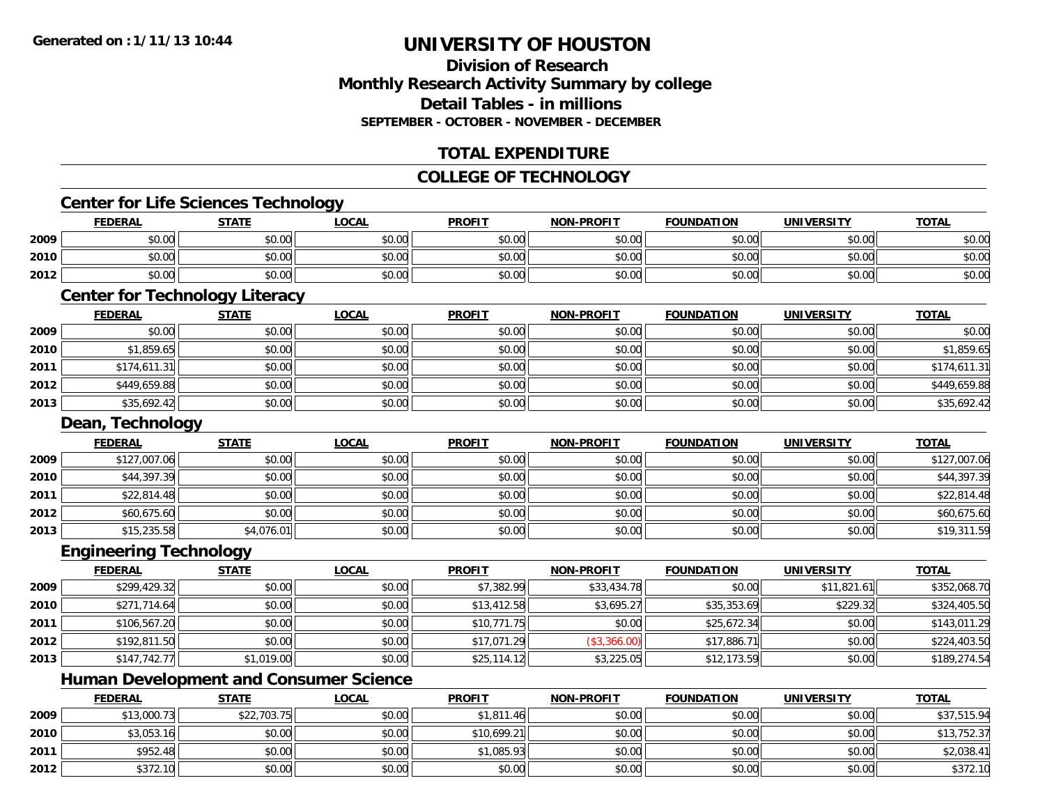**Generated on :1/11/13 10:44**

# UNIVERSITY OF HOUSTON

## Division of Research
## Monthly Research Activity Summary by college
## Detail Tables - in millions
### SEPTEMBER - OCTOBER - NOVEMBER - DECEMBER

## TOTAL EXPENDITURE

## COLLEGE OF TECHNOLOGY

### Center for Life Sciences Technology

| | FEDERAL | STATE | LOCAL | PROFIT | NON-PROFIT | FOUNDATION | UNIVERSITY | TOTAL |
|---|---|---|---|---|---|---|---|---|
| 2009 | $0.00 | $0.00 | $0.00 | $0.00 | $0.00 | $0.00 | $0.00 | $0.00 |
| 2010 | $0.00 | $0.00 | $0.00 | $0.00 | $0.00 | $0.00 | $0.00 | $0.00 |
| 2012 | $0.00 | $0.00 | $0.00 | $0.00 | $0.00 | $0.00 | $0.00 | $0.00 |

### Center for Technology Literacy

| | FEDERAL | STATE | LOCAL | PROFIT | NON-PROFIT | FOUNDATION | UNIVERSITY | TOTAL |
|---|---|---|---|---|---|---|---|---|
| 2009 | $0.00 | $0.00 | $0.00 | $0.00 | $0.00 | $0.00 | $0.00 | $0.00 |
| 2010 | $1,859.65 | $0.00 | $0.00 | $0.00 | $0.00 | $0.00 | $0.00 | $1,859.65 |
| 2011 | $174,611.31 | $0.00 | $0.00 | $0.00 | $0.00 | $0.00 | $0.00 | $174,611.31 |
| 2012 | $449,659.88 | $0.00 | $0.00 | $0.00 | $0.00 | $0.00 | $0.00 | $449,659.88 |
| 2013 | $35,692.42 | $0.00 | $0.00 | $0.00 | $0.00 | $0.00 | $0.00 | $35,692.42 |

### Dean, Technology

| | FEDERAL | STATE | LOCAL | PROFIT | NON-PROFIT | FOUNDATION | UNIVERSITY | TOTAL |
|---|---|---|---|---|---|---|---|---|
| 2009 | $127,007.06 | $0.00 | $0.00 | $0.00 | $0.00 | $0.00 | $0.00 | $127,007.06 |
| 2010 | $44,397.39 | $0.00 | $0.00 | $0.00 | $0.00 | $0.00 | $0.00 | $44,397.39 |
| 2011 | $22,814.48 | $0.00 | $0.00 | $0.00 | $0.00 | $0.00 | $0.00 | $22,814.48 |
| 2012 | $60,675.60 | $0.00 | $0.00 | $0.00 | $0.00 | $0.00 | $0.00 | $60,675.60 |
| 2013 | $15,235.58 | $4,076.01 | $0.00 | $0.00 | $0.00 | $0.00 | $0.00 | $19,311.59 |

### Engineering Technology

| | FEDERAL | STATE | LOCAL | PROFIT | NON-PROFIT | FOUNDATION | UNIVERSITY | TOTAL |
|---|---|---|---|---|---|---|---|---|
| 2009 | $299,429.32 | $0.00 | $0.00 | $7,382.99 | $33,434.78 | $0.00 | $11,821.61 | $352,068.70 |
| 2010 | $271,714.64 | $0.00 | $0.00 | $13,412.58 | $3,695.27 | $35,353.69 | $229.32 | $324,405.50 |
| 2011 | $106,567.20 | $0.00 | $0.00 | $10,771.75 | $0.00 | $25,672.34 | $0.00 | $143,011.29 |
| 2012 | $192,811.50 | $0.00 | $0.00 | $17,071.29 | ($3,366.00) | $17,886.71 | $0.00 | $224,403.50 |
| 2013 | $147,742.77 | $1,019.00 | $0.00 | $25,114.12 | $3,225.05 | $12,173.59 | $0.00 | $189,274.54 |

### Human Development and Consumer Science

| | FEDERAL | STATE | LOCAL | PROFIT | NON-PROFIT | FOUNDATION | UNIVERSITY | TOTAL |
|---|---|---|---|---|---|---|---|---|
| 2009 | $13,000.73 | $22,703.75 | $0.00 | $1,811.46 | $0.00 | $0.00 | $0.00 | $37,515.94 |
| 2010 | $3,053.16 | $0.00 | $0.00 | $10,699.21 | $0.00 | $0.00 | $0.00 | $13,752.37 |
| 2011 | $952.48 | $0.00 | $0.00 | $1,085.93 | $0.00 | $0.00 | $0.00 | $2,038.41 |
| 2012 | $372.10 | $0.00 | $0.00 | $0.00 | $0.00 | $0.00 | $0.00 | $372.10 |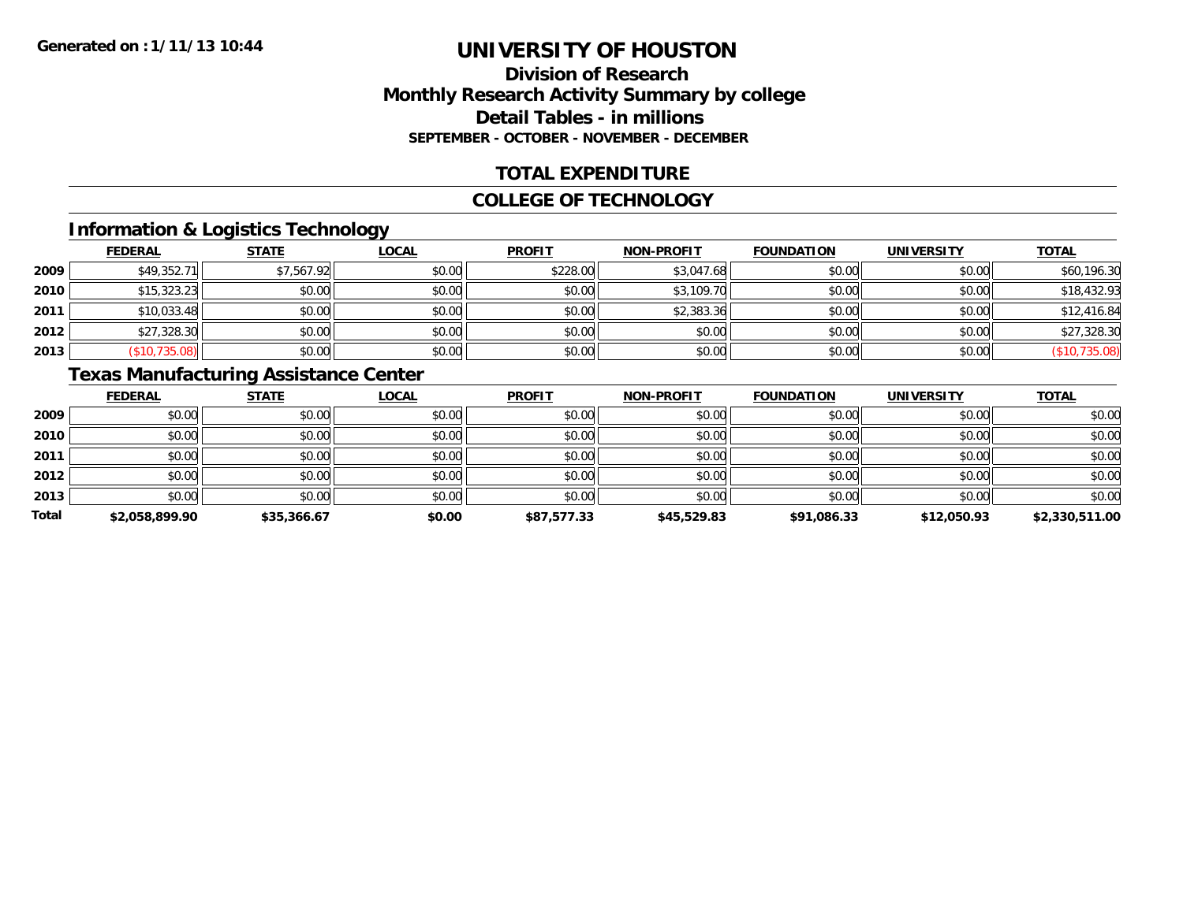**Generated on : 1/11/13 10:44**

# UNIVERSITY OF HOUSTON

## Division of Research
## Monthly Research Activity Summary by college
## Detail Tables - in millions
### SEPTEMBER - OCTOBER - NOVEMBER - DECEMBER

## TOTAL EXPENDITURE

## COLLEGE OF TECHNOLOGY

### Information & Logistics Technology

| | FEDERAL | STATE | LOCAL | PROFIT | NON-PROFIT | FOUNDATION | UNIVERSITY | TOTAL |
|---|---|---|---|---|---|---|---|---|
| 2009 | $49,352.71 | $7,567.92 | $0.00 | $228.00 | $3,047.68 | $0.00 | $0.00 | $60,196.30 |
| 2010 | $15,323.23 | $0.00 | $0.00 | $0.00 | $3,109.70 | $0.00 | $0.00 | $18,432.93 |
| 2011 | $10,033.48 | $0.00 | $0.00 | $0.00 | $2,383.36 | $0.00 | $0.00 | $12,416.84 |
| 2012 | $27,328.30 | $0.00 | $0.00 | $0.00 | $0.00 | $0.00 | $0.00 | $27,328.30 |
| 2013 | ($10,735.08) | $0.00 | $0.00 | $0.00 | $0.00 | $0.00 | $0.00 | ($10,735.08) |

### Texas Manufacturing Assistance Center

| | FEDERAL | STATE | LOCAL | PROFIT | NON-PROFIT | FOUNDATION | UNIVERSITY | TOTAL |
|---|---|---|---|---|---|---|---|---|
| 2009 | $0.00 | $0.00 | $0.00 | $0.00 | $0.00 | $0.00 | $0.00 | $0.00 |
| 2010 | $0.00 | $0.00 | $0.00 | $0.00 | $0.00 | $0.00 | $0.00 | $0.00 |
| 2011 | $0.00 | $0.00 | $0.00 | $0.00 | $0.00 | $0.00 | $0.00 | $0.00 |
| 2012 | $0.00 | $0.00 | $0.00 | $0.00 | $0.00 | $0.00 | $0.00 | $0.00 |
| 2013 | $0.00 | $0.00 | $0.00 | $0.00 | $0.00 | $0.00 | $0.00 | $0.00 |
| **Total** | **$2,058,899.90** | **$35,366.67** | **$0.00** | **$87,577.33** | **$45,529.83** | **$91,086.33** | **$12,050.93** | **$2,330,511.00** |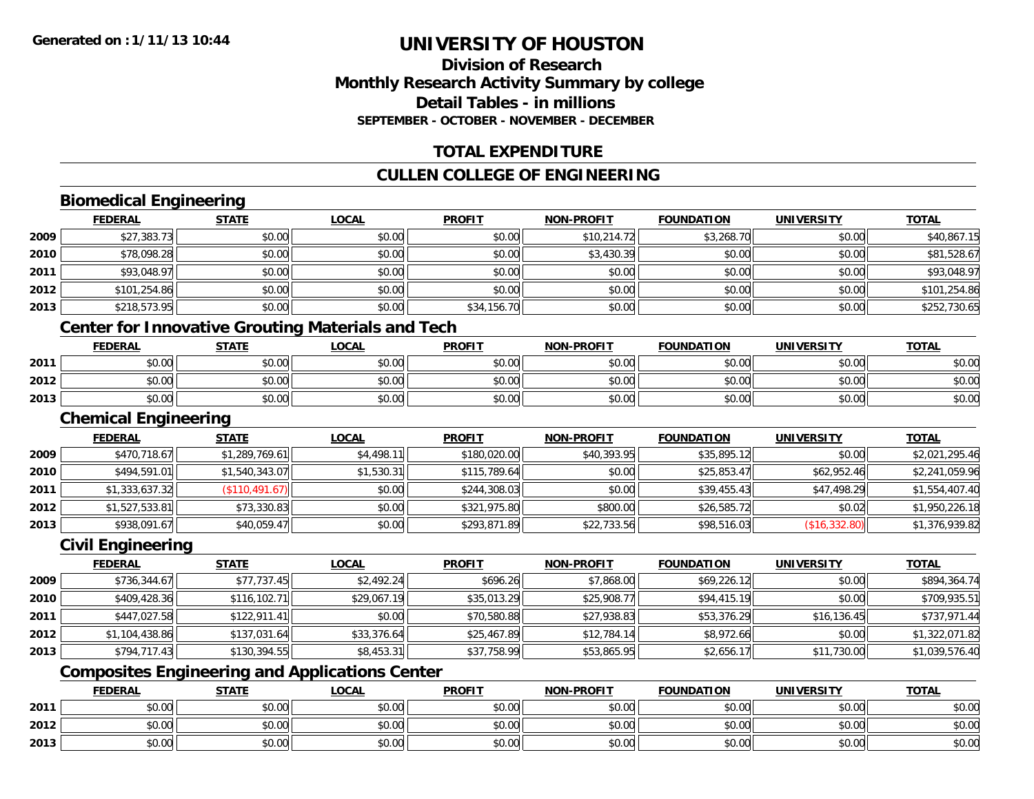# UNIVERSITY OF HOUSTON

## Division of Research
## Monthly Research Activity Summary by college
## Detail Tables - in millions
### SEPTEMBER - OCTOBER - NOVEMBER - DECEMBER

## TOTAL EXPENDITURE

## CULLEN COLLEGE OF ENGINEERING

### Biomedical Engineering

| | FEDERAL | STATE | LOCAL | PROFIT | NON-PROFIT | FOUNDATION | UNIVERSITY | TOTAL |
|---|---|---|---|---|---|---|---|---|
| 2009 | $27,383.73 | $0.00 | $0.00 | $0.00 | $10,214.72 | $3,268.70 | $0.00 | $40,867.15 |
| 2010 | $78,098.28 | $0.00 | $0.00 | $0.00 | $3,430.39 | $0.00 | $0.00 | $81,528.67 |
| 2011 | $93,048.97 | $0.00 | $0.00 | $0.00 | $0.00 | $0.00 | $0.00 | $93,048.97 |
| 2012 | $101,254.86 | $0.00 | $0.00 | $0.00 | $0.00 | $0.00 | $0.00 | $101,254.86 |
| 2013 | $218,573.95 | $0.00 | $0.00 | $34,156.70 | $0.00 | $0.00 | $0.00 | $252,730.65 |

### Center for Innovative Grouting Materials and Tech

| | FEDERAL | STATE | LOCAL | PROFIT | NON-PROFIT | FOUNDATION | UNIVERSITY | TOTAL |
|---|---|---|---|---|---|---|---|---|
| 2011 | $0.00 | $0.00 | $0.00 | $0.00 | $0.00 | $0.00 | $0.00 | $0.00 |
| 2012 | $0.00 | $0.00 | $0.00 | $0.00 | $0.00 | $0.00 | $0.00 | $0.00 |
| 2013 | $0.00 | $0.00 | $0.00 | $0.00 | $0.00 | $0.00 | $0.00 | $0.00 |

### Chemical Engineering

| | FEDERAL | STATE | LOCAL | PROFIT | NON-PROFIT | FOUNDATION | UNIVERSITY | TOTAL |
|---|---|---|---|---|---|---|---|---|
| 2009 | $470,718.67 | $1,289,769.61 | $4,498.11 | $180,020.00 | $40,393.95 | $35,895.12 | $0.00 | $2,021,295.46 |
| 2010 | $494,591.01 | $1,540,343.07 | $1,530.31 | $115,789.64 | $0.00 | $25,853.47 | $62,952.46 | $2,241,059.96 |
| 2011 | $1,333,637.32 | ($110,491.67) | $0.00 | $244,308.03 | $0.00 | $39,455.43 | $47,498.29 | $1,554,407.40 |
| 2012 | $1,527,533.81 | $73,330.83 | $0.00 | $321,975.80 | $800.00 | $26,585.72 | $0.02 | $1,950,226.18 |
| 2013 | $938,091.67 | $40,059.47 | $0.00 | $293,871.89 | $22,733.56 | $98,516.03 | ($16,332.80) | $1,376,939.82 |

### Civil Engineering

| | FEDERAL | STATE | LOCAL | PROFIT | NON-PROFIT | FOUNDATION | UNIVERSITY | TOTAL |
|---|---|---|---|---|---|---|---|---|
| 2009 | $736,344.67 | $77,737.45 | $2,492.24 | $696.26 | $7,868.00 | $69,226.12 | $0.00 | $894,364.74 |
| 2010 | $409,428.36 | $116,102.71 | $29,067.19 | $35,013.29 | $25,908.77 | $94,415.19 | $0.00 | $709,935.51 |
| 2011 | $447,027.58 | $122,911.41 | $0.00 | $70,580.88 | $27,938.83 | $53,376.29 | $16,136.45 | $737,971.44 |
| 2012 | $1,104,438.86 | $137,031.64 | $33,376.64 | $25,467.89 | $12,784.14 | $8,972.66 | $0.00 | $1,322,071.82 |
| 2013 | $794,717.43 | $130,394.55 | $8,453.31 | $37,758.99 | $53,865.95 | $2,656.17 | $11,730.00 | $1,039,576.40 |

### Composites Engineering and Applications Center

| | FEDERAL | STATE | LOCAL | PROFIT | NON-PROFIT | FOUNDATION | UNIVERSITY | TOTAL |
|---|---|---|---|---|---|---|---|---|
| 2011 | $0.00 | $0.00 | $0.00 | $0.00 | $0.00 | $0.00 | $0.00 | $0.00 |
| 2012 | $0.00 | $0.00 | $0.00 | $0.00 | $0.00 | $0.00 | $0.00 | $0.00 |
| 2013 | $0.00 | $0.00 | $0.00 | $0.00 | $0.00 | $0.00 | $0.00 | $0.00 |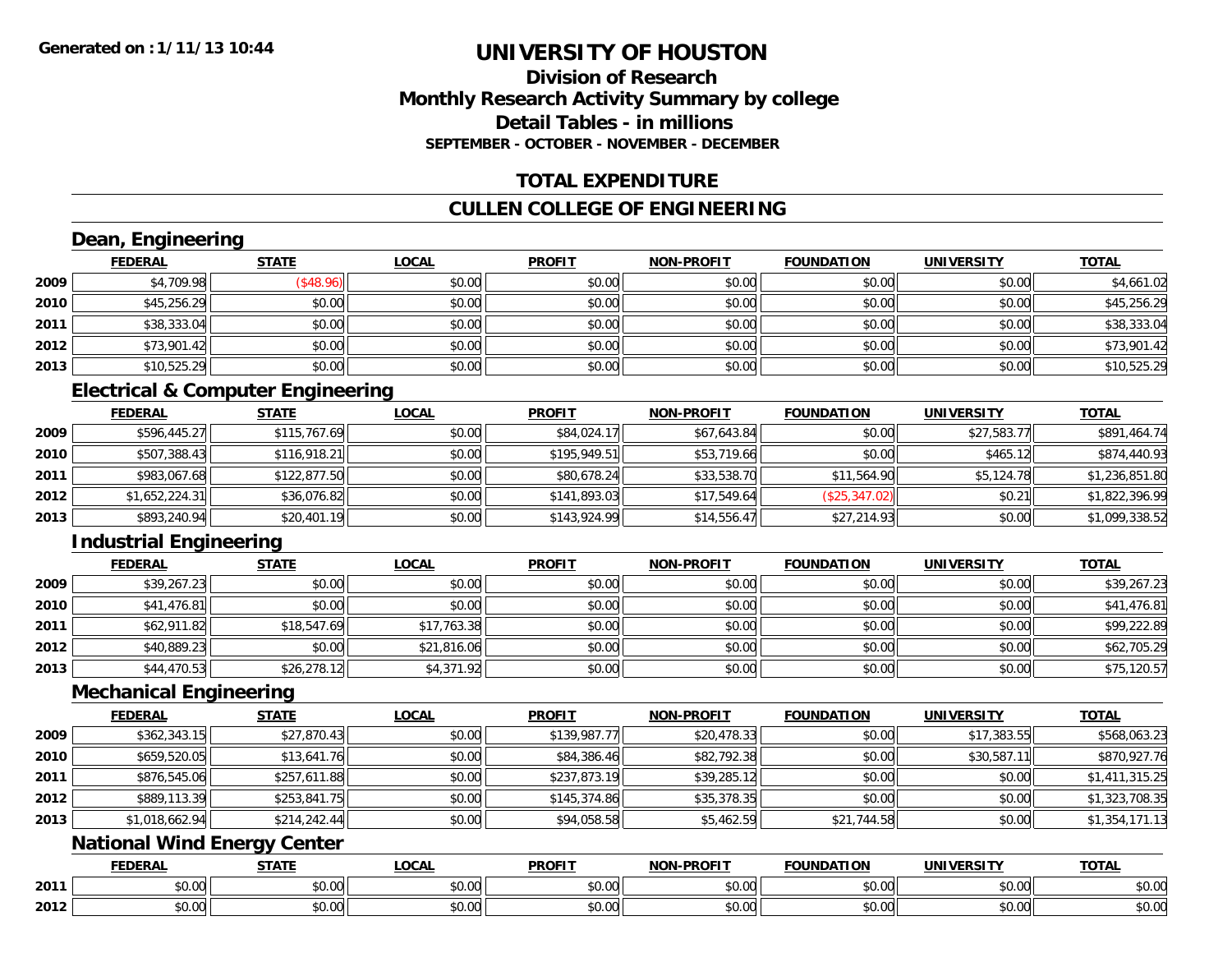**Generated on :1/11/13 10:44**

# UNIVERSITY OF HOUSTON

## Division of Research
## Monthly Research Activity Summary by college
## Detail Tables - in millions
### SEPTEMBER - OCTOBER - NOVEMBER - DECEMBER

## TOTAL EXPENDITURE

## CULLEN COLLEGE OF ENGINEERING

### Dean, Engineering

| | FEDERAL | STATE | LOCAL | PROFIT | NON-PROFIT | FOUNDATION | UNIVERSITY | TOTAL |
|---|---|---|---|---|---|---|---|---|
| 2009 | $4,709.98 | ($48.96) | $0.00 | $0.00 | $0.00 | $0.00 | $0.00 | $4,661.02 |
| 2010 | $45,256.29 | $0.00 | $0.00 | $0.00 | $0.00 | $0.00 | $0.00 | $45,256.29 |
| 2011 | $38,333.04 | $0.00 | $0.00 | $0.00 | $0.00 | $0.00 | $0.00 | $38,333.04 |
| 2012 | $73,901.42 | $0.00 | $0.00 | $0.00 | $0.00 | $0.00 | $0.00 | $73,901.42 |
| 2013 | $10,525.29 | $0.00 | $0.00 | $0.00 | $0.00 | $0.00 | $0.00 | $10,525.29 |

### Electrical & Computer Engineering

| | FEDERAL | STATE | LOCAL | PROFIT | NON-PROFIT | FOUNDATION | UNIVERSITY | TOTAL |
|---|---|---|---|---|---|---|---|---|
| 2009 | $596,445.27 | $115,767.69 | $0.00 | $84,024.17 | $67,643.84 | $0.00 | $27,583.77 | $891,464.74 |
| 2010 | $507,388.43 | $116,918.21 | $0.00 | $195,949.51 | $53,719.66 | $0.00 | $465.12 | $874,440.93 |
| 2011 | $983,067.68 | $122,877.50 | $0.00 | $80,678.24 | $33,538.70 | $11,564.90 | $5,124.78 | $1,236,851.80 |
| 2012 | $1,652,224.31 | $36,076.82 | $0.00 | $141,893.03 | $17,549.64 | ($25,347.02) | $0.21 | $1,822,396.99 |
| 2013 | $893,240.94 | $20,401.19 | $0.00 | $143,924.99 | $14,556.47 | $27,214.93 | $0.00 | $1,099,338.52 |

### Industrial Engineering

| | FEDERAL | STATE | LOCAL | PROFIT | NON-PROFIT | FOUNDATION | UNIVERSITY | TOTAL |
|---|---|---|---|---|---|---|---|---|
| 2009 | $39,267.23 | $0.00 | $0.00 | $0.00 | $0.00 | $0.00 | $0.00 | $39,267.23 |
| 2010 | $41,476.81 | $0.00 | $0.00 | $0.00 | $0.00 | $0.00 | $0.00 | $41,476.81 |
| 2011 | $62,911.82 | $18,547.69 | $17,763.38 | $0.00 | $0.00 | $0.00 | $0.00 | $99,222.89 |
| 2012 | $40,889.23 | $0.00 | $21,816.06 | $0.00 | $0.00 | $0.00 | $0.00 | $62,705.29 |
| 2013 | $44,470.53 | $26,278.12 | $4,371.92 | $0.00 | $0.00 | $0.00 | $0.00 | $75,120.57 |

### Mechanical Engineering

| | FEDERAL | STATE | LOCAL | PROFIT | NON-PROFIT | FOUNDATION | UNIVERSITY | TOTAL |
|---|---|---|---|---|---|---|---|---|
| 2009 | $362,343.15 | $27,870.43 | $0.00 | $139,987.77 | $20,478.33 | $0.00 | $17,383.55 | $568,063.23 |
| 2010 | $659,520.05 | $13,641.76 | $0.00 | $84,386.46 | $82,792.38 | $0.00 | $30,587.11 | $870,927.76 |
| 2011 | $876,545.06 | $257,611.88 | $0.00 | $237,873.19 | $39,285.12 | $0.00 | $0.00 | $1,411,315.25 |
| 2012 | $889,113.39 | $253,841.75 | $0.00 | $145,374.86 | $35,378.35 | $0.00 | $0.00 | $1,323,708.35 |
| 2013 | $1,018,662.94 | $214,242.44 | $0.00 | $94,058.58 | $5,462.59 | $21,744.58 | $0.00 | $1,354,171.13 |

### National Wind Energy Center

| | FEDERAL | STATE | LOCAL | PROFIT | NON-PROFIT | FOUNDATION | UNIVERSITY | TOTAL |
|---|---|---|---|---|---|---|---|---|
| 2011 | $0.00 | $0.00 | $0.00 | $0.00 | $0.00 | $0.00 | $0.00 | $0.00 |
| 2012 | $0.00 | $0.00 | $0.00 | $0.00 | $0.00 | $0.00 | $0.00 | $0.00 |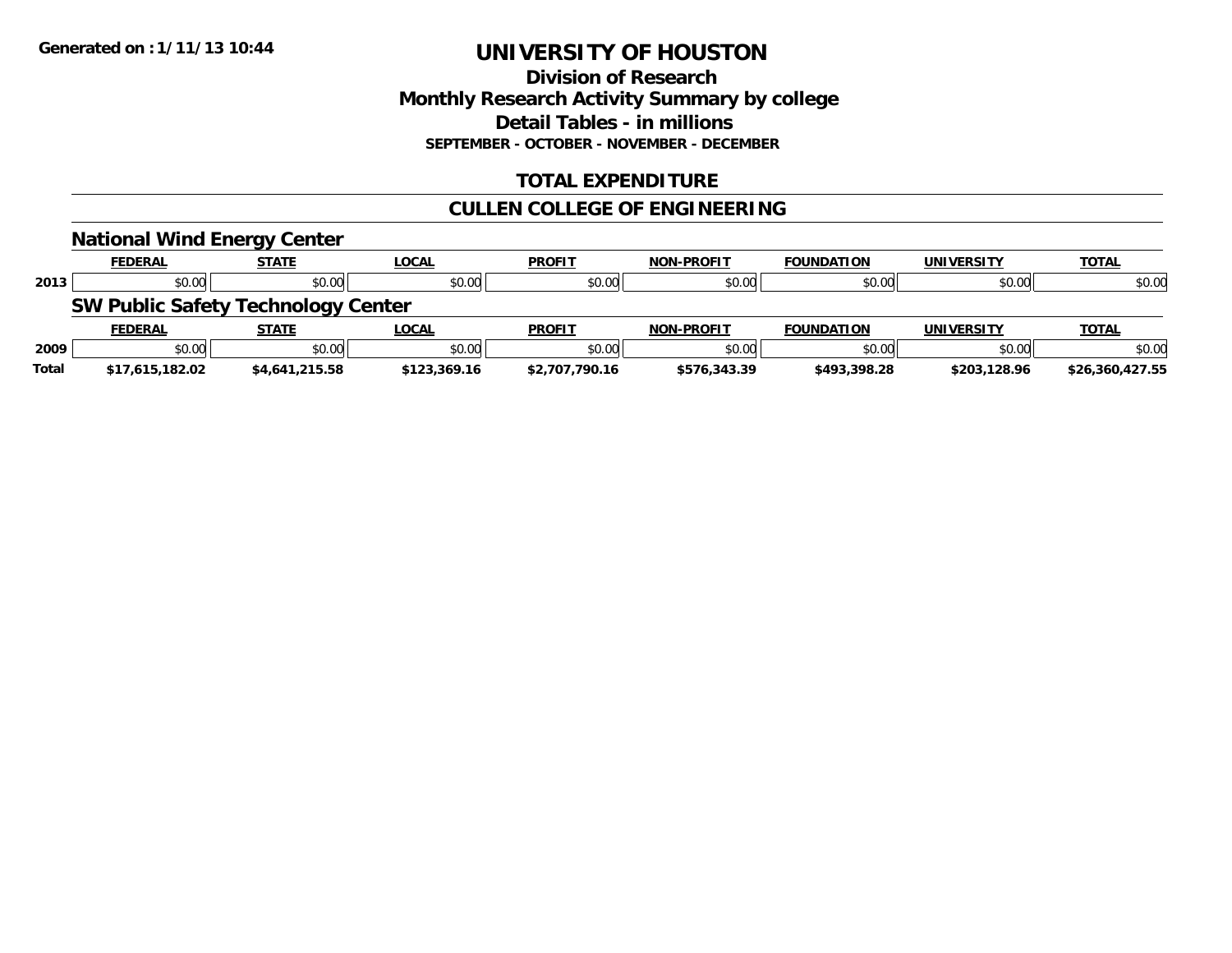**Generated on : 1/11/13 10:44**

# UNIVERSITY OF HOUSTON

## Division of Research
## Monthly Research Activity Summary by college
## Detail Tables - in millions
### SEPTEMBER - OCTOBER - NOVEMBER - DECEMBER

## TOTAL EXPENDITURE

## CULLEN COLLEGE OF ENGINEERING

### National Wind Energy Center

| | FEDERAL | STATE | LOCAL | PROFIT | NON-PROFIT | FOUNDATION | UNIVERSITY | TOTAL |
|---|---|---|---|---|---|---|---|---|
| 2013 | $0.00 | $0.00 | $0.00 | $0.00 | $0.00 | $0.00 | $0.00 | $0.00 |

### SW Public Safety Technology Center

| | FEDERAL | STATE | LOCAL | PROFIT | NON-PROFIT | FOUNDATION | UNIVERSITY | TOTAL |
|---|---|---|---|---|---|---|---|---|
| 2009 | $0.00 | $0.00 | $0.00 | $0.00 | $0.00 | $0.00 | $0.00 | $0.00 |
| **Total** | **$17,615,182.02** | **$4,641,215.58** | **$123,369.16** | **$2,707,790.16** | **$576,343.39** | **$493,398.28** | **$203,128.96** | **$26,360,427.55** |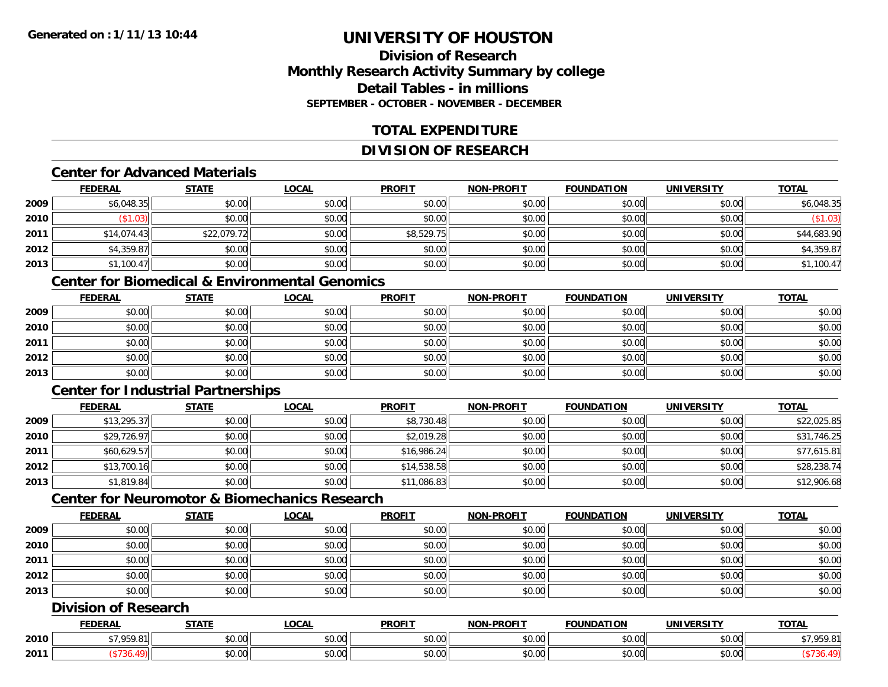**Generated on :1/11/13 10:44**

# UNIVERSITY OF HOUSTON

## Division of Research
## Monthly Research Activity Summary by college
## Detail Tables - in millions
### SEPTEMBER - OCTOBER - NOVEMBER - DECEMBER

## TOTAL EXPENDITURE

## DIVISION OF RESEARCH

### Center for Advanced Materials

| | FEDERAL | STATE | LOCAL | PROFIT | NON-PROFIT | FOUNDATION | UNIVERSITY | TOTAL |
|---|---|---|---|---|---|---|---|---|
| 2009 | $6,048.35 | $0.00 | $0.00 | $0.00 | $0.00 | $0.00 | $0.00 | $6,048.35 |
| 2010 | ($1.03) | $0.00 | $0.00 | $0.00 | $0.00 | $0.00 | $0.00 | ($1.03) |
| 2011 | $14,074.43 | $22,079.72 | $0.00 | $8,529.75 | $0.00 | $0.00 | $0.00 | $44,683.90 |
| 2012 | $4,359.87 | $0.00 | $0.00 | $0.00 | $0.00 | $0.00 | $0.00 | $4,359.87 |
| 2013 | $1,100.47 | $0.00 | $0.00 | $0.00 | $0.00 | $0.00 | $0.00 | $1,100.47 |

### Center for Biomedical & Environmental Genomics

| | FEDERAL | STATE | LOCAL | PROFIT | NON-PROFIT | FOUNDATION | UNIVERSITY | TOTAL |
|---|---|---|---|---|---|---|---|---|
| 2009 | $0.00 | $0.00 | $0.00 | $0.00 | $0.00 | $0.00 | $0.00 | $0.00 |
| 2010 | $0.00 | $0.00 | $0.00 | $0.00 | $0.00 | $0.00 | $0.00 | $0.00 |
| 2011 | $0.00 | $0.00 | $0.00 | $0.00 | $0.00 | $0.00 | $0.00 | $0.00 |
| 2012 | $0.00 | $0.00 | $0.00 | $0.00 | $0.00 | $0.00 | $0.00 | $0.00 |
| 2013 | $0.00 | $0.00 | $0.00 | $0.00 | $0.00 | $0.00 | $0.00 | $0.00 |

### Center for Industrial Partnerships

| | FEDERAL | STATE | LOCAL | PROFIT | NON-PROFIT | FOUNDATION | UNIVERSITY | TOTAL |
|---|---|---|---|---|---|---|---|---|
| 2009 | $13,295.37 | $0.00 | $0.00 | $8,730.48 | $0.00 | $0.00 | $0.00 | $22,025.85 |
| 2010 | $29,726.97 | $0.00 | $0.00 | $2,019.28 | $0.00 | $0.00 | $0.00 | $31,746.25 |
| 2011 | $60,629.57 | $0.00 | $0.00 | $16,986.24 | $0.00 | $0.00 | $0.00 | $77,615.81 |
| 2012 | $13,700.16 | $0.00 | $0.00 | $14,538.58 | $0.00 | $0.00 | $0.00 | $28,238.74 |
| 2013 | $1,819.84 | $0.00 | $0.00 | $11,086.83 | $0.00 | $0.00 | $0.00 | $12,906.68 |

### Center for Neuromotor & Biomechanics Research

| | FEDERAL | STATE | LOCAL | PROFIT | NON-PROFIT | FOUNDATION | UNIVERSITY | TOTAL |
|---|---|---|---|---|---|---|---|---|
| 2009 | $0.00 | $0.00 | $0.00 | $0.00 | $0.00 | $0.00 | $0.00 | $0.00 |
| 2010 | $0.00 | $0.00 | $0.00 | $0.00 | $0.00 | $0.00 | $0.00 | $0.00 |
| 2011 | $0.00 | $0.00 | $0.00 | $0.00 | $0.00 | $0.00 | $0.00 | $0.00 |
| 2012 | $0.00 | $0.00 | $0.00 | $0.00 | $0.00 | $0.00 | $0.00 | $0.00 |
| 2013 | $0.00 | $0.00 | $0.00 | $0.00 | $0.00 | $0.00 | $0.00 | $0.00 |

### Division of Research

| | FEDERAL | STATE | LOCAL | PROFIT | NON-PROFIT | FOUNDATION | UNIVERSITY | TOTAL |
|---|---|---|---|---|---|---|---|---|
| 2010 | $7,959.81 | $0.00 | $0.00 | $0.00 | $0.00 | $0.00 | $0.00 | $7,959.81 |
| 2011 | ($736.49) | $0.00 | $0.00 | $0.00 | $0.00 | $0.00 | $0.00 | ($736.49) |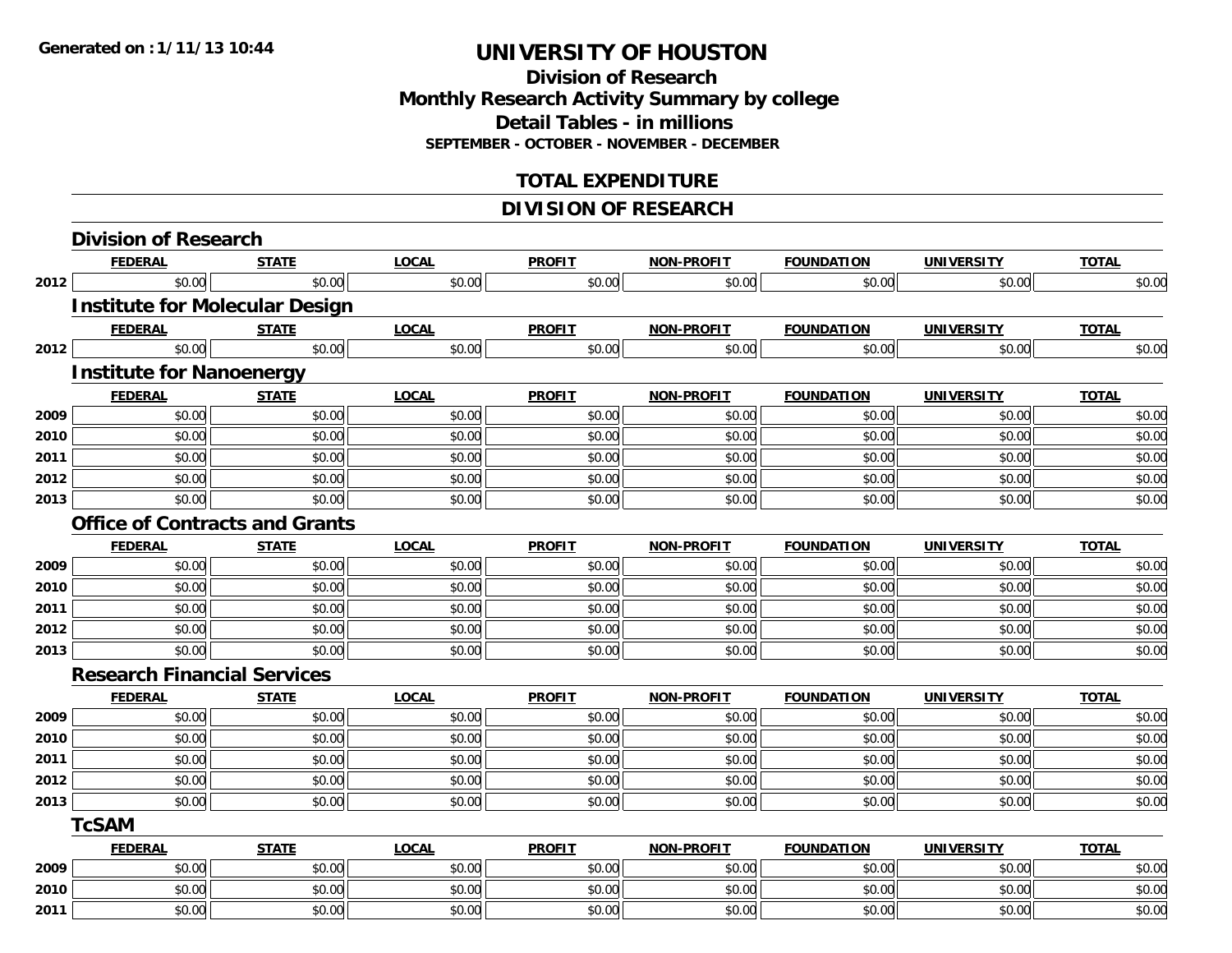Generated on :1/11/13 10:44

# UNIVERSITY OF HOUSTON

## Division of Research
## Monthly Research Activity Summary by college
## Detail Tables - in millions
### SEPTEMBER - OCTOBER - NOVEMBER - DECEMBER

## TOTAL EXPENDITURE

## DIVISION OF RESEARCH

### Division of Research

| | FEDERAL | STATE | LOCAL | PROFIT | NON-PROFIT | FOUNDATION | UNIVERSITY | TOTAL |
|---|---|---|---|---|---|---|---|---|
| 2012 | $0.00 | $0.00 | $0.00 | $0.00 | $0.00 | $0.00 | $0.00 | $0.00 |

### Institute for Molecular Design

| | FEDERAL | STATE | LOCAL | PROFIT | NON-PROFIT | FOUNDATION | UNIVERSITY | TOTAL |
|---|---|---|---|---|---|---|---|---|
| 2012 | $0.00 | $0.00 | $0.00 | $0.00 | $0.00 | $0.00 | $0.00 | $0.00 |

### Institute for Nanoenergy

| | FEDERAL | STATE | LOCAL | PROFIT | NON-PROFIT | FOUNDATION | UNIVERSITY | TOTAL |
|---|---|---|---|---|---|---|---|---|
| 2009 | $0.00 | $0.00 | $0.00 | $0.00 | $0.00 | $0.00 | $0.00 | $0.00 |
| 2010 | $0.00 | $0.00 | $0.00 | $0.00 | $0.00 | $0.00 | $0.00 | $0.00 |
| 2011 | $0.00 | $0.00 | $0.00 | $0.00 | $0.00 | $0.00 | $0.00 | $0.00 |
| 2012 | $0.00 | $0.00 | $0.00 | $0.00 | $0.00 | $0.00 | $0.00 | $0.00 |
| 2013 | $0.00 | $0.00 | $0.00 | $0.00 | $0.00 | $0.00 | $0.00 | $0.00 |

### Office of Contracts and Grants

| | FEDERAL | STATE | LOCAL | PROFIT | NON-PROFIT | FOUNDATION | UNIVERSITY | TOTAL |
|---|---|---|---|---|---|---|---|---|
| 2009 | $0.00 | $0.00 | $0.00 | $0.00 | $0.00 | $0.00 | $0.00 | $0.00 |
| 2010 | $0.00 | $0.00 | $0.00 | $0.00 | $0.00 | $0.00 | $0.00 | $0.00 |
| 2011 | $0.00 | $0.00 | $0.00 | $0.00 | $0.00 | $0.00 | $0.00 | $0.00 |
| 2012 | $0.00 | $0.00 | $0.00 | $0.00 | $0.00 | $0.00 | $0.00 | $0.00 |
| 2013 | $0.00 | $0.00 | $0.00 | $0.00 | $0.00 | $0.00 | $0.00 | $0.00 |

### Research Financial Services

| | FEDERAL | STATE | LOCAL | PROFIT | NON-PROFIT | FOUNDATION | UNIVERSITY | TOTAL |
|---|---|---|---|---|---|---|---|---|
| 2009 | $0.00 | $0.00 | $0.00 | $0.00 | $0.00 | $0.00 | $0.00 | $0.00 |
| 2010 | $0.00 | $0.00 | $0.00 | $0.00 | $0.00 | $0.00 | $0.00 | $0.00 |
| 2011 | $0.00 | $0.00 | $0.00 | $0.00 | $0.00 | $0.00 | $0.00 | $0.00 |
| 2012 | $0.00 | $0.00 | $0.00 | $0.00 | $0.00 | $0.00 | $0.00 | $0.00 |
| 2013 | $0.00 | $0.00 | $0.00 | $0.00 | $0.00 | $0.00 | $0.00 | $0.00 |

### TcSAM

| | FEDERAL | STATE | LOCAL | PROFIT | NON-PROFIT | FOUNDATION | UNIVERSITY | TOTAL |
|---|---|---|---|---|---|---|---|---|
| 2009 | $0.00 | $0.00 | $0.00 | $0.00 | $0.00 | $0.00 | $0.00 | $0.00 |
| 2010 | $0.00 | $0.00 | $0.00 | $0.00 | $0.00 | $0.00 | $0.00 | $0.00 |
| 2011 | $0.00 | $0.00 | $0.00 | $0.00 | $0.00 | $0.00 | $0.00 | $0.00 |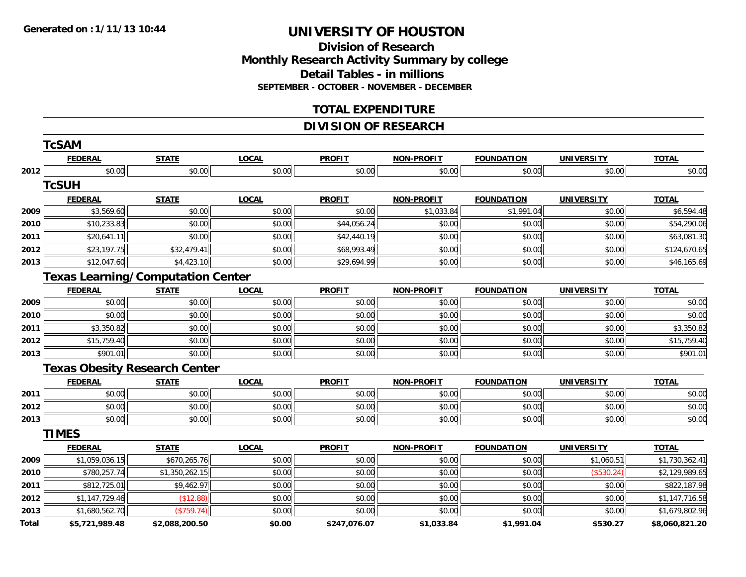**Generated on :1/11/13 10:44**

# UNIVERSITY OF HOUSTON

## Division of Research
## Monthly Research Activity Summary by college
## Detail Tables - in millions
**SEPTEMBER - OCTOBER - NOVEMBER - DECEMBER**

## TOTAL EXPENDITURE

## DIVISION OF RESEARCH

### TcSAM

| | FEDERAL | STATE | LOCAL | PROFIT | NON-PROFIT | FOUNDATION | UNIVERSITY | TOTAL |
|---|---|---|---|---|---|---|---|---|
| 2012 | $0.00 | $0.00 | $0.00 | $0.00 | $0.00 | $0.00 | $0.00 | $0.00 |

### TcSUH

| | FEDERAL | STATE | LOCAL | PROFIT | NON-PROFIT | FOUNDATION | UNIVERSITY | TOTAL |
|---|---|---|---|---|---|---|---|---|
| 2009 | $3,569.60 | $0.00 | $0.00 | $0.00 | $1,033.84 | $1,991.04 | $0.00 | $6,594.48 |
| 2010 | $10,233.83 | $0.00 | $0.00 | $44,056.24 | $0.00 | $0.00 | $0.00 | $54,290.06 |
| 2011 | $20,641.11 | $0.00 | $0.00 | $42,440.19 | $0.00 | $0.00 | $0.00 | $63,081.30 |
| 2012 | $23,197.75 | $32,479.41 | $0.00 | $68,993.49 | $0.00 | $0.00 | $0.00 | $124,670.65 |
| 2013 | $12,047.60 | $4,423.10 | $0.00 | $29,694.99 | $0.00 | $0.00 | $0.00 | $46,165.69 |

### Texas Learning/Computation Center

| | FEDERAL | STATE | LOCAL | PROFIT | NON-PROFIT | FOUNDATION | UNIVERSITY | TOTAL |
|---|---|---|---|---|---|---|---|---|
| 2009 | $0.00 | $0.00 | $0.00 | $0.00 | $0.00 | $0.00 | $0.00 | $0.00 |
| 2010 | $0.00 | $0.00 | $0.00 | $0.00 | $0.00 | $0.00 | $0.00 | $0.00 |
| 2011 | $3,350.82 | $0.00 | $0.00 | $0.00 | $0.00 | $0.00 | $0.00 | $3,350.82 |
| 2012 | $15,759.40 | $0.00 | $0.00 | $0.00 | $0.00 | $0.00 | $0.00 | $15,759.40 |
| 2013 | $901.01 | $0.00 | $0.00 | $0.00 | $0.00 | $0.00 | $0.00 | $901.01 |

### Texas Obesity Research Center

| | FEDERAL | STATE | LOCAL | PROFIT | NON-PROFIT | FOUNDATION | UNIVERSITY | TOTAL |
|---|---|---|---|---|---|---|---|---|
| 2011 | $0.00 | $0.00 | $0.00 | $0.00 | $0.00 | $0.00 | $0.00 | $0.00 |
| 2012 | $0.00 | $0.00 | $0.00 | $0.00 | $0.00 | $0.00 | $0.00 | $0.00 |
| 2013 | $0.00 | $0.00 | $0.00 | $0.00 | $0.00 | $0.00 | $0.00 | $0.00 |

### TIMES

| | FEDERAL | STATE | LOCAL | PROFIT | NON-PROFIT | FOUNDATION | UNIVERSITY | TOTAL |
|---|---|---|---|---|---|---|---|---|
| 2009 | $1,059,036.15 | $670,265.76 | $0.00 | $0.00 | $0.00 | $0.00 | $1,060.51 | $1,730,362.41 |
| 2010 | $780,257.74 | $1,350,262.15 | $0.00 | $0.00 | $0.00 | $0.00 | ($530.24) | $2,129,989.65 |
| 2011 | $812,725.01 | $9,462.97 | $0.00 | $0.00 | $0.00 | $0.00 | $0.00 | $822,187.98 |
| 2012 | $1,147,729.46 | ($12.88) | $0.00 | $0.00 | $0.00 | $0.00 | $0.00 | $1,147,716.58 |
| 2013 | $1,680,562.70 | ($759.74) | $0.00 | $0.00 | $0.00 | $0.00 | $0.00 | $1,679,802.96 |
| **Total** | **$5,721,989.48** | **$2,088,200.50** | **$0.00** | **$247,076.07** | **$1,033.84** | **$1,991.04** | **$530.27** | **$8,060,821.20** |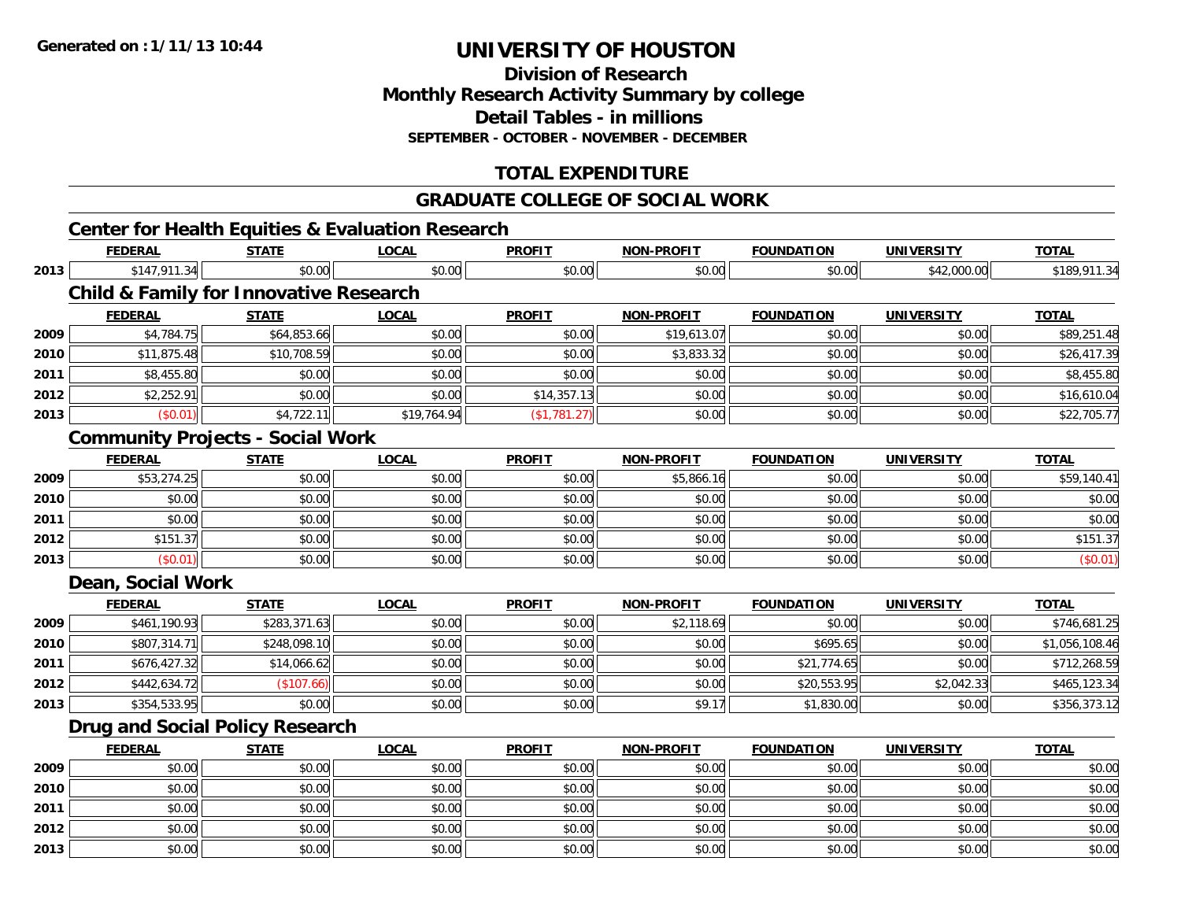Generated on :1/11/13 10:44

# UNIVERSITY OF HOUSTON

## Division of Research
## Monthly Research Activity Summary by college
## Detail Tables - in millions
### SEPTEMBER - OCTOBER - NOVEMBER - DECEMBER

## TOTAL EXPENDITURE

## GRADUATE COLLEGE OF SOCIAL WORK

### Center for Health Equities & Evaluation Research

| | FEDERAL | STATE | LOCAL | PROFIT | NON-PROFIT | FOUNDATION | UNIVERSITY | TOTAL |
|---|---|---|---|---|---|---|---|---|
| 2013 | $147,911.34 | $0.00 | $0.00 | $0.00 | $0.00 | $0.00 | $42,000.00 | $189,911.34 |

### Child & Family for Innovative Research

| | FEDERAL | STATE | LOCAL | PROFIT | NON-PROFIT | FOUNDATION | UNIVERSITY | TOTAL |
|---|---|---|---|---|---|---|---|---|
| 2009 | $4,784.75 | $64,853.66 | $0.00 | $0.00 | $19,613.07 | $0.00 | $0.00 | $89,251.48 |
| 2010 | $11,875.48 | $10,708.59 | $0.00 | $0.00 | $3,833.32 | $0.00 | $0.00 | $26,417.39 |
| 2011 | $8,455.80 | $0.00 | $0.00 | $0.00 | $0.00 | $0.00 | $0.00 | $8,455.80 |
| 2012 | $2,252.91 | $0.00 | $0.00 | $14,357.13 | $0.00 | $0.00 | $0.00 | $16,610.04 |
| 2013 | ($0.01) | $4,722.11 | $19,764.94 | ($1,781.27) | $0.00 | $0.00 | $0.00 | $22,705.77 |

### Community Projects - Social Work

| | FEDERAL | STATE | LOCAL | PROFIT | NON-PROFIT | FOUNDATION | UNIVERSITY | TOTAL |
|---|---|---|---|---|---|---|---|---|
| 2009 | $53,274.25 | $0.00 | $0.00 | $0.00 | $5,866.16 | $0.00 | $0.00 | $59,140.41 |
| 2010 | $0.00 | $0.00 | $0.00 | $0.00 | $0.00 | $0.00 | $0.00 | $0.00 |
| 2011 | $0.00 | $0.00 | $0.00 | $0.00 | $0.00 | $0.00 | $0.00 | $0.00 |
| 2012 | $151.37 | $0.00 | $0.00 | $0.00 | $0.00 | $0.00 | $0.00 | $151.37 |
| 2013 | ($0.01) | $0.00 | $0.00 | $0.00 | $0.00 | $0.00 | $0.00 | ($0.01) |

### Dean, Social Work

| | FEDERAL | STATE | LOCAL | PROFIT | NON-PROFIT | FOUNDATION | UNIVERSITY | TOTAL |
|---|---|---|---|---|---|---|---|---|
| 2009 | $461,190.93 | $283,371.63 | $0.00 | $0.00 | $2,118.69 | $0.00 | $0.00 | $746,681.25 |
| 2010 | $807,314.71 | $248,098.10 | $0.00 | $0.00 | $0.00 | $695.65 | $0.00 | $1,056,108.46 |
| 2011 | $676,427.32 | $14,066.62 | $0.00 | $0.00 | $0.00 | $21,774.65 | $0.00 | $712,268.59 |
| 2012 | $442,634.72 | ($107.66) | $0.00 | $0.00 | $0.00 | $20,553.95 | $2,042.33 | $465,123.34 |
| 2013 | $354,533.95 | $0.00 | $0.00 | $0.00 | $9.17 | $1,830.00 | $0.00 | $356,373.12 |

### Drug and Social Policy Research

| | FEDERAL | STATE | LOCAL | PROFIT | NON-PROFIT | FOUNDATION | UNIVERSITY | TOTAL |
|---|---|---|---|---|---|---|---|---|
| 2009 | $0.00 | $0.00 | $0.00 | $0.00 | $0.00 | $0.00 | $0.00 | $0.00 |
| 2010 | $0.00 | $0.00 | $0.00 | $0.00 | $0.00 | $0.00 | $0.00 | $0.00 |
| 2011 | $0.00 | $0.00 | $0.00 | $0.00 | $0.00 | $0.00 | $0.00 | $0.00 |
| 2012 | $0.00 | $0.00 | $0.00 | $0.00 | $0.00 | $0.00 | $0.00 | $0.00 |
| 2013 | $0.00 | $0.00 | $0.00 | $0.00 | $0.00 | $0.00 | $0.00 | $0.00 |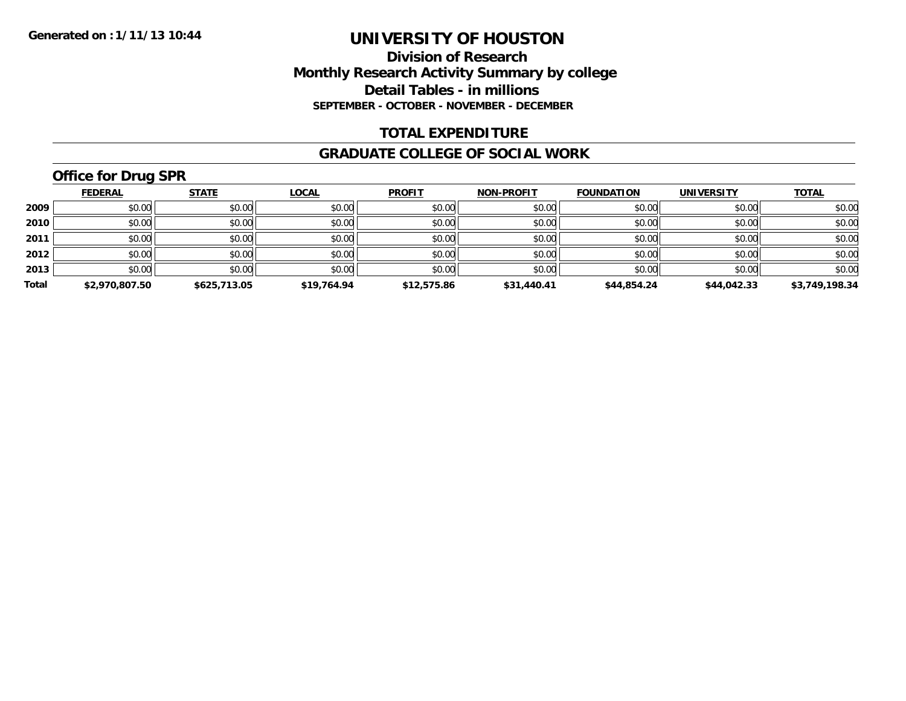Generated on :1/11/13 10:44

# UNIVERSITY OF HOUSTON

## Division of Research
## Monthly Research Activity Summary by college
## Detail Tables - in millions
### SEPTEMBER - OCTOBER - NOVEMBER - DECEMBER

## TOTAL EXPENDITURE

## GRADUATE COLLEGE OF SOCIAL WORK

### Office for Drug SPR

| | FEDERAL | STATE | LOCAL | PROFIT | NON-PROFIT | FOUNDATION | UNIVERSITY | TOTAL |
|---|---|---|---|---|---|---|---|---|
| 2009 | $0.00 | $0.00 | $0.00 | $0.00 | $0.00 | $0.00 | $0.00 | $0.00 |
| 2010 | $0.00 | $0.00 | $0.00 | $0.00 | $0.00 | $0.00 | $0.00 | $0.00 |
| 2011 | $0.00 | $0.00 | $0.00 | $0.00 | $0.00 | $0.00 | $0.00 | $0.00 |
| 2012 | $0.00 | $0.00 | $0.00 | $0.00 | $0.00 | $0.00 | $0.00 | $0.00 |
| 2013 | $0.00 | $0.00 | $0.00 | $0.00 | $0.00 | $0.00 | $0.00 | $0.00 |
| **Total** | **$2,970,807.50** | **$625,713.05** | **$19,764.94** | **$12,575.86** | **$31,440.41** | **$44,854.24** | **$44,042.33** | **$3,749,198.34** |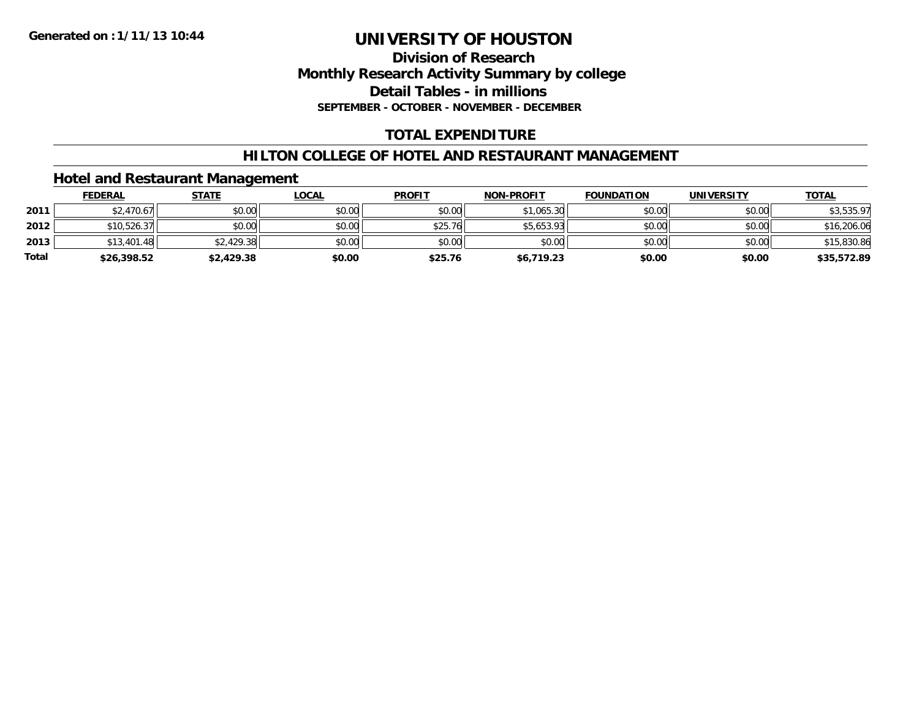Generated on :1/11/13 10:44

# UNIVERSITY OF HOUSTON

## Division of Research
## Monthly Research Activity Summary by college
## Detail Tables - in millions
### SEPTEMBER - OCTOBER - NOVEMBER - DECEMBER

## TOTAL EXPENDITURE

## HILTON COLLEGE OF HOTEL AND RESTAURANT MANAGEMENT

### Hotel and Restaurant Management

| | FEDERAL | STATE | LOCAL | PROFIT | NON-PROFIT | FOUNDATION | UNIVERSITY | TOTAL |
|---|---|---|---|---|---|---|---|---|
| 2011 | $2,470.67 | $0.00 | $0.00 | $0.00 | $1,065.30 | $0.00 | $0.00 | $3,535.97 |
| 2012 | $10,526.37 | $0.00 | $0.00 | $25.76 | $5,653.93 | $0.00 | $0.00 | $16,206.06 |
| 2013 | $13,401.48 | $2,429.38 | $0.00 | $0.00 | $0.00 | $0.00 | $0.00 | $15,830.86 |
| **Total** | **$26,398.52** | **$2,429.38** | **$0.00** | **$25.76** | **$6,719.23** | **$0.00** | **$0.00** | **$35,572.89** |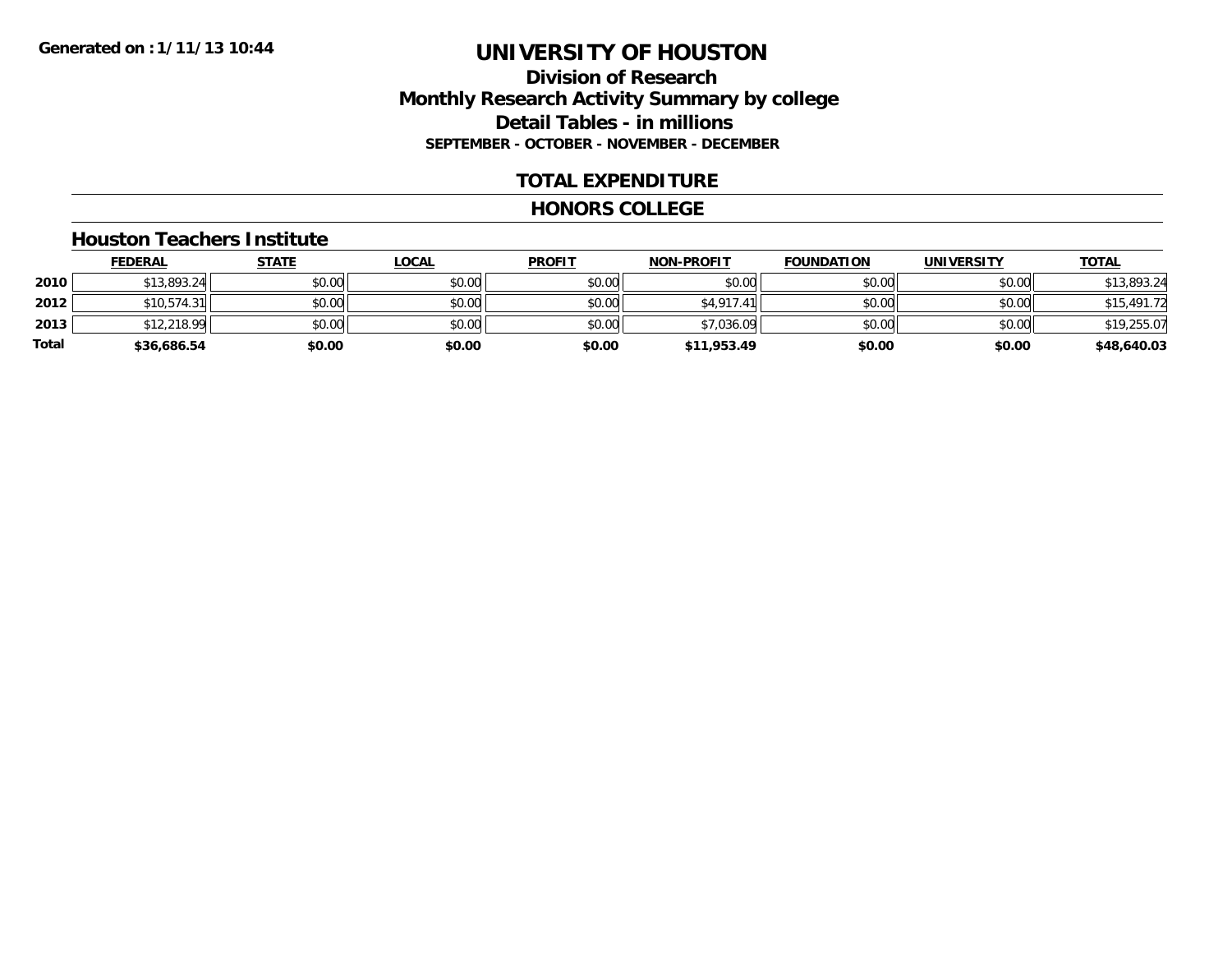Generated on :1/11/13 10:44

# UNIVERSITY OF HOUSTON

## Division of Research
## Monthly Research Activity Summary by college
## Detail Tables - in millions
### SEPTEMBER - OCTOBER - NOVEMBER - DECEMBER

## TOTAL EXPENDITURE

## HONORS COLLEGE

### Houston Teachers Institute

| | FEDERAL | STATE | LOCAL | PROFIT | NON-PROFIT | FOUNDATION | UNIVERSITY | TOTAL |
|---|---|---|---|---|---|---|---|---|
| 2010 | $13,893.24 | $0.00 | $0.00 | $0.00 | $0.00 | $0.00 | $0.00 | $13,893.24 |
| 2012 | $10,574.31 | $0.00 | $0.00 | $0.00 | $4,917.41 | $0.00 | $0.00 | $15,491.72 |
| 2013 | $12,218.99 | $0.00 | $0.00 | $0.00 | $7,036.09 | $0.00 | $0.00 | $19,255.07 |
| **Total** | **$36,686.54** | **$0.00** | **$0.00** | **$0.00** | **$11,953.49** | **$0.00** | **$0.00** | **$48,640.03** |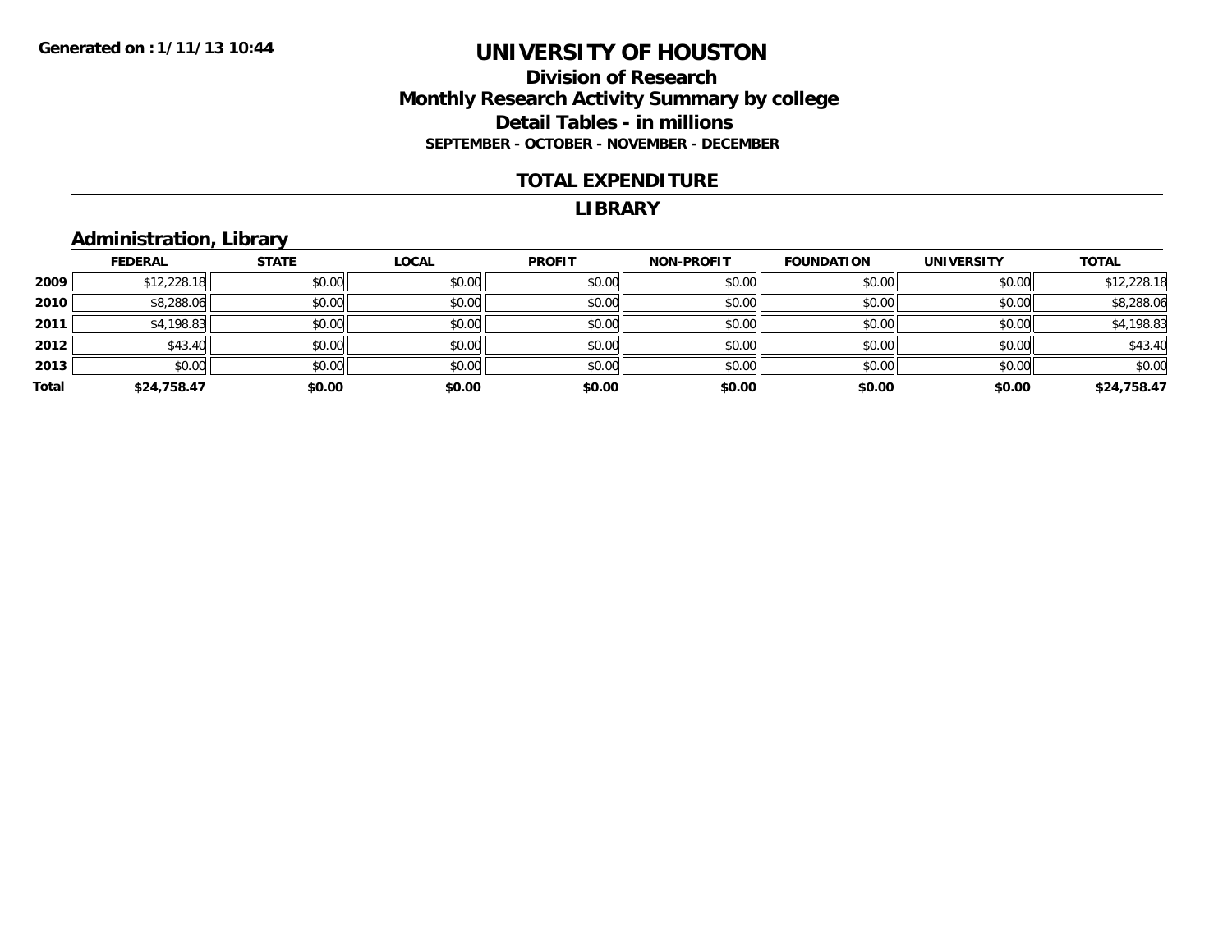Generated on :1/11/13 10:44

# UNIVERSITY OF HOUSTON

## Division of Research
## Monthly Research Activity Summary by college
## Detail Tables - in millions
### SEPTEMBER - OCTOBER - NOVEMBER - DECEMBER

## TOTAL EXPENDITURE

## LIBRARY

### Administration, Library

| | FEDERAL | STATE | LOCAL | PROFIT | NON-PROFIT | FOUNDATION | UNIVERSITY | TOTAL |
|---|---|---|---|---|---|---|---|---|
| 2009 | $12,228.18 | $0.00 | $0.00 | $0.00 | $0.00 | $0.00 | $0.00 | $12,228.18 |
| 2010 | $8,288.06 | $0.00 | $0.00 | $0.00 | $0.00 | $0.00 | $0.00 | $8,288.06 |
| 2011 | $4,198.83 | $0.00 | $0.00 | $0.00 | $0.00 | $0.00 | $0.00 | $4,198.83 |
| 2012 | $43.40 | $0.00 | $0.00 | $0.00 | $0.00 | $0.00 | $0.00 | $43.40 |
| 2013 | $0.00 | $0.00 | $0.00 | $0.00 | $0.00 | $0.00 | $0.00 | $0.00 |
| **Total** | **$24,758.47** | **$0.00** | **$0.00** | **$0.00** | **$0.00** | **$0.00** | **$0.00** | **$24,758.47** |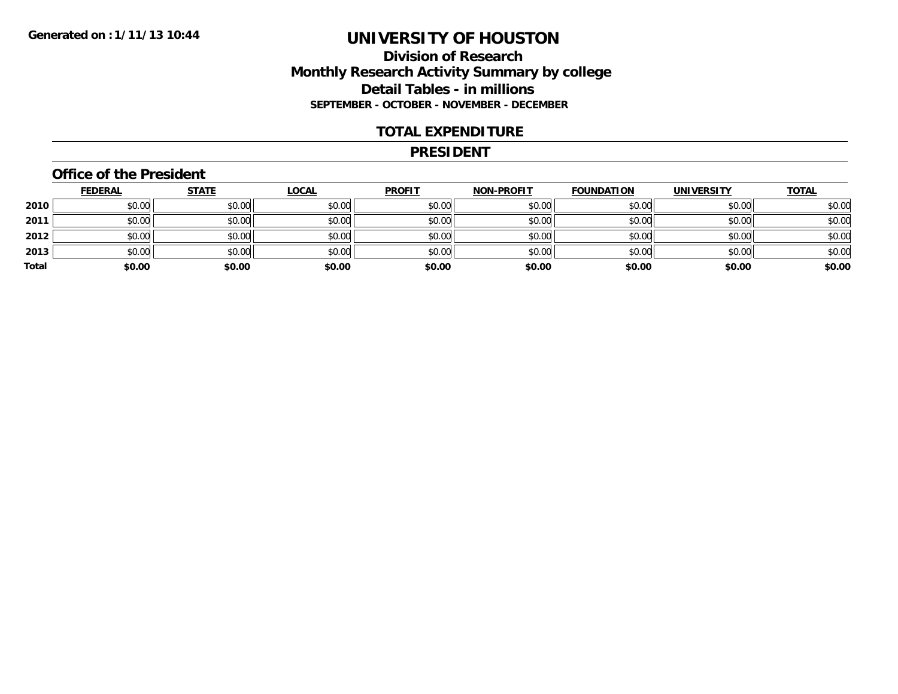Generated on :1/11/13 10:44

# UNIVERSITY OF HOUSTON

## Division of Research
## Monthly Research Activity Summary by college
## Detail Tables - in millions
### SEPTEMBER - OCTOBER - NOVEMBER - DECEMBER

## TOTAL EXPENDITURE

## PRESIDENT

### Office of the President

| | FEDERAL | STATE | LOCAL | PROFIT | NON-PROFIT | FOUNDATION | UNIVERSITY | TOTAL |
|---|---|---|---|---|---|---|---|---|
| 2010 | $0.00 | $0.00 | $0.00 | $0.00 | $0.00 | $0.00 | $0.00 | $0.00 |
| 2011 | $0.00 | $0.00 | $0.00 | $0.00 | $0.00 | $0.00 | $0.00 | $0.00 |
| 2012 | $0.00 | $0.00 | $0.00 | $0.00 | $0.00 | $0.00 | $0.00 | $0.00 |
| 2013 | $0.00 | $0.00 | $0.00 | $0.00 | $0.00 | $0.00 | $0.00 | $0.00 |
| **Total** | **$0.00** | **$0.00** | **$0.00** | **$0.00** | **$0.00** | **$0.00** | **$0.00** | **$0.00** |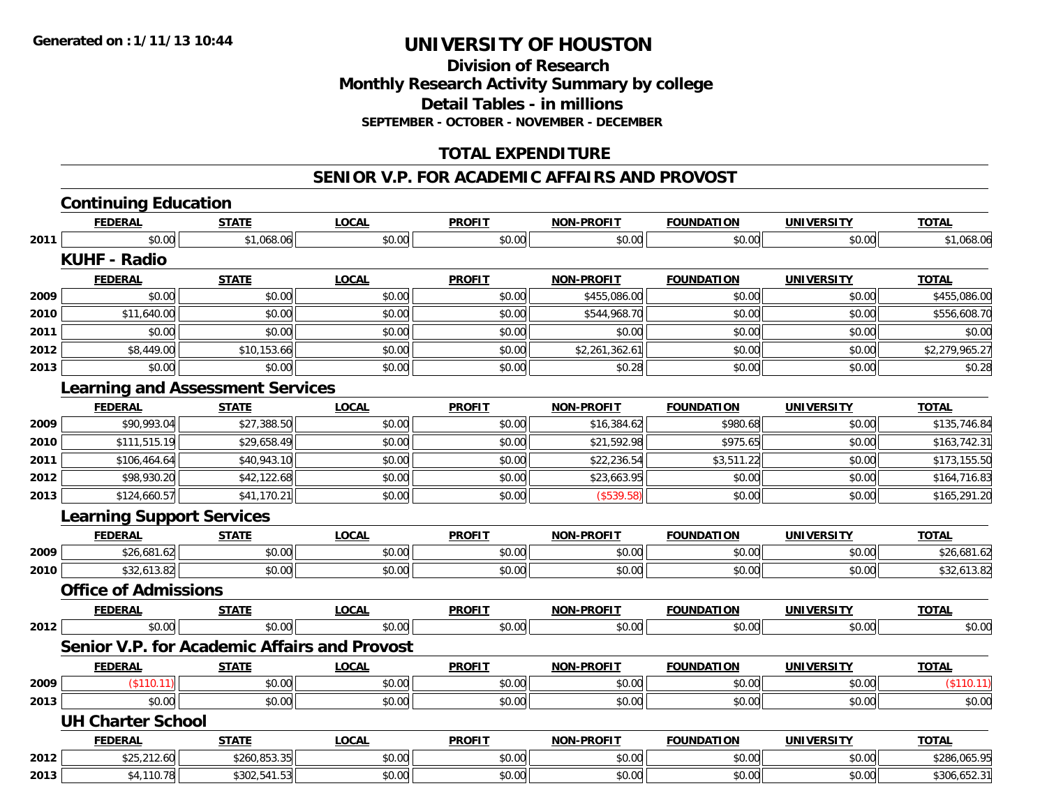Generated on :1/11/13 10:44

# UNIVERSITY OF HOUSTON

## Division of Research
## Monthly Research Activity Summary by college
## Detail Tables - in millions
### SEPTEMBER - OCTOBER - NOVEMBER - DECEMBER

## TOTAL EXPENDITURE

## SENIOR V.P. FOR ACADEMIC AFFAIRS AND PROVOST

### Continuing Education

| | FEDERAL | STATE | LOCAL | PROFIT | NON-PROFIT | FOUNDATION | UNIVERSITY | TOTAL |
|---|---|---|---|---|---|---|---|---|
| 2011 | $0.00 | $1,068.06 | $0.00 | $0.00 | $0.00 | $0.00 | $0.00 | $1,068.06 |

### KUHF - Radio

| | FEDERAL | STATE | LOCAL | PROFIT | NON-PROFIT | FOUNDATION | UNIVERSITY | TOTAL |
|---|---|---|---|---|---|---|---|---|
| 2009 | $0.00 | $0.00 | $0.00 | $0.00 | $455,086.00 | $0.00 | $0.00 | $455,086.00 |
| 2010 | $11,640.00 | $0.00 | $0.00 | $0.00 | $544,968.70 | $0.00 | $0.00 | $556,608.70 |
| 2011 | $0.00 | $0.00 | $0.00 | $0.00 | $0.00 | $0.00 | $0.00 | $0.00 |
| 2012 | $8,449.00 | $10,153.66 | $0.00 | $0.00 | $2,261,362.61 | $0.00 | $0.00 | $2,279,965.27 |
| 2013 | $0.00 | $0.00 | $0.00 | $0.00 | $0.28 | $0.00 | $0.00 | $0.28 |

### Learning and Assessment Services

| | FEDERAL | STATE | LOCAL | PROFIT | NON-PROFIT | FOUNDATION | UNIVERSITY | TOTAL |
|---|---|---|---|---|---|---|---|---|
| 2009 | $90,993.04 | $27,388.50 | $0.00 | $0.00 | $16,384.62 | $980.68 | $0.00 | $135,746.84 |
| 2010 | $111,515.19 | $29,658.49 | $0.00 | $0.00 | $21,592.98 | $975.65 | $0.00 | $163,742.31 |
| 2011 | $106,464.64 | $40,943.10 | $0.00 | $0.00 | $22,236.54 | $3,511.22 | $0.00 | $173,155.50 |
| 2012 | $98,930.20 | $42,122.68 | $0.00 | $0.00 | $23,663.95 | $0.00 | $0.00 | $164,716.83 |
| 2013 | $124,660.57 | $41,170.21 | $0.00 | $0.00 | ($539.58) | $0.00 | $0.00 | $165,291.20 |

### Learning Support Services

| | FEDERAL | STATE | LOCAL | PROFIT | NON-PROFIT | FOUNDATION | UNIVERSITY | TOTAL |
|---|---|---|---|---|---|---|---|---|
| 2009 | $26,681.62 | $0.00 | $0.00 | $0.00 | $0.00 | $0.00 | $0.00 | $26,681.62 |
| 2010 | $32,613.82 | $0.00 | $0.00 | $0.00 | $0.00 | $0.00 | $0.00 | $32,613.82 |

### Office of Admissions

| | FEDERAL | STATE | LOCAL | PROFIT | NON-PROFIT | FOUNDATION | UNIVERSITY | TOTAL |
|---|---|---|---|---|---|---|---|---|
| 2012 | $0.00 | $0.00 | $0.00 | $0.00 | $0.00 | $0.00 | $0.00 | $0.00 |

### Senior V.P. for Academic Affairs and Provost

| | FEDERAL | STATE | LOCAL | PROFIT | NON-PROFIT | FOUNDATION | UNIVERSITY | TOTAL |
|---|---|---|---|---|---|---|---|---|
| 2009 | ($110.11) | $0.00 | $0.00 | $0.00 | $0.00 | $0.00 | $0.00 | ($110.11) |
| 2013 | $0.00 | $0.00 | $0.00 | $0.00 | $0.00 | $0.00 | $0.00 | $0.00 |

### UH Charter School

| | FEDERAL | STATE | LOCAL | PROFIT | NON-PROFIT | FOUNDATION | UNIVERSITY | TOTAL |
|---|---|---|---|---|---|---|---|---|
| 2012 | $25,212.60 | $260,853.35 | $0.00 | $0.00 | $0.00 | $0.00 | $0.00 | $286,065.95 |
| 2013 | $4,110.78 | $302,541.53 | $0.00 | $0.00 | $0.00 | $0.00 | $0.00 | $306,652.31 |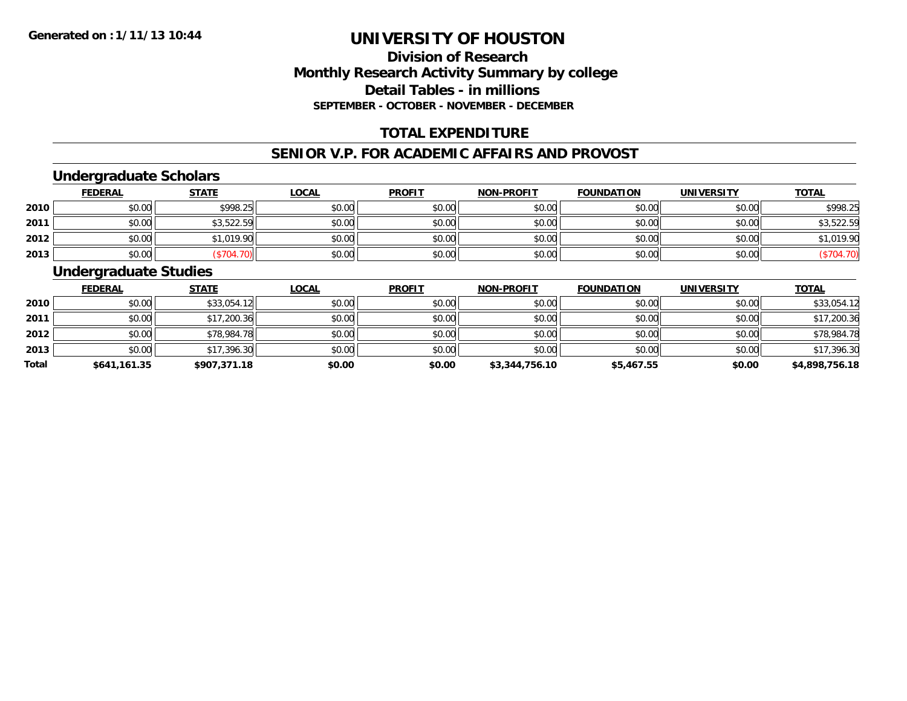# UNIVERSITY OF HOUSTON

## Division of Research
## Monthly Research Activity Summary by college
## Detail Tables - in millions
### SEPTEMBER - OCTOBER - NOVEMBER - DECEMBER

## TOTAL EXPENDITURE

## SENIOR V.P. FOR ACADEMIC AFFAIRS AND PROVOST

### Undergraduate Scholars

| | FEDERAL | STATE | LOCAL | PROFIT | NON-PROFIT | FOUNDATION | UNIVERSITY | TOTAL |
|---|---|---|---|---|---|---|---|---|
| 2010 | $0.00 | $998.25 | $0.00 | $0.00 | $0.00 | $0.00 | $0.00 | $998.25 |
| 2011 | $0.00 | $3,522.59 | $0.00 | $0.00 | $0.00 | $0.00 | $0.00 | $3,522.59 |
| 2012 | $0.00 | $1,019.90 | $0.00 | $0.00 | $0.00 | $0.00 | $0.00 | $1,019.90 |
| 2013 | $0.00 | ($704.70) | $0.00 | $0.00 | $0.00 | $0.00 | $0.00 | ($704.70) |

### Undergraduate Studies

| | FEDERAL | STATE | LOCAL | PROFIT | NON-PROFIT | FOUNDATION | UNIVERSITY | TOTAL |
|---|---|---|---|---|---|---|---|---|
| 2010 | $0.00 | $33,054.12 | $0.00 | $0.00 | $0.00 | $0.00 | $0.00 | $33,054.12 |
| 2011 | $0.00 | $17,200.36 | $0.00 | $0.00 | $0.00 | $0.00 | $0.00 | $17,200.36 |
| 2012 | $0.00 | $78,984.78 | $0.00 | $0.00 | $0.00 | $0.00 | $0.00 | $78,984.78 |
| 2013 | $0.00 | $17,396.30 | $0.00 | $0.00 | $0.00 | $0.00 | $0.00 | $17,396.30 |
| **Total** | **$641,161.35** | **$907,371.18** | **$0.00** | **$0.00** | **$3,344,756.10** | **$5,467.55** | **$0.00** | **$4,898,756.18** |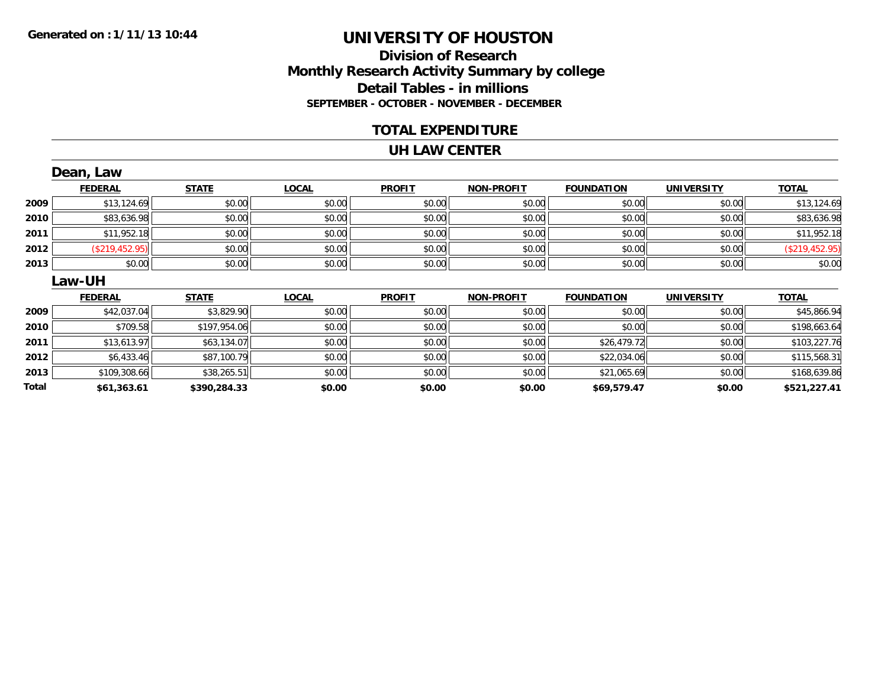**Generated on :1/11/13 10:44**

# UNIVERSITY OF HOUSTON

## Division of Research
## Monthly Research Activity Summary by college
## Detail Tables - in millions
### SEPTEMBER - OCTOBER - NOVEMBER - DECEMBER

## TOTAL EXPENDITURE

## UH LAW CENTER

### Dean, Law

| | FEDERAL | STATE | LOCAL | PROFIT | NON-PROFIT | FOUNDATION | UNIVERSITY | TOTAL |
|---|---|---|---|---|---|---|---|---|
| 2009 | $13,124.69 | $0.00 | $0.00 | $0.00 | $0.00 | $0.00 | $0.00 | $13,124.69 |
| 2010 | $83,636.98 | $0.00 | $0.00 | $0.00 | $0.00 | $0.00 | $0.00 | $83,636.98 |
| 2011 | $11,952.18 | $0.00 | $0.00 | $0.00 | $0.00 | $0.00 | $0.00 | $11,952.18 |
| 2012 | ($219,452.95) | $0.00 | $0.00 | $0.00 | $0.00 | $0.00 | $0.00 | ($219,452.95) |
| 2013 | $0.00 | $0.00 | $0.00 | $0.00 | $0.00 | $0.00 | $0.00 | $0.00 |

### Law-UH

| | FEDERAL | STATE | LOCAL | PROFIT | NON-PROFIT | FOUNDATION | UNIVERSITY | TOTAL |
|---|---|---|---|---|---|---|---|---|
| 2009 | $42,037.04 | $3,829.90 | $0.00 | $0.00 | $0.00 | $0.00 | $0.00 | $45,866.94 |
| 2010 | $709.58 | $197,954.06 | $0.00 | $0.00 | $0.00 | $0.00 | $0.00 | $198,663.64 |
| 2011 | $13,613.97 | $63,134.07 | $0.00 | $0.00 | $0.00 | $26,479.72 | $0.00 | $103,227.76 |
| 2012 | $6,433.46 | $87,100.79 | $0.00 | $0.00 | $0.00 | $22,034.06 | $0.00 | $115,568.31 |
| 2013 | $109,308.66 | $38,265.51 | $0.00 | $0.00 | $0.00 | $21,065.69 | $0.00 | $168,639.86 |
| **Total** | **$61,363.61** | **$390,284.33** | **$0.00** | **$0.00** | **$0.00** | **$69,579.47** | **$0.00** | **$521,227.41** |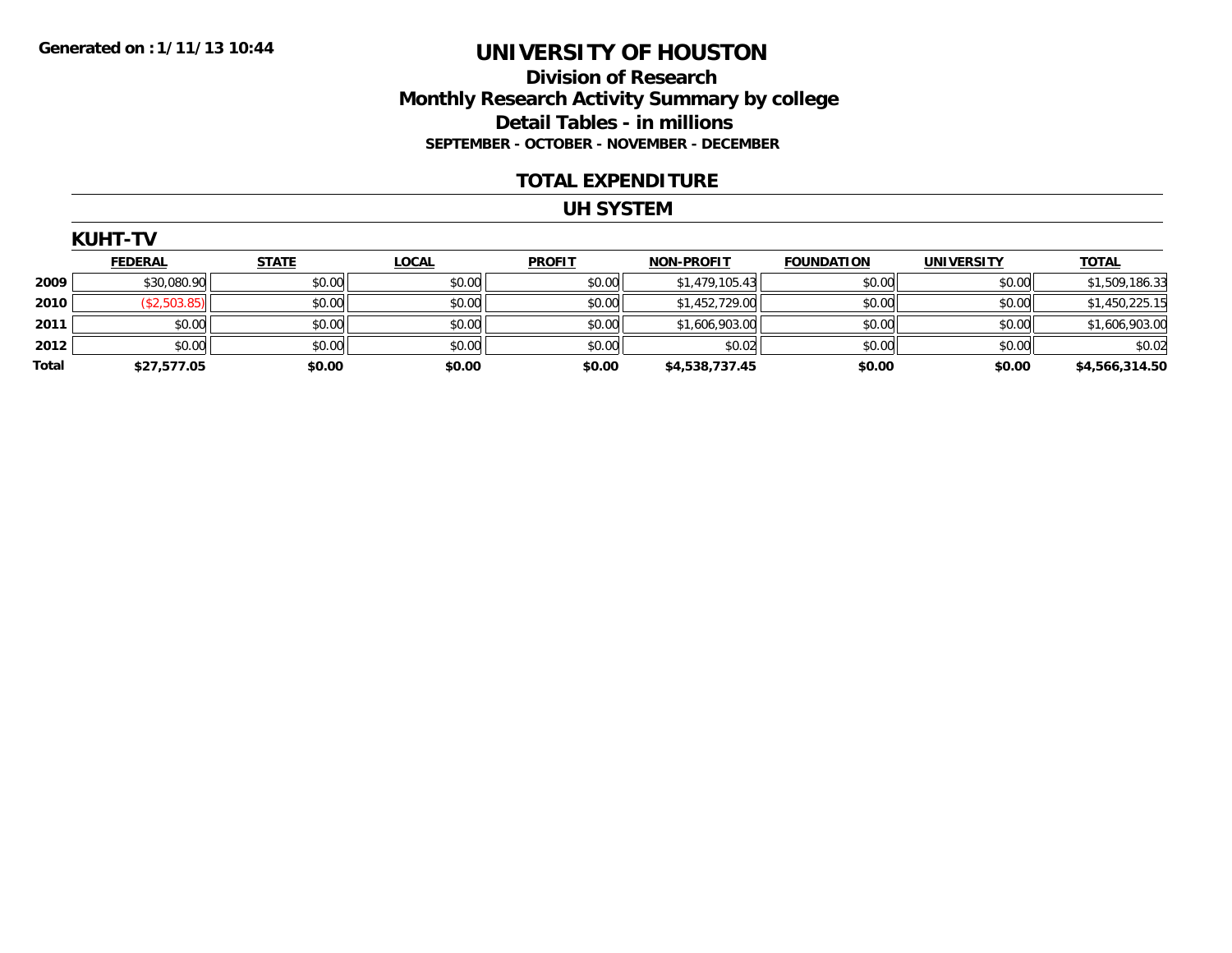Generated on :1/11/13 10:44

# UNIVERSITY OF HOUSTON

## Division of Research
## Monthly Research Activity Summary by college
## Detail Tables - in millions
### SEPTEMBER - OCTOBER - NOVEMBER - DECEMBER

## TOTAL EXPENDITURE

## UH SYSTEM

### KUHT-TV

| | FEDERAL | STATE | LOCAL | PROFIT | NON-PROFIT | FOUNDATION | UNIVERSITY | TOTAL |
|---|---|---|---|---|---|---|---|---|
| 2009 | $30,080.90 | $0.00 | $0.00 | $0.00 | $1,479,105.43 | $0.00 | $0.00 | $1,509,186.33 |
| 2010 | ($2,503.85) | $0.00 | $0.00 | $0.00 | $1,452,729.00 | $0.00 | $0.00 | $1,450,225.15 |
| 2011 | $0.00 | $0.00 | $0.00 | $0.00 | $1,606,903.00 | $0.00 | $0.00 | $1,606,903.00 |
| 2012 | $0.00 | $0.00 | $0.00 | $0.00 | $0.02 | $0.00 | $0.00 | $0.02 |
| **Total** | **$27,577.05** | **$0.00** | **$0.00** | **$0.00** | **$4,538,737.45** | **$0.00** | **$0.00** | **$4,566,314.50** |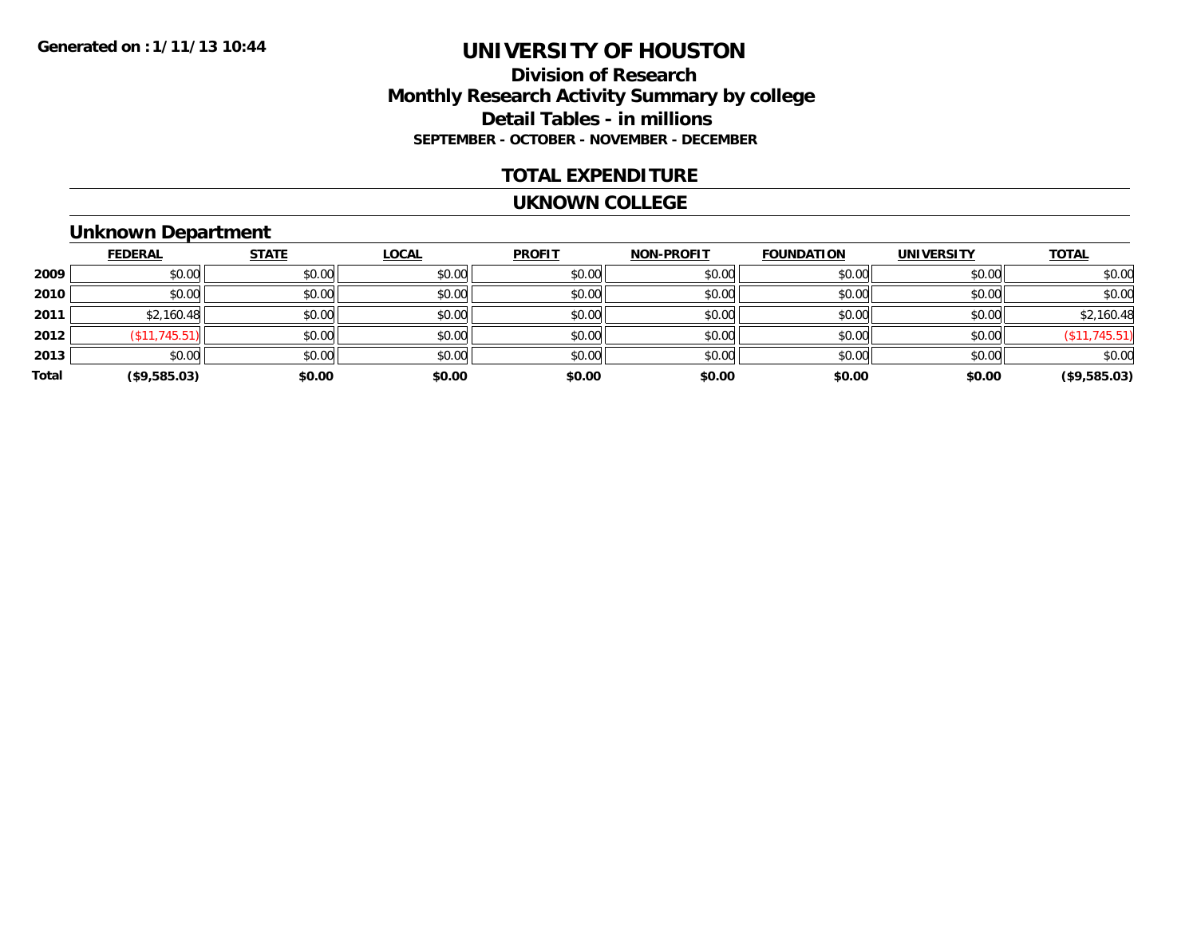Generated on :1/11/13 10:44

# UNIVERSITY OF HOUSTON

## Division of Research
## Monthly Research Activity Summary by college
## Detail Tables - in millions
### SEPTEMBER - OCTOBER - NOVEMBER - DECEMBER

## TOTAL EXPENDITURE

## UKNOWN COLLEGE

### Unknown Department

| | FEDERAL | STATE | LOCAL | PROFIT | NON-PROFIT | FOUNDATION | UNIVERSITY | TOTAL |
|---|---|---|---|---|---|---|---|---|
| 2009 | $0.00 | $0.00 | $0.00 | $0.00 | $0.00 | $0.00 | $0.00 | $0.00 |
| 2010 | $0.00 | $0.00 | $0.00 | $0.00 | $0.00 | $0.00 | $0.00 | $0.00 |
| 2011 | $2,160.48 | $0.00 | $0.00 | $0.00 | $0.00 | $0.00 | $0.00 | $2,160.48 |
| 2012 | ($11,745.51) | $0.00 | $0.00 | $0.00 | $0.00 | $0.00 | $0.00 | ($11,745.51) |
| 2013 | $0.00 | $0.00 | $0.00 | $0.00 | $0.00 | $0.00 | $0.00 | $0.00 |
| **Total** | **($9,585.03)** | **$0.00** | **$0.00** | **$0.00** | **$0.00** | **$0.00** | **$0.00** | **($9,585.03)** |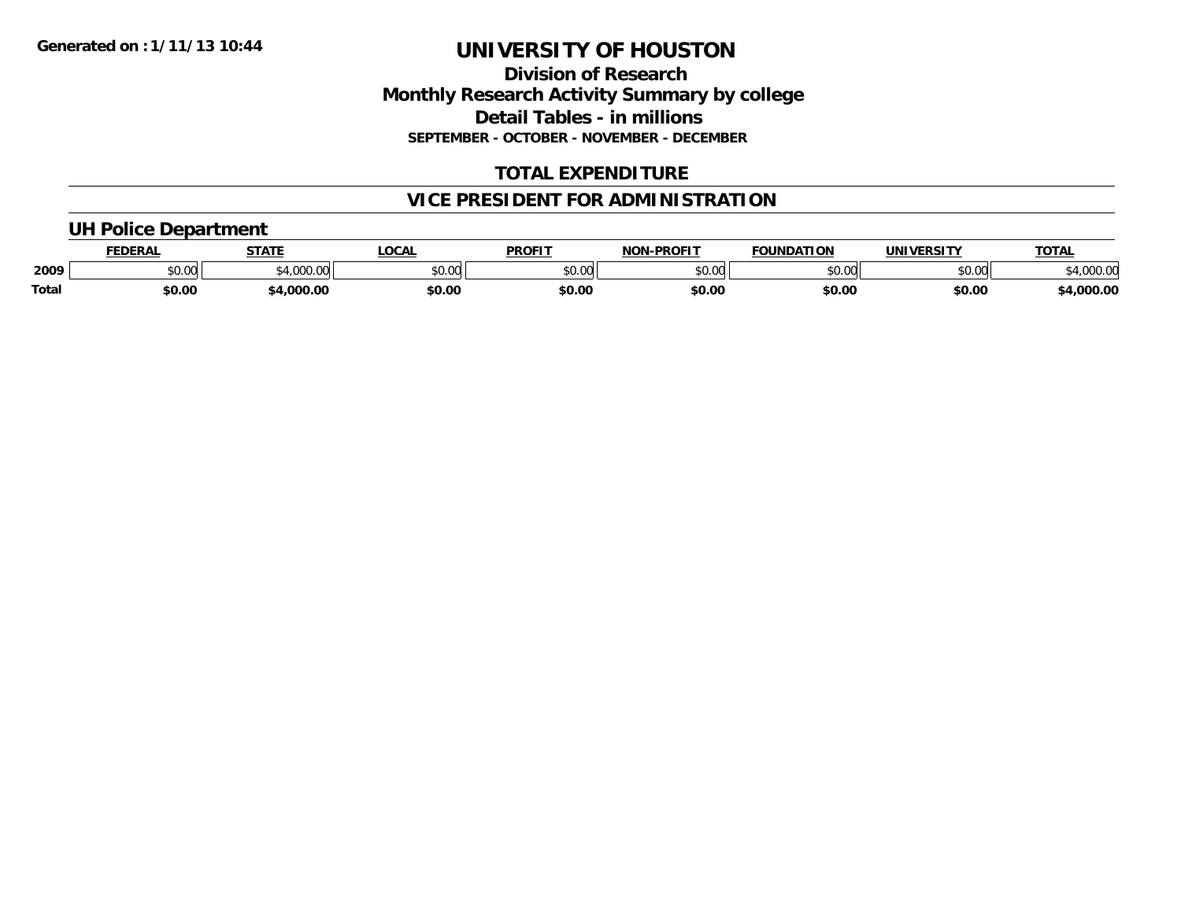Generated on :1/11/13 10:44

# UNIVERSITY OF HOUSTON

## Division of Research
## Monthly Research Activity Summary by college
## Detail Tables - in millions
### SEPTEMBER - OCTOBER - NOVEMBER - DECEMBER

## TOTAL EXPENDITURE

## VICE PRESIDENT FOR ADMINISTRATION

### UH Police Department

| | FEDERAL | STATE | LOCAL | PROFIT | NON-PROFIT | FOUNDATION | UNIVERSITY | TOTAL |
|---|---|---|---|---|---|---|---|---|
| 2009 | $0.00 | $4,000.00 | $0.00 | $0.00 | $0.00 | $0.00 | $0.00 | $4,000.00 |
| **Total** | **$0.00** | **$4,000.00** | **$0.00** | **$0.00** | **$0.00** | **$0.00** | **$0.00** | **$4,000.00** |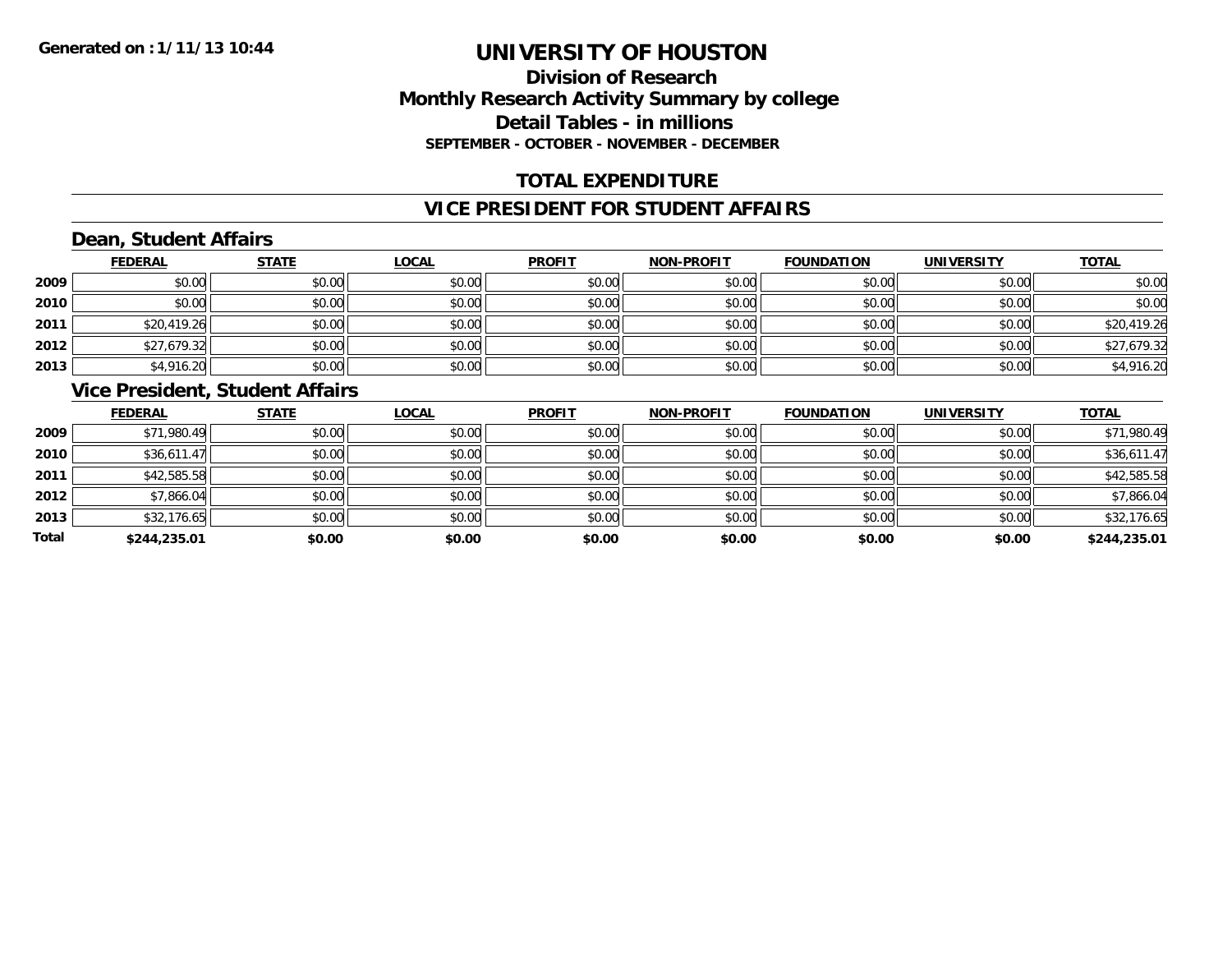Generated on : 1/11/13 10:44

# UNIVERSITY OF HOUSTON

## Division of Research
## Monthly Research Activity Summary by college
## Detail Tables - in millions
### SEPTEMBER - OCTOBER - NOVEMBER - DECEMBER

## TOTAL EXPENDITURE

## VICE PRESIDENT FOR STUDENT AFFAIRS

### Dean, Student Affairs

| | FEDERAL | STATE | LOCAL | PROFIT | NON-PROFIT | FOUNDATION | UNIVERSITY | TOTAL |
|---|---|---|---|---|---|---|---|---|
| 2009 | $0.00 | $0.00 | $0.00 | $0.00 | $0.00 | $0.00 | $0.00 | $0.00 |
| 2010 | $0.00 | $0.00 | $0.00 | $0.00 | $0.00 | $0.00 | $0.00 | $0.00 |
| 2011 | $20,419.26 | $0.00 | $0.00 | $0.00 | $0.00 | $0.00 | $0.00 | $20,419.26 |
| 2012 | $27,679.32 | $0.00 | $0.00 | $0.00 | $0.00 | $0.00 | $0.00 | $27,679.32 |
| 2013 | $4,916.20 | $0.00 | $0.00 | $0.00 | $0.00 | $0.00 | $0.00 | $4,916.20 |

### Vice President, Student Affairs

| | FEDERAL | STATE | LOCAL | PROFIT | NON-PROFIT | FOUNDATION | UNIVERSITY | TOTAL |
|---|---|---|---|---|---|---|---|---|
| 2009 | $71,980.49 | $0.00 | $0.00 | $0.00 | $0.00 | $0.00 | $0.00 | $71,980.49 |
| 2010 | $36,611.47 | $0.00 | $0.00 | $0.00 | $0.00 | $0.00 | $0.00 | $36,611.47 |
| 2011 | $42,585.58 | $0.00 | $0.00 | $0.00 | $0.00 | $0.00 | $0.00 | $42,585.58 |
| 2012 | $7,866.04 | $0.00 | $0.00 | $0.00 | $0.00 | $0.00 | $0.00 | $7,866.04 |
| 2013 | $32,176.65 | $0.00 | $0.00 | $0.00 | $0.00 | $0.00 | $0.00 | $32,176.65 |
| **Total** | **$244,235.01** | **$0.00** | **$0.00** | **$0.00** | **$0.00** | **$0.00** | **$0.00** | **$244,235.01** |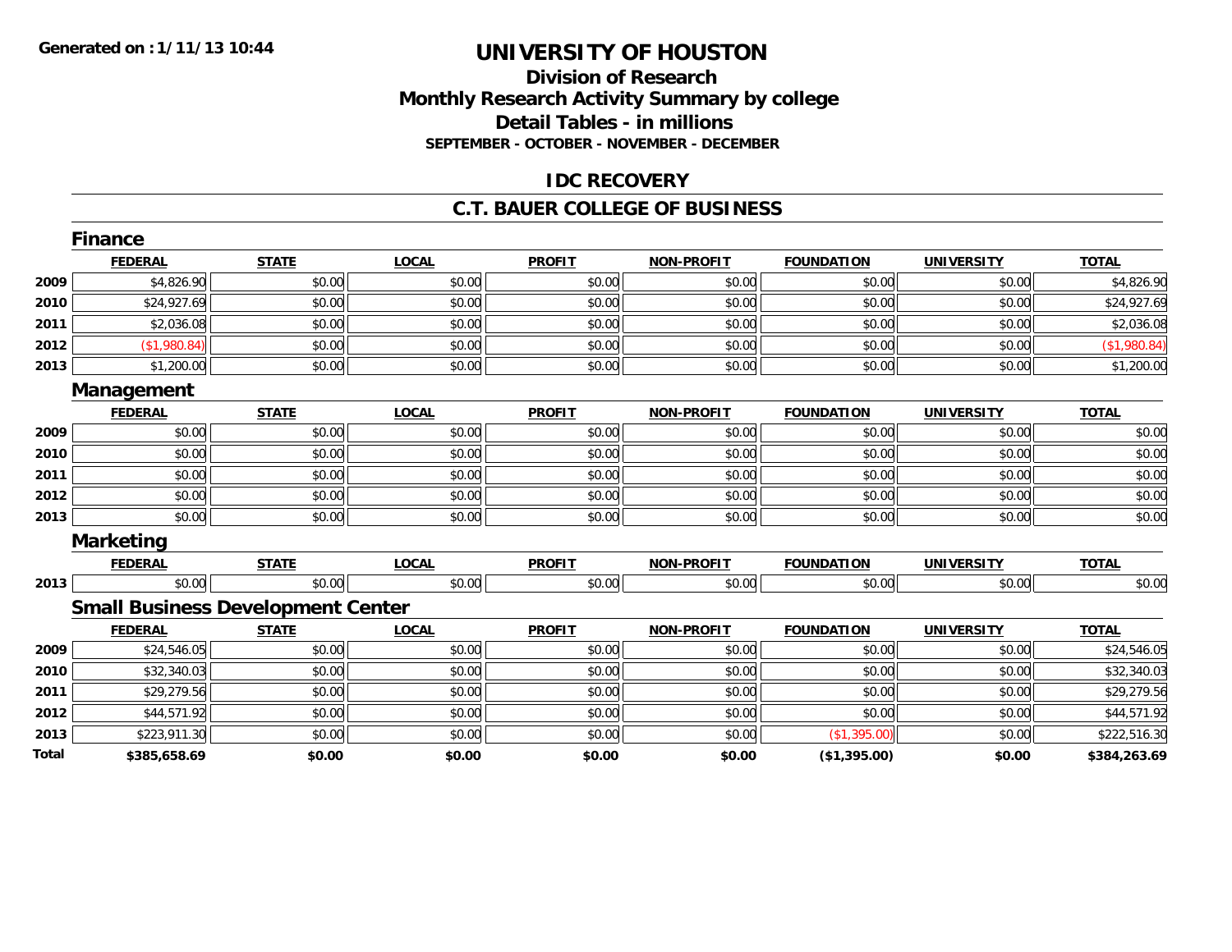Generated on :1/11/13 10:44

# UNIVERSITY OF HOUSTON

## Division of Research
## Monthly Research Activity Summary by college
## Detail Tables - in millions
### SEPTEMBER - OCTOBER - NOVEMBER - DECEMBER

## IDC RECOVERY

## C.T. BAUER COLLEGE OF BUSINESS

### Finance

| | FEDERAL | STATE | LOCAL | PROFIT | NON-PROFIT | FOUNDATION | UNIVERSITY | TOTAL |
|---|---|---|---|---|---|---|---|---|
| 2009 | $4,826.90 | $0.00 | $0.00 | $0.00 | $0.00 | $0.00 | $0.00 | $4,826.90 |
| 2010 | $24,927.69 | $0.00 | $0.00 | $0.00 | $0.00 | $0.00 | $0.00 | $24,927.69 |
| 2011 | $2,036.08 | $0.00 | $0.00 | $0.00 | $0.00 | $0.00 | $0.00 | $2,036.08 |
| 2012 | ($1,980.84) | $0.00 | $0.00 | $0.00 | $0.00 | $0.00 | $0.00 | ($1,980.84) |
| 2013 | $1,200.00 | $0.00 | $0.00 | $0.00 | $0.00 | $0.00 | $0.00 | $1,200.00 |

### Management

| | FEDERAL | STATE | LOCAL | PROFIT | NON-PROFIT | FOUNDATION | UNIVERSITY | TOTAL |
|---|---|---|---|---|---|---|---|---|
| 2009 | $0.00 | $0.00 | $0.00 | $0.00 | $0.00 | $0.00 | $0.00 | $0.00 |
| 2010 | $0.00 | $0.00 | $0.00 | $0.00 | $0.00 | $0.00 | $0.00 | $0.00 |
| 2011 | $0.00 | $0.00 | $0.00 | $0.00 | $0.00 | $0.00 | $0.00 | $0.00 |
| 2012 | $0.00 | $0.00 | $0.00 | $0.00 | $0.00 | $0.00 | $0.00 | $0.00 |
| 2013 | $0.00 | $0.00 | $0.00 | $0.00 | $0.00 | $0.00 | $0.00 | $0.00 |

### Marketing

| | FEDERAL | STATE | LOCAL | PROFIT | NON-PROFIT | FOUNDATION | UNIVERSITY | TOTAL |
|---|---|---|---|---|---|---|---|---|
| 2013 | $0.00 | $0.00 | $0.00 | $0.00 | $0.00 | $0.00 | $0.00 | $0.00 |

### Small Business Development Center

| | FEDERAL | STATE | LOCAL | PROFIT | NON-PROFIT | FOUNDATION | UNIVERSITY | TOTAL |
|---|---|---|---|---|---|---|---|---|
| 2009 | $24,546.05 | $0.00 | $0.00 | $0.00 | $0.00 | $0.00 | $0.00 | $24,546.05 |
| 2010 | $32,340.03 | $0.00 | $0.00 | $0.00 | $0.00 | $0.00 | $0.00 | $32,340.03 |
| 2011 | $29,279.56 | $0.00 | $0.00 | $0.00 | $0.00 | $0.00 | $0.00 | $29,279.56 |
| 2012 | $44,571.92 | $0.00 | $0.00 | $0.00 | $0.00 | $0.00 | $0.00 | $44,571.92 |
| 2013 | $223,911.30 | $0.00 | $0.00 | $0.00 | $0.00 | ($1,395.00) | $0.00 | $222,516.30 |
| **Total** | **$385,658.69** | **$0.00** | **$0.00** | **$0.00** | **$0.00** | **($1,395.00)** | **$0.00** | **$384,263.69** |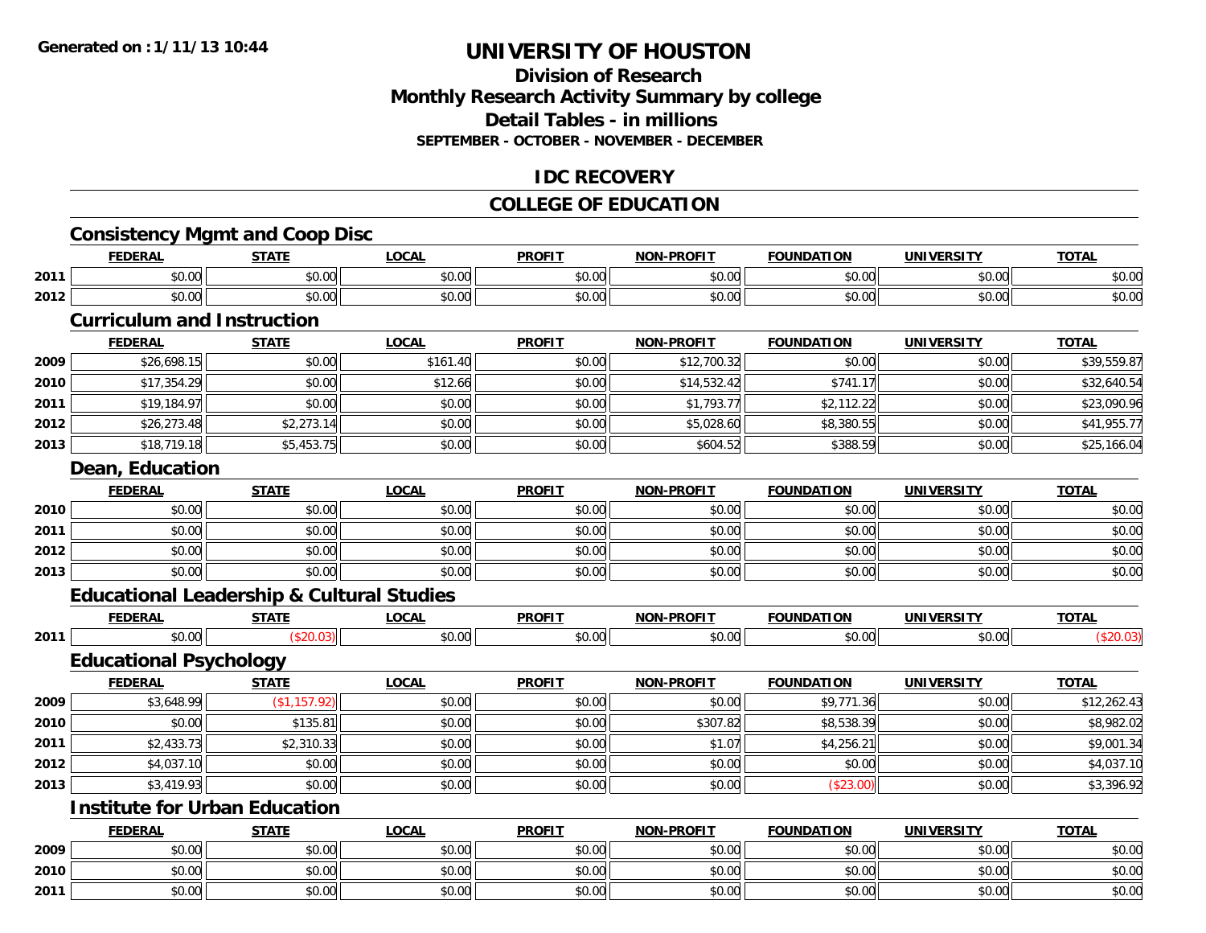# UNIVERSITY OF HOUSTON

## Division of Research
## Monthly Research Activity Summary by college
## Detail Tables - in millions
### SEPTEMBER - OCTOBER - NOVEMBER - DECEMBER

Generated on : 1/11/13 10:44

## IDC RECOVERY

## COLLEGE OF EDUCATION

### Consistency Mgmt and Coop Disc

| | FEDERAL | STATE | LOCAL | PROFIT | NON-PROFIT | FOUNDATION | UNIVERSITY | TOTAL |
|---|---|---|---|---|---|---|---|---|
| 2011 | $0.00 | $0.00 | $0.00 | $0.00 | $0.00 | $0.00 | $0.00 | $0.00 |
| 2012 | $0.00 | $0.00 | $0.00 | $0.00 | $0.00 | $0.00 | $0.00 | $0.00 |

### Curriculum and Instruction

| | FEDERAL | STATE | LOCAL | PROFIT | NON-PROFIT | FOUNDATION | UNIVERSITY | TOTAL |
|---|---|---|---|---|---|---|---|---|
| 2009 | $26,698.15 | $0.00 | $161.40 | $0.00 | $12,700.32 | $0.00 | $0.00 | $39,559.87 |
| 2010 | $17,354.29 | $0.00 | $12.66 | $0.00 | $14,532.42 | $741.17 | $0.00 | $32,640.54 |
| 2011 | $19,184.97 | $0.00 | $0.00 | $0.00 | $1,793.77 | $2,112.22 | $0.00 | $23,090.96 |
| 2012 | $26,273.48 | $2,273.14 | $0.00 | $0.00 | $5,028.60 | $8,380.55 | $0.00 | $41,955.77 |
| 2013 | $18,719.18 | $5,453.75 | $0.00 | $0.00 | $604.52 | $388.59 | $0.00 | $25,166.04 |

### Dean, Education

| | FEDERAL | STATE | LOCAL | PROFIT | NON-PROFIT | FOUNDATION | UNIVERSITY | TOTAL |
|---|---|---|---|---|---|---|---|---|
| 2010 | $0.00 | $0.00 | $0.00 | $0.00 | $0.00 | $0.00 | $0.00 | $0.00 |
| 2011 | $0.00 | $0.00 | $0.00 | $0.00 | $0.00 | $0.00 | $0.00 | $0.00 |
| 2012 | $0.00 | $0.00 | $0.00 | $0.00 | $0.00 | $0.00 | $0.00 | $0.00 |
| 2013 | $0.00 | $0.00 | $0.00 | $0.00 | $0.00 | $0.00 | $0.00 | $0.00 |

### Educational Leadership & Cultural Studies

| | FEDERAL | STATE | LOCAL | PROFIT | NON-PROFIT | FOUNDATION | UNIVERSITY | TOTAL |
|---|---|---|---|---|---|---|---|---|
| 2011 | $0.00 | ($20.03) | $0.00 | $0.00 | $0.00 | $0.00 | $0.00 | ($20.03) |

### Educational Psychology

| | FEDERAL | STATE | LOCAL | PROFIT | NON-PROFIT | FOUNDATION | UNIVERSITY | TOTAL |
|---|---|---|---|---|---|---|---|---|
| 2009 | $3,648.99 | ($1,157.92) | $0.00 | $0.00 | $0.00 | $9,771.36 | $0.00 | $12,262.43 |
| 2010 | $0.00 | $135.81 | $0.00 | $0.00 | $307.82 | $8,538.39 | $0.00 | $8,982.02 |
| 2011 | $2,433.73 | $2,310.33 | $0.00 | $0.00 | $1.07 | $4,256.21 | $0.00 | $9,001.34 |
| 2012 | $4,037.10 | $0.00 | $0.00 | $0.00 | $0.00 | $0.00 | $0.00 | $4,037.10 |
| 2013 | $3,419.93 | $0.00 | $0.00 | $0.00 | $0.00 | ($23.00) | $0.00 | $3,396.92 |

### Institute for Urban Education

| | FEDERAL | STATE | LOCAL | PROFIT | NON-PROFIT | FOUNDATION | UNIVERSITY | TOTAL |
|---|---|---|---|---|---|---|---|---|
| 2009 | $0.00 | $0.00 | $0.00 | $0.00 | $0.00 | $0.00 | $0.00 | $0.00 |
| 2010 | $0.00 | $0.00 | $0.00 | $0.00 | $0.00 | $0.00 | $0.00 | $0.00 |
| 2011 | $0.00 | $0.00 | $0.00 | $0.00 | $0.00 | $0.00 | $0.00 | $0.00 |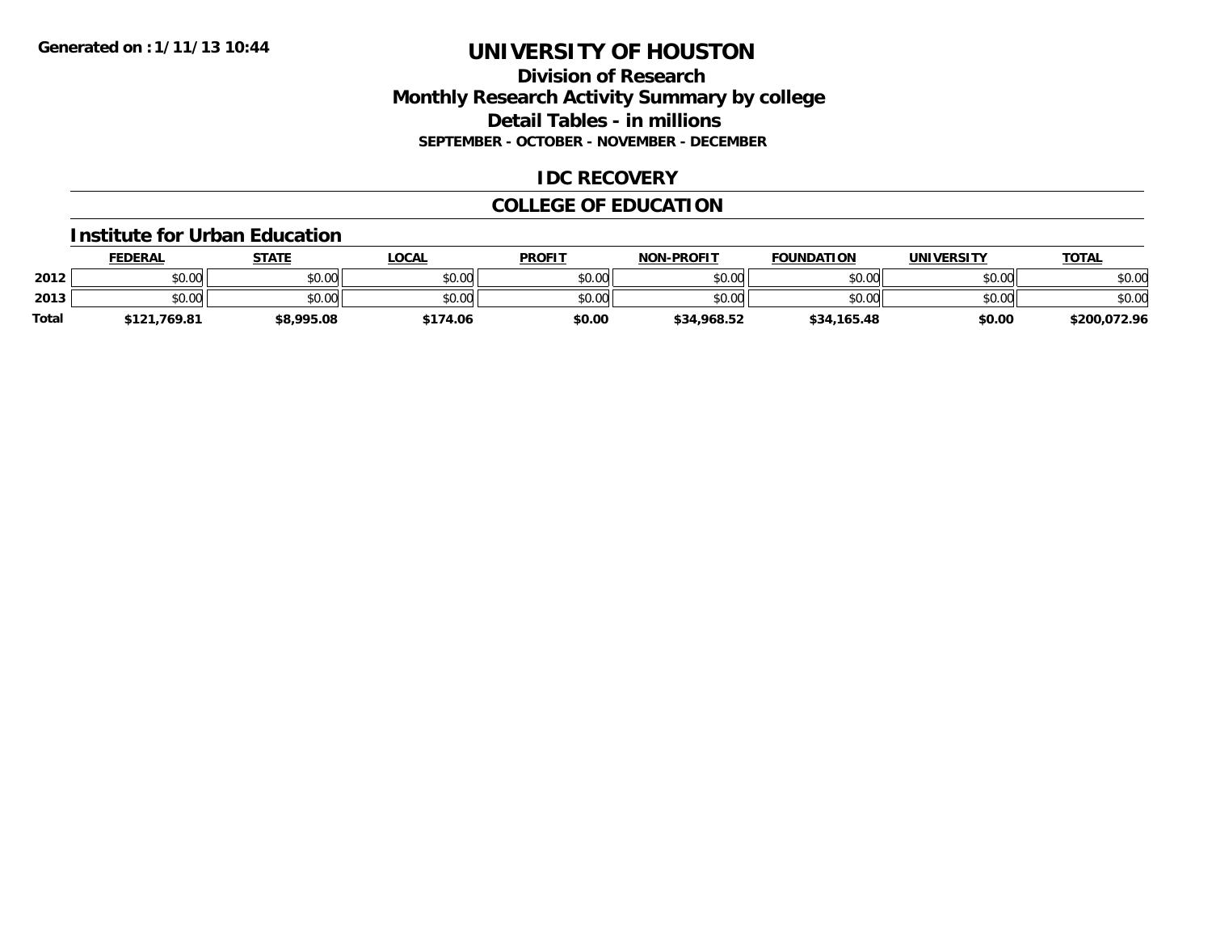**Generated on :1/11/13 10:44**

# UNIVERSITY OF HOUSTON

## Division of Research
## Monthly Research Activity Summary by college
## Detail Tables - in millions
### SEPTEMBER - OCTOBER - NOVEMBER - DECEMBER

## IDC RECOVERY

## COLLEGE OF EDUCATION

### Institute for Urban Education

| | FEDERAL | STATE | LOCAL | PROFIT | NON-PROFIT | FOUNDATION | UNIVERSITY | TOTAL |
|---|---|---|---|---|---|---|---|---|
| 2012 | $0.00 | $0.00 | $0.00 | $0.00 | $0.00 | $0.00 | $0.00 | $0.00 |
| 2013 | $0.00 | $0.00 | $0.00 | $0.00 | $0.00 | $0.00 | $0.00 | $0.00 |
| Total | $121,769.81 | $8,995.08 | $174.06 | $0.00 | $34,968.52 | $34,165.48 | $0.00 | $200,072.96 |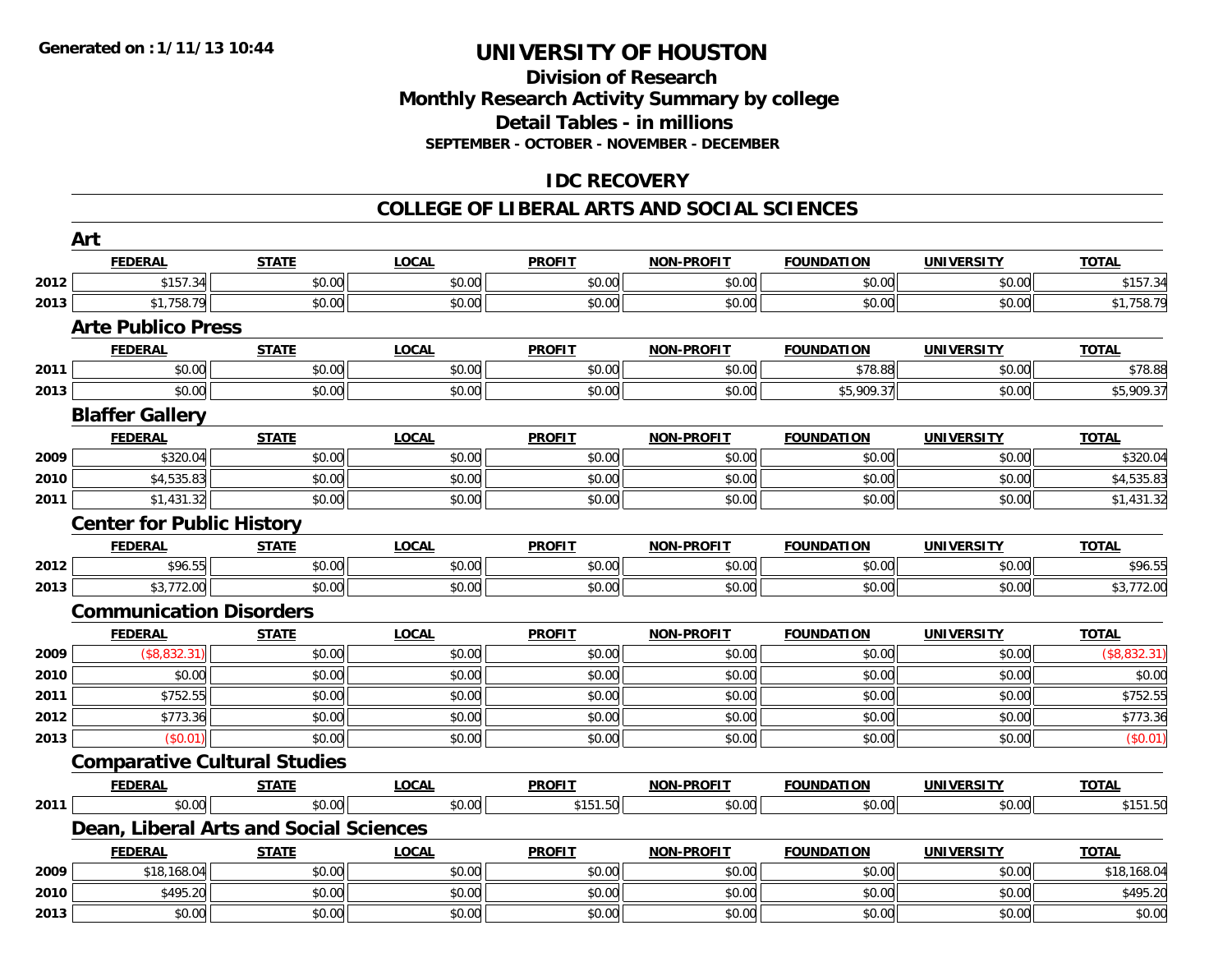**Generated on : 1/11/13 10:44**

# UNIVERSITY OF HOUSTON

## Division of Research
## Monthly Research Activity Summary by college
## Detail Tables - in millions
### SEPTEMBER - OCTOBER - NOVEMBER - DECEMBER

## IDC RECOVERY

## COLLEGE OF LIBERAL ARTS AND SOCIAL SCIENCES

### Art

| | FEDERAL | STATE | LOCAL | PROFIT | NON-PROFIT | FOUNDATION | UNIVERSITY | TOTAL |
|---|---|---|---|---|---|---|---|---|
| 2012 | $157.34 | $0.00 | $0.00 | $0.00 | $0.00 | $0.00 | $0.00 | $157.34 |
| 2013 | $1,758.79 | $0.00 | $0.00 | $0.00 | $0.00 | $0.00 | $0.00 | $1,758.79 |

### Arte Publico Press

| | FEDERAL | STATE | LOCAL | PROFIT | NON-PROFIT | FOUNDATION | UNIVERSITY | TOTAL |
|---|---|---|---|---|---|---|---|---|
| 2011 | $0.00 | $0.00 | $0.00 | $0.00 | $0.00 | $78.88 | $0.00 | $78.88 |
| 2013 | $0.00 | $0.00 | $0.00 | $0.00 | $0.00 | $5,909.37 | $0.00 | $5,909.37 |

### Blaffer Gallery

| | FEDERAL | STATE | LOCAL | PROFIT | NON-PROFIT | FOUNDATION | UNIVERSITY | TOTAL |
|---|---|---|---|---|---|---|---|---|
| 2009 | $320.04 | $0.00 | $0.00 | $0.00 | $0.00 | $0.00 | $0.00 | $320.04 |
| 2010 | $4,535.83 | $0.00 | $0.00 | $0.00 | $0.00 | $0.00 | $0.00 | $4,535.83 |
| 2011 | $1,431.32 | $0.00 | $0.00 | $0.00 | $0.00 | $0.00 | $0.00 | $1,431.32 |

### Center for Public History

| | FEDERAL | STATE | LOCAL | PROFIT | NON-PROFIT | FOUNDATION | UNIVERSITY | TOTAL |
|---|---|---|---|---|---|---|---|---|
| 2012 | $96.55 | $0.00 | $0.00 | $0.00 | $0.00 | $0.00 | $0.00 | $96.55 |
| 2013 | $3,772.00 | $0.00 | $0.00 | $0.00 | $0.00 | $0.00 | $0.00 | $3,772.00 |

### Communication Disorders

| | FEDERAL | STATE | LOCAL | PROFIT | NON-PROFIT | FOUNDATION | UNIVERSITY | TOTAL |
|---|---|---|---|---|---|---|---|---|
| 2009 | ($8,832.31) | $0.00 | $0.00 | $0.00 | $0.00 | $0.00 | $0.00 | ($8,832.31) |
| 2010 | $0.00 | $0.00 | $0.00 | $0.00 | $0.00 | $0.00 | $0.00 | $0.00 |
| 2011 | $752.55 | $0.00 | $0.00 | $0.00 | $0.00 | $0.00 | $0.00 | $752.55 |
| 2012 | $773.36 | $0.00 | $0.00 | $0.00 | $0.00 | $0.00 | $0.00 | $773.36 |
| 2013 | ($0.01) | $0.00 | $0.00 | $0.00 | $0.00 | $0.00 | $0.00 | ($0.01) |

### Comparative Cultural Studies

| | FEDERAL | STATE | LOCAL | PROFIT | NON-PROFIT | FOUNDATION | UNIVERSITY | TOTAL |
|---|---|---|---|---|---|---|---|---|
| 2011 | $0.00 | $0.00 | $0.00 | $151.50 | $0.00 | $0.00 | $0.00 | $151.50 |

### Dean, Liberal Arts and Social Sciences

| | FEDERAL | STATE | LOCAL | PROFIT | NON-PROFIT | FOUNDATION | UNIVERSITY | TOTAL |
|---|---|---|---|---|---|---|---|---|
| 2009 | $18,168.04 | $0.00 | $0.00 | $0.00 | $0.00 | $0.00 | $0.00 | $18,168.04 |
| 2010 | $495.20 | $0.00 | $0.00 | $0.00 | $0.00 | $0.00 | $0.00 | $495.20 |
| 2013 | $0.00 | $0.00 | $0.00 | $0.00 | $0.00 | $0.00 | $0.00 | $0.00 |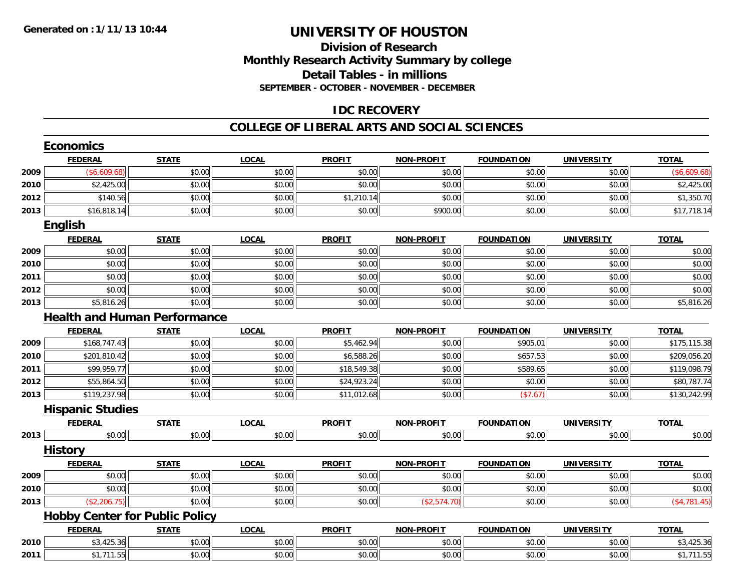Generated on :1/11/13 10:44

# UNIVERSITY OF HOUSTON

## Division of Research
## Monthly Research Activity Summary by college
## Detail Tables - in millions
### SEPTEMBER - OCTOBER - NOVEMBER - DECEMBER

## IDC RECOVERY

## COLLEGE OF LIBERAL ARTS AND SOCIAL SCIENCES

### Economics

| | FEDERAL | STATE | LOCAL | PROFIT | NON-PROFIT | FOUNDATION | UNIVERSITY | TOTAL |
|---|---|---|---|---|---|---|---|---|
| 2009 | ($6,609.68) | $0.00 | $0.00 | $0.00 | $0.00 | $0.00 | $0.00 | ($6,609.68) |
| 2010 | $2,425.00 | $0.00 | $0.00 | $0.00 | $0.00 | $0.00 | $0.00 | $2,425.00 |
| 2012 | $140.56 | $0.00 | $0.00 | $1,210.14 | $0.00 | $0.00 | $0.00 | $1,350.70 |
| 2013 | $16,818.14 | $0.00 | $0.00 | $0.00 | $900.00 | $0.00 | $0.00 | $17,718.14 |

### English

| | FEDERAL | STATE | LOCAL | PROFIT | NON-PROFIT | FOUNDATION | UNIVERSITY | TOTAL |
|---|---|---|---|---|---|---|---|---|
| 2009 | $0.00 | $0.00 | $0.00 | $0.00 | $0.00 | $0.00 | $0.00 | $0.00 |
| 2010 | $0.00 | $0.00 | $0.00 | $0.00 | $0.00 | $0.00 | $0.00 | $0.00 |
| 2011 | $0.00 | $0.00 | $0.00 | $0.00 | $0.00 | $0.00 | $0.00 | $0.00 |
| 2012 | $0.00 | $0.00 | $0.00 | $0.00 | $0.00 | $0.00 | $0.00 | $0.00 |
| 2013 | $5,816.26 | $0.00 | $0.00 | $0.00 | $0.00 | $0.00 | $0.00 | $5,816.26 |

### Health and Human Performance

| | FEDERAL | STATE | LOCAL | PROFIT | NON-PROFIT | FOUNDATION | UNIVERSITY | TOTAL |
|---|---|---|---|---|---|---|---|---|
| 2009 | $168,747.43 | $0.00 | $0.00 | $5,462.94 | $0.00 | $905.01 | $0.00 | $175,115.38 |
| 2010 | $201,810.42 | $0.00 | $0.00 | $6,588.26 | $0.00 | $657.53 | $0.00 | $209,056.20 |
| 2011 | $99,959.77 | $0.00 | $0.00 | $18,549.38 | $0.00 | $589.65 | $0.00 | $119,098.79 |
| 2012 | $55,864.50 | $0.00 | $0.00 | $24,923.24 | $0.00 | $0.00 | $0.00 | $80,787.74 |
| 2013 | $119,237.98 | $0.00 | $0.00 | $11,012.68 | $0.00 | ($7.67) | $0.00 | $130,242.99 |

### Hispanic Studies

| | FEDERAL | STATE | LOCAL | PROFIT | NON-PROFIT | FOUNDATION | UNIVERSITY | TOTAL |
|---|---|---|---|---|---|---|---|---|
| 2013 | $0.00 | $0.00 | $0.00 | $0.00 | $0.00 | $0.00 | $0.00 | $0.00 |

### History

| | FEDERAL | STATE | LOCAL | PROFIT | NON-PROFIT | FOUNDATION | UNIVERSITY | TOTAL |
|---|---|---|---|---|---|---|---|---|
| 2009 | $0.00 | $0.00 | $0.00 | $0.00 | $0.00 | $0.00 | $0.00 | $0.00 |
| 2010 | $0.00 | $0.00 | $0.00 | $0.00 | $0.00 | $0.00 | $0.00 | $0.00 |
| 2013 | ($2,206.75) | $0.00 | $0.00 | $0.00 | ($2,574.70) | $0.00 | $0.00 | ($4,781.45) |

### Hobby Center for Public Policy

| | FEDERAL | STATE | LOCAL | PROFIT | NON-PROFIT | FOUNDATION | UNIVERSITY | TOTAL |
|---|---|---|---|---|---|---|---|---|
| 2010 | $3,425.36 | $0.00 | $0.00 | $0.00 | $0.00 | $0.00 | $0.00 | $3,425.36 |
| 2011 | $1,711.55 | $0.00 | $0.00 | $0.00 | $0.00 | $0.00 | $0.00 | $1,711.55 |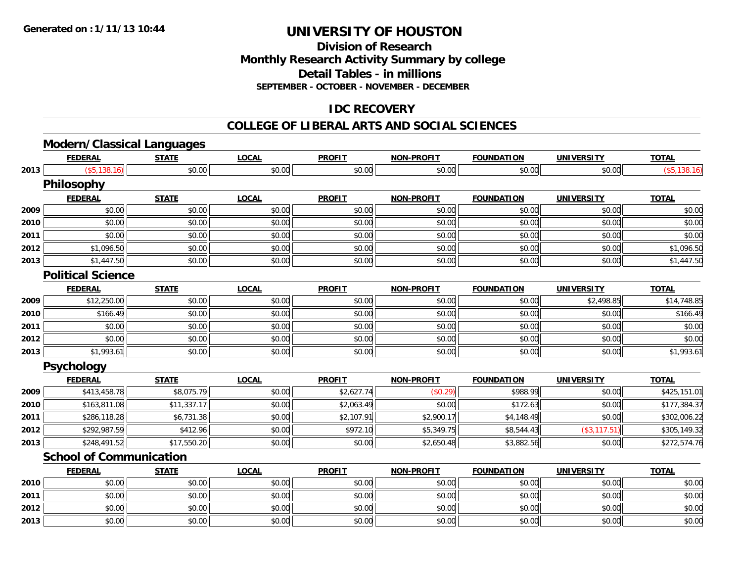# UNIVERSITY OF HOUSTON

## Division of Research
## Monthly Research Activity Summary by college
## Detail Tables - in millions
### SEPTEMBER - OCTOBER - NOVEMBER - DECEMBER

Generated on : 1/11/13 10:44

## IDC RECOVERY

## COLLEGE OF LIBERAL ARTS AND SOCIAL SCIENCES

### Modern/Classical Languages

| | FEDERAL | STATE | LOCAL | PROFIT | NON-PROFIT | FOUNDATION | UNIVERSITY | TOTAL |
|---|---|---|---|---|---|---|---|---|
| 2013 | ($5,138.16) | $0.00 | $0.00 | $0.00 | $0.00 | $0.00 | $0.00 | ($5,138.16) |

### Philosophy

| | FEDERAL | STATE | LOCAL | PROFIT | NON-PROFIT | FOUNDATION | UNIVERSITY | TOTAL |
|---|---|---|---|---|---|---|---|---|
| 2009 | $0.00 | $0.00 | $0.00 | $0.00 | $0.00 | $0.00 | $0.00 | $0.00 |
| 2010 | $0.00 | $0.00 | $0.00 | $0.00 | $0.00 | $0.00 | $0.00 | $0.00 |
| 2011 | $0.00 | $0.00 | $0.00 | $0.00 | $0.00 | $0.00 | $0.00 | $0.00 |
| 2012 | $1,096.50 | $0.00 | $0.00 | $0.00 | $0.00 | $0.00 | $0.00 | $1,096.50 |
| 2013 | $1,447.50 | $0.00 | $0.00 | $0.00 | $0.00 | $0.00 | $0.00 | $1,447.50 |

### Political Science

| | FEDERAL | STATE | LOCAL | PROFIT | NON-PROFIT | FOUNDATION | UNIVERSITY | TOTAL |
|---|---|---|---|---|---|---|---|---|
| 2009 | $12,250.00 | $0.00 | $0.00 | $0.00 | $0.00 | $0.00 | $2,498.85 | $14,748.85 |
| 2010 | $166.49 | $0.00 | $0.00 | $0.00 | $0.00 | $0.00 | $0.00 | $166.49 |
| 2011 | $0.00 | $0.00 | $0.00 | $0.00 | $0.00 | $0.00 | $0.00 | $0.00 |
| 2012 | $0.00 | $0.00 | $0.00 | $0.00 | $0.00 | $0.00 | $0.00 | $0.00 |
| 2013 | $1,993.61 | $0.00 | $0.00 | $0.00 | $0.00 | $0.00 | $0.00 | $1,993.61 |

### Psychology

| | FEDERAL | STATE | LOCAL | PROFIT | NON-PROFIT | FOUNDATION | UNIVERSITY | TOTAL |
|---|---|---|---|---|---|---|---|---|
| 2009 | $413,458.78 | $8,075.79 | $0.00 | $2,627.74 | ($0.29) | $988.99 | $0.00 | $425,151.01 |
| 2010 | $163,811.08 | $11,337.17 | $0.00 | $2,063.49 | $0.00 | $172.63 | $0.00 | $177,384.37 |
| 2011 | $286,118.28 | $6,731.38 | $0.00 | $2,107.91 | $2,900.17 | $4,148.49 | $0.00 | $302,006.22 |
| 2012 | $292,987.59 | $412.96 | $0.00 | $972.10 | $5,349.75 | $8,544.43 | ($3,117.51) | $305,149.32 |
| 2013 | $248,491.52 | $17,550.20 | $0.00 | $0.00 | $2,650.48 | $3,882.56 | $0.00 | $272,574.76 |

### School of Communication

| | FEDERAL | STATE | LOCAL | PROFIT | NON-PROFIT | FOUNDATION | UNIVERSITY | TOTAL |
|---|---|---|---|---|---|---|---|---|
| 2010 | $0.00 | $0.00 | $0.00 | $0.00 | $0.00 | $0.00 | $0.00 | $0.00 |
| 2011 | $0.00 | $0.00 | $0.00 | $0.00 | $0.00 | $0.00 | $0.00 | $0.00 |
| 2012 | $0.00 | $0.00 | $0.00 | $0.00 | $0.00 | $0.00 | $0.00 | $0.00 |
| 2013 | $0.00 | $0.00 | $0.00 | $0.00 | $0.00 | $0.00 | $0.00 | $0.00 |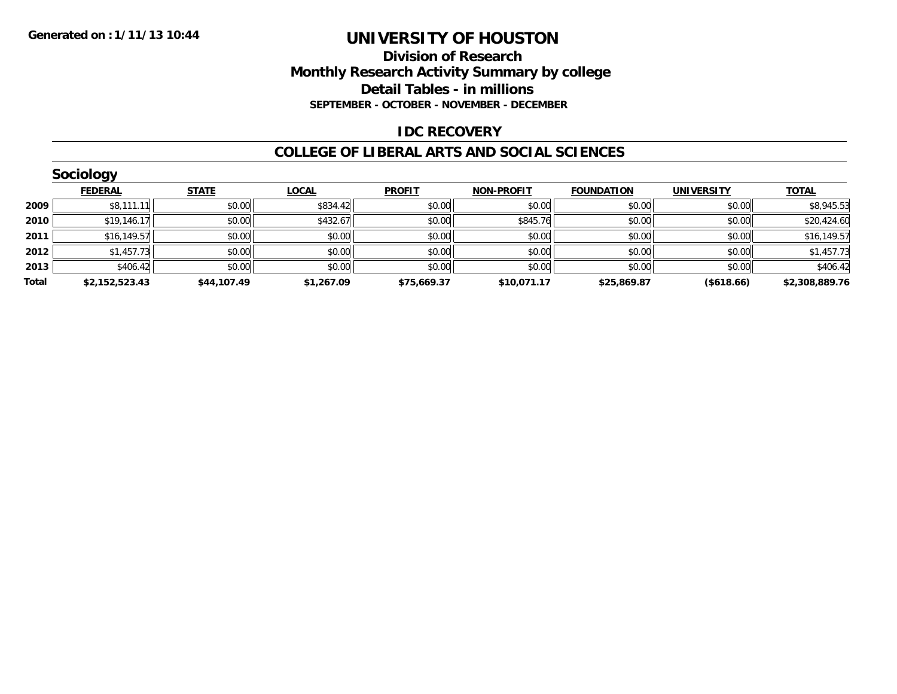**Generated on :1/11/13 10:44**

# UNIVERSITY OF HOUSTON

## Division of Research
## Monthly Research Activity Summary by college
## Detail Tables - in millions
### SEPTEMBER - OCTOBER - NOVEMBER - DECEMBER

## IDC RECOVERY

## COLLEGE OF LIBERAL ARTS AND SOCIAL SCIENCES

### Sociology

| | FEDERAL | STATE | LOCAL | PROFIT | NON-PROFIT | FOUNDATION | UNIVERSITY | TOTAL |
|---|---|---|---|---|---|---|---|---|
| 2009 | $8,111.11 | $0.00 | $834.42 | $0.00 | $0.00 | $0.00 | $0.00 | $8,945.53 |
| 2010 | $19,146.17 | $0.00 | $432.67 | $0.00 | $845.76 | $0.00 | $0.00 | $20,424.60 |
| 2011 | $16,149.57 | $0.00 | $0.00 | $0.00 | $0.00 | $0.00 | $0.00 | $16,149.57 |
| 2012 | $1,457.73 | $0.00 | $0.00 | $0.00 | $0.00 | $0.00 | $0.00 | $1,457.73 |
| 2013 | $406.42 | $0.00 | $0.00 | $0.00 | $0.00 | $0.00 | $0.00 | $406.42 |
| **Total** | **$2,152,523.43** | **$44,107.49** | **$1,267.09** | **$75,669.37** | **$10,071.17** | **$25,869.87** | **($618.66)** | **$2,308,889.76** |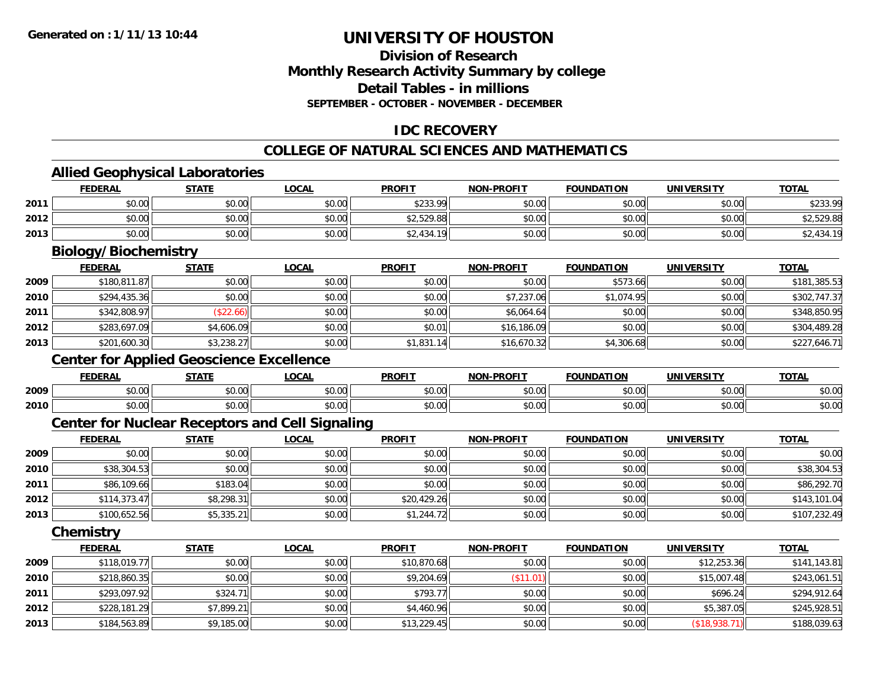# UNIVERSITY OF HOUSTON

## Division of Research
## Monthly Research Activity Summary by college
## Detail Tables - in millions
### SEPTEMBER - OCTOBER - NOVEMBER - DECEMBER

Generated on : 1/11/13 10:44

## IDC RECOVERY

## COLLEGE OF NATURAL SCIENCES AND MATHEMATICS

### Allied Geophysical Laboratories

| | FEDERAL | STATE | LOCAL | PROFIT | NON-PROFIT | FOUNDATION | UNIVERSITY | TOTAL |
|---|---|---|---|---|---|---|---|---|
| 2011 | $0.00 | $0.00 | $0.00 | $233.99 | $0.00 | $0.00 | $0.00 | $233.99 |
| 2012 | $0.00 | $0.00 | $0.00 | $2,529.88 | $0.00 | $0.00 | $0.00 | $2,529.88 |
| 2013 | $0.00 | $0.00 | $0.00 | $2,434.19 | $0.00 | $0.00 | $0.00 | $2,434.19 |

### Biology/Biochemistry

| | FEDERAL | STATE | LOCAL | PROFIT | NON-PROFIT | FOUNDATION | UNIVERSITY | TOTAL |
|---|---|---|---|---|---|---|---|---|
| 2009 | $180,811.87 | $0.00 | $0.00 | $0.00 | $0.00 | $573.66 | $0.00 | $181,385.53 |
| 2010 | $294,435.36 | $0.00 | $0.00 | $0.00 | $7,237.06 | $1,074.95 | $0.00 | $302,747.37 |
| 2011 | $342,808.97 | ($22.66) | $0.00 | $0.00 | $6,064.64 | $0.00 | $0.00 | $348,850.95 |
| 2012 | $283,697.09 | $4,606.09 | $0.00 | $0.01 | $16,186.09 | $0.00 | $0.00 | $304,489.28 |
| 2013 | $201,600.30 | $3,238.27 | $0.00 | $1,831.14 | $16,670.32 | $4,306.68 | $0.00 | $227,646.71 |

### Center for Applied Geoscience Excellence

| | FEDERAL | STATE | LOCAL | PROFIT | NON-PROFIT | FOUNDATION | UNIVERSITY | TOTAL |
|---|---|---|---|---|---|---|---|---|
| 2009 | $0.00 | $0.00 | $0.00 | $0.00 | $0.00 | $0.00 | $0.00 | $0.00 |
| 2010 | $0.00 | $0.00 | $0.00 | $0.00 | $0.00 | $0.00 | $0.00 | $0.00 |

### Center for Nuclear Receptors and Cell Signaling

| | FEDERAL | STATE | LOCAL | PROFIT | NON-PROFIT | FOUNDATION | UNIVERSITY | TOTAL |
|---|---|---|---|---|---|---|---|---|
| 2009 | $0.00 | $0.00 | $0.00 | $0.00 | $0.00 | $0.00 | $0.00 | $0.00 |
| 2010 | $38,304.53 | $0.00 | $0.00 | $0.00 | $0.00 | $0.00 | $0.00 | $38,304.53 |
| 2011 | $86,109.66 | $183.04 | $0.00 | $0.00 | $0.00 | $0.00 | $0.00 | $86,292.70 |
| 2012 | $114,373.47 | $8,298.31 | $0.00 | $20,429.26 | $0.00 | $0.00 | $0.00 | $143,101.04 |
| 2013 | $100,652.56 | $5,335.21 | $0.00 | $1,244.72 | $0.00 | $0.00 | $0.00 | $107,232.49 |

### Chemistry

| | FEDERAL | STATE | LOCAL | PROFIT | NON-PROFIT | FOUNDATION | UNIVERSITY | TOTAL |
|---|---|---|---|---|---|---|---|---|
| 2009 | $118,019.77 | $0.00 | $0.00 | $10,870.68 | $0.00 | $0.00 | $12,253.36 | $141,143.81 |
| 2010 | $218,860.35 | $0.00 | $0.00 | $9,204.69 | ($11.01) | $0.00 | $15,007.48 | $243,061.51 |
| 2011 | $293,097.92 | $324.71 | $0.00 | $793.77 | $0.00 | $0.00 | $696.24 | $294,912.64 |
| 2012 | $228,181.29 | $7,899.21 | $0.00 | $4,460.96 | $0.00 | $0.00 | $5,387.05 | $245,928.51 |
| 2013 | $184,563.89 | $9,185.00 | $0.00 | $13,229.45 | $0.00 | $0.00 | ($18,938.71) | $188,039.63 |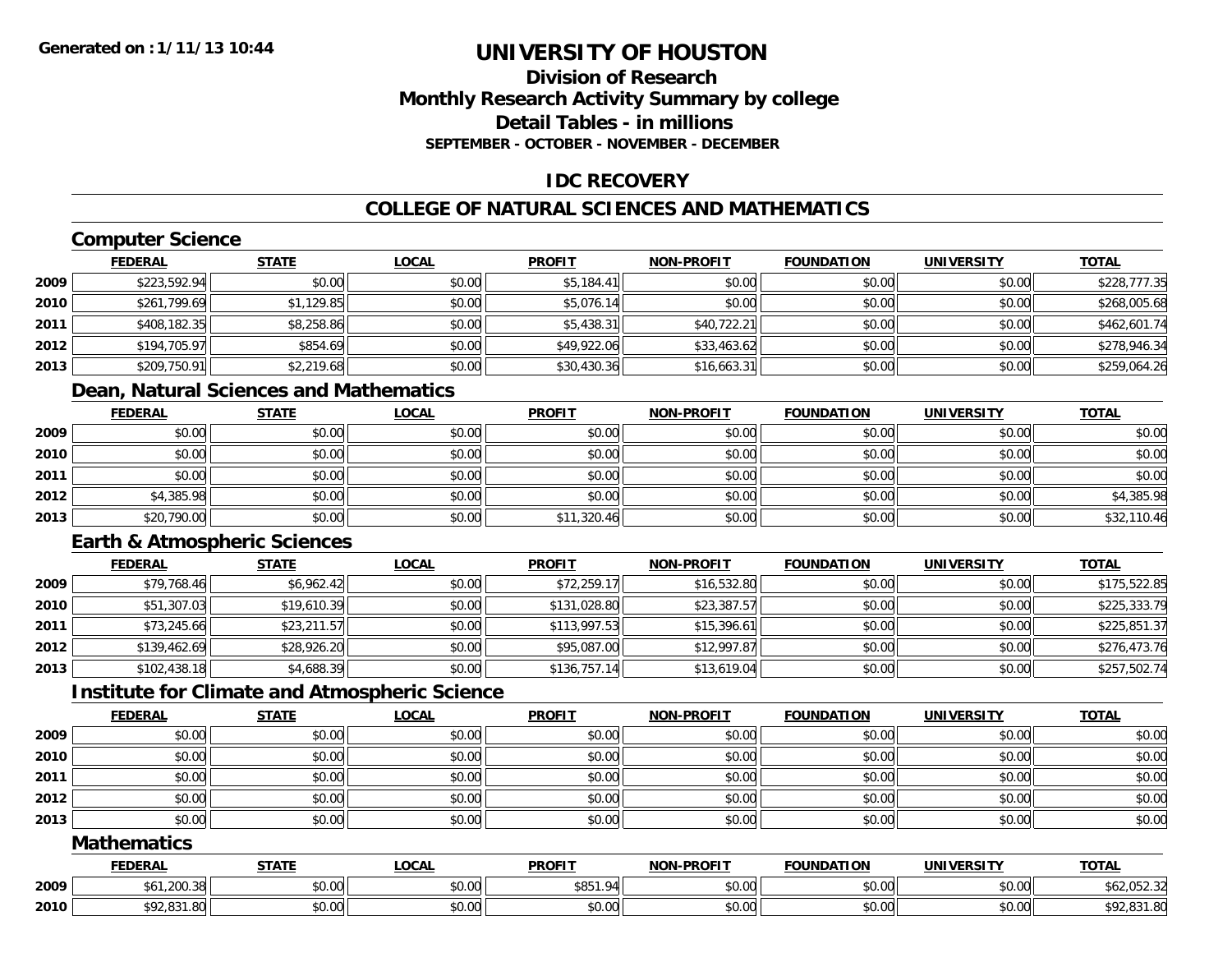**Generated on :1/11/13 10:44**

# UNIVERSITY OF HOUSTON

## Division of Research
## Monthly Research Activity Summary by college
## Detail Tables - in millions
### SEPTEMBER - OCTOBER - NOVEMBER - DECEMBER

## IDC RECOVERY

## COLLEGE OF NATURAL SCIENCES AND MATHEMATICS

### Computer Science

| | FEDERAL | STATE | LOCAL | PROFIT | NON-PROFIT | FOUNDATION | UNIVERSITY | TOTAL |
|---|---|---|---|---|---|---|---|---|
| 2009 | $223,592.94 | $0.00 | $0.00 | $5,184.41 | $0.00 | $0.00 | $0.00 | $228,777.35 |
| 2010 | $261,799.69 | $1,129.85 | $0.00 | $5,076.14 | $0.00 | $0.00 | $0.00 | $268,005.68 |
| 2011 | $408,182.35 | $8,258.86 | $0.00 | $5,438.31 | $40,722.21 | $0.00 | $0.00 | $462,601.74 |
| 2012 | $194,705.97 | $854.69 | $0.00 | $49,922.06 | $33,463.62 | $0.00 | $0.00 | $278,946.34 |
| 2013 | $209,750.91 | $2,219.68 | $0.00 | $30,430.36 | $16,663.31 | $0.00 | $0.00 | $259,064.26 |

### Dean, Natural Sciences and Mathematics

| | FEDERAL | STATE | LOCAL | PROFIT | NON-PROFIT | FOUNDATION | UNIVERSITY | TOTAL |
|---|---|---|---|---|---|---|---|---|
| 2009 | $0.00 | $0.00 | $0.00 | $0.00 | $0.00 | $0.00 | $0.00 | $0.00 |
| 2010 | $0.00 | $0.00 | $0.00 | $0.00 | $0.00 | $0.00 | $0.00 | $0.00 |
| 2011 | $0.00 | $0.00 | $0.00 | $0.00 | $0.00 | $0.00 | $0.00 | $0.00 |
| 2012 | $4,385.98 | $0.00 | $0.00 | $0.00 | $0.00 | $0.00 | $0.00 | $4,385.98 |
| 2013 | $20,790.00 | $0.00 | $0.00 | $11,320.46 | $0.00 | $0.00 | $0.00 | $32,110.46 |

### Earth & Atmospheric Sciences

| | FEDERAL | STATE | LOCAL | PROFIT | NON-PROFIT | FOUNDATION | UNIVERSITY | TOTAL |
|---|---|---|---|---|---|---|---|---|
| 2009 | $79,768.46 | $6,962.42 | $0.00 | $72,259.17 | $16,532.80 | $0.00 | $0.00 | $175,522.85 |
| 2010 | $51,307.03 | $19,610.39 | $0.00 | $131,028.80 | $23,387.57 | $0.00 | $0.00 | $225,333.79 |
| 2011 | $73,245.66 | $23,211.57 | $0.00 | $113,997.53 | $15,396.61 | $0.00 | $0.00 | $225,851.37 |
| 2012 | $139,462.69 | $28,926.20 | $0.00 | $95,087.00 | $12,997.87 | $0.00 | $0.00 | $276,473.76 |
| 2013 | $102,438.18 | $4,688.39 | $0.00 | $136,757.14 | $13,619.04 | $0.00 | $0.00 | $257,502.74 |

### Institute for Climate and Atmospheric Science

| | FEDERAL | STATE | LOCAL | PROFIT | NON-PROFIT | FOUNDATION | UNIVERSITY | TOTAL |
|---|---|---|---|---|---|---|---|---|
| 2009 | $0.00 | $0.00 | $0.00 | $0.00 | $0.00 | $0.00 | $0.00 | $0.00 |
| 2010 | $0.00 | $0.00 | $0.00 | $0.00 | $0.00 | $0.00 | $0.00 | $0.00 |
| 2011 | $0.00 | $0.00 | $0.00 | $0.00 | $0.00 | $0.00 | $0.00 | $0.00 |
| 2012 | $0.00 | $0.00 | $0.00 | $0.00 | $0.00 | $0.00 | $0.00 | $0.00 |
| 2013 | $0.00 | $0.00 | $0.00 | $0.00 | $0.00 | $0.00 | $0.00 | $0.00 |

### Mathematics

| | FEDERAL | STATE | LOCAL | PROFIT | NON-PROFIT | FOUNDATION | UNIVERSITY | TOTAL |
|---|---|---|---|---|---|---|---|---|
| 2009 | $61,200.38 | $0.00 | $0.00 | $851.94 | $0.00 | $0.00 | $0.00 | $62,052.32 |
| 2010 | $92,831.80 | $0.00 | $0.00 | $0.00 | $0.00 | $0.00 | $0.00 | $92,831.80 |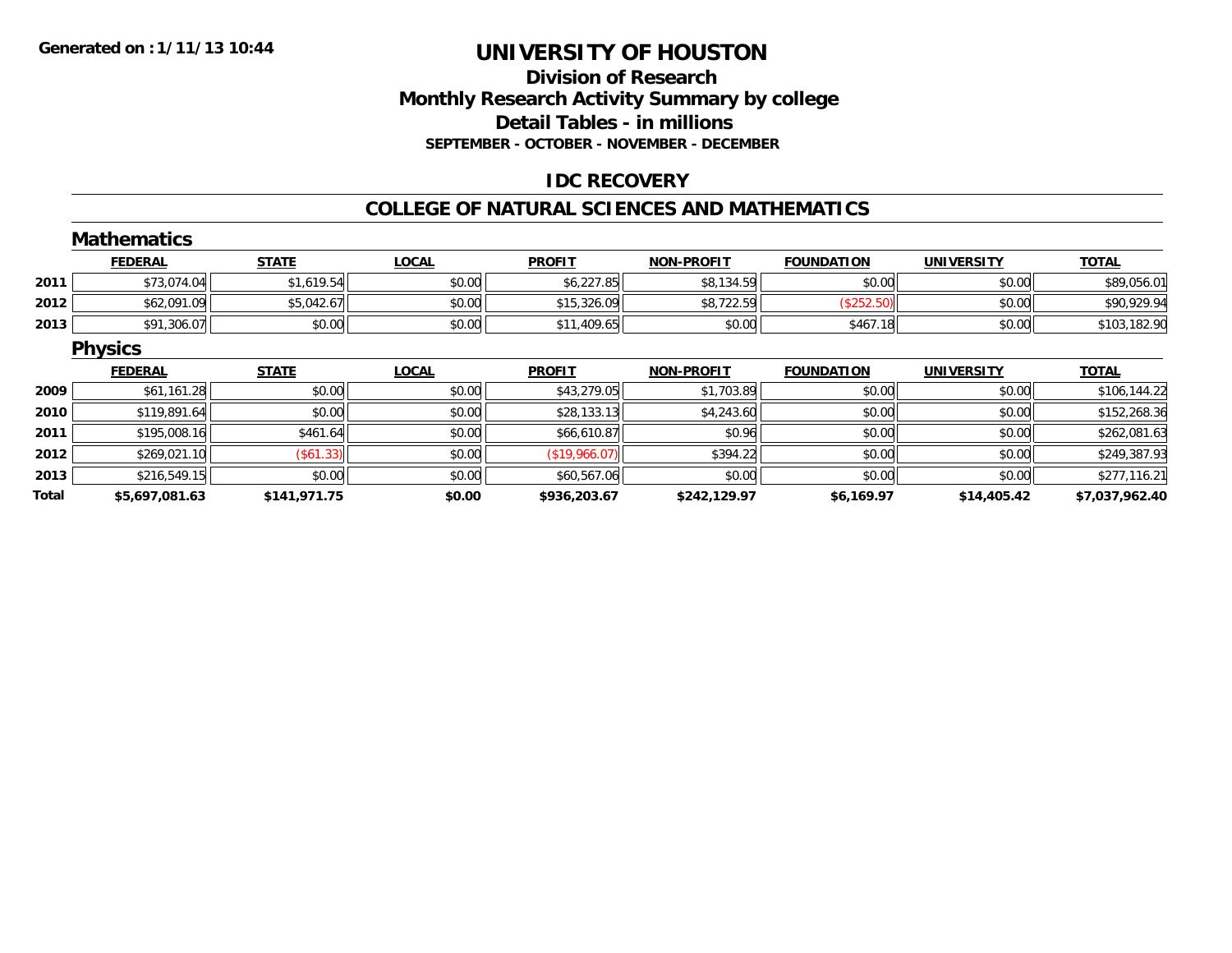**Generated on : 1/11/13 10:44**

# UNIVERSITY OF HOUSTON

## Division of Research
## Monthly Research Activity Summary by college
## Detail Tables - in millions
### SEPTEMBER - OCTOBER - NOVEMBER - DECEMBER

## IDC RECOVERY

## COLLEGE OF NATURAL SCIENCES AND MATHEMATICS

### Mathematics

| | FEDERAL | STATE | LOCAL | PROFIT | NON-PROFIT | FOUNDATION | UNIVERSITY | TOTAL |
|---|---|---|---|---|---|---|---|---|
| 2011 | $73,074.04 | $1,619.54 | $0.00 | $6,227.85 | $8,134.59 | $0.00 | $0.00 | $89,056.01 |
| 2012 | $62,091.09 | $5,042.67 | $0.00 | $15,326.09 | $8,722.59 | ($252.50) | $0.00 | $90,929.94 |
| 2013 | $91,306.07 | $0.00 | $0.00 | $11,409.65 | $0.00 | $467.18 | $0.00 | $103,182.90 |

### Physics

| | FEDERAL | STATE | LOCAL | PROFIT | NON-PROFIT | FOUNDATION | UNIVERSITY | TOTAL |
|---|---|---|---|---|---|---|---|---|
| 2009 | $61,161.28 | $0.00 | $0.00 | $43,279.05 | $1,703.89 | $0.00 | $0.00 | $106,144.22 |
| 2010 | $119,891.64 | $0.00 | $0.00 | $28,133.13 | $4,243.60 | $0.00 | $0.00 | $152,268.36 |
| 2011 | $195,008.16 | $461.64 | $0.00 | $66,610.87 | $0.96 | $0.00 | $0.00 | $262,081.63 |
| 2012 | $269,021.10 | ($61.33) | $0.00 | ($19,966.07) | $394.22 | $0.00 | $0.00 | $249,387.93 |
| 2013 | $216,549.15 | $0.00 | $0.00 | $60,567.06 | $0.00 | $0.00 | $0.00 | $277,116.21 |
| **Total** | **$5,697,081.63** | **$141,971.75** | **$0.00** | **$936,203.67** | **$242,129.97** | **$6,169.97** | **$14,405.42** | **$7,037,962.40** |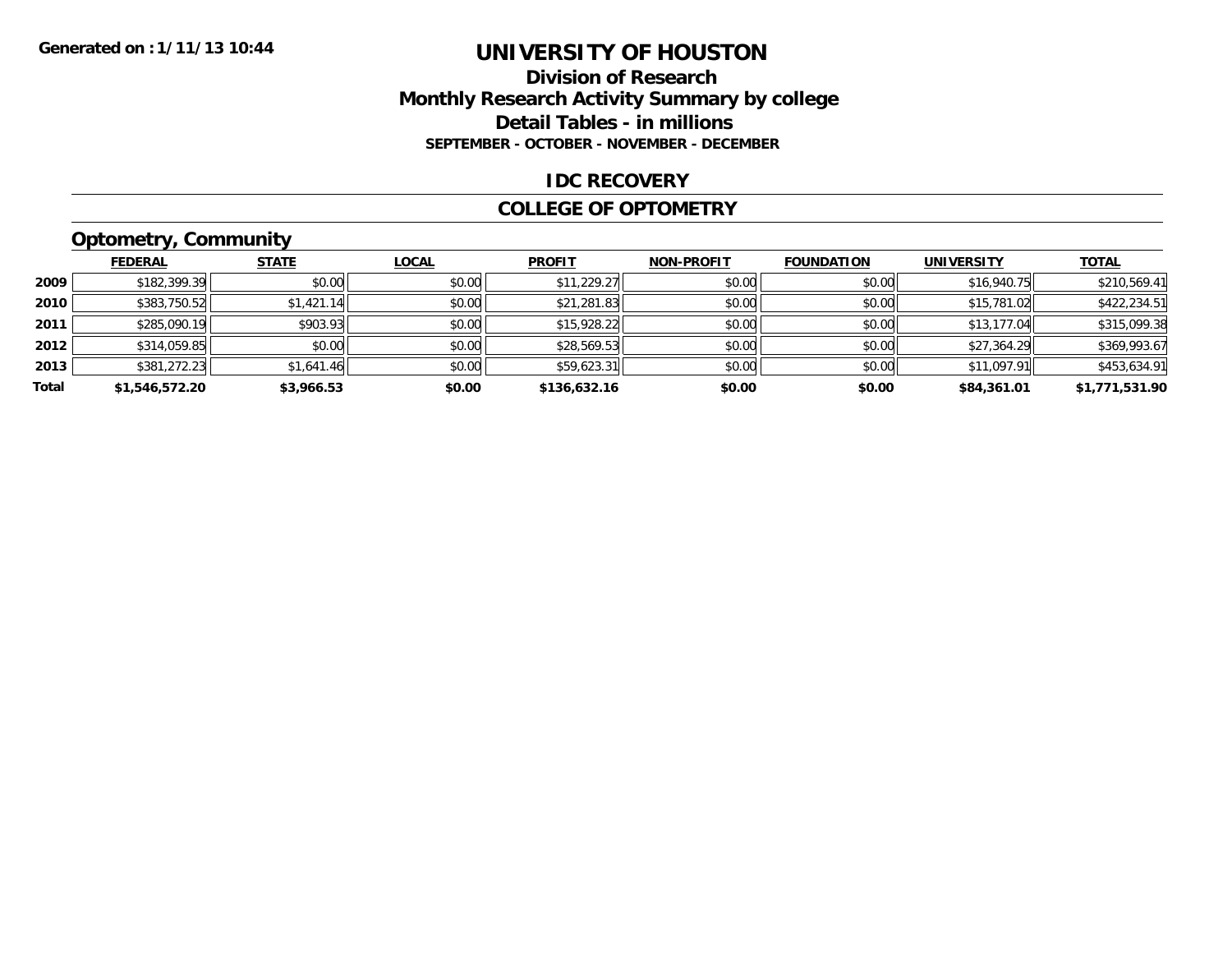**Generated on :1/11/13 10:44**

# UNIVERSITY OF HOUSTON

## Division of Research
## Monthly Research Activity Summary by college
## Detail Tables - in millions
### SEPTEMBER - OCTOBER - NOVEMBER - DECEMBER

### IDC RECOVERY

### COLLEGE OF OPTOMETRY

### Optometry, Community

| | FEDERAL | STATE | LOCAL | PROFIT | NON-PROFIT | FOUNDATION | UNIVERSITY | TOTAL |
|---|---|---|---|---|---|---|---|---|
| 2009 | $182,399.39 | $0.00 | $0.00 | $11,229.27 | $0.00 | $0.00 | $16,940.75 | $210,569.41 |
| 2010 | $383,750.52 | $1,421.14 | $0.00 | $21,281.83 | $0.00 | $0.00 | $15,781.02 | $422,234.51 |
| 2011 | $285,090.19 | $903.93 | $0.00 | $15,928.22 | $0.00 | $0.00 | $13,177.04 | $315,099.38 |
| 2012 | $314,059.85 | $0.00 | $0.00 | $28,569.53 | $0.00 | $0.00 | $27,364.29 | $369,993.67 |
| 2013 | $381,272.23 | $1,641.46 | $0.00 | $59,623.31 | $0.00 | $0.00 | $11,097.91 | $453,634.91 |
| **Total** | **$1,546,572.20** | **$3,966.53** | **$0.00** | **$136,632.16** | **$0.00** | **$0.00** | **$84,361.01** | **$1,771,531.90** |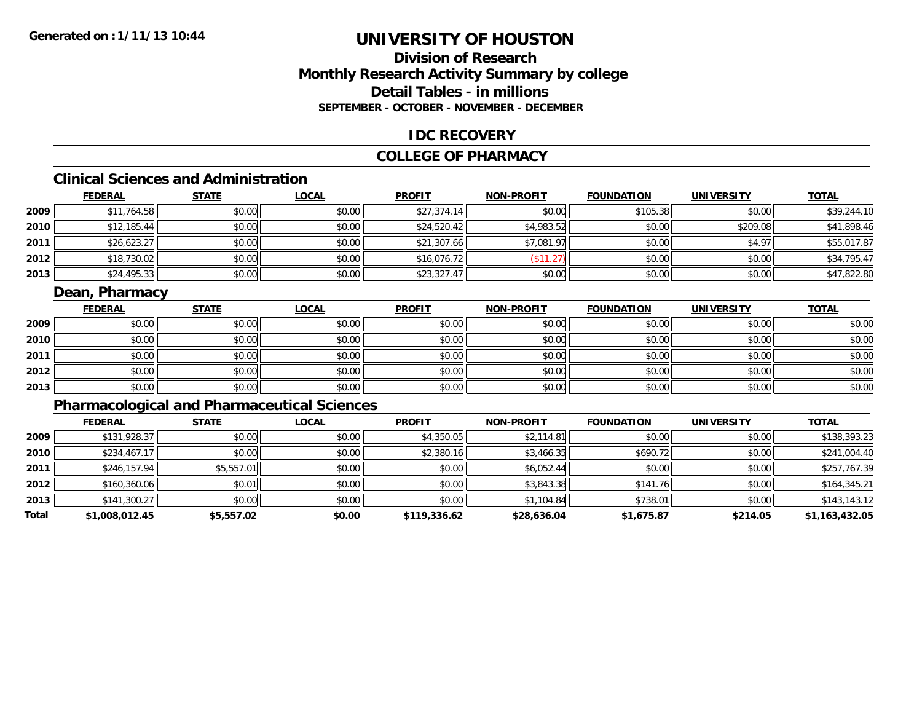**Generated on :1/11/13 10:44**

# UNIVERSITY OF HOUSTON

## Division of Research
## Monthly Research Activity Summary by college
## Detail Tables - in millions
### SEPTEMBER - OCTOBER - NOVEMBER - DECEMBER

## IDC RECOVERY

## COLLEGE OF PHARMACY

### Clinical Sciences and Administration

| | FEDERAL | STATE | LOCAL | PROFIT | NON-PROFIT | FOUNDATION | UNIVERSITY | TOTAL |
|---|---|---|---|---|---|---|---|---|
| 2009 | $11,764.58 | $0.00 | $0.00 | $27,374.14 | $0.00 | $105.38 | $0.00 | $39,244.10 |
| 2010 | $12,185.44 | $0.00 | $0.00 | $24,520.42 | $4,983.52 | $0.00 | $209.08 | $41,898.46 |
| 2011 | $26,623.27 | $0.00 | $0.00 | $21,307.66 | $7,081.97 | $0.00 | $4.97 | $55,017.87 |
| 2012 | $18,730.02 | $0.00 | $0.00 | $16,076.72 | ($11.27) | $0.00 | $0.00 | $34,795.47 |
| 2013 | $24,495.33 | $0.00 | $0.00 | $23,327.47 | $0.00 | $0.00 | $0.00 | $47,822.80 |

### Dean, Pharmacy

| | FEDERAL | STATE | LOCAL | PROFIT | NON-PROFIT | FOUNDATION | UNIVERSITY | TOTAL |
|---|---|---|---|---|---|---|---|---|
| 2009 | $0.00 | $0.00 | $0.00 | $0.00 | $0.00 | $0.00 | $0.00 | $0.00 |
| 2010 | $0.00 | $0.00 | $0.00 | $0.00 | $0.00 | $0.00 | $0.00 | $0.00 |
| 2011 | $0.00 | $0.00 | $0.00 | $0.00 | $0.00 | $0.00 | $0.00 | $0.00 |
| 2012 | $0.00 | $0.00 | $0.00 | $0.00 | $0.00 | $0.00 | $0.00 | $0.00 |
| 2013 | $0.00 | $0.00 | $0.00 | $0.00 | $0.00 | $0.00 | $0.00 | $0.00 |

### Pharmacological and Pharmaceutical Sciences

| | FEDERAL | STATE | LOCAL | PROFIT | NON-PROFIT | FOUNDATION | UNIVERSITY | TOTAL |
|---|---|---|---|---|---|---|---|---|
| 2009 | $131,928.37 | $0.00 | $0.00 | $4,350.05 | $2,114.81 | $0.00 | $0.00 | $138,393.23 |
| 2010 | $234,467.17 | $0.00 | $0.00 | $2,380.16 | $3,466.35 | $690.72 | $0.00 | $241,004.40 |
| 2011 | $246,157.94 | $5,557.01 | $0.00 | $0.00 | $6,052.44 | $0.00 | $0.00 | $257,767.39 |
| 2012 | $160,360.06 | $0.01 | $0.00 | $0.00 | $3,843.38 | $141.76 | $0.00 | $164,345.21 |
| 2013 | $141,300.27 | $0.00 | $0.00 | $0.00 | $1,104.84 | $738.01 | $0.00 | $143,143.12 |
| **Total** | **$1,008,012.45** | **$5,557.02** | **$0.00** | **$119,336.62** | **$28,636.04** | **$1,675.87** | **$214.05** | **$1,163,432.05** |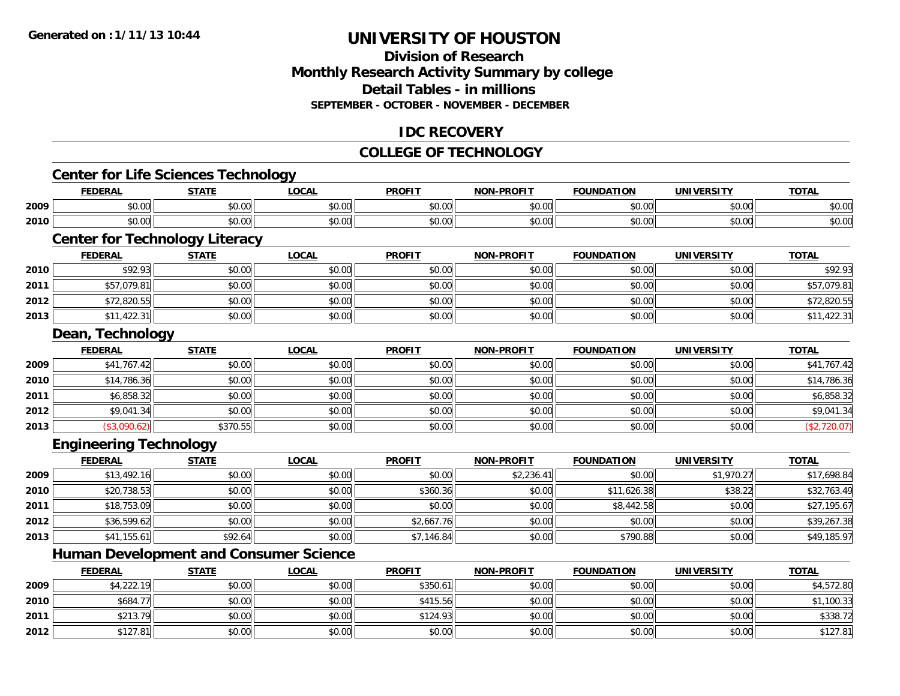**Generated on : 1/11/13 10:44**

# UNIVERSITY OF HOUSTON

## Division of Research
## Monthly Research Activity Summary by college
## Detail Tables - in millions
### SEPTEMBER - OCTOBER - NOVEMBER - DECEMBER

## IDC RECOVERY

## COLLEGE OF TECHNOLOGY

### Center for Life Sciences Technology

| | FEDERAL | STATE | LOCAL | PROFIT | NON-PROFIT | FOUNDATION | UNIVERSITY | TOTAL |
|---|---|---|---|---|---|---|---|---|
| 2009 | $0.00 | $0.00 | $0.00 | $0.00 | $0.00 | $0.00 | $0.00 | $0.00 |
| 2010 | $0.00 | $0.00 | $0.00 | $0.00 | $0.00 | $0.00 | $0.00 | $0.00 |

### Center for Technology Literacy

| | FEDERAL | STATE | LOCAL | PROFIT | NON-PROFIT | FOUNDATION | UNIVERSITY | TOTAL |
|---|---|---|---|---|---|---|---|---|
| 2010 | $92.93 | $0.00 | $0.00 | $0.00 | $0.00 | $0.00 | $0.00 | $92.93 |
| 2011 | $57,079.81 | $0.00 | $0.00 | $0.00 | $0.00 | $0.00 | $0.00 | $57,079.81 |
| 2012 | $72,820.55 | $0.00 | $0.00 | $0.00 | $0.00 | $0.00 | $0.00 | $72,820.55 |
| 2013 | $11,422.31 | $0.00 | $0.00 | $0.00 | $0.00 | $0.00 | $0.00 | $11,422.31 |

### Dean, Technology

| | FEDERAL | STATE | LOCAL | PROFIT | NON-PROFIT | FOUNDATION | UNIVERSITY | TOTAL |
|---|---|---|---|---|---|---|---|---|
| 2009 | $41,767.42 | $0.00 | $0.00 | $0.00 | $0.00 | $0.00 | $0.00 | $41,767.42 |
| 2010 | $14,786.36 | $0.00 | $0.00 | $0.00 | $0.00 | $0.00 | $0.00 | $14,786.36 |
| 2011 | $6,858.32 | $0.00 | $0.00 | $0.00 | $0.00 | $0.00 | $0.00 | $6,858.32 |
| 2012 | $9,041.34 | $0.00 | $0.00 | $0.00 | $0.00 | $0.00 | $0.00 | $9,041.34 |
| 2013 | ($3,090.62) | $370.55 | $0.00 | $0.00 | $0.00 | $0.00 | $0.00 | ($2,720.07) |

### Engineering Technology

| | FEDERAL | STATE | LOCAL | PROFIT | NON-PROFIT | FOUNDATION | UNIVERSITY | TOTAL |
|---|---|---|---|---|---|---|---|---|
| 2009 | $13,492.16 | $0.00 | $0.00 | $0.00 | $2,236.41 | $0.00 | $1,970.27 | $17,698.84 |
| 2010 | $20,738.53 | $0.00 | $0.00 | $360.36 | $0.00 | $11,626.38 | $38.22 | $32,763.49 |
| 2011 | $18,753.09 | $0.00 | $0.00 | $0.00 | $0.00 | $8,442.58 | $0.00 | $27,195.67 |
| 2012 | $36,599.62 | $0.00 | $0.00 | $2,667.76 | $0.00 | $0.00 | $0.00 | $39,267.38 |
| 2013 | $41,155.61 | $92.64 | $0.00 | $7,146.84 | $0.00 | $790.88 | $0.00 | $49,185.97 |

### Human Development and Consumer Science

| | FEDERAL | STATE | LOCAL | PROFIT | NON-PROFIT | FOUNDATION | UNIVERSITY | TOTAL |
|---|---|---|---|---|---|---|---|---|
| 2009 | $4,222.19 | $0.00 | $0.00 | $350.61 | $0.00 | $0.00 | $0.00 | $4,572.80 |
| 2010 | $684.77 | $0.00 | $0.00 | $415.56 | $0.00 | $0.00 | $0.00 | $1,100.33 |
| 2011 | $213.79 | $0.00 | $0.00 | $124.93 | $0.00 | $0.00 | $0.00 | $338.72 |
| 2012 | $127.81 | $0.00 | $0.00 | $0.00 | $0.00 | $0.00 | $0.00 | $127.81 |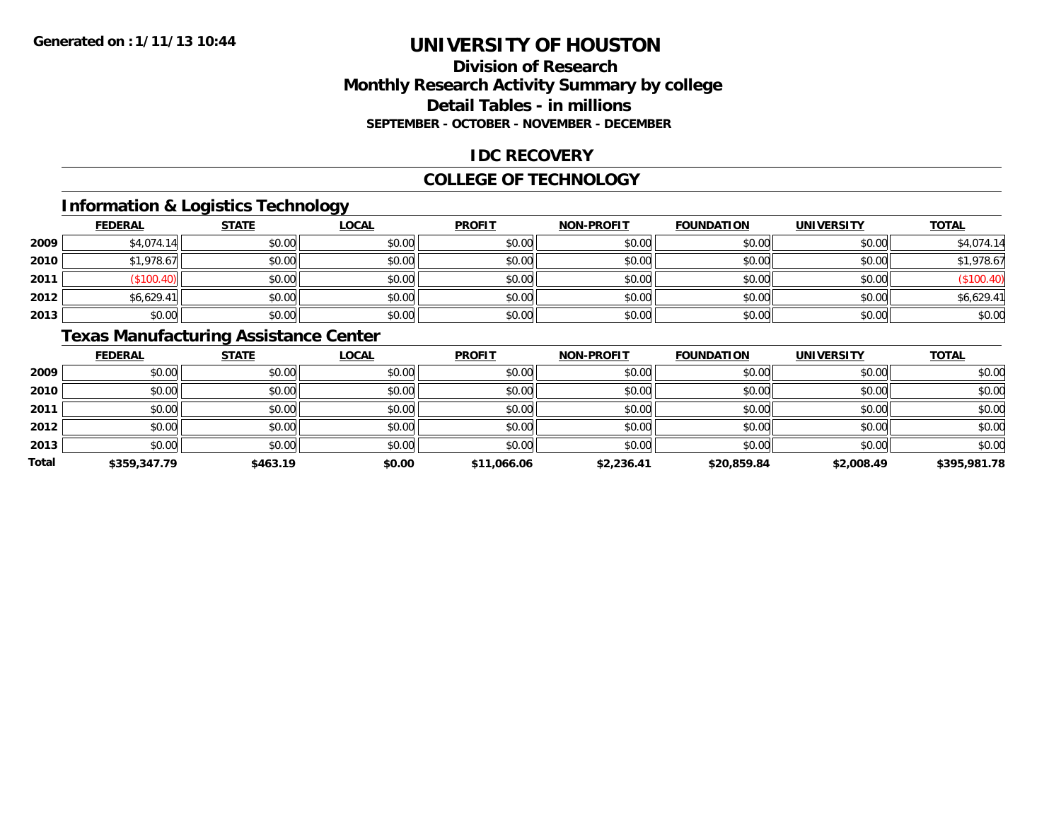# UNIVERSITY OF HOUSTON

## Division of Research
## Monthly Research Activity Summary by college
## Detail Tables - in millions
### SEPTEMBER - OCTOBER - NOVEMBER - DECEMBER

## IDC RECOVERY

## COLLEGE OF TECHNOLOGY

### Information & Logistics Technology

| | FEDERAL | STATE | LOCAL | PROFIT | NON-PROFIT | FOUNDATION | UNIVERSITY | TOTAL |
|---|---|---|---|---|---|---|---|---|
| 2009 | $4,074.14 | $0.00 | $0.00 | $0.00 | $0.00 | $0.00 | $0.00 | $4,074.14 |
| 2010 | $1,978.67 | $0.00 | $0.00 | $0.00 | $0.00 | $0.00 | $0.00 | $1,978.67 |
| 2011 | ($100.40) | $0.00 | $0.00 | $0.00 | $0.00 | $0.00 | $0.00 | ($100.40) |
| 2012 | $6,629.41 | $0.00 | $0.00 | $0.00 | $0.00 | $0.00 | $0.00 | $6,629.41 |
| 2013 | $0.00 | $0.00 | $0.00 | $0.00 | $0.00 | $0.00 | $0.00 | $0.00 |

### Texas Manufacturing Assistance Center

| | FEDERAL | STATE | LOCAL | PROFIT | NON-PROFIT | FOUNDATION | UNIVERSITY | TOTAL |
|---|---|---|---|---|---|---|---|---|
| 2009 | $0.00 | $0.00 | $0.00 | $0.00 | $0.00 | $0.00 | $0.00 | $0.00 |
| 2010 | $0.00 | $0.00 | $0.00 | $0.00 | $0.00 | $0.00 | $0.00 | $0.00 |
| 2011 | $0.00 | $0.00 | $0.00 | $0.00 | $0.00 | $0.00 | $0.00 | $0.00 |
| 2012 | $0.00 | $0.00 | $0.00 | $0.00 | $0.00 | $0.00 | $0.00 | $0.00 |
| 2013 | $0.00 | $0.00 | $0.00 | $0.00 | $0.00 | $0.00 | $0.00 | $0.00 |
| **Total** | **$359,347.79** | **$463.19** | **$0.00** | **$11,066.06** | **$2,236.41** | **$20,859.84** | **$2,008.49** | **$395,981.78** |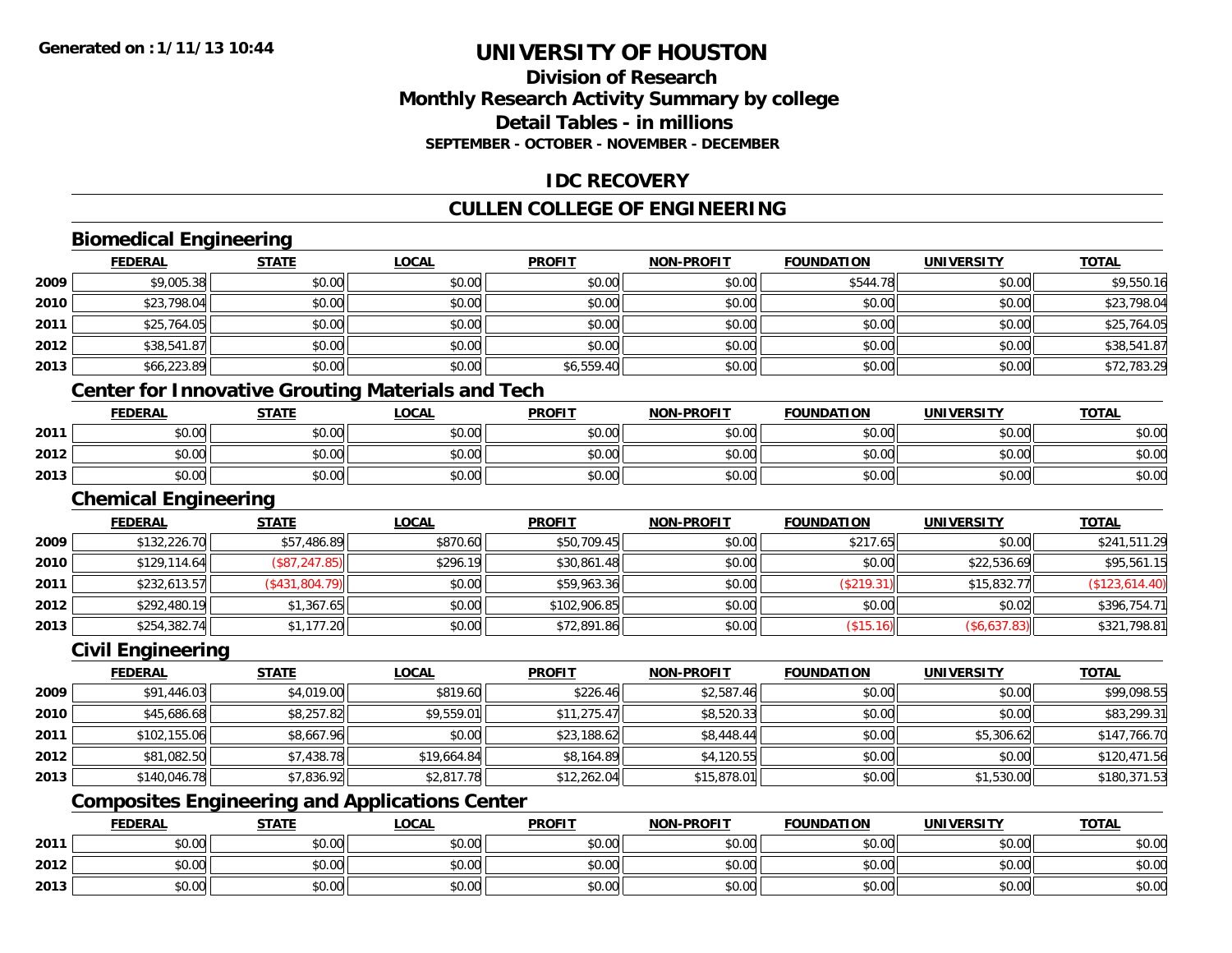Generated on : 1/11/13 10:44

# UNIVERSITY OF HOUSTON

## Division of Research
## Monthly Research Activity Summary by college
## Detail Tables - in millions
### SEPTEMBER - OCTOBER - NOVEMBER - DECEMBER

## IDC RECOVERY

## CULLEN COLLEGE OF ENGINEERING

### Biomedical Engineering

| | FEDERAL | STATE | LOCAL | PROFIT | NON-PROFIT | FOUNDATION | UNIVERSITY | TOTAL |
|---|---|---|---|---|---|---|---|---|
| 2009 | $9,005.38 | $0.00 | $0.00 | $0.00 | $0.00 | $544.78 | $0.00 | $9,550.16 |
| 2010 | $23,798.04 | $0.00 | $0.00 | $0.00 | $0.00 | $0.00 | $0.00 | $23,798.04 |
| 2011 | $25,764.05 | $0.00 | $0.00 | $0.00 | $0.00 | $0.00 | $0.00 | $25,764.05 |
| 2012 | $38,541.87 | $0.00 | $0.00 | $0.00 | $0.00 | $0.00 | $0.00 | $38,541.87 |
| 2013 | $66,223.89 | $0.00 | $0.00 | $6,559.40 | $0.00 | $0.00 | $0.00 | $72,783.29 |

### Center for Innovative Grouting Materials and Tech

| | FEDERAL | STATE | LOCAL | PROFIT | NON-PROFIT | FOUNDATION | UNIVERSITY | TOTAL |
|---|---|---|---|---|---|---|---|---|
| 2011 | $0.00 | $0.00 | $0.00 | $0.00 | $0.00 | $0.00 | $0.00 | $0.00 |
| 2012 | $0.00 | $0.00 | $0.00 | $0.00 | $0.00 | $0.00 | $0.00 | $0.00 |
| 2013 | $0.00 | $0.00 | $0.00 | $0.00 | $0.00 | $0.00 | $0.00 | $0.00 |

### Chemical Engineering

| | FEDERAL | STATE | LOCAL | PROFIT | NON-PROFIT | FOUNDATION | UNIVERSITY | TOTAL |
|---|---|---|---|---|---|---|---|---|
| 2009 | $132,226.70 | $57,486.89 | $870.60 | $50,709.45 | $0.00 | $217.65 | $0.00 | $241,511.29 |
| 2010 | $129,114.64 | ($87,247.85) | $296.19 | $30,861.48 | $0.00 | $0.00 | $22,536.69 | $95,561.15 |
| 2011 | $232,613.57 | ($431,804.79) | $0.00 | $59,963.36 | $0.00 | ($219.31) | $15,832.77 | ($123,614.40) |
| 2012 | $292,480.19 | $1,367.65 | $0.00 | $102,906.85 | $0.00 | $0.00 | $0.02 | $396,754.71 |
| 2013 | $254,382.74 | $1,177.20 | $0.00 | $72,891.86 | $0.00 | ($15.16) | ($6,637.83) | $321,798.81 |

### Civil Engineering

| | FEDERAL | STATE | LOCAL | PROFIT | NON-PROFIT | FOUNDATION | UNIVERSITY | TOTAL |
|---|---|---|---|---|---|---|---|---|
| 2009 | $91,446.03 | $4,019.00 | $819.60 | $226.46 | $2,587.46 | $0.00 | $0.00 | $99,098.55 |
| 2010 | $45,686.68 | $8,257.82 | $9,559.01 | $11,275.47 | $8,520.33 | $0.00 | $0.00 | $83,299.31 |
| 2011 | $102,155.06 | $8,667.96 | $0.00 | $23,188.62 | $8,448.44 | $0.00 | $5,306.62 | $147,766.70 |
| 2012 | $81,082.50 | $7,438.78 | $19,664.84 | $8,164.89 | $4,120.55 | $0.00 | $0.00 | $120,471.56 |
| 2013 | $140,046.78 | $7,836.92 | $2,817.78 | $12,262.04 | $15,878.01 | $0.00 | $1,530.00 | $180,371.53 |

### Composites Engineering and Applications Center

| | FEDERAL | STATE | LOCAL | PROFIT | NON-PROFIT | FOUNDATION | UNIVERSITY | TOTAL |
|---|---|---|---|---|---|---|---|---|
| 2011 | $0.00 | $0.00 | $0.00 | $0.00 | $0.00 | $0.00 | $0.00 | $0.00 |
| 2012 | $0.00 | $0.00 | $0.00 | $0.00 | $0.00 | $0.00 | $0.00 | $0.00 |
| 2013 | $0.00 | $0.00 | $0.00 | $0.00 | $0.00 | $0.00 | $0.00 | $0.00 |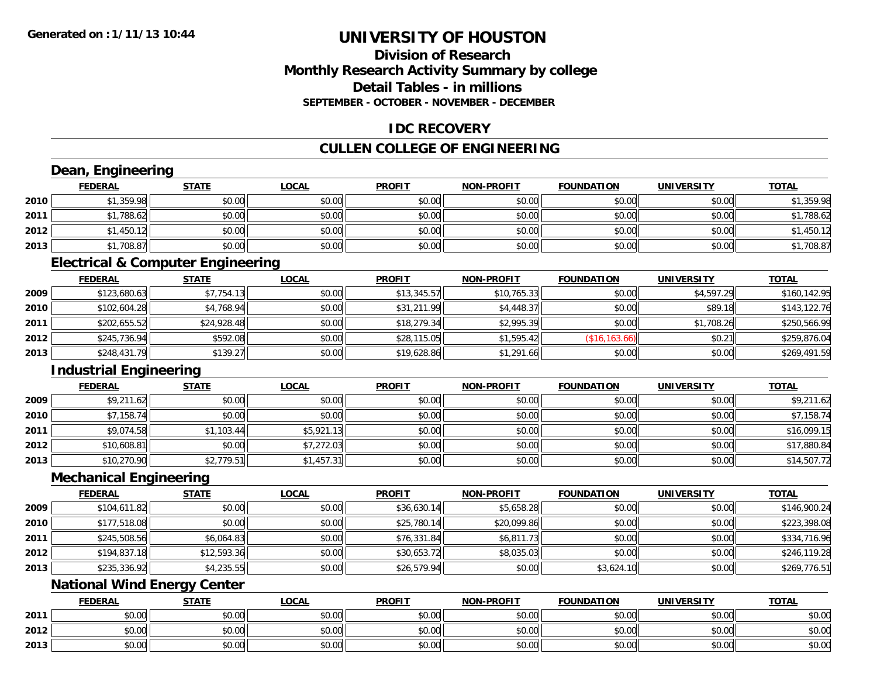**Generated on :1/11/13 10:44**

# UNIVERSITY OF HOUSTON

## Division of Research
## Monthly Research Activity Summary by college
## Detail Tables - in millions
### SEPTEMBER - OCTOBER - NOVEMBER - DECEMBER

## IDC RECOVERY

## CULLEN COLLEGE OF ENGINEERING

### Dean, Engineering

| | FEDERAL | STATE | LOCAL | PROFIT | NON-PROFIT | FOUNDATION | UNIVERSITY | TOTAL |
|---|---|---|---|---|---|---|---|---|
| 2010 | $1,359.98 | $0.00 | $0.00 | $0.00 | $0.00 | $0.00 | $0.00 | $1,359.98 |
| 2011 | $1,788.62 | $0.00 | $0.00 | $0.00 | $0.00 | $0.00 | $0.00 | $1,788.62 |
| 2012 | $1,450.12 | $0.00 | $0.00 | $0.00 | $0.00 | $0.00 | $0.00 | $1,450.12 |
| 2013 | $1,708.87 | $0.00 | $0.00 | $0.00 | $0.00 | $0.00 | $0.00 | $1,708.87 |

### Electrical & Computer Engineering

| | FEDERAL | STATE | LOCAL | PROFIT | NON-PROFIT | FOUNDATION | UNIVERSITY | TOTAL |
|---|---|---|---|---|---|---|---|---|
| 2009 | $123,680.63 | $7,754.13 | $0.00 | $13,345.57 | $10,765.33 | $0.00 | $4,597.29 | $160,142.95 |
| 2010 | $102,604.28 | $4,768.94 | $0.00 | $31,211.99 | $4,448.37 | $0.00 | $89.18 | $143,122.76 |
| 2011 | $202,655.52 | $24,928.48 | $0.00 | $18,279.34 | $2,995.39 | $0.00 | $1,708.26 | $250,566.99 |
| 2012 | $245,736.94 | $592.08 | $0.00 | $28,115.05 | $1,595.42 | ($16,163.66) | $0.21 | $259,876.04 |
| 2013 | $248,431.79 | $139.27 | $0.00 | $19,628.86 | $1,291.66 | $0.00 | $0.00 | $269,491.59 |

### Industrial Engineering

| | FEDERAL | STATE | LOCAL | PROFIT | NON-PROFIT | FOUNDATION | UNIVERSITY | TOTAL |
|---|---|---|---|---|---|---|---|---|
| 2009 | $9,211.62 | $0.00 | $0.00 | $0.00 | $0.00 | $0.00 | $0.00 | $9,211.62 |
| 2010 | $7,158.74 | $0.00 | $0.00 | $0.00 | $0.00 | $0.00 | $0.00 | $7,158.74 |
| 2011 | $9,074.58 | $1,103.44 | $5,921.13 | $0.00 | $0.00 | $0.00 | $0.00 | $16,099.15 |
| 2012 | $10,608.81 | $0.00 | $7,272.03 | $0.00 | $0.00 | $0.00 | $0.00 | $17,880.84 |
| 2013 | $10,270.90 | $2,779.51 | $1,457.31 | $0.00 | $0.00 | $0.00 | $0.00 | $14,507.72 |

### Mechanical Engineering

| | FEDERAL | STATE | LOCAL | PROFIT | NON-PROFIT | FOUNDATION | UNIVERSITY | TOTAL |
|---|---|---|---|---|---|---|---|---|
| 2009 | $104,611.82 | $0.00 | $0.00 | $36,630.14 | $5,658.28 | $0.00 | $0.00 | $146,900.24 |
| 2010 | $177,518.08 | $0.00 | $0.00 | $25,780.14 | $20,099.86 | $0.00 | $0.00 | $223,398.08 |
| 2011 | $245,508.56 | $6,064.83 | $0.00 | $76,331.84 | $6,811.73 | $0.00 | $0.00 | $334,716.96 |
| 2012 | $194,837.18 | $12,593.36 | $0.00 | $30,653.72 | $8,035.03 | $0.00 | $0.00 | $246,119.28 |
| 2013 | $235,336.92 | $4,235.55 | $0.00 | $26,579.94 | $0.00 | $3,624.10 | $0.00 | $269,776.51 |

### National Wind Energy Center

| | FEDERAL | STATE | LOCAL | PROFIT | NON-PROFIT | FOUNDATION | UNIVERSITY | TOTAL |
|---|---|---|---|---|---|---|---|---|
| 2011 | $0.00 | $0.00 | $0.00 | $0.00 | $0.00 | $0.00 | $0.00 | $0.00 |
| 2012 | $0.00 | $0.00 | $0.00 | $0.00 | $0.00 | $0.00 | $0.00 | $0.00 |
| 2013 | $0.00 | $0.00 | $0.00 | $0.00 | $0.00 | $0.00 | $0.00 | $0.00 |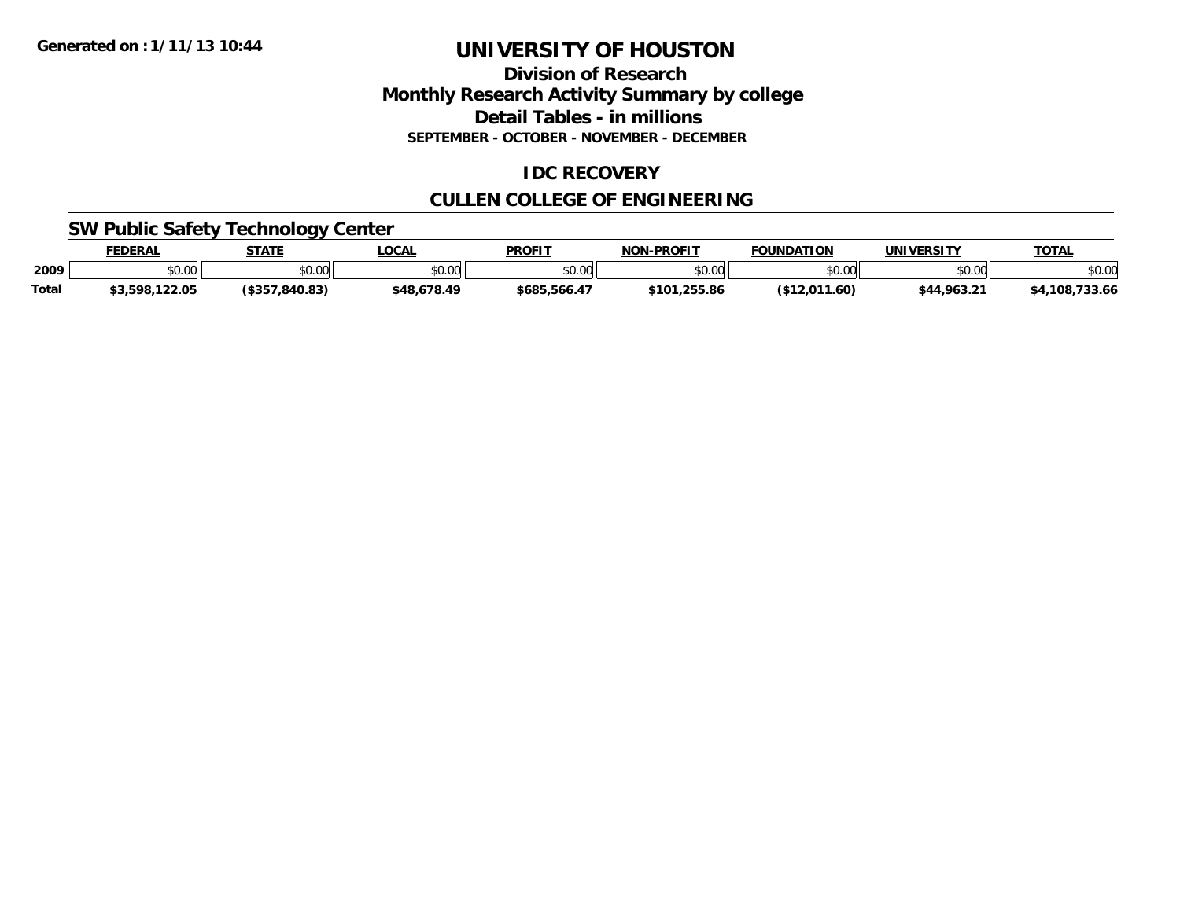**Generated on :1/11/13 10:44**

# UNIVERSITY OF HOUSTON

## Division of Research
## Monthly Research Activity Summary by college
## Detail Tables - in millions
### SEPTEMBER - OCTOBER - NOVEMBER - DECEMBER

## IDC RECOVERY

## CULLEN COLLEGE OF ENGINEERING

### SW Public Safety Technology Center

| | FEDERAL | STATE | LOCAL | PROFIT | NON-PROFIT | FOUNDATION | UNIVERSITY | TOTAL |
|---|---|---|---|---|---|---|---|---|
| 2009 | $0.00 | $0.00 | $0.00 | $0.00 | $0.00 | $0.00 | $0.00 | $0.00 |
| **Total** | **$3,598,122.05** | **($357,840.83)** | **$48,678.49** | **$685,566.47** | **$101,255.86** | **($12,011.60)** | **$44,963.21** | **$4,108,733.66** |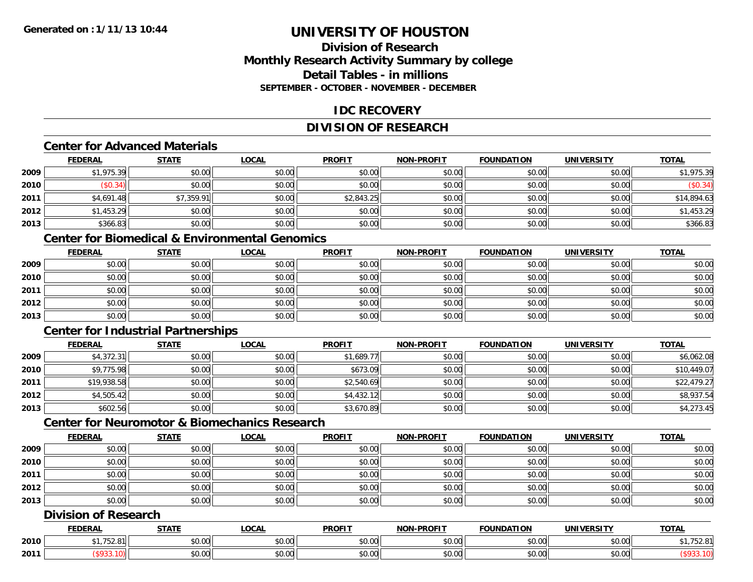# UNIVERSITY OF HOUSTON

## Division of Research
## Monthly Research Activity Summary by college
## Detail Tables - in millions
### SEPTEMBER - OCTOBER - NOVEMBER - DECEMBER

## IDC RECOVERY

## DIVISION OF RESEARCH

### Center for Advanced Materials

| | FEDERAL | STATE | LOCAL | PROFIT | NON-PROFIT | FOUNDATION | UNIVERSITY | TOTAL |
|---|---|---|---|---|---|---|---|---|
| 2009 | $1,975.39 | $0.00 | $0.00 | $0.00 | $0.00 | $0.00 | $0.00 | $1,975.39 |
| 2010 | ($0.34) | $0.00 | $0.00 | $0.00 | $0.00 | $0.00 | $0.00 | ($0.34) |
| 2011 | $4,691.48 | $7,359.91 | $0.00 | $2,843.25 | $0.00 | $0.00 | $0.00 | $14,894.63 |
| 2012 | $1,453.29 | $0.00 | $0.00 | $0.00 | $0.00 | $0.00 | $0.00 | $1,453.29 |
| 2013 | $366.83 | $0.00 | $0.00 | $0.00 | $0.00 | $0.00 | $0.00 | $366.83 |

### Center for Biomedical & Environmental Genomics

| | FEDERAL | STATE | LOCAL | PROFIT | NON-PROFIT | FOUNDATION | UNIVERSITY | TOTAL |
|---|---|---|---|---|---|---|---|---|
| 2009 | $0.00 | $0.00 | $0.00 | $0.00 | $0.00 | $0.00 | $0.00 | $0.00 |
| 2010 | $0.00 | $0.00 | $0.00 | $0.00 | $0.00 | $0.00 | $0.00 | $0.00 |
| 2011 | $0.00 | $0.00 | $0.00 | $0.00 | $0.00 | $0.00 | $0.00 | $0.00 |
| 2012 | $0.00 | $0.00 | $0.00 | $0.00 | $0.00 | $0.00 | $0.00 | $0.00 |
| 2013 | $0.00 | $0.00 | $0.00 | $0.00 | $0.00 | $0.00 | $0.00 | $0.00 |

### Center for Industrial Partnerships

| | FEDERAL | STATE | LOCAL | PROFIT | NON-PROFIT | FOUNDATION | UNIVERSITY | TOTAL |
|---|---|---|---|---|---|---|---|---|
| 2009 | $4,372.31 | $0.00 | $0.00 | $1,689.77 | $0.00 | $0.00 | $0.00 | $6,062.08 |
| 2010 | $9,775.98 | $0.00 | $0.00 | $673.09 | $0.00 | $0.00 | $0.00 | $10,449.07 |
| 2011 | $19,938.58 | $0.00 | $0.00 | $2,540.69 | $0.00 | $0.00 | $0.00 | $22,479.27 |
| 2012 | $4,505.42 | $0.00 | $0.00 | $4,432.12 | $0.00 | $0.00 | $0.00 | $8,937.54 |
| 2013 | $602.56 | $0.00 | $0.00 | $3,670.89 | $0.00 | $0.00 | $0.00 | $4,273.45 |

### Center for Neuromotor & Biomechanics Research

| | FEDERAL | STATE | LOCAL | PROFIT | NON-PROFIT | FOUNDATION | UNIVERSITY | TOTAL |
|---|---|---|---|---|---|---|---|---|
| 2009 | $0.00 | $0.00 | $0.00 | $0.00 | $0.00 | $0.00 | $0.00 | $0.00 |
| 2010 | $0.00 | $0.00 | $0.00 | $0.00 | $0.00 | $0.00 | $0.00 | $0.00 |
| 2011 | $0.00 | $0.00 | $0.00 | $0.00 | $0.00 | $0.00 | $0.00 | $0.00 |
| 2012 | $0.00 | $0.00 | $0.00 | $0.00 | $0.00 | $0.00 | $0.00 | $0.00 |
| 2013 | $0.00 | $0.00 | $0.00 | $0.00 | $0.00 | $0.00 | $0.00 | $0.00 |

### Division of Research

| | FEDERAL | STATE | LOCAL | PROFIT | NON-PROFIT | FOUNDATION | UNIVERSITY | TOTAL |
|---|---|---|---|---|---|---|---|---|
| 2010 | $1,752.81 | $0.00 | $0.00 | $0.00 | $0.00 | $0.00 | $0.00 | $1,752.81 |
| 2011 | ($933.10) | $0.00 | $0.00 | $0.00 | $0.00 | $0.00 | $0.00 | ($933.10) |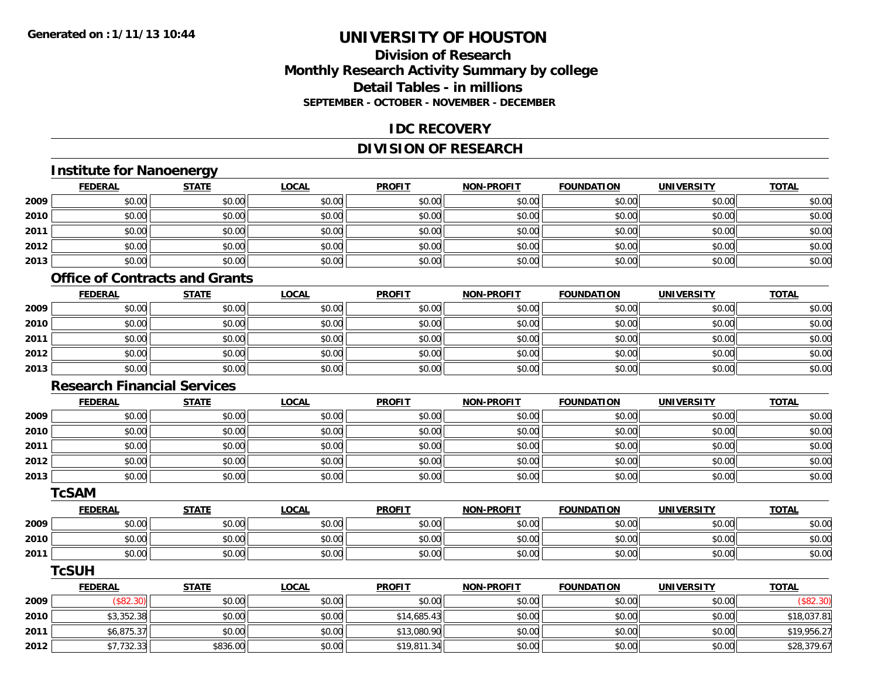# UNIVERSITY OF HOUSTON

## Division of Research
## Monthly Research Activity Summary by college
## Detail Tables - in millions
### SEPTEMBER - OCTOBER - NOVEMBER - DECEMBER

Generated on : 1/11/13 10:44

## IDC RECOVERY

## DIVISION OF RESEARCH

### Institute for Nanoenergy

| | FEDERAL | STATE | LOCAL | PROFIT | NON-PROFIT | FOUNDATION | UNIVERSITY | TOTAL |
|---|---|---|---|---|---|---|---|---|
| 2009 | $0.00 | $0.00 | $0.00 | $0.00 | $0.00 | $0.00 | $0.00 | $0.00 |
| 2010 | $0.00 | $0.00 | $0.00 | $0.00 | $0.00 | $0.00 | $0.00 | $0.00 |
| 2011 | $0.00 | $0.00 | $0.00 | $0.00 | $0.00 | $0.00 | $0.00 | $0.00 |
| 2012 | $0.00 | $0.00 | $0.00 | $0.00 | $0.00 | $0.00 | $0.00 | $0.00 |
| 2013 | $0.00 | $0.00 | $0.00 | $0.00 | $0.00 | $0.00 | $0.00 | $0.00 |

### Office of Contracts and Grants

| | FEDERAL | STATE | LOCAL | PROFIT | NON-PROFIT | FOUNDATION | UNIVERSITY | TOTAL |
|---|---|---|---|---|---|---|---|---|
| 2009 | $0.00 | $0.00 | $0.00 | $0.00 | $0.00 | $0.00 | $0.00 | $0.00 |
| 2010 | $0.00 | $0.00 | $0.00 | $0.00 | $0.00 | $0.00 | $0.00 | $0.00 |
| 2011 | $0.00 | $0.00 | $0.00 | $0.00 | $0.00 | $0.00 | $0.00 | $0.00 |
| 2012 | $0.00 | $0.00 | $0.00 | $0.00 | $0.00 | $0.00 | $0.00 | $0.00 |
| 2013 | $0.00 | $0.00 | $0.00 | $0.00 | $0.00 | $0.00 | $0.00 | $0.00 |

### Research Financial Services

| | FEDERAL | STATE | LOCAL | PROFIT | NON-PROFIT | FOUNDATION | UNIVERSITY | TOTAL |
|---|---|---|---|---|---|---|---|---|
| 2009 | $0.00 | $0.00 | $0.00 | $0.00 | $0.00 | $0.00 | $0.00 | $0.00 |
| 2010 | $0.00 | $0.00 | $0.00 | $0.00 | $0.00 | $0.00 | $0.00 | $0.00 |
| 2011 | $0.00 | $0.00 | $0.00 | $0.00 | $0.00 | $0.00 | $0.00 | $0.00 |
| 2012 | $0.00 | $0.00 | $0.00 | $0.00 | $0.00 | $0.00 | $0.00 | $0.00 |
| 2013 | $0.00 | $0.00 | $0.00 | $0.00 | $0.00 | $0.00 | $0.00 | $0.00 |

### TcSAM

| | FEDERAL | STATE | LOCAL | PROFIT | NON-PROFIT | FOUNDATION | UNIVERSITY | TOTAL |
|---|---|---|---|---|---|---|---|---|
| 2009 | $0.00 | $0.00 | $0.00 | $0.00 | $0.00 | $0.00 | $0.00 | $0.00 |
| 2010 | $0.00 | $0.00 | $0.00 | $0.00 | $0.00 | $0.00 | $0.00 | $0.00 |
| 2011 | $0.00 | $0.00 | $0.00 | $0.00 | $0.00 | $0.00 | $0.00 | $0.00 |

### TcSUH

| | FEDERAL | STATE | LOCAL | PROFIT | NON-PROFIT | FOUNDATION | UNIVERSITY | TOTAL |
|---|---|---|---|---|---|---|---|---|
| 2009 | ($82.30) | $0.00 | $0.00 | $0.00 | $0.00 | $0.00 | $0.00 | ($82.30) |
| 2010 | $3,352.38 | $0.00 | $0.00 | $14,685.43 | $0.00 | $0.00 | $0.00 | $18,037.81 |
| 2011 | $6,875.37 | $0.00 | $0.00 | $13,080.90 | $0.00 | $0.00 | $0.00 | $19,956.27 |
| 2012 | $7,732.33 | $836.00 | $0.00 | $19,811.34 | $0.00 | $0.00 | $0.00 | $28,379.67 |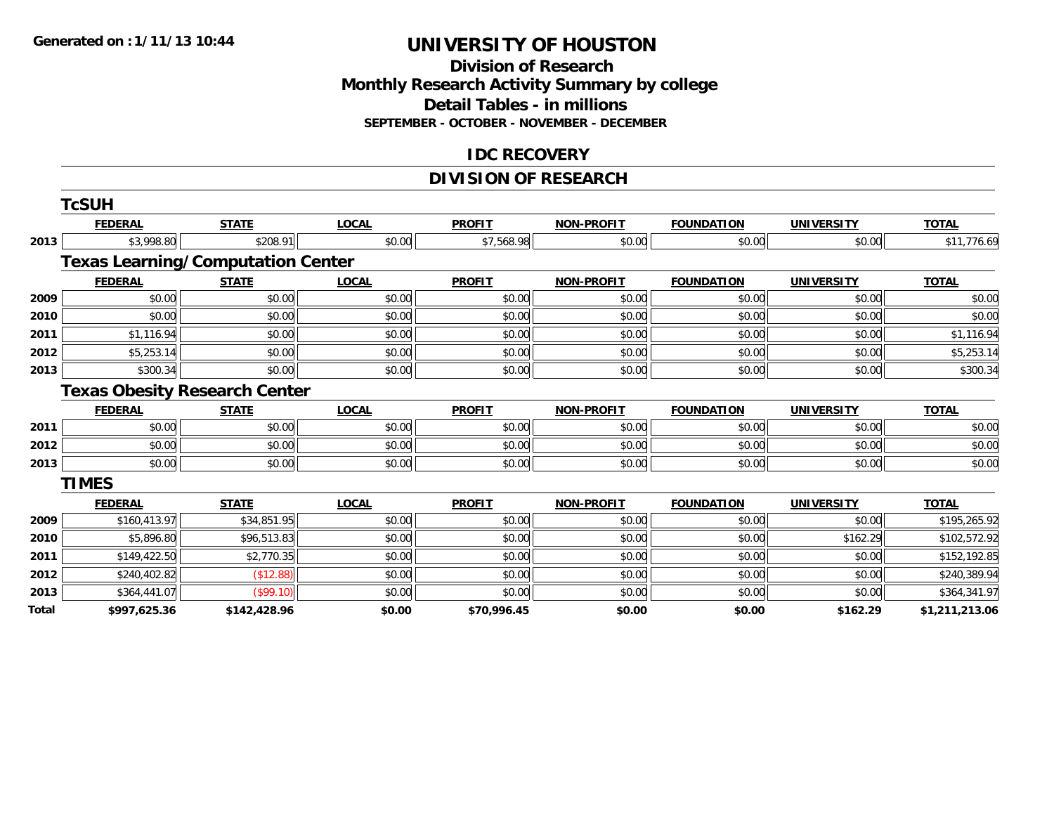**Generated on :1/11/13 10:44**

# UNIVERSITY OF HOUSTON

## Division of Research
## Monthly Research Activity Summary by college
## Detail Tables - in millions
### SEPTEMBER - OCTOBER - NOVEMBER - DECEMBER

## IDC RECOVERY

## DIVISION OF RESEARCH

### TcSUH

| | FEDERAL | STATE | LOCAL | PROFIT | NON-PROFIT | FOUNDATION | UNIVERSITY | TOTAL |
|---|---|---|---|---|---|---|---|---|
| 2013 | $3,998.80 | $208.91 | $0.00 | $7,568.98 | $0.00 | $0.00 | $0.00 | $11,776.69 |

### Texas Learning/Computation Center

| | FEDERAL | STATE | LOCAL | PROFIT | NON-PROFIT | FOUNDATION | UNIVERSITY | TOTAL |
|---|---|---|---|---|---|---|---|---|
| 2009 | $0.00 | $0.00 | $0.00 | $0.00 | $0.00 | $0.00 | $0.00 | $0.00 |
| 2010 | $0.00 | $0.00 | $0.00 | $0.00 | $0.00 | $0.00 | $0.00 | $0.00 |
| 2011 | $1,116.94 | $0.00 | $0.00 | $0.00 | $0.00 | $0.00 | $0.00 | $1,116.94 |
| 2012 | $5,253.14 | $0.00 | $0.00 | $0.00 | $0.00 | $0.00 | $0.00 | $5,253.14 |
| 2013 | $300.34 | $0.00 | $0.00 | $0.00 | $0.00 | $0.00 | $0.00 | $300.34 |

### Texas Obesity Research Center

| | FEDERAL | STATE | LOCAL | PROFIT | NON-PROFIT | FOUNDATION | UNIVERSITY | TOTAL |
|---|---|---|---|---|---|---|---|---|
| 2011 | $0.00 | $0.00 | $0.00 | $0.00 | $0.00 | $0.00 | $0.00 | $0.00 |
| 2012 | $0.00 | $0.00 | $0.00 | $0.00 | $0.00 | $0.00 | $0.00 | $0.00 |
| 2013 | $0.00 | $0.00 | $0.00 | $0.00 | $0.00 | $0.00 | $0.00 | $0.00 |

### TIMES

| | FEDERAL | STATE | LOCAL | PROFIT | NON-PROFIT | FOUNDATION | UNIVERSITY | TOTAL |
|---|---|---|---|---|---|---|---|---|
| 2009 | $160,413.97 | $34,851.95 | $0.00 | $0.00 | $0.00 | $0.00 | $0.00 | $195,265.92 |
| 2010 | $5,896.80 | $96,513.83 | $0.00 | $0.00 | $0.00 | $0.00 | $162.29 | $102,572.92 |
| 2011 | $149,422.50 | $2,770.35 | $0.00 | $0.00 | $0.00 | $0.00 | $0.00 | $152,192.85 |
| 2012 | $240,402.82 | ($12.88) | $0.00 | $0.00 | $0.00 | $0.00 | $0.00 | $240,389.94 |
| 2013 | $364,441.07 | ($99.10) | $0.00 | $0.00 | $0.00 | $0.00 | $0.00 | $364,341.97 |
| **Total** | **$997,625.36** | **$142,428.96** | **$0.00** | **$70,996.45** | **$0.00** | **$0.00** | **$162.29** | **$1,211,213.06** |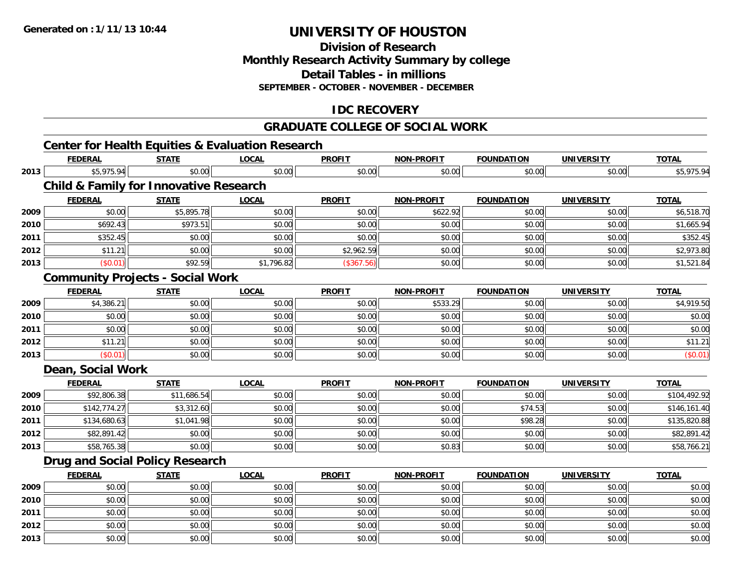Generated on :1/11/13 10:44

# UNIVERSITY OF HOUSTON

## Division of Research
## Monthly Research Activity Summary by college
## Detail Tables - in millions
### SEPTEMBER - OCTOBER - NOVEMBER - DECEMBER

## IDC RECOVERY

## GRADUATE COLLEGE OF SOCIAL WORK

### Center for Health Equities & Evaluation Research

| | FEDERAL | STATE | LOCAL | PROFIT | NON-PROFIT | FOUNDATION | UNIVERSITY | TOTAL |
|---|---|---|---|---|---|---|---|---|
| 2013 | $5,975.94 | $0.00 | $0.00 | $0.00 | $0.00 | $0.00 | $0.00 | $5,975.94 |

### Child & Family for Innovative Research

| | FEDERAL | STATE | LOCAL | PROFIT | NON-PROFIT | FOUNDATION | UNIVERSITY | TOTAL |
|---|---|---|---|---|---|---|---|---|
| 2009 | $0.00 | $5,895.78 | $0.00 | $0.00 | $622.92 | $0.00 | $0.00 | $6,518.70 |
| 2010 | $692.43 | $973.51 | $0.00 | $0.00 | $0.00 | $0.00 | $0.00 | $1,665.94 |
| 2011 | $352.45 | $0.00 | $0.00 | $0.00 | $0.00 | $0.00 | $0.00 | $352.45 |
| 2012 | $11.21 | $0.00 | $0.00 | $2,962.59 | $0.00 | $0.00 | $0.00 | $2,973.80 |
| 2013 | ($0.01) | $92.59 | $1,796.82 | ($367.56) | $0.00 | $0.00 | $0.00 | $1,521.84 |

### Community Projects - Social Work

| | FEDERAL | STATE | LOCAL | PROFIT | NON-PROFIT | FOUNDATION | UNIVERSITY | TOTAL |
|---|---|---|---|---|---|---|---|---|
| 2009 | $4,386.21 | $0.00 | $0.00 | $0.00 | $533.29 | $0.00 | $0.00 | $4,919.50 |
| 2010 | $0.00 | $0.00 | $0.00 | $0.00 | $0.00 | $0.00 | $0.00 | $0.00 |
| 2011 | $0.00 | $0.00 | $0.00 | $0.00 | $0.00 | $0.00 | $0.00 | $0.00 |
| 2012 | $11.21 | $0.00 | $0.00 | $0.00 | $0.00 | $0.00 | $0.00 | $11.21 |
| 2013 | ($0.01) | $0.00 | $0.00 | $0.00 | $0.00 | $0.00 | $0.00 | ($0.01) |

### Dean, Social Work

| | FEDERAL | STATE | LOCAL | PROFIT | NON-PROFIT | FOUNDATION | UNIVERSITY | TOTAL |
|---|---|---|---|---|---|---|---|---|
| 2009 | $92,806.38 | $11,686.54 | $0.00 | $0.00 | $0.00 | $0.00 | $0.00 | $104,492.92 |
| 2010 | $142,774.27 | $3,312.60 | $0.00 | $0.00 | $0.00 | $74.53 | $0.00 | $146,161.40 |
| 2011 | $134,680.63 | $1,041.98 | $0.00 | $0.00 | $0.00 | $98.28 | $0.00 | $135,820.88 |
| 2012 | $82,891.42 | $0.00 | $0.00 | $0.00 | $0.00 | $0.00 | $0.00 | $82,891.42 |
| 2013 | $58,765.38 | $0.00 | $0.00 | $0.00 | $0.83 | $0.00 | $0.00 | $58,766.21 |

### Drug and Social Policy Research

| | FEDERAL | STATE | LOCAL | PROFIT | NON-PROFIT | FOUNDATION | UNIVERSITY | TOTAL |
|---|---|---|---|---|---|---|---|---|
| 2009 | $0.00 | $0.00 | $0.00 | $0.00 | $0.00 | $0.00 | $0.00 | $0.00 |
| 2010 | $0.00 | $0.00 | $0.00 | $0.00 | $0.00 | $0.00 | $0.00 | $0.00 |
| 2011 | $0.00 | $0.00 | $0.00 | $0.00 | $0.00 | $0.00 | $0.00 | $0.00 |
| 2012 | $0.00 | $0.00 | $0.00 | $0.00 | $0.00 | $0.00 | $0.00 | $0.00 |
| 2013 | $0.00 | $0.00 | $0.00 | $0.00 | $0.00 | $0.00 | $0.00 | $0.00 |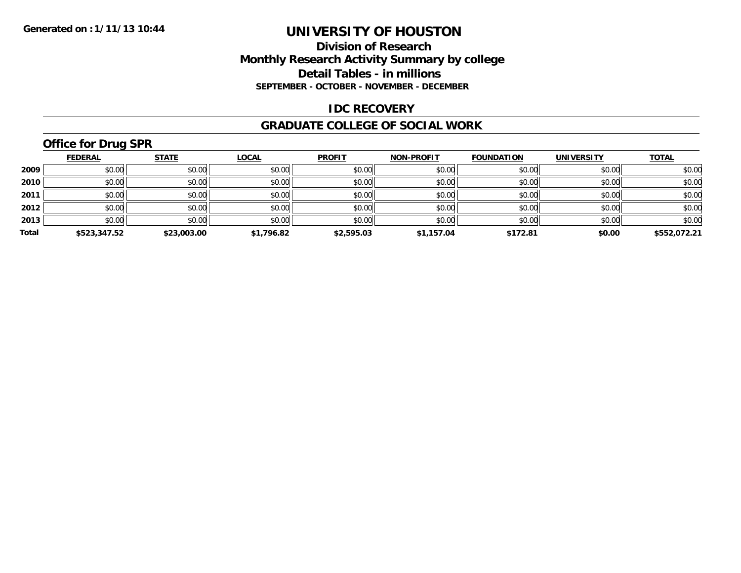Generated on :1/11/13 10:44

# UNIVERSITY OF HOUSTON

## Division of Research
## Monthly Research Activity Summary by college
## Detail Tables - in millions

**SEPTEMBER - OCTOBER - NOVEMBER - DECEMBER**

## IDC RECOVERY

## GRADUATE COLLEGE OF SOCIAL WORK

### Office for Drug SPR

| | FEDERAL | STATE | LOCAL | PROFIT | NON-PROFIT | FOUNDATION | UNIVERSITY | TOTAL |
|---|---|---|---|---|---|---|---|---|
| 2009 | $0.00 | $0.00 | $0.00 | $0.00 | $0.00 | $0.00 | $0.00 | $0.00 |
| 2010 | $0.00 | $0.00 | $0.00 | $0.00 | $0.00 | $0.00 | $0.00 | $0.00 |
| 2011 | $0.00 | $0.00 | $0.00 | $0.00 | $0.00 | $0.00 | $0.00 | $0.00 |
| 2012 | $0.00 | $0.00 | $0.00 | $0.00 | $0.00 | $0.00 | $0.00 | $0.00 |
| 2013 | $0.00 | $0.00 | $0.00 | $0.00 | $0.00 | $0.00 | $0.00 | $0.00 |
| **Total** | **$523,347.52** | **$23,003.00** | **$1,796.82** | **$2,595.03** | **$1,157.04** | **$172.81** | **$0.00** | **$552,072.21** |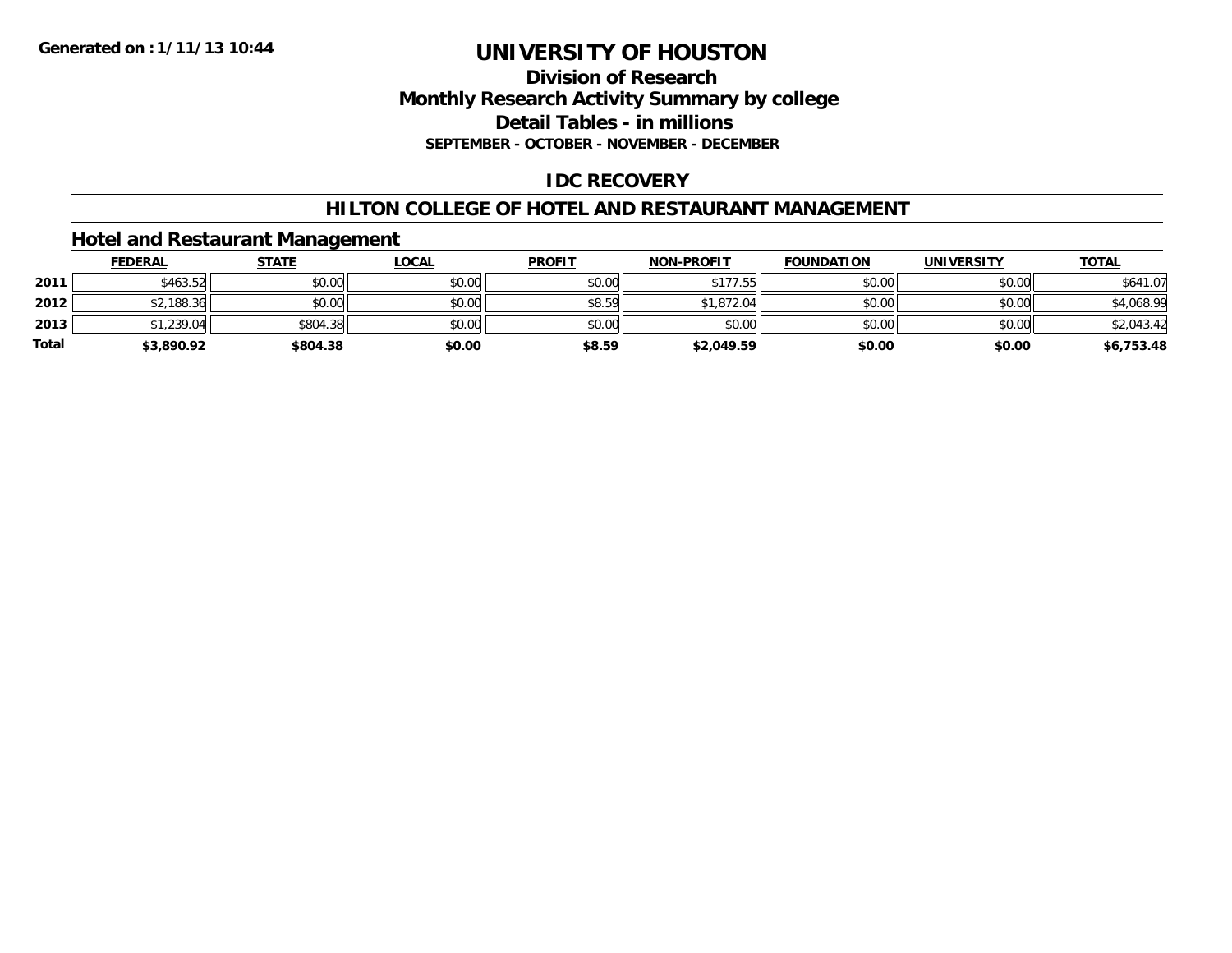Generated on :1/11/13 10:44

# UNIVERSITY OF HOUSTON

## Division of Research
## Monthly Research Activity Summary by college
## Detail Tables - in millions
### SEPTEMBER - OCTOBER - NOVEMBER - DECEMBER

## IDC RECOVERY

## HILTON COLLEGE OF HOTEL AND RESTAURANT MANAGEMENT

### Hotel and Restaurant Management

| | FEDERAL | STATE | LOCAL | PROFIT | NON-PROFIT | FOUNDATION | UNIVERSITY | TOTAL |
|---|---|---|---|---|---|---|---|---|
| 2011 | $463.52 | $0.00 | $0.00 | $0.00 | $177.55 | $0.00 | $0.00 | $641.07 |
| 2012 | $2,188.36 | $0.00 | $0.00 | $8.59 | $1,872.04 | $0.00 | $0.00 | $4,068.99 |
| 2013 | $1,239.04 | $804.38 | $0.00 | $0.00 | $0.00 | $0.00 | $0.00 | $2,043.42 |
| **Total** | **$3,890.92** | **$804.38** | **$0.00** | **$8.59** | **$2,049.59** | **$0.00** | **$0.00** | **$6,753.48** |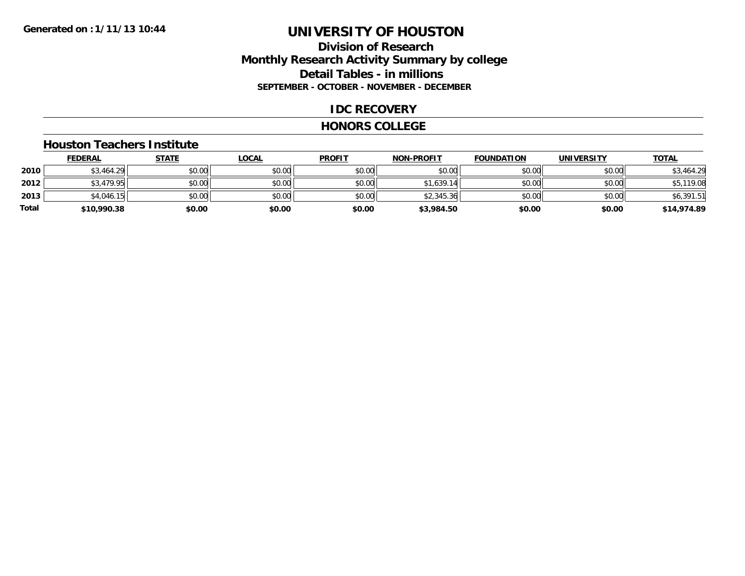Generated on :1/11/13 10:44

# UNIVERSITY OF HOUSTON

## Division of Research
## Monthly Research Activity Summary by college
## Detail Tables - in millions
### SEPTEMBER - OCTOBER - NOVEMBER - DECEMBER

### IDC RECOVERY

### HONORS COLLEGE

#### Houston Teachers Institute

| | FEDERAL | STATE | LOCAL | PROFIT | NON-PROFIT | FOUNDATION | UNIVERSITY | TOTAL |
|---|---|---|---|---|---|---|---|---|
| 2010 | $3,464.29 | $0.00 | $0.00 | $0.00 | $0.00 | $0.00 | $0.00 | $3,464.29 |
| 2012 | $3,479.95 | $0.00 | $0.00 | $0.00 | $1,639.14 | $0.00 | $0.00 | $5,119.08 |
| 2013 | $4,046.15 | $0.00 | $0.00 | $0.00 | $2,345.36 | $0.00 | $0.00 | $6,391.51 |
| **Total** | **$10,990.38** | **$0.00** | **$0.00** | **$0.00** | **$3,984.50** | **$0.00** | **$0.00** | **$14,974.89** |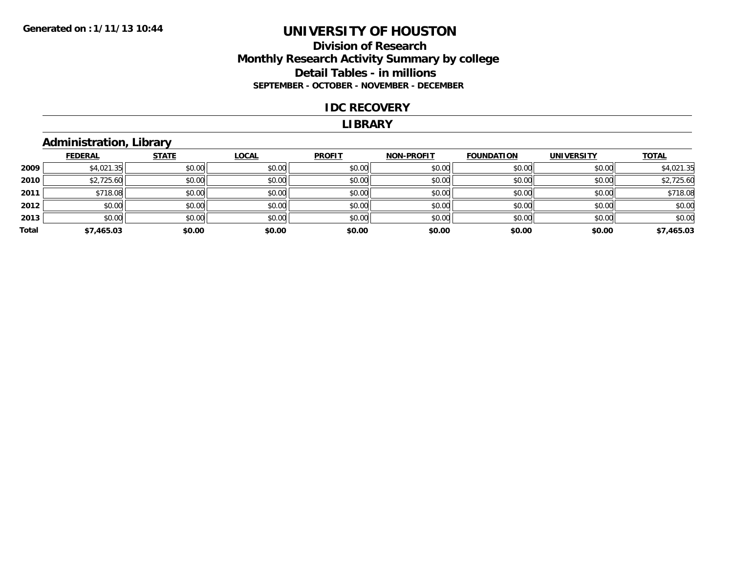**Generated on :1/11/13 10:44**

# UNIVERSITY OF HOUSTON

## Division of Research
## Monthly Research Activity Summary by college
## Detail Tables - in millions
### SEPTEMBER - OCTOBER - NOVEMBER - DECEMBER

## IDC RECOVERY

## LIBRARY

### Administration, Library

| | FEDERAL | STATE | LOCAL | PROFIT | NON-PROFIT | FOUNDATION | UNIVERSITY | TOTAL |
|---|---|---|---|---|---|---|---|---|
| 2009 | $4,021.35 | $0.00 | $0.00 | $0.00 | $0.00 | $0.00 | $0.00 | $4,021.35 |
| 2010 | $2,725.60 | $0.00 | $0.00 | $0.00 | $0.00 | $0.00 | $0.00 | $2,725.60 |
| 2011 | $718.08 | $0.00 | $0.00 | $0.00 | $0.00 | $0.00 | $0.00 | $718.08 |
| 2012 | $0.00 | $0.00 | $0.00 | $0.00 | $0.00 | $0.00 | $0.00 | $0.00 |
| 2013 | $0.00 | $0.00 | $0.00 | $0.00 | $0.00 | $0.00 | $0.00 | $0.00 |
| **Total** | **$7,465.03** | **$0.00** | **$0.00** | **$0.00** | **$0.00** | **$0.00** | **$0.00** | **$7,465.03** |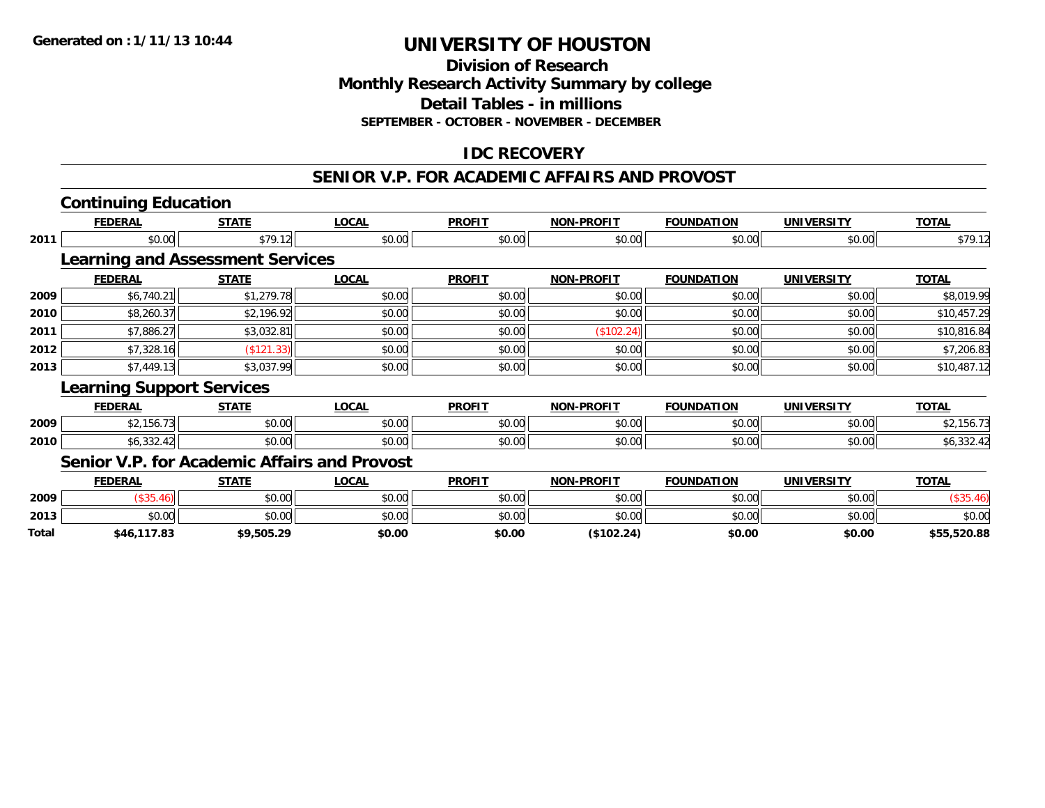# UNIVERSITY OF HOUSTON

## Division of Research
## Monthly Research Activity Summary by college
## Detail Tables - in millions
### SEPTEMBER - OCTOBER - NOVEMBER - DECEMBER

Generated on : 1/11/13 10:44

## IDC RECOVERY

## SENIOR V.P. FOR ACADEMIC AFFAIRS AND PROVOST

### Continuing Education

| | FEDERAL | STATE | LOCAL | PROFIT | NON-PROFIT | FOUNDATION | UNIVERSITY | TOTAL |
|---|---|---|---|---|---|---|---|---|
| 2011 | $0.00 | $79.12 | $0.00 | $0.00 | $0.00 | $0.00 | $0.00 | $79.12 |

### Learning and Assessment Services

| | FEDERAL | STATE | LOCAL | PROFIT | NON-PROFIT | FOUNDATION | UNIVERSITY | TOTAL |
|---|---|---|---|---|---|---|---|---|
| 2009 | $6,740.21 | $1,279.78 | $0.00 | $0.00 | $0.00 | $0.00 | $0.00 | $8,019.99 |
| 2010 | $8,260.37 | $2,196.92 | $0.00 | $0.00 | $0.00 | $0.00 | $0.00 | $10,457.29 |
| 2011 | $7,886.27 | $3,032.81 | $0.00 | $0.00 | ($102.24) | $0.00 | $0.00 | $10,816.84 |
| 2012 | $7,328.16 | ($121.33) | $0.00 | $0.00 | $0.00 | $0.00 | $0.00 | $7,206.83 |
| 2013 | $7,449.13 | $3,037.99 | $0.00 | $0.00 | $0.00 | $0.00 | $0.00 | $10,487.12 |

### Learning Support Services

| | FEDERAL | STATE | LOCAL | PROFIT | NON-PROFIT | FOUNDATION | UNIVERSITY | TOTAL |
|---|---|---|---|---|---|---|---|---|
| 2009 | $2,156.73 | $0.00 | $0.00 | $0.00 | $0.00 | $0.00 | $0.00 | $2,156.73 |
| 2010 | $6,332.42 | $0.00 | $0.00 | $0.00 | $0.00 | $0.00 | $0.00 | $6,332.42 |

### Senior V.P. for Academic Affairs and Provost

| | FEDERAL | STATE | LOCAL | PROFIT | NON-PROFIT | FOUNDATION | UNIVERSITY | TOTAL |
|---|---|---|---|---|---|---|---|---|
| 2009 | ($35.46) | $0.00 | $0.00 | $0.00 | $0.00 | $0.00 | $0.00 | ($35.46) |
| 2013 | $0.00 | $0.00 | $0.00 | $0.00 | $0.00 | $0.00 | $0.00 | $0.00 |
| **Total** | **$46,117.83** | **$9,505.29** | **$0.00** | **$0.00** | **($102.24)** | **$0.00** | **$0.00** | **$55,520.88** |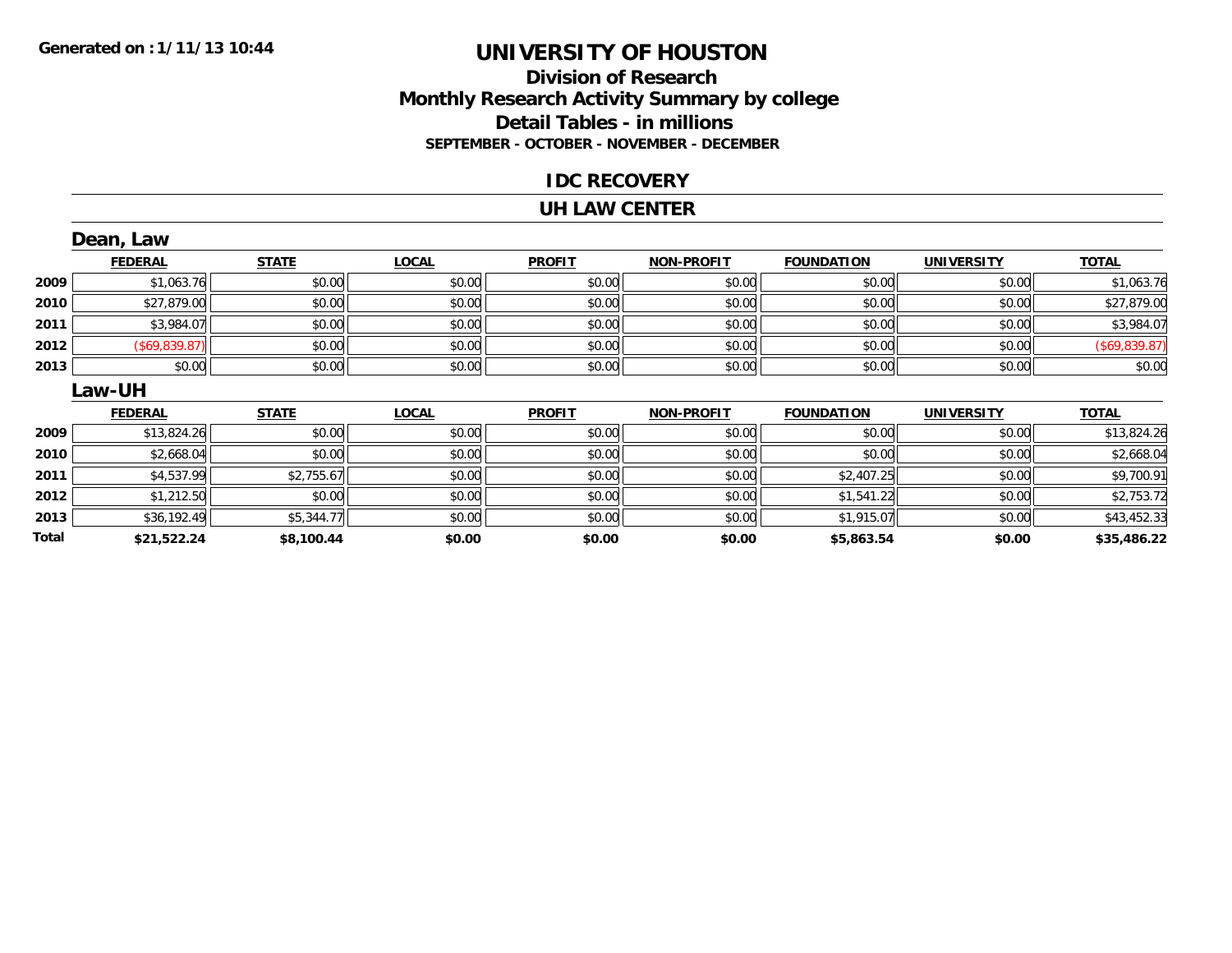Generated on :1/11/13 10:44

# UNIVERSITY OF HOUSTON

## Division of Research
## Monthly Research Activity Summary by college
## Detail Tables - in millions

**SEPTEMBER - OCTOBER - NOVEMBER - DECEMBER**

### IDC RECOVERY

### UH LAW CENTER

#### Dean, Law

| | FEDERAL | STATE | LOCAL | PROFIT | NON-PROFIT | FOUNDATION | UNIVERSITY | TOTAL |
|---|---|---|---|---|---|---|---|---|
| 2009 | $1,063.76 | $0.00 | $0.00 | $0.00 | $0.00 | $0.00 | $0.00 | $1,063.76 |
| 2010 | $27,879.00 | $0.00 | $0.00 | $0.00 | $0.00 | $0.00 | $0.00 | $27,879.00 |
| 2011 | $3,984.07 | $0.00 | $0.00 | $0.00 | $0.00 | $0.00 | $0.00 | $3,984.07 |
| 2012 | ($69,839.87) | $0.00 | $0.00 | $0.00 | $0.00 | $0.00 | $0.00 | ($69,839.87) |
| 2013 | $0.00 | $0.00 | $0.00 | $0.00 | $0.00 | $0.00 | $0.00 | $0.00 |

#### Law-UH

| | FEDERAL | STATE | LOCAL | PROFIT | NON-PROFIT | FOUNDATION | UNIVERSITY | TOTAL |
|---|---|---|---|---|---|---|---|---|
| 2009 | $13,824.26 | $0.00 | $0.00 | $0.00 | $0.00 | $0.00 | $0.00 | $13,824.26 |
| 2010 | $2,668.04 | $0.00 | $0.00 | $0.00 | $0.00 | $0.00 | $0.00 | $2,668.04 |
| 2011 | $4,537.99 | $2,755.67 | $0.00 | $0.00 | $0.00 | $2,407.25 | $0.00 | $9,700.91 |
| 2012 | $1,212.50 | $0.00 | $0.00 | $0.00 | $0.00 | $1,541.22 | $0.00 | $2,753.72 |
| 2013 | $36,192.49 | $5,344.77 | $0.00 | $0.00 | $0.00 | $1,915.07 | $0.00 | $43,452.33 |
| **Total** | **$21,522.24** | **$8,100.44** | **$0.00** | **$0.00** | **$0.00** | **$5,863.54** | **$0.00** | **$35,486.22** |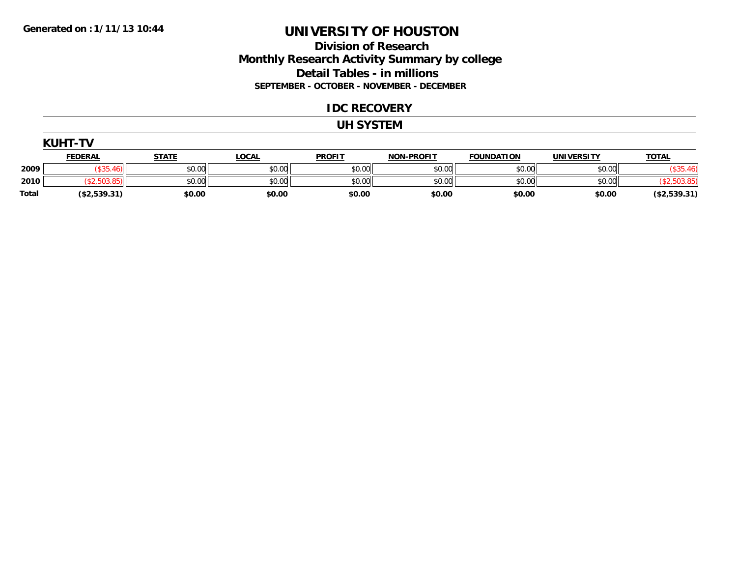Generated on :1/11/13 10:44

# UNIVERSITY OF HOUSTON

## Division of Research
## Monthly Research Activity Summary by college
## Detail Tables - in millions
### SEPTEMBER - OCTOBER - NOVEMBER - DECEMBER

## IDC RECOVERY

## UH SYSTEM

### KUHT-TV

| | FEDERAL | STATE | LOCAL | PROFIT | NON-PROFIT | FOUNDATION | UNIVERSITY | TOTAL |
|---|---|---|---|---|---|---|---|---|
| 2009 | ($35.46) | $0.00 | $0.00 | $0.00 | $0.00 | $0.00 | $0.00 | ($35.46) |
| 2010 | ($2,503.85) | $0.00 | $0.00 | $0.00 | $0.00 | $0.00 | $0.00 | ($2,503.85) |
| Total | ($2,539.31) | $0.00 | $0.00 | $0.00 | $0.00 | $0.00 | $0.00 | ($2,539.31) |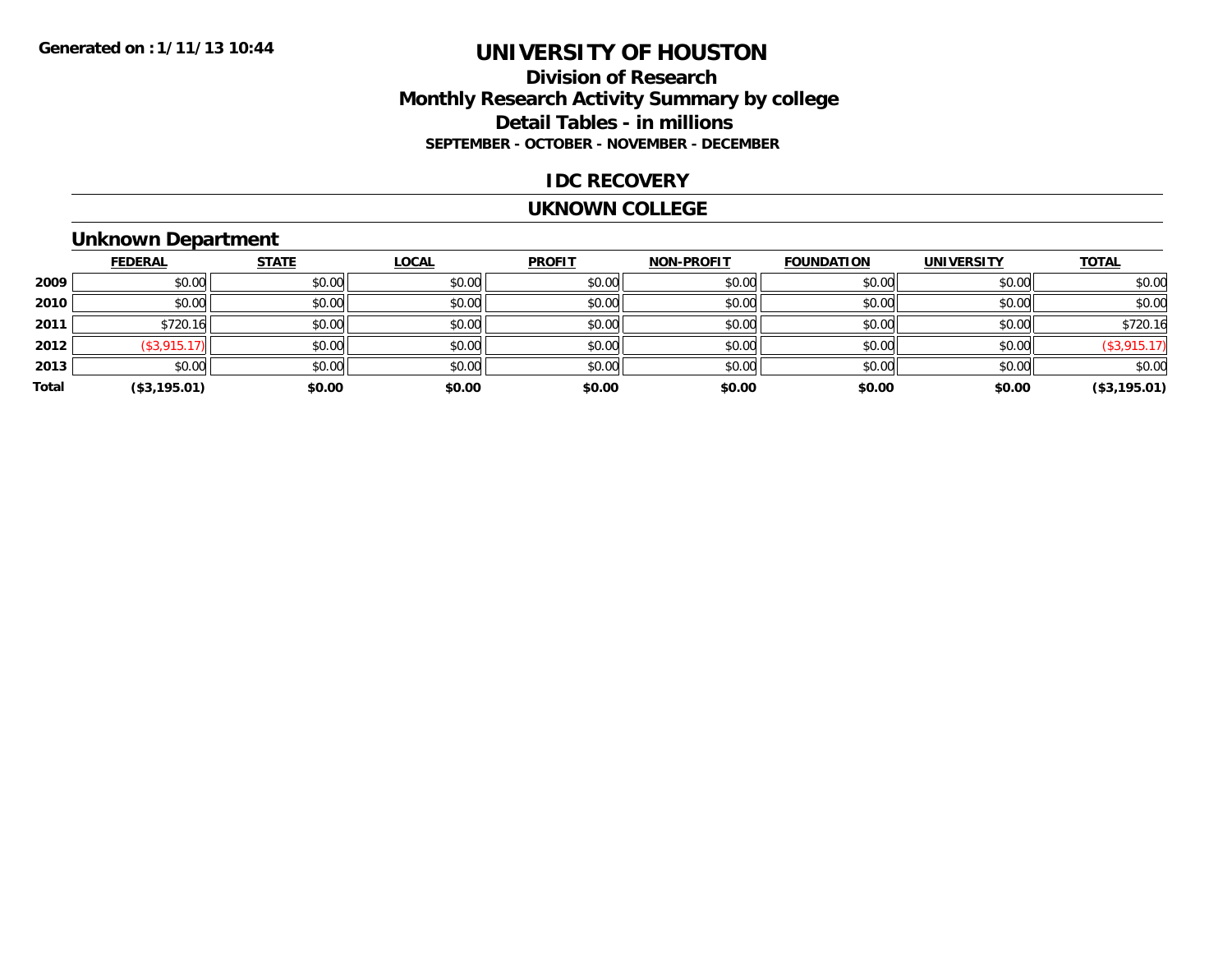# UNIVERSITY OF HOUSTON

## Division of Research
## Monthly Research Activity Summary by college
## Detail Tables - in millions
### SEPTEMBER - OCTOBER - NOVEMBER - DECEMBER

Generated on : 1/11/13 10:44

## IDC RECOVERY

## UKNOWN COLLEGE

### Unknown Department

| | FEDERAL | STATE | LOCAL | PROFIT | NON-PROFIT | FOUNDATION | UNIVERSITY | TOTAL |
|---|---|---|---|---|---|---|---|---|
| 2009 | $0.00 | $0.00 | $0.00 | $0.00 | $0.00 | $0.00 | $0.00 | $0.00 |
| 2010 | $0.00 | $0.00 | $0.00 | $0.00 | $0.00 | $0.00 | $0.00 | $0.00 |
| 2011 | $720.16 | $0.00 | $0.00 | $0.00 | $0.00 | $0.00 | $0.00 | $720.16 |
| 2012 | ($3,915.17) | $0.00 | $0.00 | $0.00 | $0.00 | $0.00 | $0.00 | ($3,915.17) |
| 2013 | $0.00 | $0.00 | $0.00 | $0.00 | $0.00 | $0.00 | $0.00 | $0.00 |
| **Total** | **($3,195.01)** | **$0.00** | **$0.00** | **$0.00** | **$0.00** | **$0.00** | **$0.00** | **($3,195.01)** |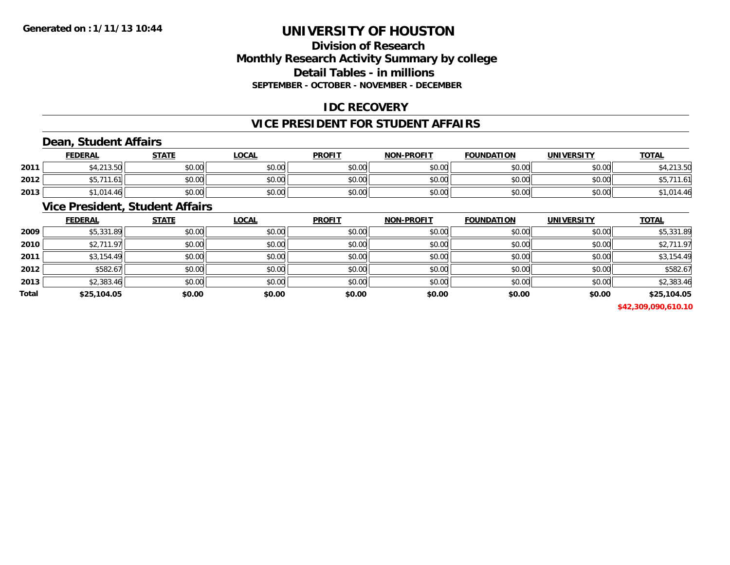Generated on :1/11/13 10:44

# UNIVERSITY OF HOUSTON

## Division of Research
## Monthly Research Activity Summary by college
## Detail Tables - in millions
### SEPTEMBER - OCTOBER - NOVEMBER - DECEMBER

## IDC RECOVERY

## VICE PRESIDENT FOR STUDENT AFFAIRS

### Dean, Student Affairs

| | FEDERAL | STATE | LOCAL | PROFIT | NON-PROFIT | FOUNDATION | UNIVERSITY | TOTAL |
|---|---|---|---|---|---|---|---|---|
| 2011 | $4,213.50 | $0.00 | $0.00 | $0.00 | $0.00 | $0.00 | $0.00 | $4,213.50 |
| 2012 | $5,711.61 | $0.00 | $0.00 | $0.00 | $0.00 | $0.00 | $0.00 | $5,711.61 |
| 2013 | $1,014.46 | $0.00 | $0.00 | $0.00 | $0.00 | $0.00 | $0.00 | $1,014.46 |

### Vice President, Student Affairs

| | FEDERAL | STATE | LOCAL | PROFIT | NON-PROFIT | FOUNDATION | UNIVERSITY | TOTAL |
|---|---|---|---|---|---|---|---|---|
| 2009 | $5,331.89 | $0.00 | $0.00 | $0.00 | $0.00 | $0.00 | $0.00 | $5,331.89 |
| 2010 | $2,711.97 | $0.00 | $0.00 | $0.00 | $0.00 | $0.00 | $0.00 | $2,711.97 |
| 2011 | $3,154.49 | $0.00 | $0.00 | $0.00 | $0.00 | $0.00 | $0.00 | $3,154.49 |
| 2012 | $582.67 | $0.00 | $0.00 | $0.00 | $0.00 | $0.00 | $0.00 | $582.67 |
| 2013 | $2,383.46 | $0.00 | $0.00 | $0.00 | $0.00 | $0.00 | $0.00 | $2,383.46 |
| **Total** | **$25,104.05** | **$0.00** | **$0.00** | **$0.00** | **$0.00** | **$0.00** | **$0.00** | **$25,104.05** |

**$42,309,090,610.10**